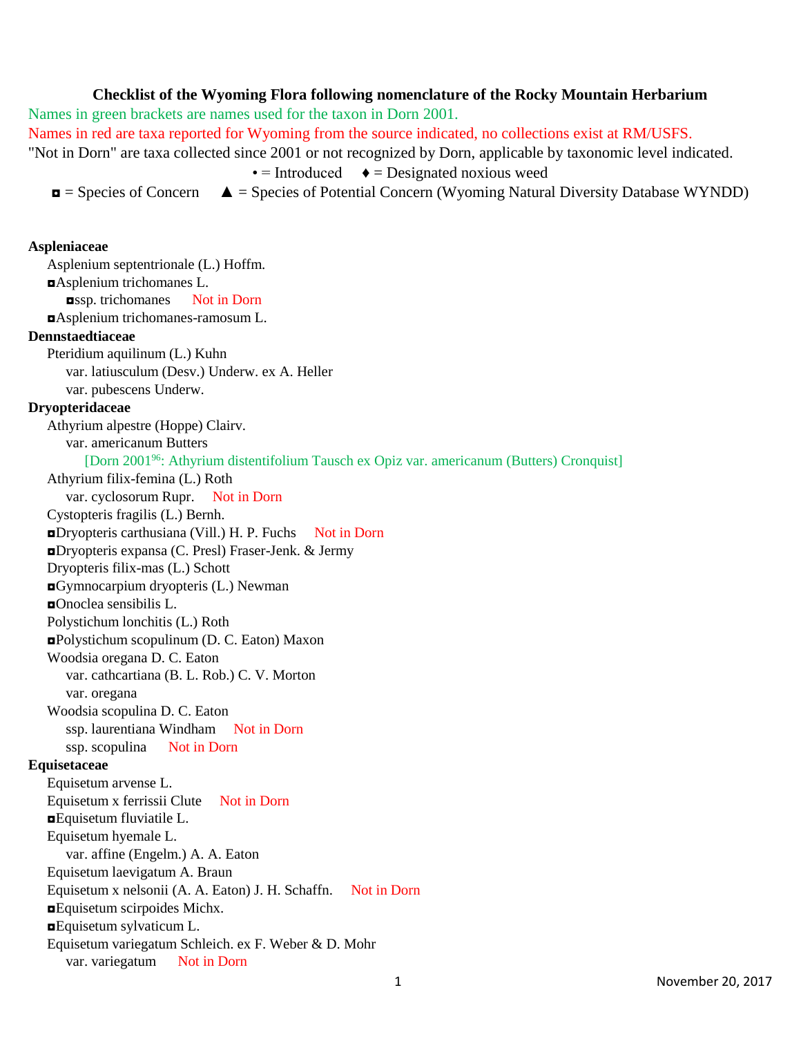**Checklist of the Wyoming Flora following nomenclature of the Rocky Mountain Herbarium**

Names in green brackets are names used for the taxon in Dorn 2001.

Names in red are taxa reported for Wyoming from the source indicated, no collections exist at RM/USFS.

"Not in Dorn" are taxa collected since 2001 or not recognized by Dorn, applicable by taxonomic level indicated.

• = Introduced ♦ = Designated noxious weed

◘ = Species of Concern ▲ = Species of Potential Concern (Wyoming Natural Diversity Database WYNDD)

**Aspleniaceae**

- Asplenium septentrionale (L.) Hoffm.
- ◘Asplenium trichomanes L.
  - ◘ssp. trichomanes Not in Dorn
- ◘Asplenium trichomanes-ramosum L.

**Dennstaedtiaceae**

- Pteridium aquilinum (L.) Kuhn
  - var. latiusculum (Desv.) Underw. ex A. Heller
  - var. pubescens Underw.

**Dryopteridaceae**

- Athyrium alpestre (Hoppe) Clairv.
  - var. americanum Butters
    - [Dorn 2001[96]: Athyrium distentifolium Tausch ex Opiz var. americanum (Butters) Cronquist]
- Athyrium filix-femina (L.) Roth
  - var. cyclosorum Rupr. Not in Dorn
- Cystopteris fragilis (L.) Bernh.
- ◘Dryopteris carthusiana (Vill.) H. P. Fuchs Not in Dorn
- ◘Dryopteris expansa (C. Presl) Fraser-Jenk. & Jermy
- Dryopteris filix-mas (L.) Schott
- ◘Gymnocarpium dryopteris (L.) Newman
- ◘Onoclea sensibilis L.
- Polystichum lonchitis (L.) Roth
- ◘Polystichum scopulinum (D. C. Eaton) Maxon
- Woodsia oregana D. C. Eaton
  - var. cathcartiana (B. L. Rob.) C. V. Morton
  - var. oregana
- Woodsia scopulina D. C. Eaton
  - ssp. laurentiana Windham Not in Dorn
  - ssp. scopulina Not in Dorn

**Equisetaceae**

- Equisetum arvense L.
- Equisetum x ferrissii Clute Not in Dorn
- ◘Equisetum fluviatile L.
- Equisetum hyemale L.
  - var. affine (Engelm.) A. A. Eaton
- Equisetum laevigatum A. Braun
- Equisetum x nelsonii (A. A. Eaton) J. H. Schaffn. Not in Dorn
- ◘Equisetum scirpoides Michx.
- ◘Equisetum sylvaticum L.
- Equisetum variegatum Schleich. ex F. Weber & D. Mohr
  - var. variegatum Not in Dorn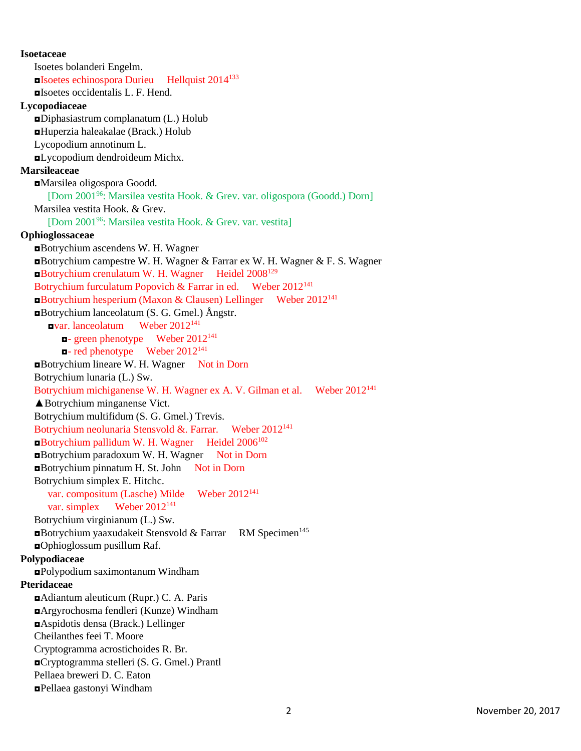**Isoetaceae**

Isoetes bolanderi Engelm.

◘Isoetes echinospora Durieu Hellquist 2014[133]

◘Isoetes occidentalis L. F. Hend.

**Lycopodiaceae**

◘Diphasiastrum complanatum (L.) Holub

◘Huperzia haleakalae (Brack.) Holub

Lycopodium annotinum L.

◘Lycopodium dendroideum Michx.

**Marsileaceae**

◘Marsilea oligospora Goodd.

[Dorn 2001[96]: Marsilea vestita Hook. & Grev. var. oligospora (Goodd.) Dorn]

Marsilea vestita Hook. & Grev.

[Dorn 2001[96]: Marsilea vestita Hook. & Grev. var. vestita]

**Ophioglossaceae**

◘Botrychium ascendens W. H. Wagner

◘Botrychium campestre W. H. Wagner & Farrar ex W. H. Wagner & F. S. Wagner

◘Botrychium crenulatum W. H. Wagner Heidel 2008[129]

Botrychium furculatum Popovich & Farrar in ed. Weber 2012[141]

◘Botrychium hesperium (Maxon & Clausen) Lellinger Weber 2012[141]

◘Botrychium lanceolatum (S. G. Gmel.) Ångstr.

◘var. lanceolatum Weber 2012[141]

◘- green phenotype Weber 2012[141]

◘- red phenotype Weber 2012[141]

◘Botrychium lineare W. H. Wagner Not in Dorn

Botrychium lunaria (L.) Sw.

Botrychium michiganense W. H. Wagner ex A. V. Gilman et al. Weber 2012[141]

▲Botrychium minganense Vict.

Botrychium multifidum (S. G. Gmel.) Trevis.

Botrychium neolunaria Stensvold &. Farrar. Weber 2012[141]

◘Botrychium pallidum W. H. Wagner Heidel 2006[102]

◘Botrychium paradoxum W. H. Wagner Not in Dorn

◘Botrychium pinnatum H. St. John Not in Dorn

Botrychium simplex E. Hitchc.

var. compositum (Lasche) Milde Weber 2012[141]

var. simplex Weber 2012[141]

Botrychium virginianum (L.) Sw.

◘Botrychium yaaxudakeit Stensvold & Farrar RM Specimen[145]

◘Ophioglossum pusillum Raf.

**Polypodiaceae**

◘Polypodium saximontanum Windham

**Pteridaceae**

◘Adiantum aleuticum (Rupr.) C. A. Paris

◘Argyrochosma fendleri (Kunze) Windham

◘Aspidotis densa (Brack.) Lellinger

Cheilanthes feei T. Moore

Cryptogramma acrostichoides R. Br.

◘Cryptogramma stelleri (S. G. Gmel.) Prantl

Pellaea breweri D. C. Eaton

◘Pellaea gastonyi Windham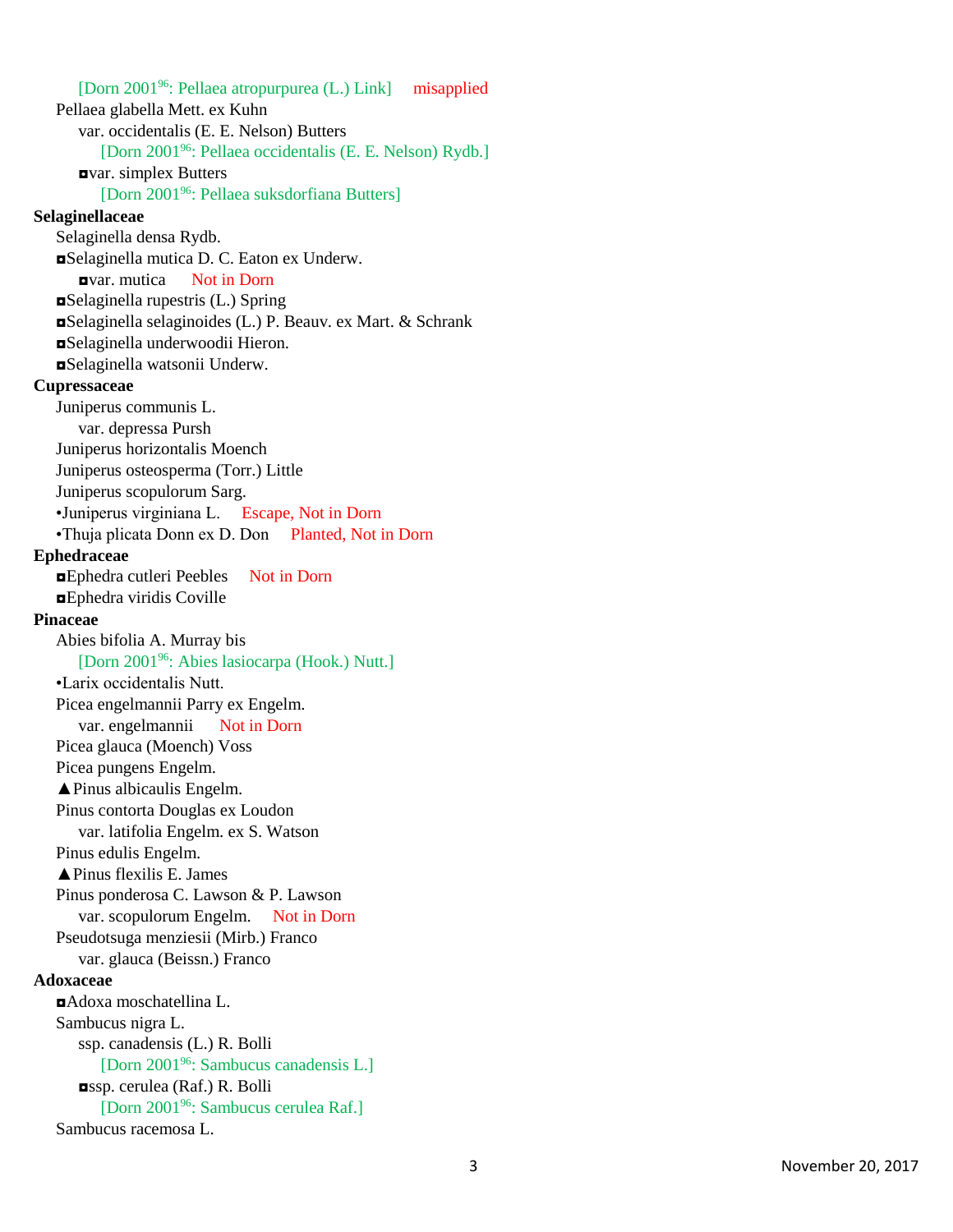[Dorn 2001[96]: Pellaea atropurpurea (L.) Link] misapplied

Pellaea glabella Mett. ex Kuhn

var. occidentalis (E. E. Nelson) Butters

[Dorn 2001[96]: Pellaea occidentalis (E. E. Nelson) Rydb.]

◘var. simplex Butters

[Dorn 2001[96]: Pellaea suksdorfiana Butters]

**Selaginellaceae**

Selaginella densa Rydb.

◘Selaginella mutica D. C. Eaton ex Underw.

◘var. mutica Not in Dorn

◘Selaginella rupestris (L.) Spring

◘Selaginella selaginoides (L.) P. Beauv. ex Mart. & Schrank

◘Selaginella underwoodii Hieron.

◘Selaginella watsonii Underw.

**Cupressaceae**

Juniperus communis L.

var. depressa Pursh

Juniperus horizontalis Moench

Juniperus osteosperma (Torr.) Little

Juniperus scopulorum Sarg.

•Juniperus virginiana L. Escape, Not in Dorn

•Thuja plicata Donn ex D. Don Planted, Not in Dorn

**Ephedraceae**

◘Ephedra cutleri Peebles Not in Dorn

◘Ephedra viridis Coville

**Pinaceae**

Abies bifolia A. Murray bis

[Dorn 2001[96]: Abies lasiocarpa (Hook.) Nutt.]

•Larix occidentalis Nutt.

Picea engelmannii Parry ex Engelm.

var. engelmannii Not in Dorn

Picea glauca (Moench) Voss

Picea pungens Engelm.

▲Pinus albicaulis Engelm.

Pinus contorta Douglas ex Loudon

var. latifolia Engelm. ex S. Watson

Pinus edulis Engelm.

▲Pinus flexilis E. James

Pinus ponderosa C. Lawson & P. Lawson

var. scopulorum Engelm. Not in Dorn

Pseudotsuga menziesii (Mirb.) Franco

var. glauca (Beissn.) Franco

**Adoxaceae**

◘Adoxa moschatellina L.

Sambucus nigra L.

ssp. canadensis (L.) R. Bolli

[Dorn 2001[96]: Sambucus canadensis L.]

◘ssp. cerulea (Raf.) R. Bolli

[Dorn 2001[96]: Sambucus cerulea Raf.]

Sambucus racemosa L.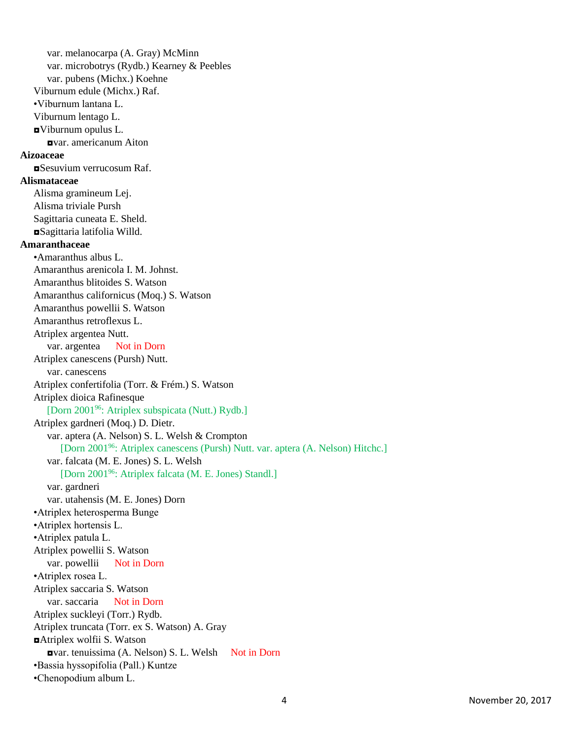var. melanocarpa (A. Gray) McMinn

var. microbotrys (Rydb.) Kearney & Peebles

var. pubens (Michx.) Koehne

Viburnum edule (Michx.) Raf.

•Viburnum lantana L.

Viburnum lentago L.

◘Viburnum opulus L.

◘var. americanum Aiton

**Aizoaceae**

◘Sesuvium verrucosum Raf.

**Alismataceae**

Alisma gramineum Lej.

Alisma triviale Pursh

Sagittaria cuneata E. Sheld.

◘Sagittaria latifolia Willd.

**Amaranthaceae**

•Amaranthus albus L.

Amaranthus arenicola I. M. Johnst.

Amaranthus blitoides S. Watson

Amaranthus californicus (Moq.) S. Watson

Amaranthus powellii S. Watson

Amaranthus retroflexus L.

Atriplex argentea Nutt.

var. argentea Not in Dorn

Atriplex canescens (Pursh) Nutt.

var. canescens

Atriplex confertifolia (Torr. & Frém.) S. Watson

Atriplex dioica Rafinesque

[Dorn 2001[96]: Atriplex subspicata (Nutt.) Rydb.]

Atriplex gardneri (Moq.) D. Dietr.

var. aptera (A. Nelson) S. L. Welsh & Crompton

[Dorn 2001[96]: Atriplex canescens (Pursh) Nutt. var. aptera (A. Nelson) Hitchc.]

var. falcata (M. E. Jones) S. L. Welsh

[Dorn 2001[96]: Atriplex falcata (M. E. Jones) Standl.]

var. gardneri

var. utahensis (M. E. Jones) Dorn

•Atriplex heterosperma Bunge

•Atriplex hortensis L.

•Atriplex patula L.

Atriplex powellii S. Watson

var. powellii Not in Dorn

•Atriplex rosea L.

Atriplex saccaria S. Watson

var. saccaria Not in Dorn

Atriplex suckleyi (Torr.) Rydb.

Atriplex truncata (Torr. ex S. Watson) A. Gray

◘Atriplex wolfii S. Watson

◘var. tenuissima (A. Nelson) S. L. Welsh Not in Dorn

•Bassia hyssopifolia (Pall.) Kuntze

•Chenopodium album L.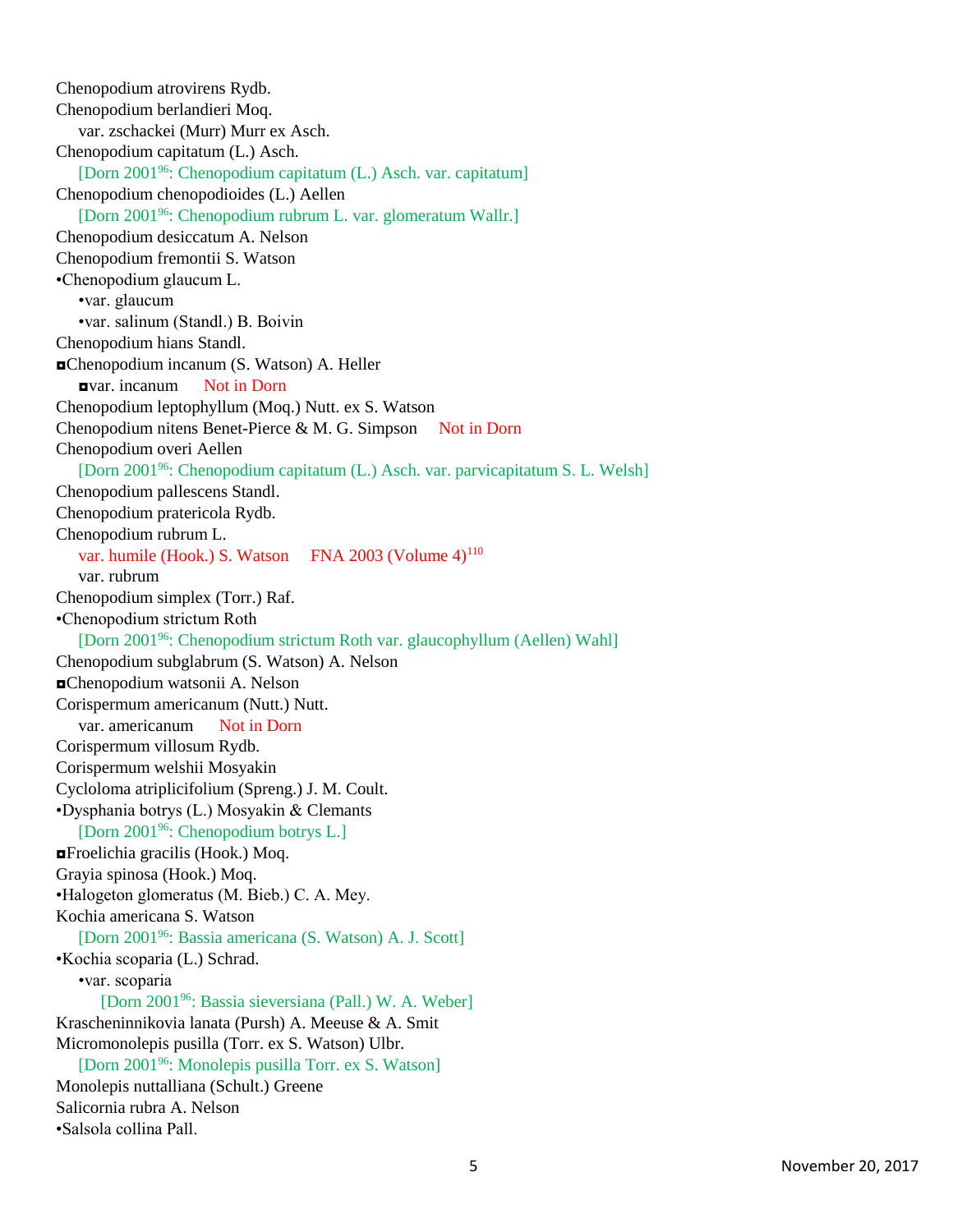Chenopodium atrovirens Rydb.
Chenopodium berlandieri Moq.
  var. zschackei (Murr) Murr ex Asch.
Chenopodium capitatum (L.) Asch.
  [Dorn 2001[96]: Chenopodium capitatum (L.) Asch. var. capitatum]
Chenopodium chenopodioides (L.) Aellen
  [Dorn 2001[96]: Chenopodium rubrum L. var. glomeratum Wallr.]
Chenopodium desiccatum A. Nelson
Chenopodium fremontii S. Watson
•Chenopodium glaucum L.
  •var. glaucum
  •var. salinum (Standl.) B. Boivin
Chenopodium hians Standl.
◘Chenopodium incanum (S. Watson) A. Heller
  ◘var. incanum  Not in Dorn
Chenopodium leptophyllum (Moq.) Nutt. ex S. Watson
Chenopodium nitens Benet-Pierce & M. G. Simpson  Not in Dorn
Chenopodium overi Aellen
  [Dorn 2001[96]: Chenopodium capitatum (L.) Asch. var. parvicapitatum S. L. Welsh]
Chenopodium pallescens Standl.
Chenopodium pratericola Rydb.
Chenopodium rubrum L.
  var. humile (Hook.) S. Watson  FNA 2003 (Volume 4)[110]
  var. rubrum
Chenopodium simplex (Torr.) Raf.
•Chenopodium strictum Roth
  [Dorn 2001[96]: Chenopodium strictum Roth var. glaucophyllum (Aellen) Wahl]
Chenopodium subglabrum (S. Watson) A. Nelson
◘Chenopodium watsonii A. Nelson
Corispermum americanum (Nutt.) Nutt.
  var. americanum  Not in Dorn
Corispermum villosum Rydb.
Corispermum welshii Mosyakin
Cycloloma atriplicifolium (Spreng.) J. M. Coult.
•Dysphania botrys (L.) Mosyakin & Clemants
  [Dorn 2001[96]: Chenopodium botrys L.]
◘Froelichia gracilis (Hook.) Moq.
Grayia spinosa (Hook.) Moq.
•Halogeton glomeratus (M. Bieb.) C. A. Mey.
Kochia americana S. Watson
  [Dorn 2001[96]: Bassia americana (S. Watson) A. J. Scott]
•Kochia scoparia (L.) Schrad.
  •var. scoparia
    [Dorn 2001[96]: Bassia sieversiana (Pall.) W. A. Weber]
Krascheninnikovia lanata (Pursh) A. Meeuse & A. Smit
Micromonolepis pusilla (Torr. ex S. Watson) Ulbr.
  [Dorn 2001[96]: Monolepis pusilla Torr. ex S. Watson]
Monolepis nuttalliana (Schult.) Greene
Salicornia rubra A. Nelson
•Salsola collina Pall.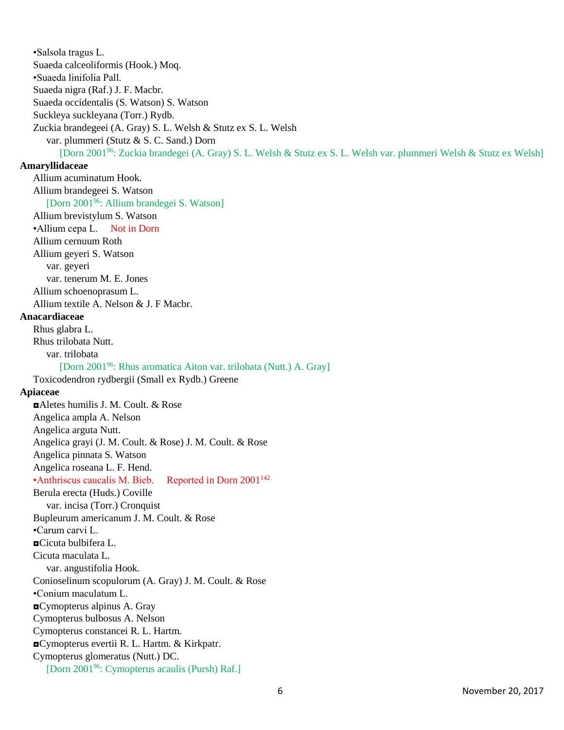•Salsola tragus L.
Suaeda calceoliformis (Hook.) Moq.
•Suaeda linifolia Pall.
Suaeda nigra (Raf.) J. F. Macbr.
Suaeda occidentalis (S. Watson) S. Watson
Suckleya suckleyana (Torr.) Rydb.
Zuckia brandegeei (A. Gray) S. L. Welsh & Stutz ex S. L. Welsh
    var. plummeri (Stutz & S. C. Sand.) Dorn
        [Dorn 2001[96]: Zuckia brandegei (A. Gray) S. L. Welsh & Stutz ex S. L. Welsh var. plummeri Welsh & Stutz ex Welsh]

**Amaryllidaceae**

Allium acuminatum Hook.
Allium brandegeei S. Watson
    [Dorn 2001[96]: Allium brandegei S. Watson]
Allium brevistylum S. Watson
•Allium cepa L.     Not in Dorn
Allium cernuum Roth
Allium geyeri S. Watson
    var. geyeri
    var. tenerum M. E. Jones
Allium schoenoprasum L.
Allium textile A. Nelson & J. F Macbr.

**Anacardiaceae**

Rhus glabra L.
Rhus trilobata Nutt.
    var. trilobata
        [Dorn 2001[96]: Rhus aromatica Aiton var. trilobata (Nutt.) A. Gray]
Toxicodendron rydbergii (Small ex Rydb.) Greene

**Apiaceae**

◘Aletes humilis J. M. Coult. & Rose
Angelica ampla A. Nelson
Angelica arguta Nutt.
Angelica grayi (J. M. Coult. & Rose) J. M. Coult. & Rose
Angelica pinnata S. Watson
Angelica roseana L. F. Hend.
•Anthriscus caucalis M. Bieb.     Reported in Dorn 2001[142]
Berula erecta (Huds.) Coville
    var. incisa (Torr.) Cronquist
Bupleurum americanum J. M. Coult. & Rose
•Carum carvi L.
◘Cicuta bulbifera L.
Cicuta maculata L.
    var. angustifolia Hook.
Conioselinum scopulorum (A. Gray) J. M. Coult. & Rose
•Conium maculatum L.
◘Cymopterus alpinus A. Gray
Cymopterus bulbosus A. Nelson
Cymopterus constancei R. L. Hartm.
◘Cymopterus evertii R. L. Hartm. & Kirkpatr.
Cymopterus glomeratus (Nutt.) DC.
    [Dorn 2001[96]: Cymopterus acaulis (Pursh) Raf.]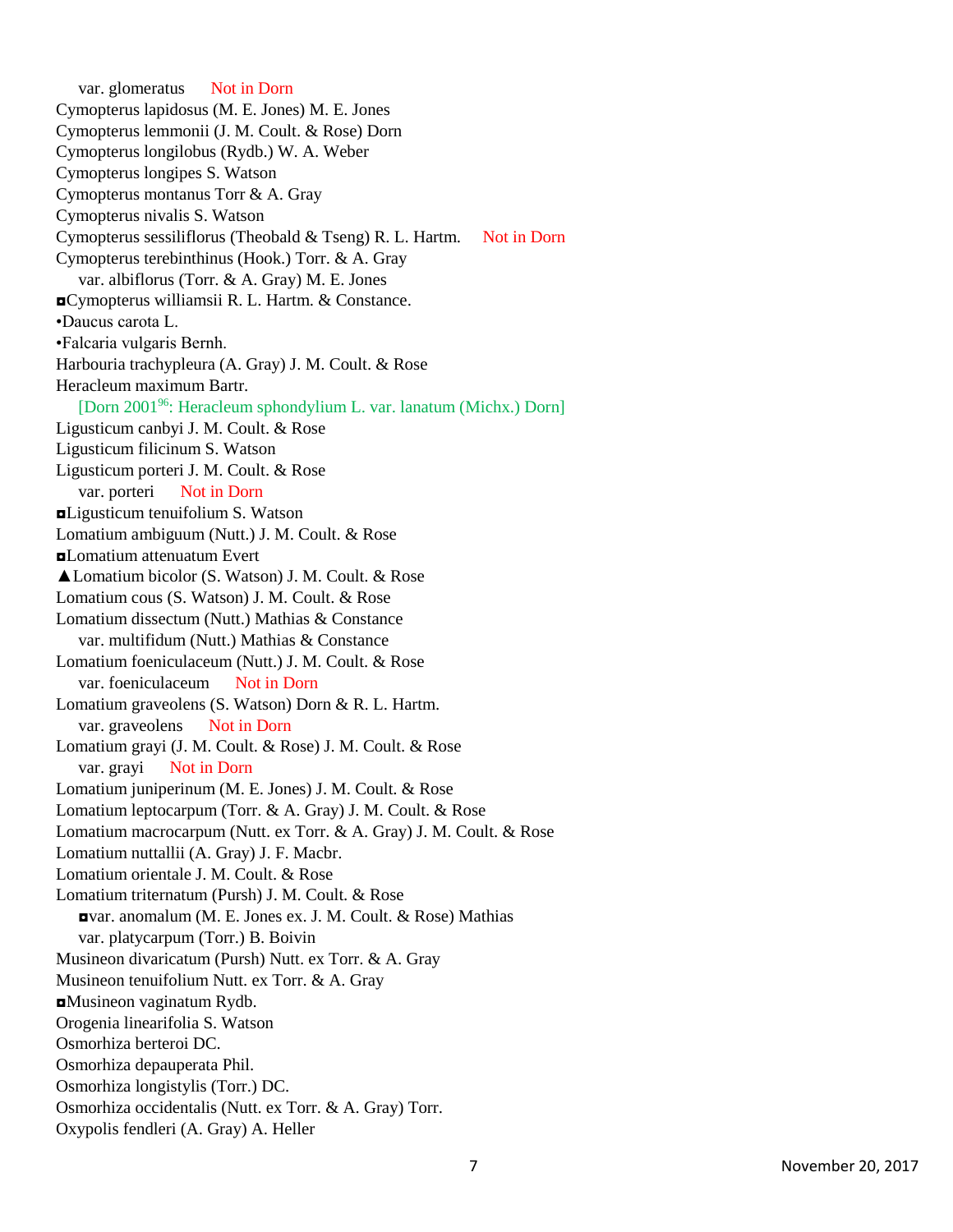var. glomeratus Not in Dorn
Cymopterus lapidosus (M. E. Jones) M. E. Jones
Cymopterus lemmonii (J. M. Coult. & Rose) Dorn
Cymopterus longilobus (Rydb.) W. A. Weber
Cymopterus longipes S. Watson
Cymopterus montanus Torr & A. Gray
Cymopterus nivalis S. Watson
Cymopterus sessiliflorus (Theobald & Tseng) R. L. Hartm. Not in Dorn
Cymopterus terebinthinus (Hook.) Torr. & A. Gray
var. albiflorus (Torr. & A. Gray) M. E. Jones
◘Cymopterus williamsii R. L. Hartm. & Constance.
•Daucus carota L.
•Falcaria vulgaris Bernh.
Harbouria trachypleura (A. Gray) J. M. Coult. & Rose
Heracleum maximum Bartr.
[Dorn 2001[96]: Heracleum sphondylium L. var. lanatum (Michx.) Dorn]
Ligusticum canbyi J. M. Coult. & Rose
Ligusticum filicinum S. Watson
Ligusticum porteri J. M. Coult. & Rose
var. porteri Not in Dorn
◘Ligusticum tenuifolium S. Watson
Lomatium ambiguum (Nutt.) J. M. Coult. & Rose
◘Lomatium attenuatum Evert
▲Lomatium bicolor (S. Watson) J. M. Coult. & Rose
Lomatium cous (S. Watson) J. M. Coult. & Rose
Lomatium dissectum (Nutt.) Mathias & Constance
var. multifidum (Nutt.) Mathias & Constance
Lomatium foeniculaceum (Nutt.) J. M. Coult. & Rose
var. foeniculaceum Not in Dorn
Lomatium graveolens (S. Watson) Dorn & R. L. Hartm.
var. graveolens Not in Dorn
Lomatium grayi (J. M. Coult. & Rose) J. M. Coult. & Rose
var. grayi Not in Dorn
Lomatium juniperinum (M. E. Jones) J. M. Coult. & Rose
Lomatium leptocarpum (Torr. & A. Gray) J. M. Coult. & Rose
Lomatium macrocarpum (Nutt. ex Torr. & A. Gray) J. M. Coult. & Rose
Lomatium nuttallii (A. Gray) J. F. Macbr.
Lomatium orientale J. M. Coult. & Rose
Lomatium triternatum (Pursh) J. M. Coult. & Rose
◘var. anomalum (M. E. Jones ex. J. M. Coult. & Rose) Mathias
var. platycarpum (Torr.) B. Boivin
Musineon divaricatum (Pursh) Nutt. ex Torr. & A. Gray
Musineon tenuifolium Nutt. ex Torr. & A. Gray
◘Musineon vaginatum Rydb.
Orogenia linearifolia S. Watson
Osmorhiza berteroi DC.
Osmorhiza depauperata Phil.
Osmorhiza longistylis (Torr.) DC.
Osmorhiza occidentalis (Nutt. ex Torr. & A. Gray) Torr.
Oxypolis fendleri (A. Gray) A. Heller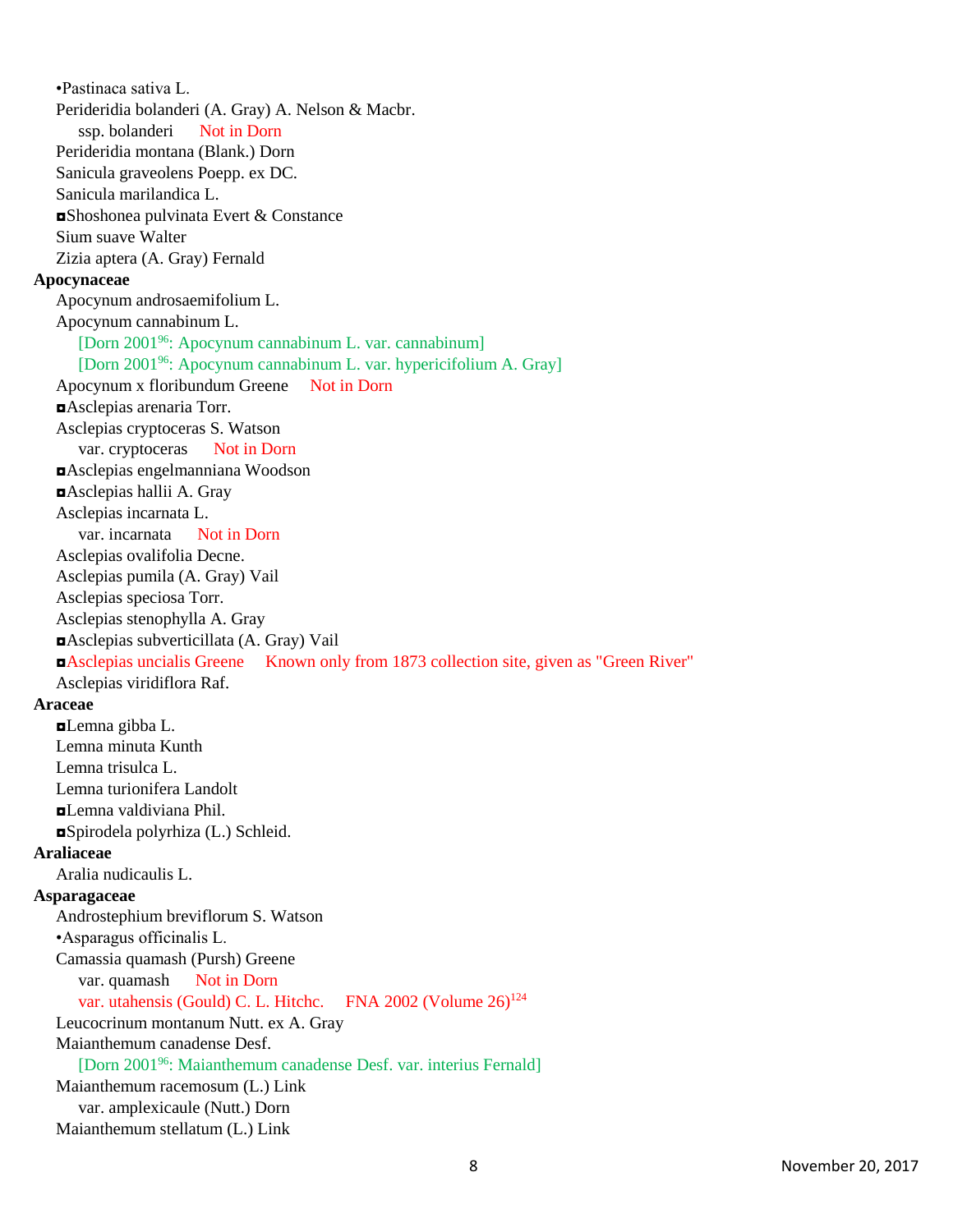•Pastinaca sativa L.

Perideridia bolanderi (A. Gray) A. Nelson & Macbr.

  ssp. bolanderi  Not in Dorn

Perideridia montana (Blank.) Dorn

Sanicula graveolens Poepp. ex DC.

Sanicula marilandica L.

◘Shoshonea pulvinata Evert & Constance

Sium suave Walter

Zizia aptera (A. Gray) Fernald

**Apocynaceae**

Apocynum androsaemifolium L.

Apocynum cannabinum L.

  [Dorn 2001[96]: Apocynum cannabinum L. var. cannabinum]

  [Dorn 2001[96]: Apocynum cannabinum L. var. hypericifolium A. Gray]

Apocynum x floribundum Greene  Not in Dorn

◘Asclepias arenaria Torr.

Asclepias cryptoceras S. Watson

  var. cryptoceras  Not in Dorn

◘Asclepias engelmanniana Woodson

◘Asclepias hallii A. Gray

Asclepias incarnata L.

  var. incarnata  Not in Dorn

Asclepias ovalifolia Decne.

Asclepias pumila (A. Gray) Vail

Asclepias speciosa Torr.

Asclepias stenophylla A. Gray

◘Asclepias subverticillata (A. Gray) Vail

◘Asclepias uncialis Greene  Known only from 1873 collection site, given as "Green River"

Asclepias viridiflora Raf.

**Araceae**

◘Lemna gibba L.

Lemna minuta Kunth

Lemna trisulca L.

Lemna turionifera Landolt

◘Lemna valdiviana Phil.

◘Spirodela polyrhiza (L.) Schleid.

**Araliaceae**

Aralia nudicaulis L.

**Asparagaceae**

Androstephium breviflorum S. Watson

•Asparagus officinalis L.

Camassia quamash (Pursh) Greene

  var. quamash  Not in Dorn

  var. utahensis (Gould) C. L. Hitchc.  FNA 2002 (Volume 26)[124]

Leucocrinum montanum Nutt. ex A. Gray

Maianthemum canadense Desf.

  [Dorn 2001[96]: Maianthemum canadense Desf. var. interius Fernald]

Maianthemum racemosum (L.) Link

  var. amplexicaule (Nutt.) Dorn

Maianthemum stellatum (L.) Link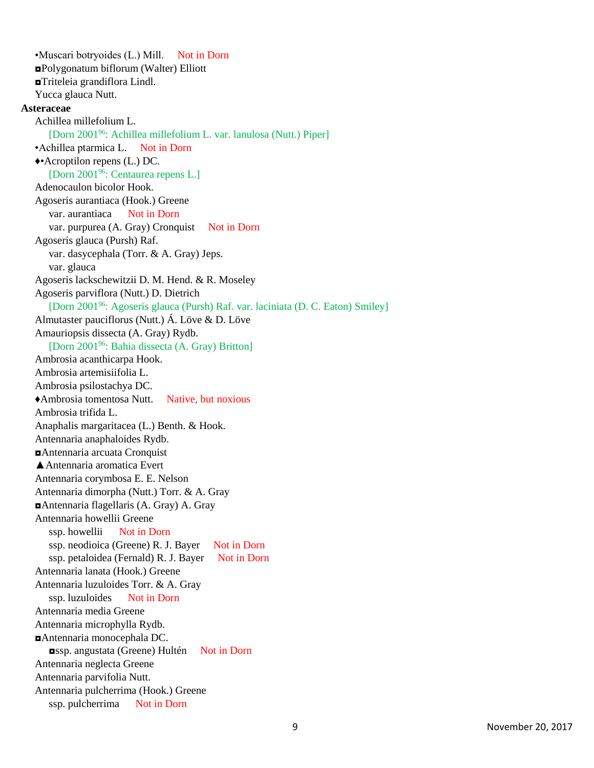•Muscari botryoides (L.) Mill. Not in Dorn
◘Polygonatum biflorum (Walter) Elliott
◘Triteleia grandiflora Lindl.
Yucca glauca Nutt.

**Asteraceae**

Achillea millefolium L.
  [Dorn 2001[96]: Achillea millefolium L. var. lanulosa (Nutt.) Piper]
•Achillea ptarmica L. Not in Dorn
♦•Acroptilon repens (L.) DC.
  [Dorn 2001[96]: Centaurea repens L.]
Adenocaulon bicolor Hook.
Agoseris aurantiaca (Hook.) Greene
  var. aurantiaca Not in Dorn
  var. purpurea (A. Gray) Cronquist Not in Dorn
Agoseris glauca (Pursh) Raf.
  var. dasycephala (Torr. & A. Gray) Jeps.
  var. glauca
Agoseris lackschewitzii D. M. Hend. & R. Moseley
Agoseris parviflora (Nutt.) D. Dietrich
  [Dorn 2001[96]: Agoseris glauca (Pursh) Raf. var. laciniata (D. C. Eaton) Smiley]
Almutaster pauciflorus (Nutt.) Á. Löve & D. Löve
Amauriopsis dissecta (A. Gray) Rydb.
  [Dorn 2001[96]: Bahia dissecta (A. Gray) Britton]
Ambrosia acanthicarpa Hook.
Ambrosia artemisiifolia L.
Ambrosia psilostachya DC.
♦Ambrosia tomentosa Nutt. Native, but noxious
Ambrosia trifida L.
Anaphalis margaritacea (L.) Benth. & Hook.
Antennaria anaphaloides Rydb.
◘Antennaria arcuata Cronquist
▲Antennaria aromatica Evert
Antennaria corymbosa E. E. Nelson
Antennaria dimorpha (Nutt.) Torr. & A. Gray
◘Antennaria flagellaris (A. Gray) A. Gray
Antennaria howellii Greene
  ssp. howellii Not in Dorn
  ssp. neodioica (Greene) R. J. Bayer Not in Dorn
  ssp. petaloidea (Fernald) R. J. Bayer Not in Dorn
Antennaria lanata (Hook.) Greene
Antennaria luzuloides Torr. & A. Gray
  ssp. luzuloides Not in Dorn
Antennaria media Greene
Antennaria microphylla Rydb.
◘Antennaria monocephala DC.
  ◘ssp. angustata (Greene) Hultén Not in Dorn
Antennaria neglecta Greene
Antennaria parvifolia Nutt.
Antennaria pulcherrima (Hook.) Greene
  ssp. pulcherrima Not in Dorn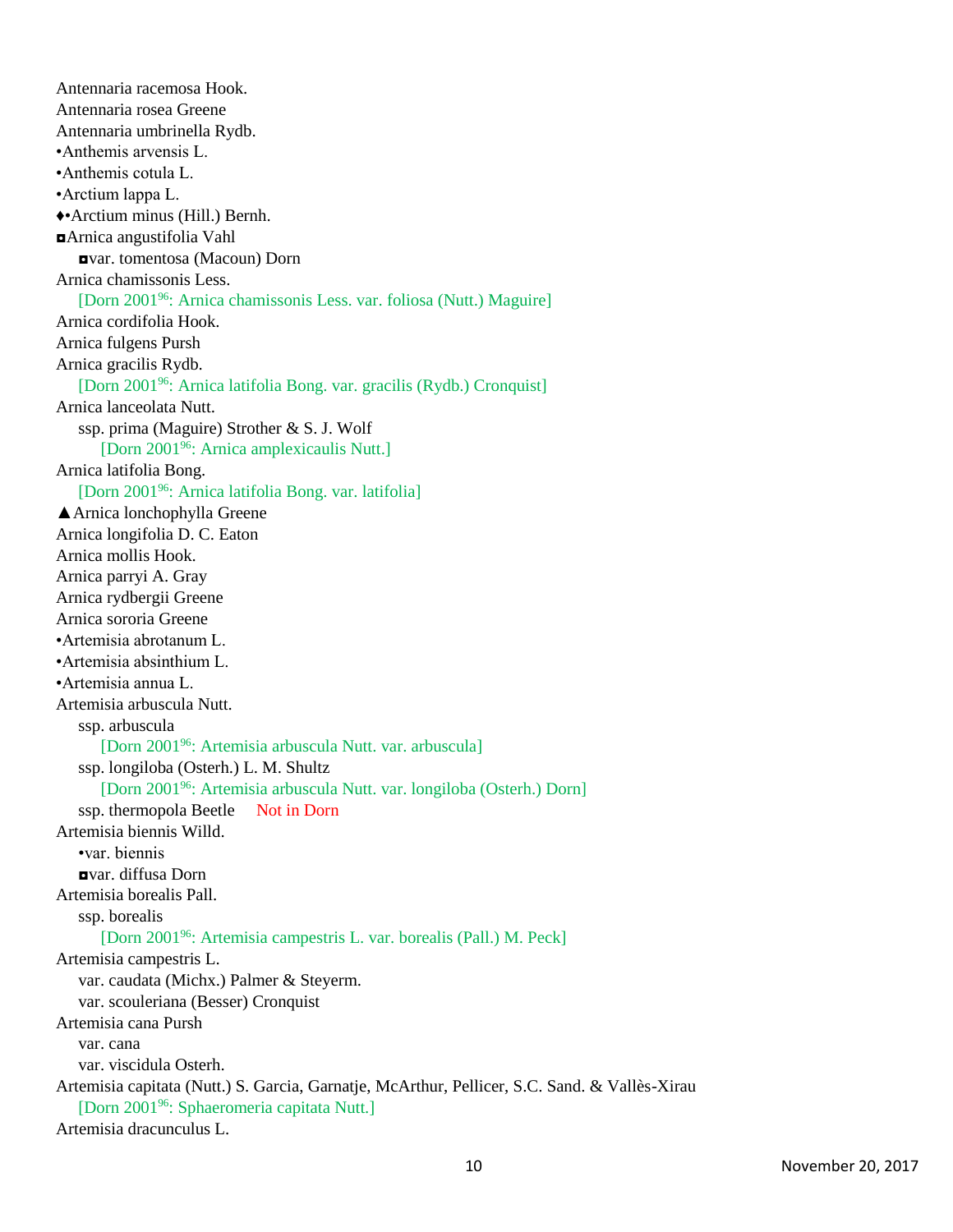Antennaria racemosa Hook.
Antennaria rosea Greene
Antennaria umbrinella Rydb.
•Anthemis arvensis L.
•Anthemis cotula L.
•Arctium lappa L.
♦•Arctium minus (Hill.) Bernh.
◘Arnica angustifolia Vahl
    ◘var. tomentosa (Macoun) Dorn
Arnica chamissonis Less.
    [Dorn 2001[96]: Arnica chamissonis Less. var. foliosa (Nutt.) Maguire]
Arnica cordifolia Hook.
Arnica fulgens Pursh
Arnica gracilis Rydb.
    [Dorn 2001[96]: Arnica latifolia Bong. var. gracilis (Rydb.) Cronquist]
Arnica lanceolata Nutt.
    ssp. prima (Maguire) Strother & S. J. Wolf
        [Dorn 2001[96]: Arnica amplexicaulis Nutt.]
Arnica latifolia Bong.
    [Dorn 2001[96]: Arnica latifolia Bong. var. latifolia]
▲Arnica lonchophylla Greene
Arnica longifolia D. C. Eaton
Arnica mollis Hook.
Arnica parryi A. Gray
Arnica rydbergii Greene
Arnica sororia Greene
•Artemisia abrotanum L.
•Artemisia absinthium L.
•Artemisia annua L.
Artemisia arbuscula Nutt.
    ssp. arbuscula
        [Dorn 2001[96]: Artemisia arbuscula Nutt. var. arbuscula]
    ssp. longiloba (Osterh.) L. M. Shultz
        [Dorn 2001[96]: Artemisia arbuscula Nutt. var. longiloba (Osterh.) Dorn]
    ssp. thermopola Beetle    Not in Dorn
Artemisia biennis Willd.
    •var. biennis
    ◘var. diffusa Dorn
Artemisia borealis Pall.
    ssp. borealis
        [Dorn 2001[96]: Artemisia campestris L. var. borealis (Pall.) M. Peck]
Artemisia campestris L.
    var. caudata (Michx.) Palmer & Steyerm.
    var. scouleriana (Besser) Cronquist
Artemisia cana Pursh
    var. cana
    var. viscidula Osterh.
Artemisia capitata (Nutt.) S. Garcia, Garnatje, McArthur, Pellicer, S.C. Sand. & Vallès-Xirau
    [Dorn 2001[96]: Sphaeromeria capitata Nutt.]
Artemisia dracunculus L.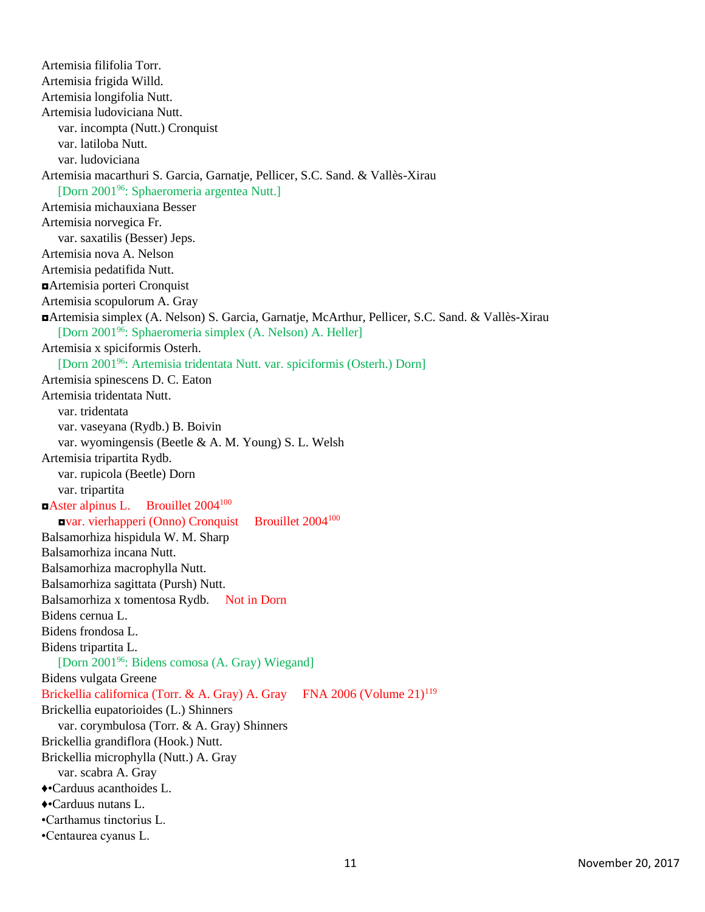Artemisia filifolia Torr.
Artemisia frigida Willd.
Artemisia longifolia Nutt.
Artemisia ludoviciana Nutt.
    var. incompta (Nutt.) Cronquist
    var. latiloba Nutt.
    var. ludoviciana
Artemisia macarthuri S. Garcia, Garnatje, Pellicer, S.C. Sand. & Vallès-Xirau
    [Dorn 2001[96]: Sphaeromeria argentea Nutt.]
Artemisia michauxiana Besser
Artemisia norvegica Fr.
    var. saxatilis (Besser) Jeps.
Artemisia nova A. Nelson
Artemisia pedatifida Nutt.
◘Artemisia porteri Cronquist
Artemisia scopulorum A. Gray
◘Artemisia simplex (A. Nelson) S. Garcia, Garnatje, McArthur, Pellicer, S.C. Sand. & Vallès-Xirau
    [Dorn 2001[96]: Sphaeromeria simplex (A. Nelson) A. Heller]
Artemisia x spiciformis Osterh.
    [Dorn 2001[96]: Artemisia tridentata Nutt. var. spiciformis (Osterh.) Dorn]
Artemisia spinescens D. C. Eaton
Artemisia tridentata Nutt.
    var. tridentata
    var. vaseyana (Rydb.) B. Boivin
    var. wyomingensis (Beetle & A. M. Young) S. L. Welsh
Artemisia tripartita Rydb.
    var. rupicola (Beetle) Dorn
    var. tripartita
◘Aster alpinus L.     Brouillet 2004[100]
    ◘var. vierhapperi (Onno) Cronquist     Brouillet 2004[100]
Balsamorhiza hispidula W. M. Sharp
Balsamorhiza incana Nutt.
Balsamorhiza macrophylla Nutt.
Balsamorhiza sagittata (Pursh) Nutt.
Balsamorhiza x tomentosa Rydb.     Not in Dorn
Bidens cernua L.
Bidens frondosa L.
Bidens tripartita L.
    [Dorn 2001[96]: Bidens comosa (A. Gray) Wiegand]
Bidens vulgata Greene
Brickellia californica (Torr. & A. Gray) A. Gray     FNA 2006 (Volume 21)[119]
Brickellia eupatorioides (L.) Shinners
    var. corymbulosa (Torr. & A. Gray) Shinners
Brickellia grandiflora (Hook.) Nutt.
Brickellia microphylla (Nutt.) A. Gray
    var. scabra A. Gray
♦•Carduus acanthoides L.
♦•Carduus nutans L.
•Carthamus tinctorius L.
•Centaurea cyanus L.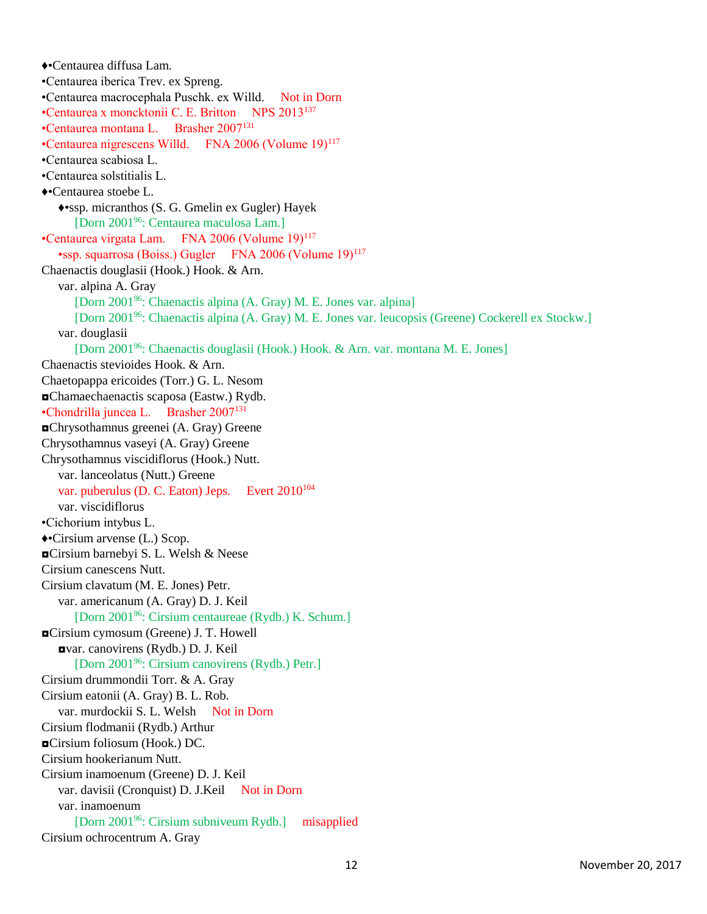♦•Centaurea diffusa Lam.

•Centaurea iberica Trev. ex Spreng.

•Centaurea macrocephala Puschk. ex Willd. Not in Dorn

•Centaurea x moncktonii C. E. Britton NPS 2013[137]

•Centaurea montana L. Brasher 2007[131]

•Centaurea nigrescens Willd. FNA 2006 (Volume 19)[117]

•Centaurea scabiosa L.

•Centaurea solstitialis L.

♦•Centaurea stoebe L.

  ♦•ssp. micranthos (S. G. Gmelin ex Gugler) Hayek

    [Dorn 2001[96]: Centaurea maculosa Lam.]

•Centaurea virgata Lam. FNA 2006 (Volume 19)[117]

  •ssp. squarrosa (Boiss.) Gugler FNA 2006 (Volume 19)[117]

Chaenactis douglasii (Hook.) Hook. & Arn.

  var. alpina A. Gray

    [Dorn 2001[96]: Chaenactis alpina (A. Gray) M. E. Jones var. alpina]

    [Dorn 2001[96]: Chaenactis alpina (A. Gray) M. E. Jones var. leucopsis (Greene) Cockerell ex Stockw.]

  var. douglasii

    [Dorn 2001[96]: Chaenactis douglasii (Hook.) Hook. & Arn. var. montana M. E. Jones]

Chaenactis stevioides Hook. & Arn.

Chaetopappa ericoides (Torr.) G. L. Nesom

◘Chamaechaenactis scaposa (Eastw.) Rydb.

•Chondrilla juncea L. Brasher 2007[131]

◘Chrysothamnus greenei (A. Gray) Greene

Chrysothamnus vaseyi (A. Gray) Greene

Chrysothamnus viscidiflorus (Hook.) Nutt.

  var. lanceolatus (Nutt.) Greene

  var. puberulus (D. C. Eaton) Jeps. Evert 2010[104]

  var. viscidiflorus

•Cichorium intybus L.

♦•Cirsium arvense (L.) Scop.

◘Cirsium barnebyi S. L. Welsh & Neese

Cirsium canescens Nutt.

Cirsium clavatum (M. E. Jones) Petr.

  var. americanum (A. Gray) D. J. Keil

    [Dorn 2001[96]: Cirsium centaureae (Rydb.) K. Schum.]

◘Cirsium cymosum (Greene) J. T. Howell

  ◘var. canovirens (Rydb.) D. J. Keil

    [Dorn 2001[96]: Cirsium canovirens (Rydb.) Petr.]

Cirsium drummondii Torr. & A. Gray

Cirsium eatonii (A. Gray) B. L. Rob.

  var. murdockii S. L. Welsh Not in Dorn

Cirsium flodmanii (Rydb.) Arthur

◘Cirsium foliosum (Hook.) DC.

Cirsium hookerianum Nutt.

Cirsium inamoenum (Greene) D. J. Keil

  var. davisii (Cronquist) D. J.Keil Not in Dorn

  var. inamoenum

    [Dorn 2001[96]: Cirsium subniveum Rydb.] misapplied

Cirsium ochrocentrum A. Gray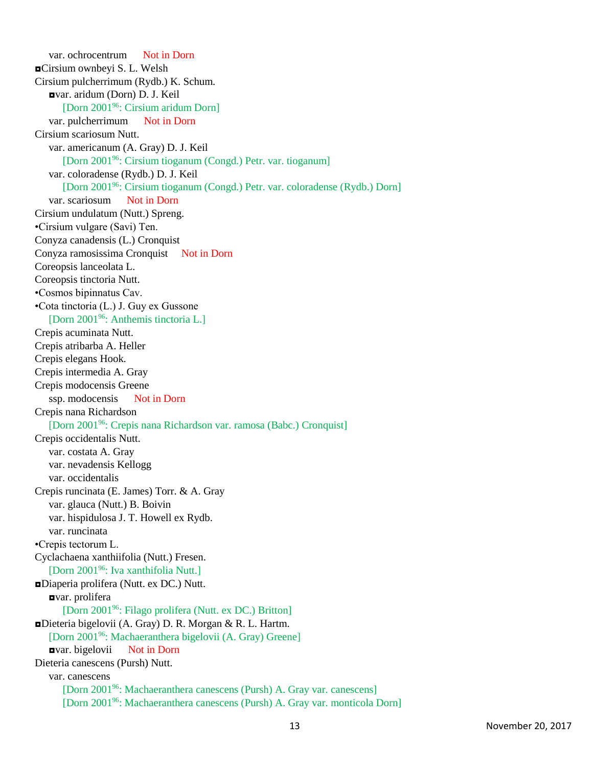var. ochrocentrum Not in Dorn

◘Cirsium ownbeyi S. L. Welsh

Cirsium pulcherrimum (Rydb.) K. Schum.

◘var. aridum (Dorn) D. J. Keil

[Dorn 2001[96]: Cirsium aridum Dorn]

var. pulcherrimum Not in Dorn

Cirsium scariosum Nutt.

var. americanum (A. Gray) D. J. Keil

[Dorn 2001[96]: Cirsium tioganum (Congd.) Petr. var. tioganum]

var. coloradense (Rydb.) D. J. Keil

[Dorn 2001[96]: Cirsium tioganum (Congd.) Petr. var. coloradense (Rydb.) Dorn]

var. scariosum Not in Dorn

Cirsium undulatum (Nutt.) Spreng.

•Cirsium vulgare (Savi) Ten.

Conyza canadensis (L.) Cronquist

Conyza ramosissima Cronquist Not in Dorn

Coreopsis lanceolata L.

Coreopsis tinctoria Nutt.

•Cosmos bipinnatus Cav.

•Cota tinctoria (L.) J. Guy ex Gussone

[Dorn 2001[96]: Anthemis tinctoria L.]

Crepis acuminata Nutt.

Crepis atribarba A. Heller

Crepis elegans Hook.

Crepis intermedia A. Gray

Crepis modocensis Greene

ssp. modocensis Not in Dorn

Crepis nana Richardson

[Dorn 2001[96]: Crepis nana Richardson var. ramosa (Babc.) Cronquist]

Crepis occidentalis Nutt.

var. costata A. Gray

var. nevadensis Kellogg

var. occidentalis

Crepis runcinata (E. James) Torr. & A. Gray

var. glauca (Nutt.) B. Boivin

var. hispidulosa J. T. Howell ex Rydb.

var. runcinata

•Crepis tectorum L.

Cyclachaena xanthiifolia (Nutt.) Fresen.

[Dorn 2001[96]: Iva xanthifolia Nutt.]

◘Diaperia prolifera (Nutt. ex DC.) Nutt.

◘var. prolifera

[Dorn 2001[96]: Filago prolifera (Nutt. ex DC.) Britton]

◘Dieteria bigelovii (A. Gray) D. R. Morgan & R. L. Hartm.

[Dorn 2001[96]: Machaeranthera bigelovii (A. Gray) Greene]

◘var. bigelovii Not in Dorn

Dieteria canescens (Pursh) Nutt.

var. canescens

[Dorn 2001[96]: Machaeranthera canescens (Pursh) A. Gray var. canescens]

[Dorn 2001[96]: Machaeranthera canescens (Pursh) A. Gray var. monticola Dorn]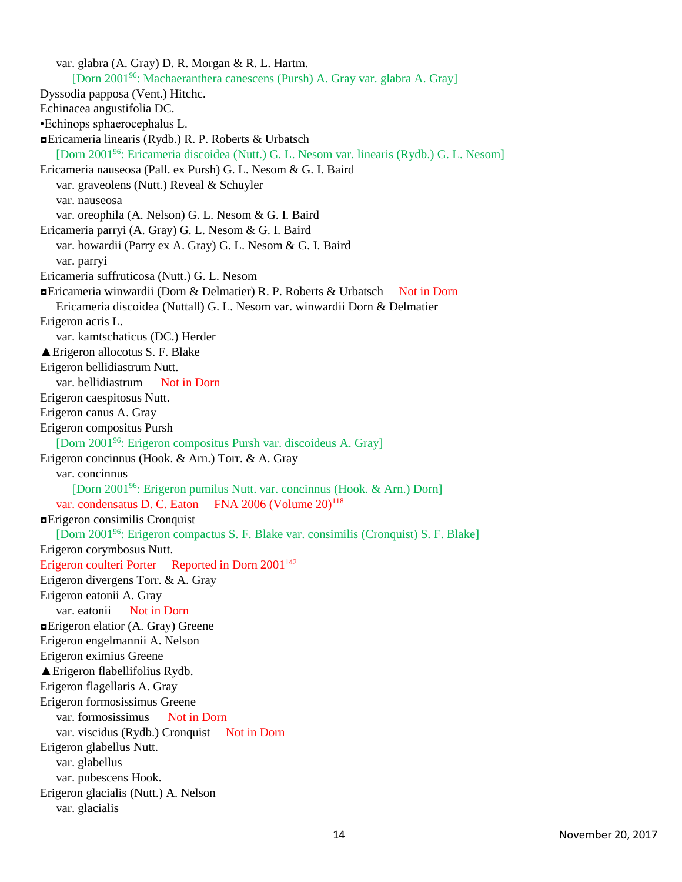var. glabra (A. Gray) D. R. Morgan & R. L. Hartm.

[Dorn 2001[96]: Machaeranthera canescens (Pursh) A. Gray var. glabra A. Gray]

Dyssodia papposa (Vent.) Hitchc.

Echinacea angustifolia DC.

•Echinops sphaerocephalus L.

◘Ericameria linearis (Rydb.) R. P. Roberts & Urbatsch

[Dorn 2001[96]: Ericameria discoidea (Nutt.) G. L. Nesom var. linearis (Rydb.) G. L. Nesom]

Ericameria nauseosa (Pall. ex Pursh) G. L. Nesom & G. I. Baird

var. graveolens (Nutt.) Reveal & Schuyler

var. nauseosa

var. oreophila (A. Nelson) G. L. Nesom & G. I. Baird

Ericameria parryi (A. Gray) G. L. Nesom & G. I. Baird

var. howardii (Parry ex A. Gray) G. L. Nesom & G. I. Baird

var. parryi

Ericameria suffruticosa (Nutt.) G. L. Nesom

◘Ericameria winwardii (Dorn & Delmatier) R. P. Roberts & Urbatsch Not in Dorn

Ericameria discoidea (Nuttall) G. L. Nesom var. winwardii Dorn & Delmatier

Erigeron acris L.

var. kamtschaticus (DC.) Herder

▲Erigeron allocotus S. F. Blake

Erigeron bellidiastrum Nutt.

var. bellidiastrum Not in Dorn

Erigeron caespitosus Nutt.

Erigeron canus A. Gray

Erigeron compositus Pursh

[Dorn 2001[96]: Erigeron compositus Pursh var. discoideus A. Gray]

Erigeron concinnus (Hook. & Arn.) Torr. & A. Gray

var. concinnus

[Dorn 2001[96]: Erigeron pumilus Nutt. var. concinnus (Hook. & Arn.) Dorn]

var. condensatus D. C. Eaton FNA 2006 (Volume 20)[118]

◘Erigeron consimilis Cronquist

[Dorn 2001[96]: Erigeron compactus S. F. Blake var. consimilis (Cronquist) S. F. Blake]

Erigeron corymbosus Nutt.

Erigeron coulteri Porter Reported in Dorn 2001[142]

Erigeron divergens Torr. & A. Gray

Erigeron eatonii A. Gray

var. eatonii Not in Dorn

◘Erigeron elatior (A. Gray) Greene

Erigeron engelmannii A. Nelson

Erigeron eximius Greene

▲Erigeron flabellifolius Rydb.

Erigeron flagellaris A. Gray

Erigeron formosissimus Greene

var. formosissimus Not in Dorn

var. viscidus (Rydb.) Cronquist Not in Dorn

Erigeron glabellus Nutt.

var. glabellus

var. pubescens Hook.

Erigeron glacialis (Nutt.) A. Nelson

var. glacialis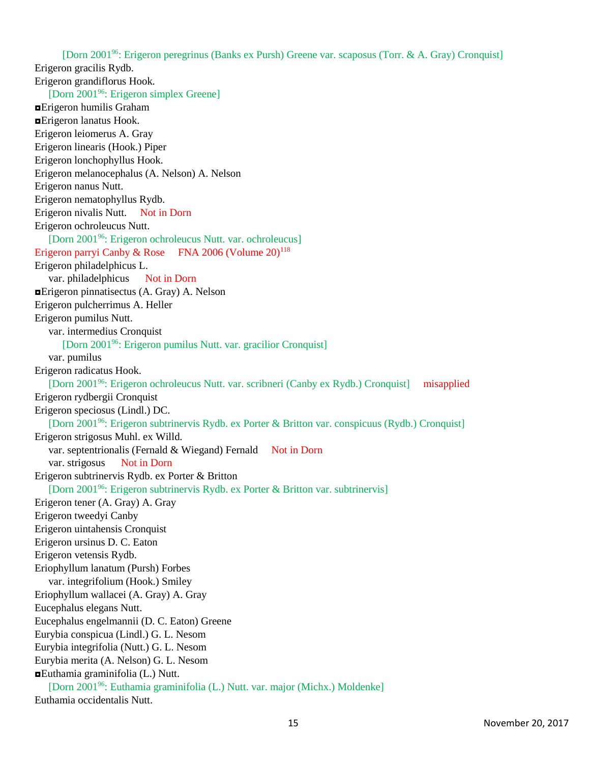[Dorn 2001[96]: Erigeron peregrinus (Banks ex Pursh) Greene var. scaposus (Torr. & A. Gray) Cronquist]

Erigeron gracilis Rydb.

Erigeron grandiflorus Hook.

[Dorn 2001[96]: Erigeron simplex Greene]

◘Erigeron humilis Graham

◘Erigeron lanatus Hook.

Erigeron leiomerus A. Gray

Erigeron linearis (Hook.) Piper

Erigeron lonchophyllus Hook.

Erigeron melanocephalus (A. Nelson) A. Nelson

Erigeron nanus Nutt.

Erigeron nematophyllus Rydb.

Erigeron nivalis Nutt. Not in Dorn

Erigeron ochroleucus Nutt.

[Dorn 2001[96]: Erigeron ochroleucus Nutt. var. ochroleucus]

Erigeron parryi Canby & Rose FNA 2006 (Volume 20)[118]

Erigeron philadelphicus L.

var. philadelphicus Not in Dorn

◘Erigeron pinnatisectus (A. Gray) A. Nelson

Erigeron pulcherrimus A. Heller

Erigeron pumilus Nutt.

var. intermedius Cronquist

[Dorn 2001[96]: Erigeron pumilus Nutt. var. gracilior Cronquist]

var. pumilus

Erigeron radicatus Hook.

[Dorn 2001[96]: Erigeron ochroleucus Nutt. var. scribneri (Canby ex Rydb.) Cronquist] misapplied

Erigeron rydbergii Cronquist

Erigeron speciosus (Lindl.) DC.

[Dorn 2001[96]: Erigeron subtrinervis Rydb. ex Porter & Britton var. conspicuus (Rydb.) Cronquist]

Erigeron strigosus Muhl. ex Willd.

var. septentrionalis (Fernald & Wiegand) Fernald Not in Dorn

var. strigosus Not in Dorn

Erigeron subtrinervis Rydb. ex Porter & Britton

[Dorn 2001[96]: Erigeron subtrinervis Rydb. ex Porter & Britton var. subtrinervis]

Erigeron tener (A. Gray) A. Gray

Erigeron tweedyi Canby

Erigeron uintahensis Cronquist

Erigeron ursinus D. C. Eaton

Erigeron vetensis Rydb.

Eriophyllum lanatum (Pursh) Forbes

var. integrifolium (Hook.) Smiley

Eriophyllum wallacei (A. Gray) A. Gray

Eucephalus elegans Nutt.

Eucephalus engelmannii (D. C. Eaton) Greene

Eurybia conspicua (Lindl.) G. L. Nesom

Eurybia integrifolia (Nutt.) G. L. Nesom

Eurybia merita (A. Nelson) G. L. Nesom

◘Euthamia graminifolia (L.) Nutt.

[Dorn 2001[96]: Euthamia graminifolia (L.) Nutt. var. major (Michx.) Moldenke]

Euthamia occidentalis Nutt.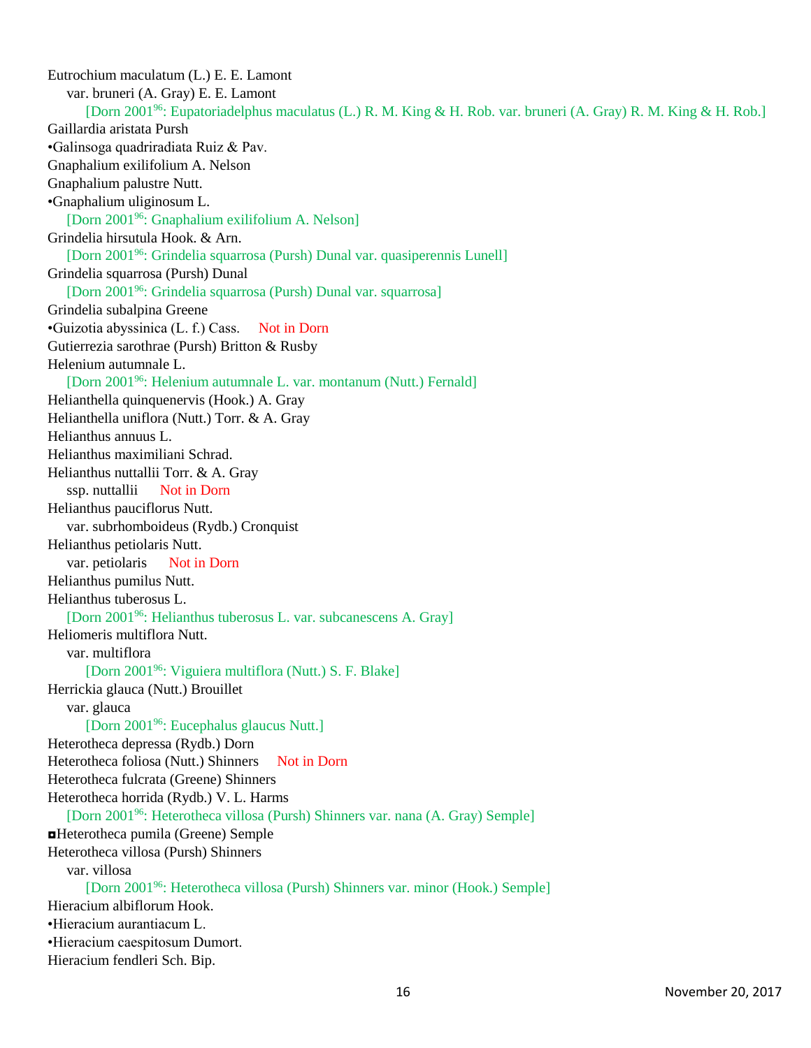Eutrochium maculatum (L.) E. E. Lamont

var. bruneri (A. Gray) E. E. Lamont

[Dorn 2001[96]: Eupatoriadelphus maculatus (L.) R. M. King & H. Rob. var. bruneri (A. Gray) R. M. King & H. Rob.]

Gaillardia aristata Pursh

•Galinsoga quadriradiata Ruiz & Pav.

Gnaphalium exilifolium A. Nelson

Gnaphalium palustre Nutt.

•Gnaphalium uliginosum L.

[Dorn 2001[96]: Gnaphalium exilifolium A. Nelson]

Grindelia hirsutula Hook. & Arn.

[Dorn 2001[96]: Grindelia squarrosa (Pursh) Dunal var. quasiperennis Lunell]

Grindelia squarrosa (Pursh) Dunal

[Dorn 2001[96]: Grindelia squarrosa (Pursh) Dunal var. squarrosa]

Grindelia subalpina Greene

•Guizotia abyssinica (L. f.) Cass. Not in Dorn

Gutierrezia sarothrae (Pursh) Britton & Rusby

Helenium autumnale L.

[Dorn 2001[96]: Helenium autumnale L. var. montanum (Nutt.) Fernald]

Helianthella quinquenervis (Hook.) A. Gray

Helianthella uniflora (Nutt.) Torr. & A. Gray

Helianthus annuus L.

Helianthus maximiliani Schrad.

Helianthus nuttallii Torr. & A. Gray

ssp. nuttallii Not in Dorn

Helianthus pauciflorus Nutt.

var. subrhomboideus (Rydb.) Cronquist

Helianthus petiolaris Nutt.

var. petiolaris Not in Dorn

Helianthus pumilus Nutt.

Helianthus tuberosus L.

[Dorn 2001[96]: Helianthus tuberosus L. var. subcanescens A. Gray]

Heliomeris multiflora Nutt.

var. multiflora

[Dorn 2001[96]: Viguiera multiflora (Nutt.) S. F. Blake]

Herrickia glauca (Nutt.) Brouillet

var. glauca

[Dorn 2001[96]: Eucephalus glaucus Nutt.]

Heterotheca depressa (Rydb.) Dorn

Heterotheca foliosa (Nutt.) Shinners Not in Dorn

Heterotheca fulcrata (Greene) Shinners

Heterotheca horrida (Rydb.) V. L. Harms

[Dorn 2001[96]: Heterotheca villosa (Pursh) Shinners var. nana (A. Gray) Semple]

◘Heterotheca pumila (Greene) Semple

Heterotheca villosa (Pursh) Shinners

var. villosa

[Dorn 2001[96]: Heterotheca villosa (Pursh) Shinners var. minor (Hook.) Semple]

Hieracium albiflorum Hook.

•Hieracium aurantiacum L.

•Hieracium caespitosum Dumort.

Hieracium fendleri Sch. Bip.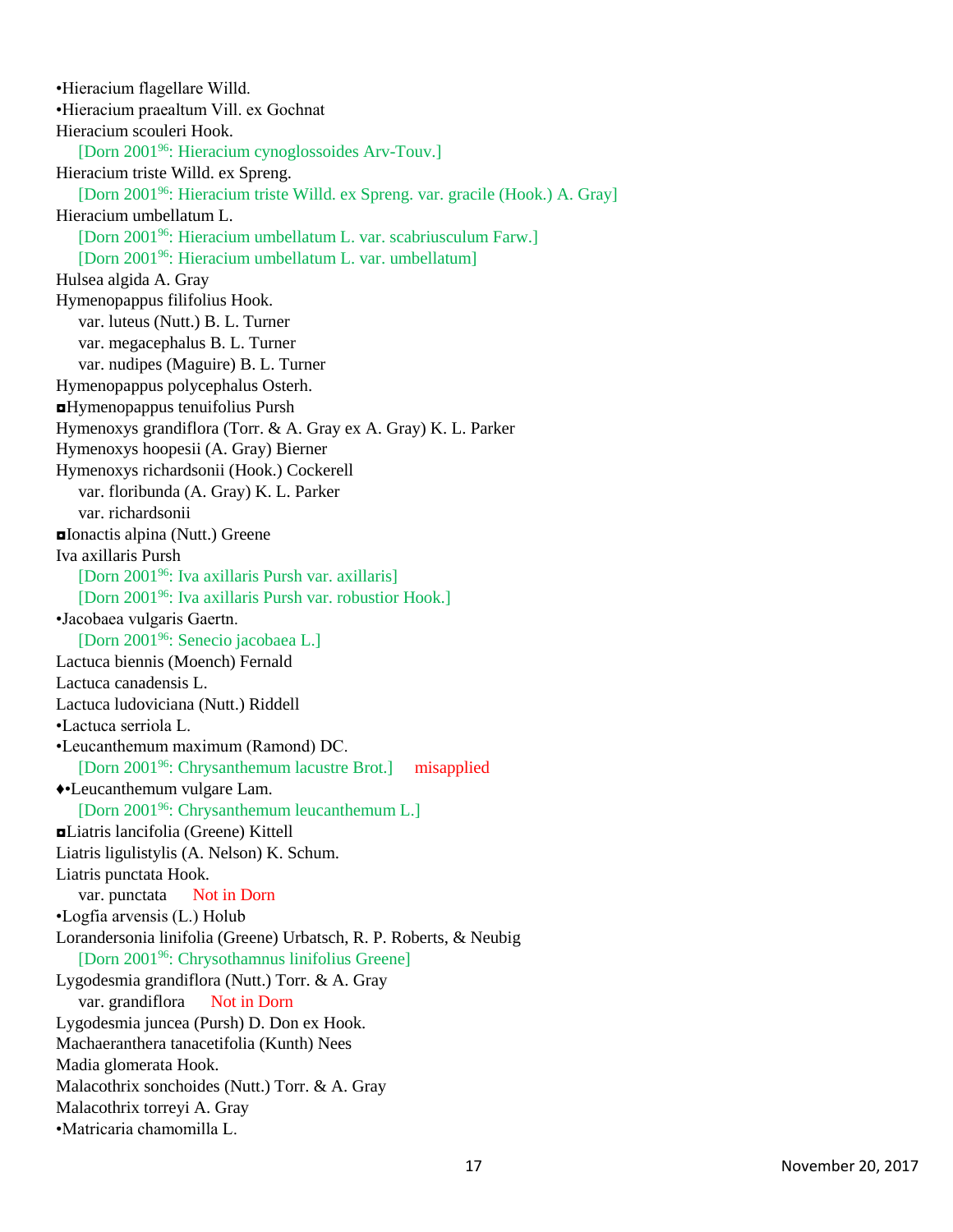•Hieracium flagellare Willd.
•Hieracium praealtum Vill. ex Gochnat
Hieracium scouleri Hook.
    [Dorn 2001[96]: Hieracium cynoglossoides Arv-Touv.]
Hieracium triste Willd. ex Spreng.
    [Dorn 2001[96]: Hieracium triste Willd. ex Spreng. var. gracile (Hook.) A. Gray]
Hieracium umbellatum L.
    [Dorn 2001[96]: Hieracium umbellatum L. var. scabriusculum Farw.]
    [Dorn 2001[96]: Hieracium umbellatum L. var. umbellatum]
Hulsea algida A. Gray
Hymenopappus filifolius Hook.
    var. luteus (Nutt.) B. L. Turner
    var. megacephalus B. L. Turner
    var. nudipes (Maguire) B. L. Turner
Hymenopappus polycephalus Osterh.
◘Hymenopappus tenuifolius Pursh
Hymenoxys grandiflora (Torr. & A. Gray ex A. Gray) K. L. Parker
Hymenoxys hoopesii (A. Gray) Bierner
Hymenoxys richardsonii (Hook.) Cockerell
    var. floribunda (A. Gray) K. L. Parker
    var. richardsonii
◘Ionactis alpina (Nutt.) Greene
Iva axillaris Pursh
    [Dorn 2001[96]: Iva axillaris Pursh var. axillaris]
    [Dorn 2001[96]: Iva axillaris Pursh var. robustior Hook.]
•Jacobaea vulgaris Gaertn.
    [Dorn 2001[96]: Senecio jacobaea L.]
Lactuca biennis (Moench) Fernald
Lactuca canadensis L.
Lactuca ludoviciana (Nutt.) Riddell
•Lactuca serriola L.
•Leucanthemum maximum (Ramond) DC.
    [Dorn 2001[96]: Chrysanthemum lacustre Brot.]    misapplied
♦•Leucanthemum vulgare Lam.
    [Dorn 2001[96]: Chrysanthemum leucanthemum L.]
◘Liatris lancifolia (Greene) Kittell
Liatris ligulistylis (A. Nelson) K. Schum.
Liatris punctata Hook.
    var. punctata    Not in Dorn
•Logfia arvensis (L.) Holub
Lorandersonia linifolia (Greene) Urbatsch, R. P. Roberts, & Neubig
    [Dorn 2001[96]: Chrysothamnus linifolius Greene]
Lygodesmia grandiflora (Nutt.) Torr. & A. Gray
    var. grandiflora    Not in Dorn
Lygodesmia juncea (Pursh) D. Don ex Hook.
Machaeranthera tanacetifolia (Kunth) Nees
Madia glomerata Hook.
Malacothrix sonchoides (Nutt.) Torr. & A. Gray
Malacothrix torreyi A. Gray
•Matricaria chamomilla L.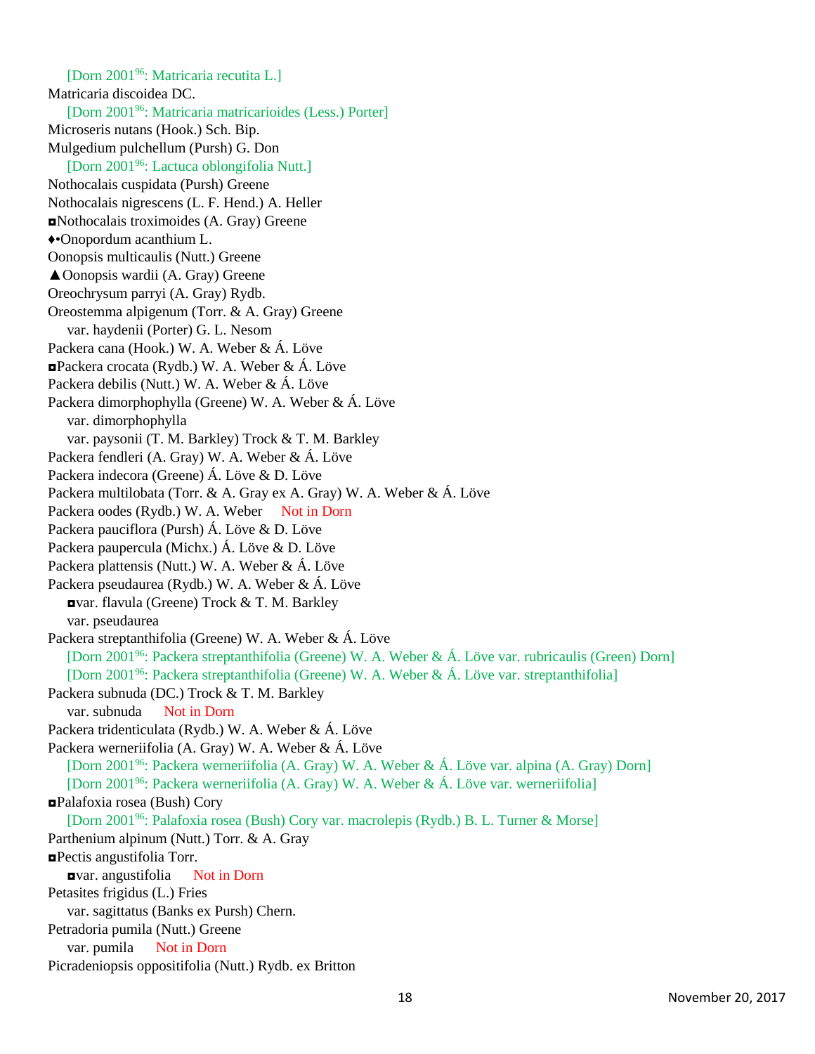[Dorn 2001[96]: Matricaria recutita L.]

Matricaria discoidea DC.

[Dorn 2001[96]: Matricaria matricarioides (Less.) Porter]

Microseris nutans (Hook.) Sch. Bip.

Mulgedium pulchellum (Pursh) G. Don

[Dorn 2001[96]: Lactuca oblongifolia Nutt.]

Nothocalais cuspidata (Pursh) Greene

Nothocalais nigrescens (L. F. Hend.) A. Heller

◘Nothocalais troximoides (A. Gray) Greene

♦•Onopordum acanthium L.

Oonopsis multicaulis (Nutt.) Greene

▲Oonopsis wardii (A. Gray) Greene

Oreochrysum parryi (A. Gray) Rydb.

Oreostemma alpigenum (Torr. & A. Gray) Greene

var. haydenii (Porter) G. L. Nesom

Packera cana (Hook.) W. A. Weber & Á. Löve

◘Packera crocata (Rydb.) W. A. Weber & Á. Löve

Packera debilis (Nutt.) W. A. Weber & Á. Löve

Packera dimorphophylla (Greene) W. A. Weber & Á. Löve

var. dimorphophylla

var. paysonii (T. M. Barkley) Trock & T. M. Barkley

Packera fendleri (A. Gray) W. A. Weber & Á. Löve

Packera indecora (Greene) Á. Löve & D. Löve

Packera multilobata (Torr. & A. Gray ex A. Gray) W. A. Weber & Á. Löve

Packera oodes (Rydb.) W. A. Weber Not in Dorn

Packera pauciflora (Pursh) Á. Löve & D. Löve

Packera paupercula (Michx.) Á. Löve & D. Löve

Packera plattensis (Nutt.) W. A. Weber & Á. Löve

Packera pseudaurea (Rydb.) W. A. Weber & Á. Löve

◘var. flavula (Greene) Trock & T. M. Barkley

var. pseudaurea

Packera streptanthifolia (Greene) W. A. Weber & Á. Löve

[Dorn 2001[96]: Packera streptanthifolia (Greene) W. A. Weber & Á. Löve var. rubricaulis (Green) Dorn]

[Dorn 2001[96]: Packera streptanthifolia (Greene) W. A. Weber & Á. Löve var. streptanthifolia]

Packera subnuda (DC.) Trock & T. M. Barkley

var. subnuda Not in Dorn

Packera tridenticulata (Rydb.) W. A. Weber & Á. Löve

Packera werneriifolia (A. Gray) W. A. Weber & Á. Löve

[Dorn 2001[96]: Packera werneriifolia (A. Gray) W. A. Weber & Á. Löve var. alpina (A. Gray) Dorn]

[Dorn 2001[96]: Packera werneriifolia (A. Gray) W. A. Weber & Á. Löve var. werneriifolia]

◘Palafoxia rosea (Bush) Cory

[Dorn 2001[96]: Palafoxia rosea (Bush) Cory var. macrolepis (Rydb.) B. L. Turner & Morse]

Parthenium alpinum (Nutt.) Torr. & A. Gray

◘Pectis angustifolia Torr.

◘var. angustifolia Not in Dorn

Petasites frigidus (L.) Fries

var. sagittatus (Banks ex Pursh) Chern.

Petradoria pumila (Nutt.) Greene

var. pumila Not in Dorn

Picradeniopsis oppositifolia (Nutt.) Rydb. ex Britton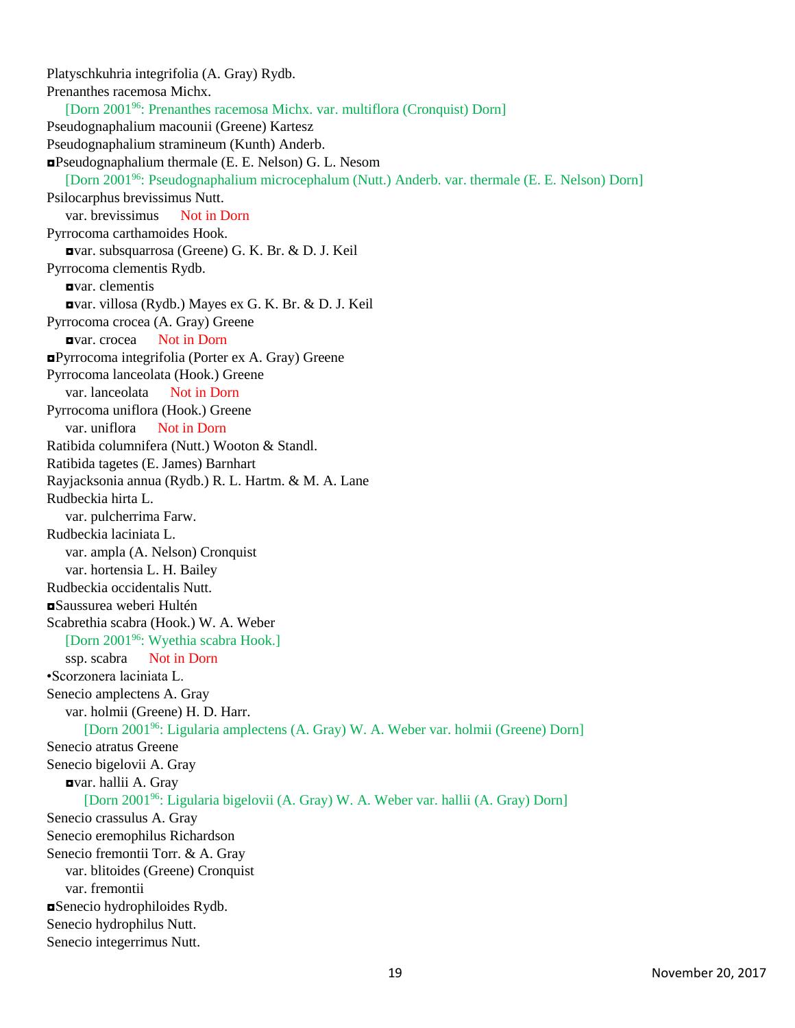Platyschkuhria integrifolia (A. Gray) Rydb.

Prenanthes racemosa Michx.

    [Dorn 2001[96]: Prenanthes racemosa Michx. var. multiflora (Cronquist) Dorn]

Pseudognaphalium macounii (Greene) Kartesz

Pseudognaphalium stramineum (Kunth) Anderb.

◘Pseudognaphalium thermale (E. E. Nelson) G. L. Nesom

    [Dorn 2001[96]: Pseudognaphalium microcephalum (Nutt.) Anderb. var. thermale (E. E. Nelson) Dorn]

Psilocarphus brevissimus Nutt.

    var. brevissimus      Not in Dorn

Pyrrocoma carthamoides Hook.

    ◘var. subsquarrosa (Greene) G. K. Br. & D. J. Keil

Pyrrocoma clementis Rydb.

    ◘var. clementis

    ◘var. villosa (Rydb.) Mayes ex G. K. Br. & D. J. Keil

Pyrrocoma crocea (A. Gray) Greene

    ◘var. crocea      Not in Dorn

◘Pyrrocoma integrifolia (Porter ex A. Gray) Greene

Pyrrocoma lanceolata (Hook.) Greene

    var. lanceolata      Not in Dorn

Pyrrocoma uniflora (Hook.) Greene

    var. uniflora      Not in Dorn

Ratibida columnifera (Nutt.) Wooton & Standl.

Ratibida tagetes (E. James) Barnhart

Rayjacksonia annua (Rydb.) R. L. Hartm. & M. A. Lane

Rudbeckia hirta L.

    var. pulcherrima Farw.

Rudbeckia laciniata L.

    var. ampla (A. Nelson) Cronquist

    var. hortensia L. H. Bailey

Rudbeckia occidentalis Nutt.

◘Saussurea weberi Hultén

Scabrethia scabra (Hook.) W. A. Weber

    [Dorn 2001[96]: Wyethia scabra Hook.]

    ssp. scabra      Not in Dorn

•Scorzonera laciniata L.

Senecio amplectens A. Gray

    var. holmii (Greene) H. D. Harr.

        [Dorn 2001[96]: Ligularia amplectens (A. Gray) W. A. Weber var. holmii (Greene) Dorn]

Senecio atratus Greene

Senecio bigelovii A. Gray

    ◘var. hallii A. Gray

        [Dorn 2001[96]: Ligularia bigelovii (A. Gray) W. A. Weber var. hallii (A. Gray) Dorn]

Senecio crassulus A. Gray

Senecio eremophilus Richardson

Senecio fremontii Torr. & A. Gray

    var. blitoides (Greene) Cronquist

    var. fremontii

◘Senecio hydrophiloides Rydb.

Senecio hydrophilus Nutt.

Senecio integerrimus Nutt.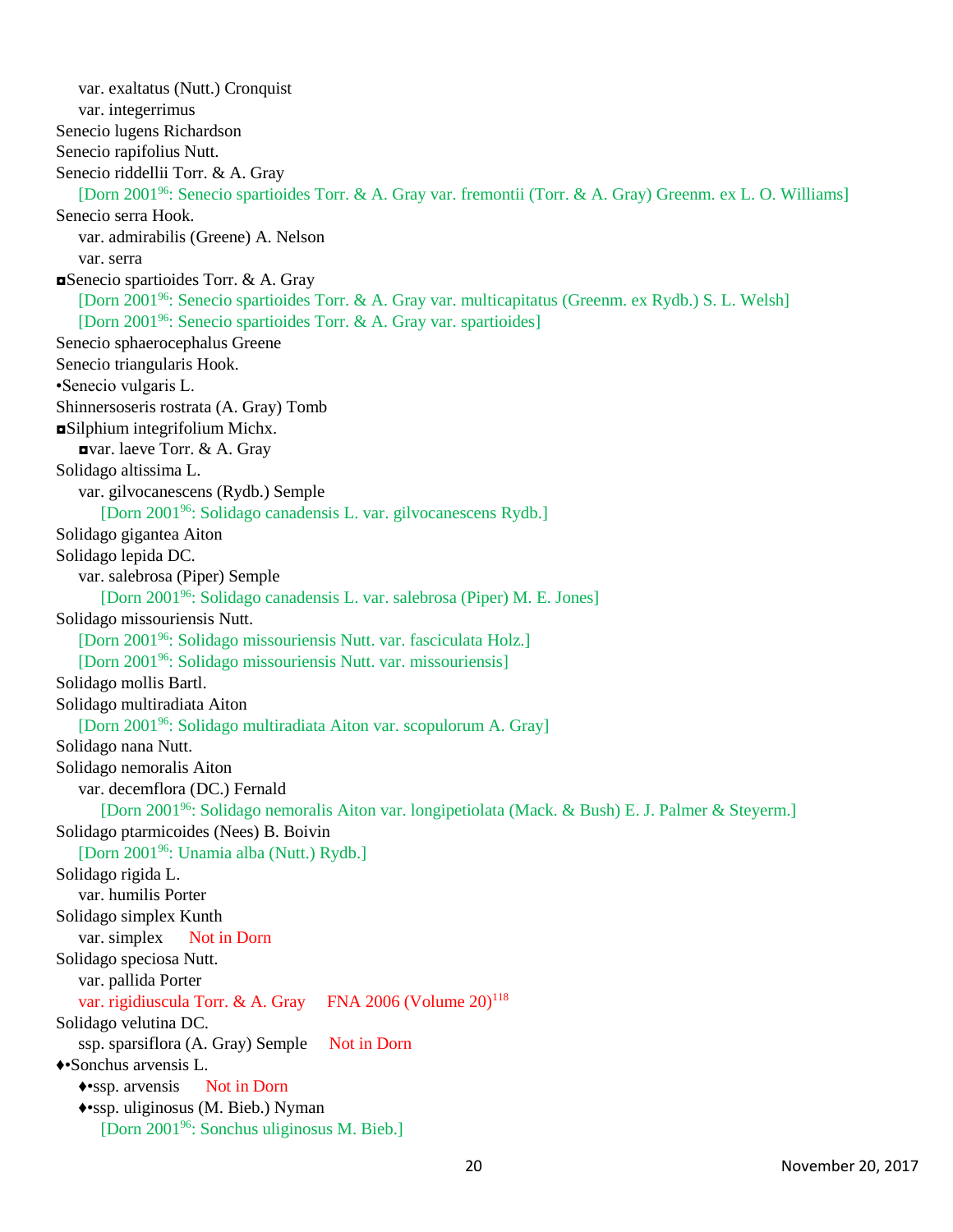var. exaltatus (Nutt.) Cronquist
var. integerrimus

Senecio lugens Richardson

Senecio rapifolius Nutt.

Senecio riddellii Torr. & A. Gray
[Dorn 2001[96]: Senecio spartioides Torr. & A. Gray var. fremontii (Torr. & A. Gray) Greenm. ex L. O. Williams]

Senecio serra Hook.
var. admirabilis (Greene) A. Nelson
var. serra

◘Senecio spartioides Torr. & A. Gray
[Dorn 2001[96]: Senecio spartioides Torr. & A. Gray var. multicapitatus (Greenm. ex Rydb.) S. L. Welsh]
[Dorn 2001[96]: Senecio spartioides Torr. & A. Gray var. spartioides]

Senecio sphaerocephalus Greene

Senecio triangularis Hook.

•Senecio vulgaris L.

Shinnersoseris rostrata (A. Gray) Tomb

◘Silphium integrifolium Michx.
◘var. laeve Torr. & A. Gray

Solidago altissima L.
var. gilvocanescens (Rydb.) Semple
[Dorn 2001[96]: Solidago canadensis L. var. gilvocanescens Rydb.]

Solidago gigantea Aiton

Solidago lepida DC.
var. salebrosa (Piper) Semple
[Dorn 2001[96]: Solidago canadensis L. var. salebrosa (Piper) M. E. Jones]

Solidago missouriensis Nutt.
[Dorn 2001[96]: Solidago missouriensis Nutt. var. fasciculata Holz.]
[Dorn 2001[96]: Solidago missouriensis Nutt. var. missouriensis]

Solidago mollis Bartl.

Solidago multiradiata Aiton
[Dorn 2001[96]: Solidago multiradiata Aiton var. scopulorum A. Gray]

Solidago nana Nutt.

Solidago nemoralis Aiton
var. decemflora (DC.) Fernald
[Dorn 2001[96]: Solidago nemoralis Aiton var. longipetiolata (Mack. & Bush) E. J. Palmer & Steyerm.]

Solidago ptarmicoides (Nees) B. Boivin
[Dorn 2001[96]: Unamia alba (Nutt.) Rydb.]

Solidago rigida L.
var. humilis Porter

Solidago simplex Kunth
var. simplex Not in Dorn

Solidago speciosa Nutt.
var. pallida Porter
var. rigidiuscula Torr. & A. Gray FNA 2006 (Volume 20)[118]

Solidago velutina DC.
ssp. sparsiflora (A. Gray) Semple Not in Dorn

♦•Sonchus arvensis L.
♦•ssp. arvensis Not in Dorn
♦•ssp. uliginosus (M. Bieb.) Nyman
[Dorn 2001[96]: Sonchus uliginosus M. Bieb.]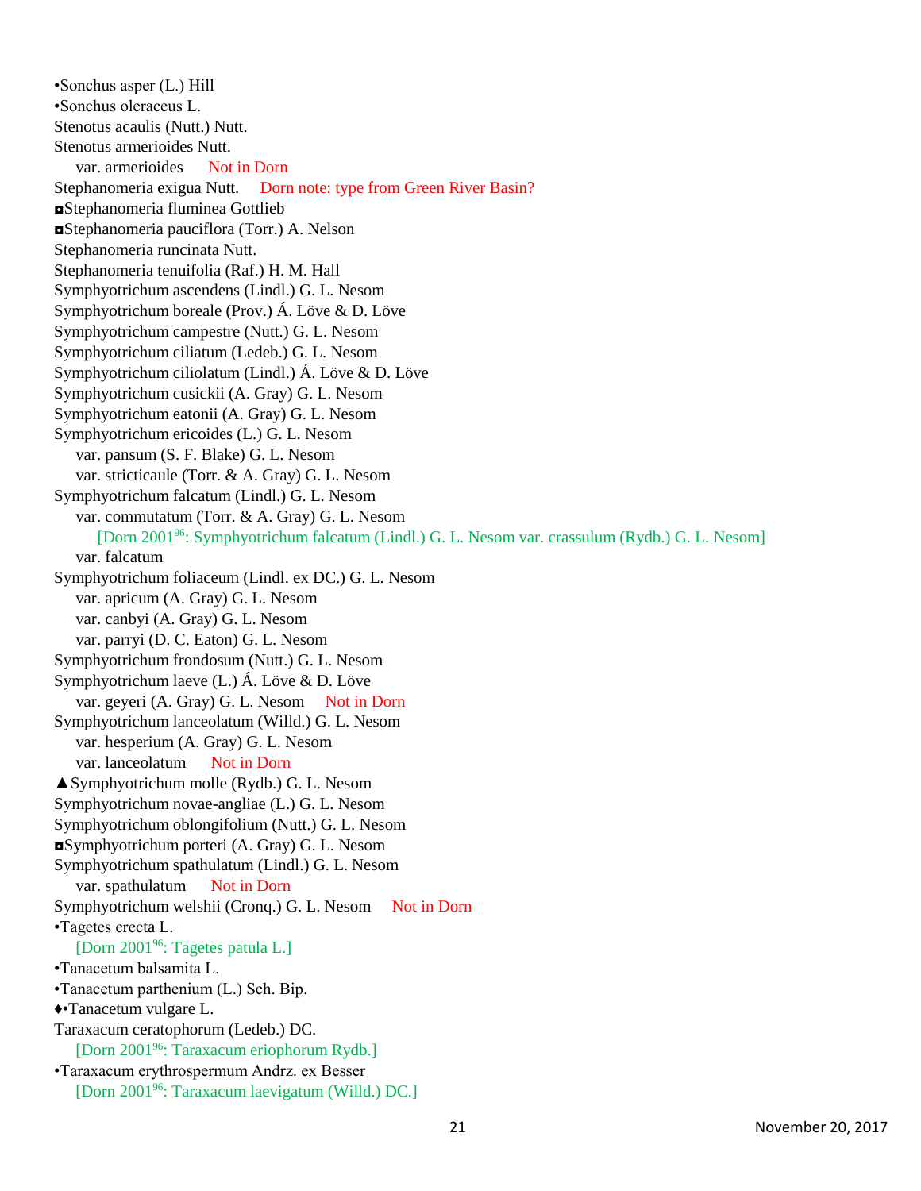•Sonchus asper (L.) Hill
•Sonchus oleraceus L.
Stenotus acaulis (Nutt.) Nutt.
Stenotus armerioides Nutt.
    var. armerioides     Not in Dorn
Stephanomeria exigua Nutt.     Dorn note: type from Green River Basin?
◘Stephanomeria fluminea Gottlieb
◘Stephanomeria pauciflora (Torr.) A. Nelson
Stephanomeria runcinata Nutt.
Stephanomeria tenuifolia (Raf.) H. M. Hall
Symphyotrichum ascendens (Lindl.) G. L. Nesom
Symphyotrichum boreale (Prov.) Á. Löve & D. Löve
Symphyotrichum campestre (Nutt.) G. L. Nesom
Symphyotrichum ciliatum (Ledeb.) G. L. Nesom
Symphyotrichum ciliolatum (Lindl.) Á. Löve & D. Löve
Symphyotrichum cusickii (A. Gray) G. L. Nesom
Symphyotrichum eatonii (A. Gray) G. L. Nesom
Symphyotrichum ericoides (L.) G. L. Nesom
    var. pansum (S. F. Blake) G. L. Nesom
    var. stricticaule (Torr. & A. Gray) G. L. Nesom
Symphyotrichum falcatum (Lindl.) G. L. Nesom
    var. commutatum (Torr. & A. Gray) G. L. Nesom
        [Dorn 2001[96]: Symphyotrichum falcatum (Lindl.) G. L. Nesom var. crassulum (Rydb.) G. L. Nesom]
    var. falcatum
Symphyotrichum foliaceum (Lindl. ex DC.) G. L. Nesom
    var. apricum (A. Gray) G. L. Nesom
    var. canbyi (A. Gray) G. L. Nesom
    var. parryi (D. C. Eaton) G. L. Nesom
Symphyotrichum frondosum (Nutt.) G. L. Nesom
Symphyotrichum laeve (L.) Á. Löve & D. Löve
    var. geyeri (A. Gray) G. L. Nesom     Not in Dorn
Symphyotrichum lanceolatum (Willd.) G. L. Nesom
    var. hesperium (A. Gray) G. L. Nesom
    var. lanceolatum     Not in Dorn
▲Symphyotrichum molle (Rydb.) G. L. Nesom
Symphyotrichum novae-angliae (L.) G. L. Nesom
Symphyotrichum oblongifolium (Nutt.) G. L. Nesom
◘Symphyotrichum porteri (A. Gray) G. L. Nesom
Symphyotrichum spathulatum (Lindl.) G. L. Nesom
    var. spathulatum     Not in Dorn
Symphyotrichum welshii (Cronq.) G. L. Nesom     Not in Dorn
•Tagetes erecta L.
    [Dorn 2001[96]: Tagetes patula L.]
•Tanacetum balsamita L.
•Tanacetum parthenium (L.) Sch. Bip.
♦•Tanacetum vulgare L.
Taraxacum ceratophorum (Ledeb.) DC.
    [Dorn 2001[96]: Taraxacum eriophorum Rydb.]
•Taraxacum erythrospermum Andrz. ex Besser
    [Dorn 2001[96]: Taraxacum laevigatum (Willd.) DC.]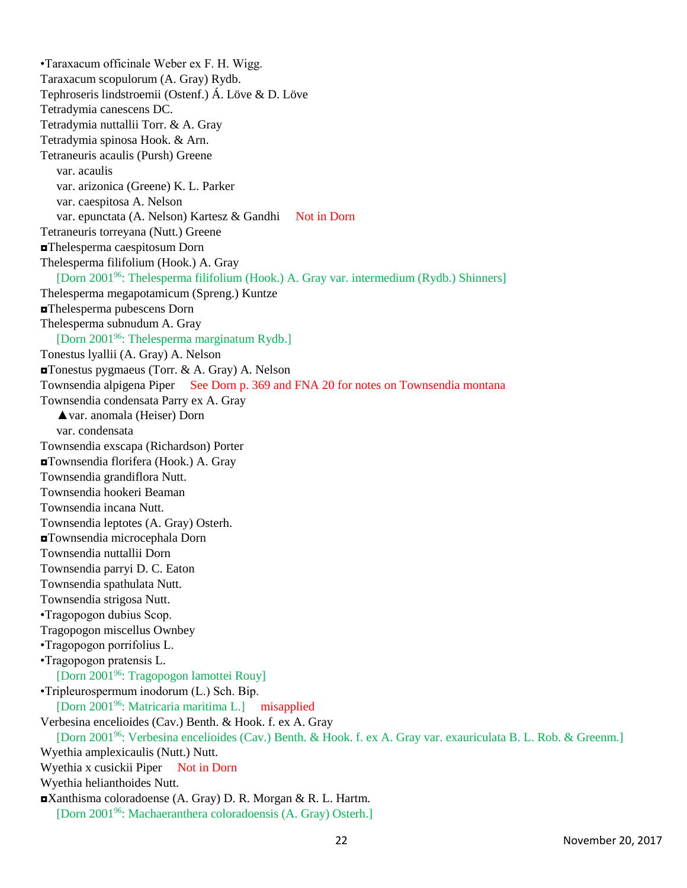•Taraxacum officinale Weber ex F. H. Wigg.
Taraxacum scopulorum (A. Gray) Rydb.
Tephroseris lindstroemii (Ostenf.) Á. Löve & D. Löve
Tetradymia canescens DC.
Tetradymia nuttallii Torr. & A. Gray
Tetradymia spinosa Hook. & Arn.
Tetraneuris acaulis (Pursh) Greene
    var. acaulis
    var. arizonica (Greene) K. L. Parker
    var. caespitosa A. Nelson
    var. epunctata (A. Nelson) Kartesz & Gandhi     Not in Dorn
Tetraneuris torreyana (Nutt.) Greene
◘Thelesperma caespitosum Dorn
Thelesperma filifolium (Hook.) A. Gray
    [Dorn 2001[96]: Thelesperma filifolium (Hook.) A. Gray var. intermedium (Rydb.) Shinners]
Thelesperma megapotamicum (Spreng.) Kuntze
◘Thelesperma pubescens Dorn
Thelesperma subnudum A. Gray
    [Dorn 2001[96]: Thelesperma marginatum Rydb.]
Tonestus lyallii (A. Gray) A. Nelson
◘Tonestus pygmaeus (Torr. & A. Gray) A. Nelson
Townsendia alpigena Piper     See Dorn p. 369 and FNA 20 for notes on Townsendia montana
Townsendia condensata Parry ex A. Gray
    ▲var. anomala (Heiser) Dorn
    var. condensata
Townsendia exscapa (Richardson) Porter
◘Townsendia florifera (Hook.) A. Gray
Townsendia grandiflora Nutt.
Townsendia hookeri Beaman
Townsendia incana Nutt.
Townsendia leptotes (A. Gray) Osterh.
◘Townsendia microcephala Dorn
Townsendia nuttallii Dorn
Townsendia parryi D. C. Eaton
Townsendia spathulata Nutt.
Townsendia strigosa Nutt.
•Tragopogon dubius Scop.
Tragopogon miscellus Ownbey
•Tragopogon porrifolius L.
•Tragopogon pratensis L.
    [Dorn 2001[96]: Tragopogon lamottei Rouy]
•Tripleurospermum inodorum (L.) Sch. Bip.
    [Dorn 2001[96]: Matricaria maritima L.]     misapplied
Verbesina encelioides (Cav.) Benth. & Hook. f. ex A. Gray
    [Dorn 2001[96]: Verbesina encelioides (Cav.) Benth. & Hook. f. ex A. Gray var. exauriculata B. L. Rob. & Greenm.]
Wyethia amplexicaulis (Nutt.) Nutt.
Wyethia x cusickii Piper     Not in Dorn
Wyethia helianthoides Nutt.
◘Xanthisma coloradoense (A. Gray) D. R. Morgan & R. L. Hartm.
    [Dorn 2001[96]: Machaeranthera coloradoensis (A. Gray) Osterh.]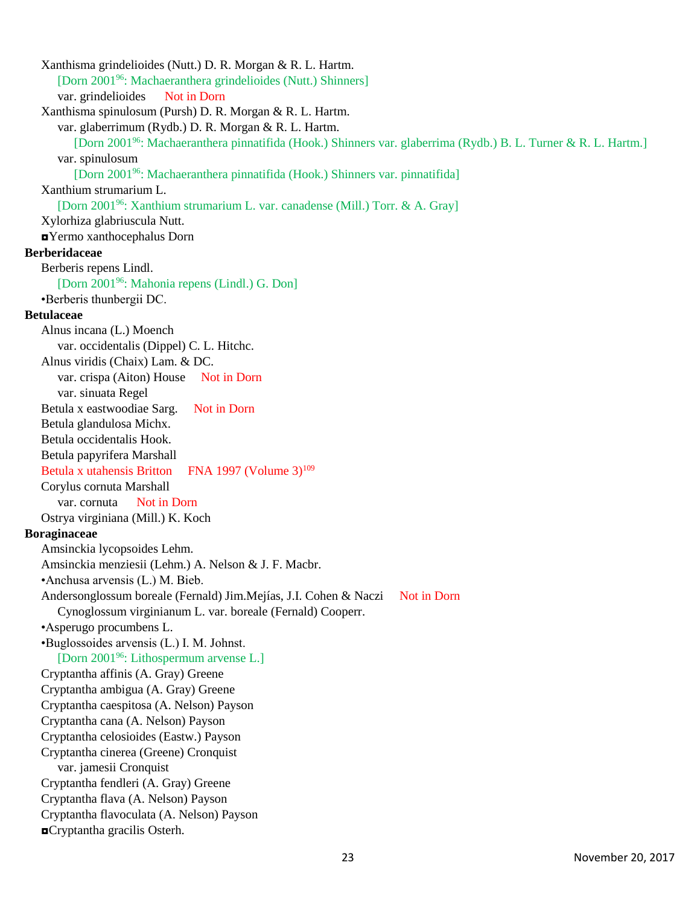Xanthisma grindelioides (Nutt.) D. R. Morgan & R. L. Hartm.

[Dorn 2001[96]: Machaeranthera grindelioides (Nutt.) Shinners]

var. grindelioides Not in Dorn

Xanthisma spinulosum (Pursh) D. R. Morgan & R. L. Hartm.

var. glaberrimum (Rydb.) D. R. Morgan & R. L. Hartm.

[Dorn 2001[96]: Machaeranthera pinnatifida (Hook.) Shinners var. glaberrima (Rydb.) B. L. Turner & R. L. Hartm.]

var. spinulosum

[Dorn 2001[96]: Machaeranthera pinnatifida (Hook.) Shinners var. pinnatifida]

Xanthium strumarium L.

[Dorn 2001[96]: Xanthium strumarium L. var. canadense (Mill.) Torr. & A. Gray]

Xylorhiza glabriuscula Nutt.

◘Yermo xanthocephalus Dorn

**Berberidaceae**

Berberis repens Lindl.

[Dorn 2001[96]: Mahonia repens (Lindl.) G. Don]

•Berberis thunbergii DC.

**Betulaceae**

Alnus incana (L.) Moench

var. occidentalis (Dippel) C. L. Hitchc.

Alnus viridis (Chaix) Lam. & DC.

var. crispa (Aiton) House Not in Dorn

var. sinuata Regel

Betula x eastwoodiae Sarg. Not in Dorn

Betula glandulosa Michx.

Betula occidentalis Hook.

Betula papyrifera Marshall

Betula x utahensis Britton FNA 1997 (Volume 3)[109]

Corylus cornuta Marshall

var. cornuta Not in Dorn

Ostrya virginiana (Mill.) K. Koch

**Boraginaceae**

Amsinckia lycopsoides Lehm.

Amsinckia menziesii (Lehm.) A. Nelson & J. F. Macbr.

•Anchusa arvensis (L.) M. Bieb.

Andersonglossum boreale (Fernald) Jim.Mejías, J.I. Cohen & Naczi Not in Dorn

Cynoglossum virginianum L. var. boreale (Fernald) Cooperr.

•Asperugo procumbens L.

•Buglossoides arvensis (L.) I. M. Johnst.

[Dorn 2001[96]: Lithospermum arvense L.]

Cryptantha affinis (A. Gray) Greene

Cryptantha ambigua (A. Gray) Greene

Cryptantha caespitosa (A. Nelson) Payson

Cryptantha cana (A. Nelson) Payson

Cryptantha celosioides (Eastw.) Payson

Cryptantha cinerea (Greene) Cronquist

var. jamesii Cronquist

Cryptantha fendleri (A. Gray) Greene

Cryptantha flava (A. Nelson) Payson

Cryptantha flavoculata (A. Nelson) Payson

◘Cryptantha gracilis Osterh.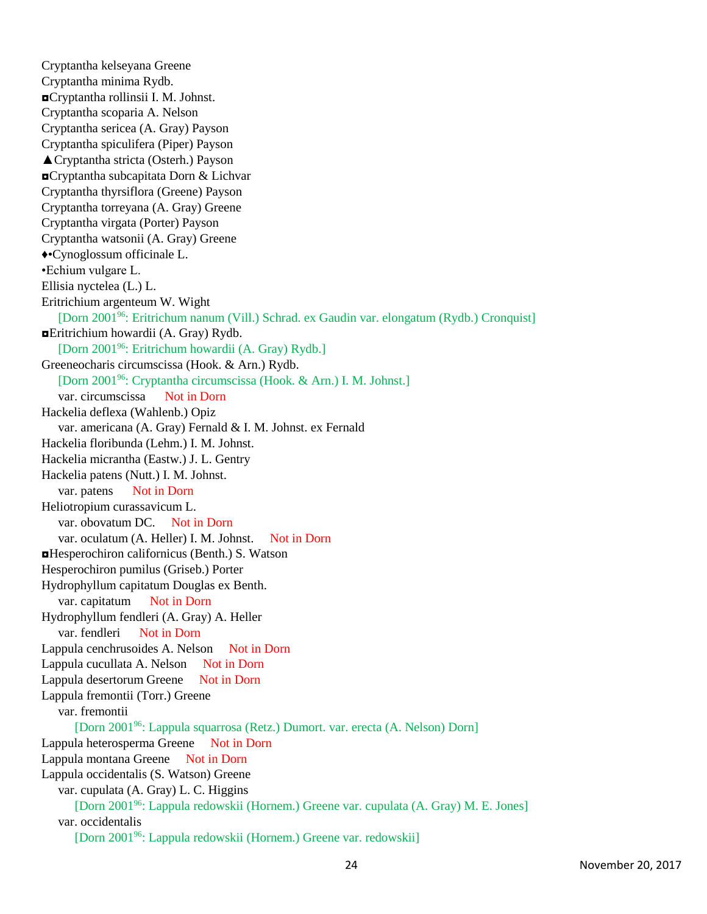Cryptantha kelseyana Greene
Cryptantha minima Rydb.
◘Cryptantha rollinsii I. M. Johnst.
Cryptantha scoparia A. Nelson
Cryptantha sericea (A. Gray) Payson
Cryptantha spiculifera (Piper) Payson
▲Cryptantha stricta (Osterh.) Payson
◘Cryptantha subcapitata Dorn & Lichvar
Cryptantha thyrsiflora (Greene) Payson
Cryptantha torreyana (A. Gray) Greene
Cryptantha virgata (Porter) Payson
Cryptantha watsonii (A. Gray) Greene
♦•Cynoglossum officinale L.
•Echium vulgare L.
Ellisia nyctelea (L.) L.
Eritrichium argenteum W. Wight
    [Dorn 2001[96]: Eritrichum nanum (Vill.) Schrad. ex Gaudin var. elongatum (Rydb.) Cronquist]
◘Eritrichium howardii (A. Gray) Rydb.
    [Dorn 2001[96]: Eritrichum howardii (A. Gray) Rydb.]
Greeneocharis circumscissa (Hook. & Arn.) Rydb.
    [Dorn 2001[96]: Cryptantha circumscissa (Hook. & Arn.) I. M. Johnst.]
    var. circumscissa    Not in Dorn
Hackelia deflexa (Wahlenb.) Opiz
    var. americana (A. Gray) Fernald & I. M. Johnst. ex Fernald
Hackelia floribunda (Lehm.) I. M. Johnst.
Hackelia micrantha (Eastw.) J. L. Gentry
Hackelia patens (Nutt.) I. M. Johnst.
    var. patens    Not in Dorn
Heliotropium curassavicum L.
    var. obovatum DC.    Not in Dorn
    var. oculatum (A. Heller) I. M. Johnst.    Not in Dorn
◘Hesperochiron californicus (Benth.) S. Watson
Hesperochiron pumilus (Griseb.) Porter
Hydrophyllum capitatum Douglas ex Benth.
    var. capitatum    Not in Dorn
Hydrophyllum fendleri (A. Gray) A. Heller
    var. fendleri    Not in Dorn
Lappula cenchrusoides A. Nelson    Not in Dorn
Lappula cucullata A. Nelson    Not in Dorn
Lappula desertorum Greene    Not in Dorn
Lappula fremontii (Torr.) Greene
    var. fremontii
        [Dorn 2001[96]: Lappula squarrosa (Retz.) Dumort. var. erecta (A. Nelson) Dorn]
Lappula heterosperma Greene    Not in Dorn
Lappula montana Greene    Not in Dorn
Lappula occidentalis (S. Watson) Greene
    var. cupulata (A. Gray) L. C. Higgins
        [Dorn 2001[96]: Lappula redowskii (Hornem.) Greene var. cupulata (A. Gray) M. E. Jones]
    var. occidentalis
        [Dorn 2001[96]: Lappula redowskii (Hornem.) Greene var. redowskii]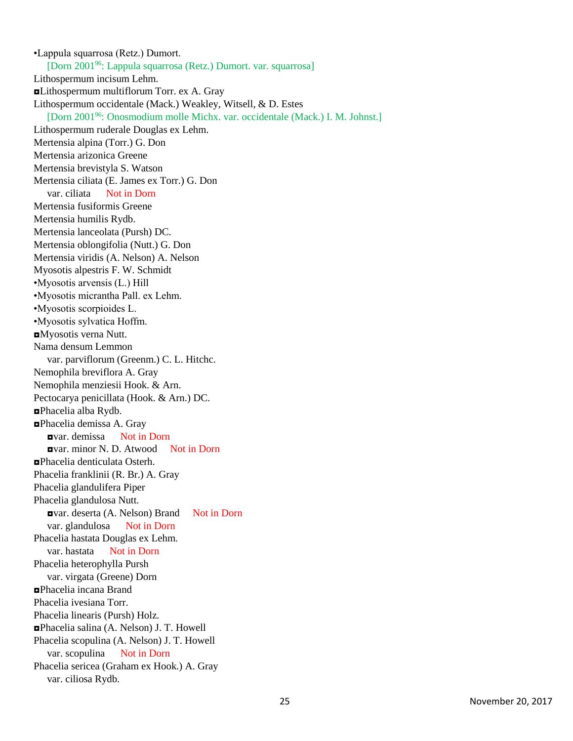•Lappula squarrosa (Retz.) Dumort.

  [Dorn 2001[96]: Lappula squarrosa (Retz.) Dumort. var. squarrosa]

Lithospermum incisum Lehm.

◘Lithospermum multiflorum Torr. ex A. Gray

Lithospermum occidentale (Mack.) Weakley, Witsell, & D. Estes

  [Dorn 2001[96]: Onosmodium molle Michx. var. occidentale (Mack.) I. M. Johnst.]

Lithospermum ruderale Douglas ex Lehm.

Mertensia alpina (Torr.) G. Don

Mertensia arizonica Greene

Mertensia brevistyla S. Watson

Mertensia ciliata (E. James ex Torr.) G. Don

  var. ciliata   Not in Dorn

Mertensia fusiformis Greene

Mertensia humilis Rydb.

Mertensia lanceolata (Pursh) DC.

Mertensia oblongifolia (Nutt.) G. Don

Mertensia viridis (A. Nelson) A. Nelson

Myosotis alpestris F. W. Schmidt

•Myosotis arvensis (L.) Hill

•Myosotis micrantha Pall. ex Lehm.

•Myosotis scorpioides L.

•Myosotis sylvatica Hoffm.

◘Myosotis verna Nutt.

Nama densum Lemmon

  var. parviflorum (Greenm.) C. L. Hitchc.

Nemophila breviflora A. Gray

Nemophila menziesii Hook. & Arn.

Pectocarya penicillata (Hook. & Arn.) DC.

◘Phacelia alba Rydb.

◘Phacelia demissa A. Gray

  ◘var. demissa   Not in Dorn

  ◘var. minor N. D. Atwood   Not in Dorn

◘Phacelia denticulata Osterh.

Phacelia franklinii (R. Br.) A. Gray

Phacelia glandulifera Piper

Phacelia glandulosa Nutt.

  ◘var. deserta (A. Nelson) Brand   Not in Dorn

  var. glandulosa   Not in Dorn

Phacelia hastata Douglas ex Lehm.

  var. hastata   Not in Dorn

Phacelia heterophylla Pursh

  var. virgata (Greene) Dorn

◘Phacelia incana Brand

Phacelia ivesiana Torr.

Phacelia linearis (Pursh) Holz.

◘Phacelia salina (A. Nelson) J. T. Howell

Phacelia scopulina (A. Nelson) J. T. Howell

  var. scopulina   Not in Dorn

Phacelia sericea (Graham ex Hook.) A. Gray

  var. ciliosa Rydb.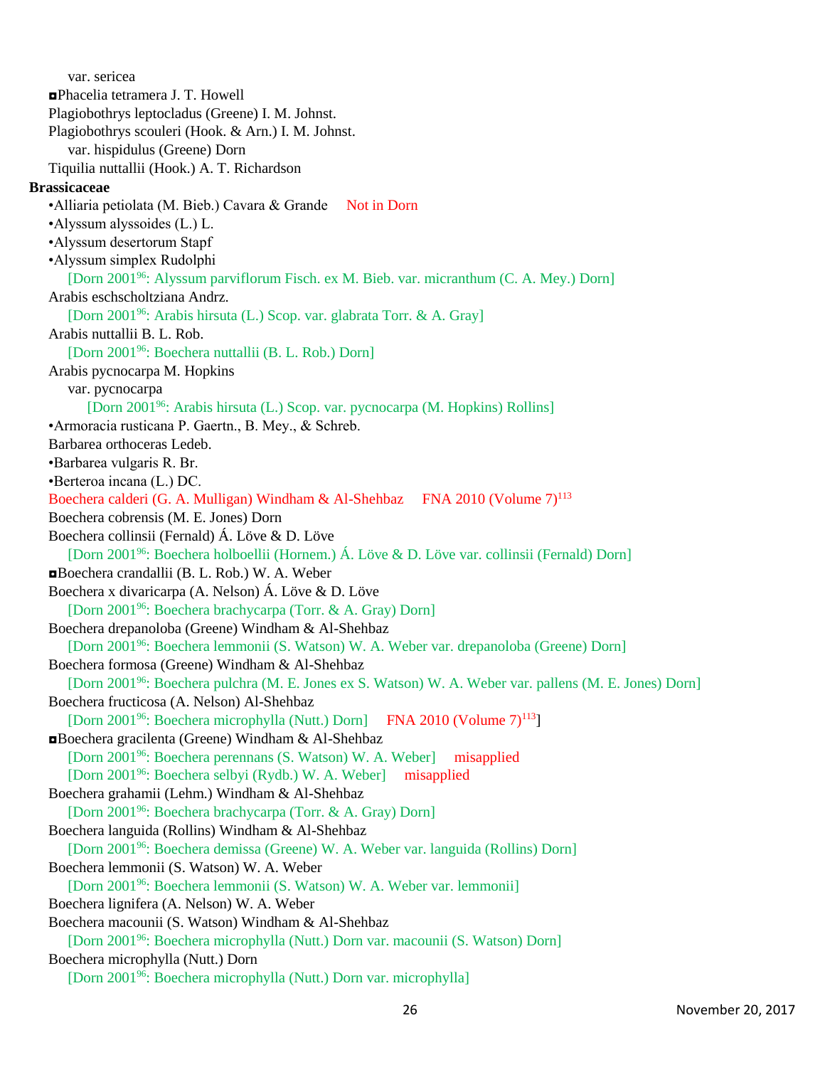var. sericea

◘Phacelia tetramera J. T. Howell

Plagiobothrys leptocladus (Greene) I. M. Johnst.

Plagiobothrys scouleri (Hook. & Arn.) I. M. Johnst.

var. hispidulus (Greene) Dorn

Tiquilia nuttallii (Hook.) A. T. Richardson

**Brassicaceae**

•Alliaria petiolata (M. Bieb.) Cavara & Grande     Not in Dorn

•Alyssum alyssoides (L.) L.

•Alyssum desertorum Stapf

•Alyssum simplex Rudolphi

[Dorn 2001[96]: Alyssum parviflorum Fisch. ex M. Bieb. var. micranthum (C. A. Mey.) Dorn]

Arabis eschscholtziana Andrz.

[Dorn 2001[96]: Arabis hirsuta (L.) Scop. var. glabrata Torr. & A. Gray]

Arabis nuttallii B. L. Rob.

[Dorn 2001[96]: Boechera nuttallii (B. L. Rob.) Dorn]

Arabis pycnocarpa M. Hopkins

var. pycnocarpa

[Dorn 2001[96]: Arabis hirsuta (L.) Scop. var. pycnocarpa (M. Hopkins) Rollins]

•Armoracia rusticana P. Gaertn., B. Mey., & Schreb.

Barbarea orthoceras Ledeb.

•Barbarea vulgaris R. Br.

•Berteroa incana (L.) DC.

Boechera calderi (G. A. Mulligan) Windham & Al-Shehbaz     FNA 2010 (Volume 7)[113]

Boechera cobrensis (M. E. Jones) Dorn

Boechera collinsii (Fernald) Á. Löve & D. Löve

[Dorn 2001[96]: Boechera holboellii (Hornem.) Á. Löve & D. Löve var. collinsii (Fernald) Dorn]

◘Boechera crandallii (B. L. Rob.) W. A. Weber

Boechera x divaricarpa (A. Nelson) Á. Löve & D. Löve

[Dorn 2001[96]: Boechera brachycarpa (Torr. & A. Gray) Dorn]

Boechera drepanoloba (Greene) Windham & Al-Shehbaz

[Dorn 2001[96]: Boechera lemmonii (S. Watson) W. A. Weber var. drepanoloba (Greene) Dorn]

Boechera formosa (Greene) Windham & Al-Shehbaz

[Dorn 2001[96]: Boechera pulchra (M. E. Jones ex S. Watson) W. A. Weber var. pallens (M. E. Jones) Dorn]

Boechera fructicosa (A. Nelson) Al-Shehbaz

[Dorn 2001[96]: Boechera microphylla (Nutt.) Dorn]     FNA 2010 (Volume 7)[113]]

◘Boechera gracilenta (Greene) Windham & Al-Shehbaz

[Dorn 2001[96]: Boechera perennans (S. Watson) W. A. Weber]     misapplied

[Dorn 2001[96]: Boechera selbyi (Rydb.) W. A. Weber]     misapplied

Boechera grahamii (Lehm.) Windham & Al-Shehbaz

[Dorn 2001[96]: Boechera brachycarpa (Torr. & A. Gray) Dorn]

Boechera languida (Rollins) Windham & Al-Shehbaz

[Dorn 2001[96]: Boechera demissa (Greene) W. A. Weber var. languida (Rollins) Dorn]

Boechera lemmonii (S. Watson) W. A. Weber

[Dorn 2001[96]: Boechera lemmonii (S. Watson) W. A. Weber var. lemmonii]

Boechera lignifera (A. Nelson) W. A. Weber

Boechera macounii (S. Watson) Windham & Al-Shehbaz

[Dorn 2001[96]: Boechera microphylla (Nutt.) Dorn var. macounii (S. Watson) Dorn]

Boechera microphylla (Nutt.) Dorn

[Dorn 2001[96]: Boechera microphylla (Nutt.) Dorn var. microphylla]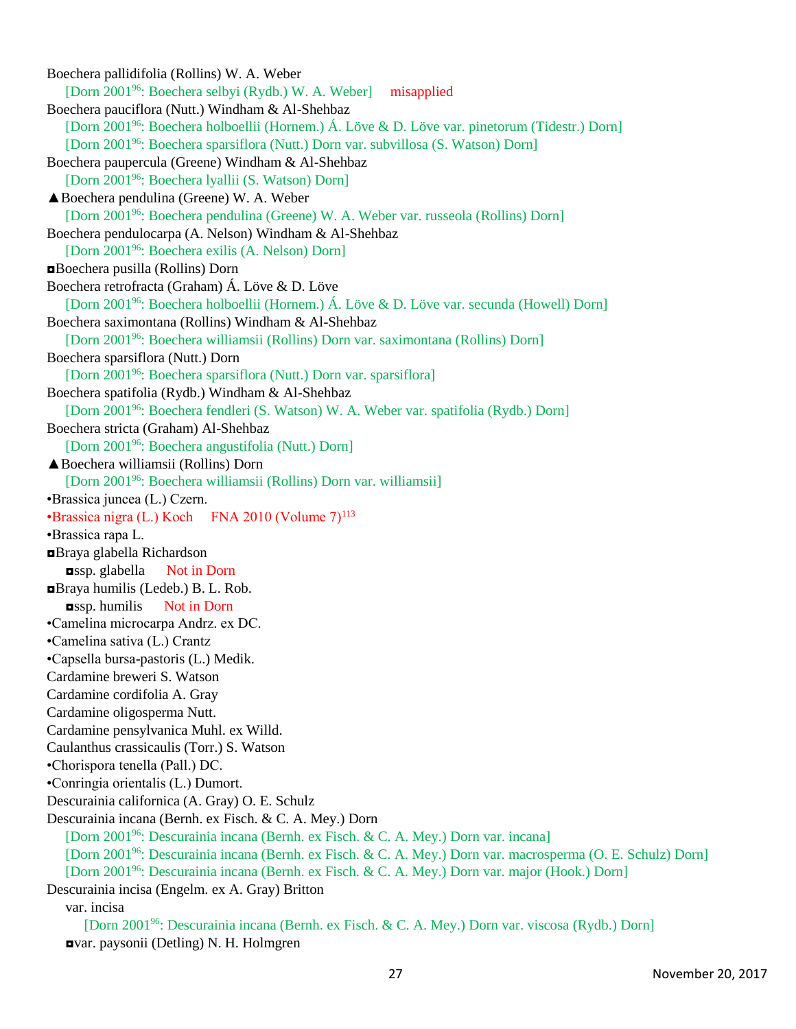Boechera pallidifolia (Rollins) W. A. Weber

  [Dorn 2001[96]: Boechera selbyi (Rydb.) W. A. Weber] misapplied

Boechera pauciflora (Nutt.) Windham & Al-Shehbaz

  [Dorn 2001[96]: Boechera holboellii (Hornem.) Á. Löve & D. Löve var. pinetorum (Tidestr.) Dorn]

  [Dorn 2001[96]: Boechera sparsiflora (Nutt.) Dorn var. subvillosa (S. Watson) Dorn]

Boechera paupercula (Greene) Windham & Al-Shehbaz

  [Dorn 2001[96]: Boechera lyallii (S. Watson) Dorn]

▲Boechera pendulina (Greene) W. A. Weber

  [Dorn 2001[96]: Boechera pendulina (Greene) W. A. Weber var. russeola (Rollins) Dorn]

Boechera pendulocarpa (A. Nelson) Windham & Al-Shehbaz

  [Dorn 2001[96]: Boechera exilis (A. Nelson) Dorn]

◘Boechera pusilla (Rollins) Dorn

Boechera retrofracta (Graham) Á. Löve & D. Löve

  [Dorn 2001[96]: Boechera holboellii (Hornem.) Á. Löve & D. Löve var. secunda (Howell) Dorn]

Boechera saximontana (Rollins) Windham & Al-Shehbaz

  [Dorn 2001[96]: Boechera williamsii (Rollins) Dorn var. saximontana (Rollins) Dorn]

Boechera sparsiflora (Nutt.) Dorn

  [Dorn 2001[96]: Boechera sparsiflora (Nutt.) Dorn var. sparsiflora]

Boechera spatifolia (Rydb.) Windham & Al-Shehbaz

  [Dorn 2001[96]: Boechera fendleri (S. Watson) W. A. Weber var. spatifolia (Rydb.) Dorn]

Boechera stricta (Graham) Al-Shehbaz

  [Dorn 2001[96]: Boechera angustifolia (Nutt.) Dorn]

▲Boechera williamsii (Rollins) Dorn

  [Dorn 2001[96]: Boechera williamsii (Rollins) Dorn var. williamsii]

•Brassica juncea (L.) Czern.

•Brassica nigra (L.) Koch FNA 2010 (Volume 7)[113]

•Brassica rapa L.

◘Braya glabella Richardson

  ◘ssp. glabella Not in Dorn

◘Braya humilis (Ledeb.) B. L. Rob.

  ◘ssp. humilis Not in Dorn

•Camelina microcarpa Andrz. ex DC.

•Camelina sativa (L.) Crantz

•Capsella bursa-pastoris (L.) Medik.

Cardamine breweri S. Watson

Cardamine cordifolia A. Gray

Cardamine oligosperma Nutt.

Cardamine pensylvanica Muhl. ex Willd.

Caulanthus crassicaulis (Torr.) S. Watson

•Chorispora tenella (Pall.) DC.

•Conringia orientalis (L.) Dumort.

Descurainia californica (A. Gray) O. E. Schulz

Descurainia incana (Bernh. ex Fisch. & C. A. Mey.) Dorn

  [Dorn 2001[96]: Descurainia incana (Bernh. ex Fisch. & C. A. Mey.) Dorn var. incana]

  [Dorn 2001[96]: Descurainia incana (Bernh. ex Fisch. & C. A. Mey.) Dorn var. macrosperma (O. E. Schulz) Dorn]

  [Dorn 2001[96]: Descurainia incana (Bernh. ex Fisch. & C. A. Mey.) Dorn var. major (Hook.) Dorn]

Descurainia incisa (Engelm. ex A. Gray) Britton

  var. incisa

    [Dorn 2001[96]: Descurainia incana (Bernh. ex Fisch. & C. A. Mey.) Dorn var. viscosa (Rydb.) Dorn]

  ◘var. paysonii (Detling) N. H. Holmgren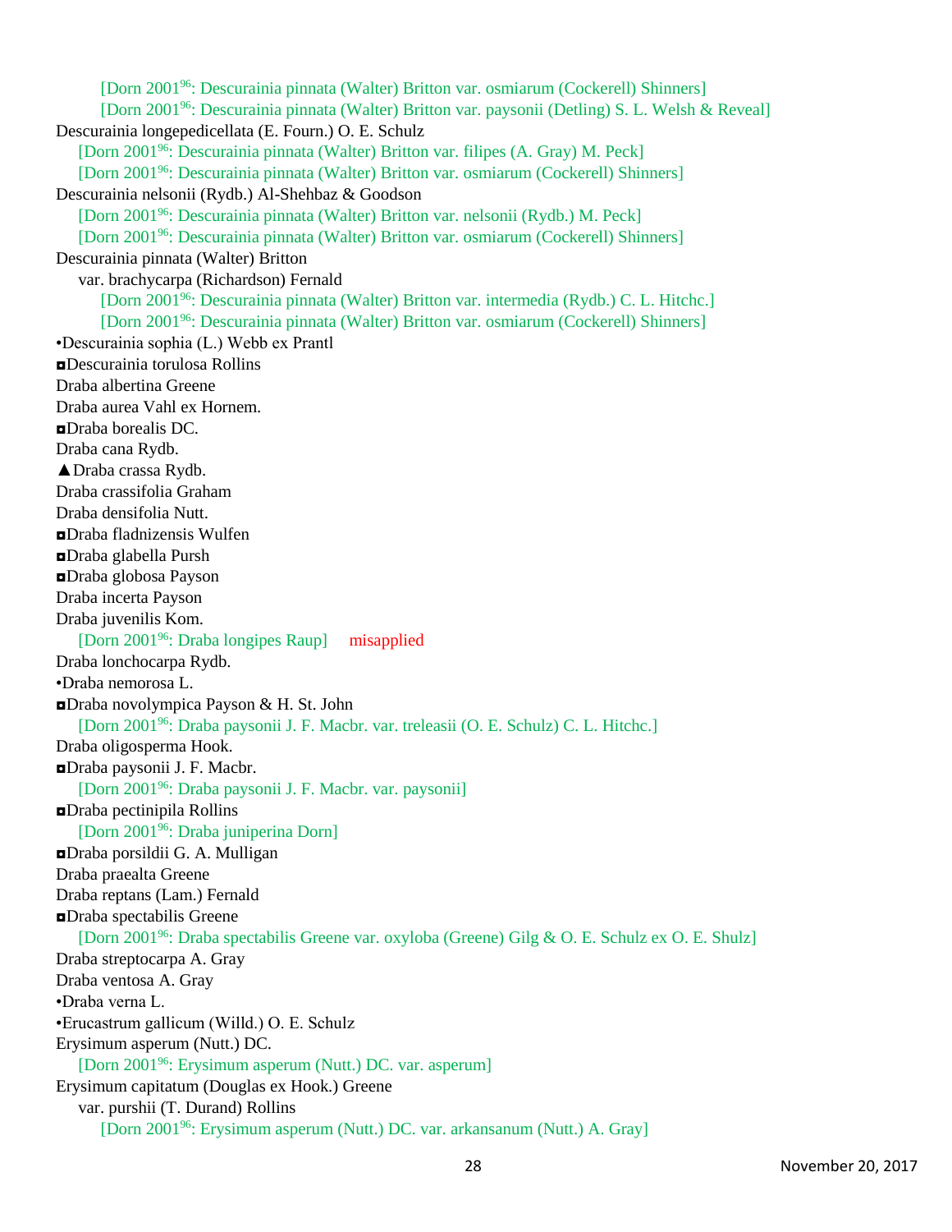[Dorn 2001[96]: Descurainia pinnata (Walter) Britton var. osmiarum (Cockerell) Shinners]
[Dorn 2001[96]: Descurainia pinnata (Walter) Britton var. paysonii (Detling) S. L. Welsh & Reveal]

Descurainia longepedicellata (E. Fourn.) O. E. Schulz
[Dorn 2001[96]: Descurainia pinnata (Walter) Britton var. filipes (A. Gray) M. Peck]
[Dorn 2001[96]: Descurainia pinnata (Walter) Britton var. osmiarum (Cockerell) Shinners]

Descurainia nelsonii (Rydb.) Al-Shehbaz & Goodson
[Dorn 2001[96]: Descurainia pinnata (Walter) Britton var. nelsonii (Rydb.) M. Peck]
[Dorn 2001[96]: Descurainia pinnata (Walter) Britton var. osmiarum (Cockerell) Shinners]

Descurainia pinnata (Walter) Britton
var. brachycarpa (Richardson) Fernald
[Dorn 2001[96]: Descurainia pinnata (Walter) Britton var. intermedia (Rydb.) C. L. Hitchc.]
[Dorn 2001[96]: Descurainia pinnata (Walter) Britton var. osmiarum (Cockerell) Shinners]

•Descurainia sophia (L.) Webb ex Prantl
◘Descurainia torulosa Rollins
Draba albertina Greene
Draba aurea Vahl ex Hornem.
◘Draba borealis DC.
Draba cana Rydb.
▲Draba crassa Rydb.
Draba crassifolia Graham
Draba densifolia Nutt.
◘Draba fladnizensis Wulfen
◘Draba glabella Pursh
◘Draba globosa Payson
Draba incerta Payson
Draba juvenilis Kom.
[Dorn 2001[96]: Draba longipes Raup] misapplied

Draba lonchocarpa Rydb.
•Draba nemorosa L.
◘Draba novolympica Payson & H. St. John
[Dorn 2001[96]: Draba paysonii J. F. Macbr. var. treleasii (O. E. Schulz) C. L. Hitchc.]

Draba oligosperma Hook.
◘Draba paysonii J. F. Macbr.
[Dorn 2001[96]: Draba paysonii J. F. Macbr. var. paysonii]

◘Draba pectinipila Rollins
[Dorn 2001[96]: Draba juniperina Dorn]

◘Draba porsildii G. A. Mulligan
Draba praealta Greene
Draba reptans (Lam.) Fernald
◘Draba spectabilis Greene
[Dorn 2001[96]: Draba spectabilis Greene var. oxyloba (Greene) Gilg & O. E. Schulz ex O. E. Shulz]

Draba streptocarpa A. Gray
Draba ventosa A. Gray
•Draba verna L.
•Erucastrum gallicum (Willd.) O. E. Schulz
Erysimum asperum (Nutt.) DC.
[Dorn 2001[96]: Erysimum asperum (Nutt.) DC. var. asperum]

Erysimum capitatum (Douglas ex Hook.) Greene
var. purshii (T. Durand) Rollins
[Dorn 2001[96]: Erysimum asperum (Nutt.) DC. var. arkansanum (Nutt.) A. Gray]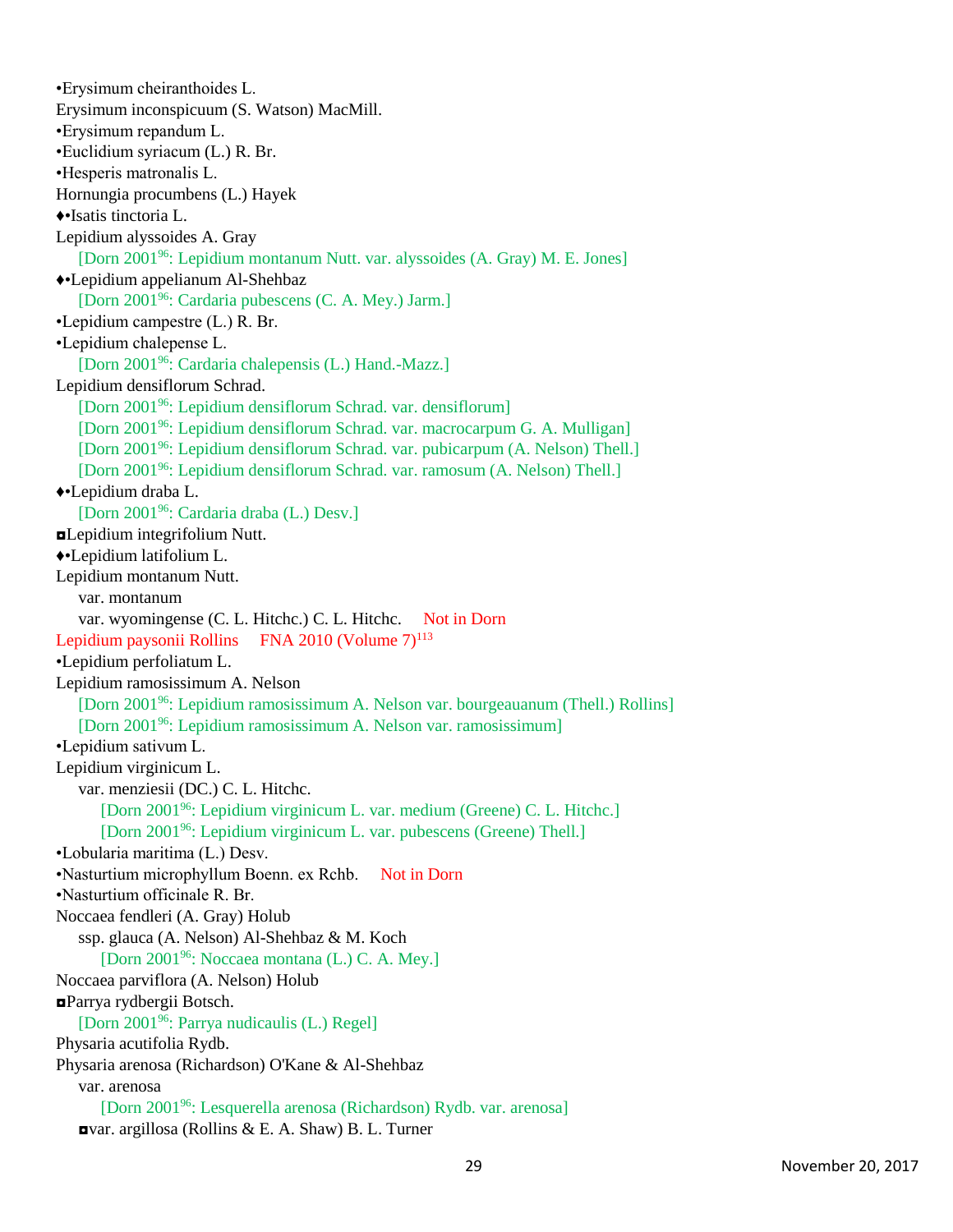•Erysimum cheiranthoides L.
Erysimum inconspicuum (S. Watson) MacMill.
•Erysimum repandum L.
•Euclidium syriacum (L.) R. Br.
•Hesperis matronalis L.
Hornungia procumbens (L.) Hayek
♦•Isatis tinctoria L.
Lepidium alyssoides A. Gray
    [Dorn 2001[96]: Lepidium montanum Nutt. var. alyssoides (A. Gray) M. E. Jones]
♦•Lepidium appelianum Al-Shehbaz
    [Dorn 2001[96]: Cardaria pubescens (C. A. Mey.) Jarm.]
•Lepidium campestre (L.) R. Br.
•Lepidium chalepense L.
    [Dorn 2001[96]: Cardaria chalepensis (L.) Hand.-Mazz.]
Lepidium densiflorum Schrad.
    [Dorn 2001[96]: Lepidium densiflorum Schrad. var. densiflorum]
    [Dorn 2001[96]: Lepidium densiflorum Schrad. var. macrocarpum G. A. Mulligan]
    [Dorn 2001[96]: Lepidium densiflorum Schrad. var. pubicarpum (A. Nelson) Thell.]
    [Dorn 2001[96]: Lepidium densiflorum Schrad. var. ramosum (A. Nelson) Thell.]
♦•Lepidium draba L.
    [Dorn 2001[96]: Cardaria draba (L.) Desv.]
◘Lepidium integrifolium Nutt.
♦•Lepidium latifolium L.
Lepidium montanum Nutt.
    var. montanum
    var. wyomingense (C. L. Hitchc.) C. L. Hitchc.     Not in Dorn
Lepidium paysonii Rollins     FNA 2010 (Volume 7)[113]
•Lepidium perfoliatum L.
Lepidium ramosissimum A. Nelson
    [Dorn 2001[96]: Lepidium ramosissimum A. Nelson var. bourgeauanum (Thell.) Rollins]
    [Dorn 2001[96]: Lepidium ramosissimum A. Nelson var. ramosissimum]
•Lepidium sativum L.
Lepidium virginicum L.
    var. menziesii (DC.) C. L. Hitchc.
        [Dorn 2001[96]: Lepidium virginicum L. var. medium (Greene) C. L. Hitchc.]
        [Dorn 2001[96]: Lepidium virginicum L. var. pubescens (Greene) Thell.]
•Lobularia maritima (L.) Desv.
•Nasturtium microphyllum Boenn. ex Rchb.     Not in Dorn
•Nasturtium officinale R. Br.
Noccaea fendleri (A. Gray) Holub
    ssp. glauca (A. Nelson) Al-Shehbaz & M. Koch
        [Dorn 2001[96]: Noccaea montana (L.) C. A. Mey.]
Noccaea parviflora (A. Nelson) Holub
◘Parrya rydbergii Botsch.
    [Dorn 2001[96]: Parrya nudicaulis (L.) Regel]
Physaria acutifolia Rydb.
Physaria arenosa (Richardson) O'Kane & Al-Shehbaz
    var. arenosa
        [Dorn 2001[96]: Lesquerella arenosa (Richardson) Rydb. var. arenosa]
    ◘var. argillosa (Rollins & E. A. Shaw) B. L. Turner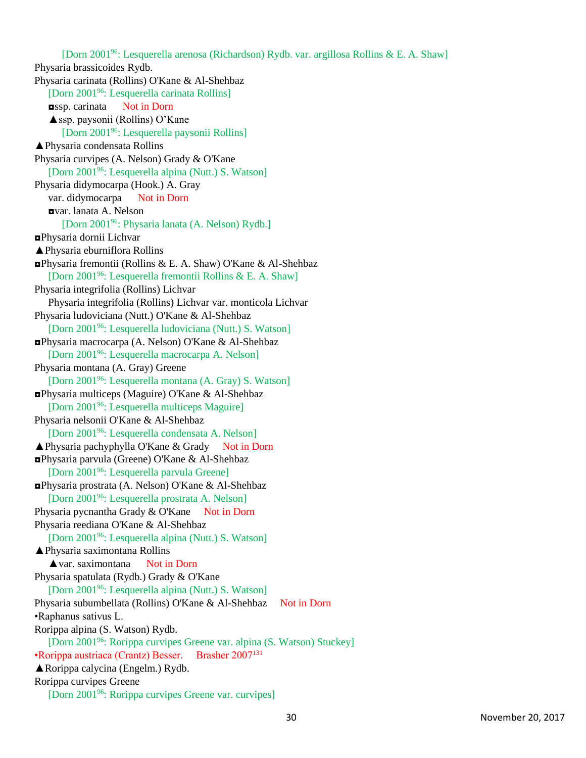[Dorn 2001[96]: Lesquerella arenosa (Richardson) Rydb. var. argillosa Rollins & E. A. Shaw]

Physaria brassicoides Rydb.

Physaria carinata (Rollins) O'Kane & Al-Shehbaz

[Dorn 2001[96]: Lesquerella carinata Rollins]

◘ssp. carinata Not in Dorn

▲ssp. paysonii (Rollins) O'Kane

[Dorn 2001[96]: Lesquerella paysonii Rollins]

▲Physaria condensata Rollins

Physaria curvipes (A. Nelson) Grady & O'Kane

[Dorn 2001[96]: Lesquerella alpina (Nutt.) S. Watson]

Physaria didymocarpa (Hook.) A. Gray

var. didymocarpa Not in Dorn

◘var. lanata A. Nelson

[Dorn 2001[96]: Physaria lanata (A. Nelson) Rydb.]

◘Physaria dornii Lichvar

▲Physaria eburniflora Rollins

◘Physaria fremontii (Rollins & E. A. Shaw) O'Kane & Al-Shehbaz

[Dorn 2001[96]: Lesquerella fremontii Rollins & E. A. Shaw]

Physaria integrifolia (Rollins) Lichvar

Physaria integrifolia (Rollins) Lichvar var. monticola Lichvar

Physaria ludoviciana (Nutt.) O'Kane & Al-Shehbaz

[Dorn 2001[96]: Lesquerella ludoviciana (Nutt.) S. Watson]

◘Physaria macrocarpa (A. Nelson) O'Kane & Al-Shehbaz

[Dorn 2001[96]: Lesquerella macrocarpa A. Nelson]

Physaria montana (A. Gray) Greene

[Dorn 2001[96]: Lesquerella montana (A. Gray) S. Watson]

◘Physaria multiceps (Maguire) O'Kane & Al-Shehbaz

[Dorn 2001[96]: Lesquerella multiceps Maguire]

Physaria nelsonii O'Kane & Al-Shehbaz

[Dorn 2001[96]: Lesquerella condensata A. Nelson]

▲Physaria pachyphylla O'Kane & Grady Not in Dorn

◘Physaria parvula (Greene) O'Kane & Al-Shehbaz

[Dorn 2001[96]: Lesquerella parvula Greene]

◘Physaria prostrata (A. Nelson) O'Kane & Al-Shehbaz

[Dorn 2001[96]: Lesquerella prostrata A. Nelson]

Physaria pycnantha Grady & O'Kane Not in Dorn

Physaria reediana O'Kane & Al-Shehbaz

[Dorn 2001[96]: Lesquerella alpina (Nutt.) S. Watson]

▲Physaria saximontana Rollins

▲var. saximontana Not in Dorn

Physaria spatulata (Rydb.) Grady & O'Kane

[Dorn 2001[96]: Lesquerella alpina (Nutt.) S. Watson]

Physaria subumbellata (Rollins) O'Kane & Al-Shehbaz Not in Dorn

•Raphanus sativus L.

Rorippa alpina (S. Watson) Rydb.

[Dorn 2001[96]: Rorippa curvipes Greene var. alpina (S. Watson) Stuckey]

•Rorippa austriaca (Crantz) Besser. Brasher 2007[131]

▲Rorippa calycina (Engelm.) Rydb.

Rorippa curvipes Greene

[Dorn 2001[96]: Rorippa curvipes Greene var. curvipes]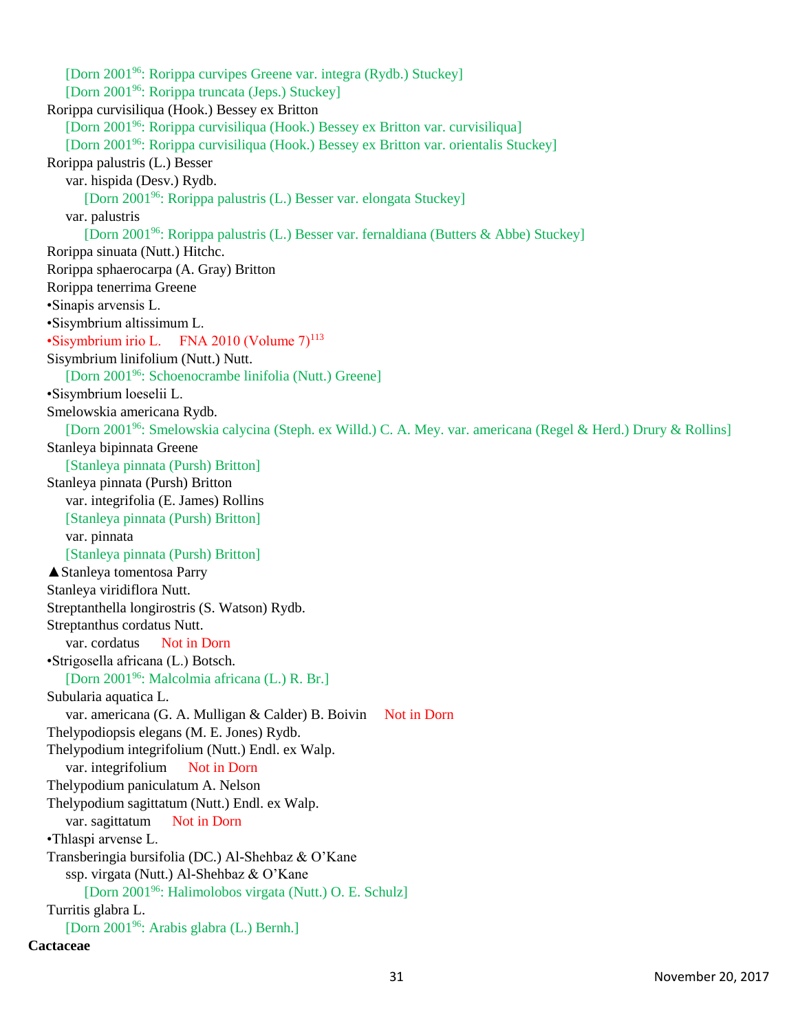[Dorn 2001[96]: Rorippa curvipes Greene var. integra (Rydb.) Stuckey]
[Dorn 2001[96]: Rorippa truncata (Jeps.) Stuckey]

Rorippa curvisiliqua (Hook.) Bessey ex Britton
[Dorn 2001[96]: Rorippa curvisiliqua (Hook.) Bessey ex Britton var. curvisiliqua]
[Dorn 2001[96]: Rorippa curvisiliqua (Hook.) Bessey ex Britton var. orientalis Stuckey]

Rorippa palustris (L.) Besser
var. hispida (Desv.) Rydb.
[Dorn 2001[96]: Rorippa palustris (L.) Besser var. elongata Stuckey]
var. palustris
[Dorn 2001[96]: Rorippa palustris (L.) Besser var. fernaldiana (Butters & Abbe) Stuckey]

Rorippa sinuata (Nutt.) Hitchc.
Rorippa sphaerocarpa (A. Gray) Britton
Rorippa tenerrima Greene
•Sinapis arvensis L.
•Sisymbrium altissimum L.
•Sisymbrium irio L. FNA 2010 (Volume 7)[113]
Sisymbrium linifolium (Nutt.) Nutt.
[Dorn 2001[96]: Schoenocrambe linifolia (Nutt.) Greene]
•Sisymbrium loeselii L.
Smelowskia americana Rydb.
[Dorn 2001[96]: Smelowskia calycina (Steph. ex Willd.) C. A. Mey. var. americana (Regel & Herd.) Drury & Rollins]
Stanleya bipinnata Greene
[Stanleya pinnata (Pursh) Britton]
Stanleya pinnata (Pursh) Britton
var. integrifolia (E. James) Rollins
[Stanleya pinnata (Pursh) Britton]
var. pinnata
[Stanleya pinnata (Pursh) Britton]
▲Stanleya tomentosa Parry
Stanleya viridiflora Nutt.
Streptanthella longirostris (S. Watson) Rydb.
Streptanthus cordatus Nutt.
var. cordatus Not in Dorn
•Strigosella africana (L.) Botsch.
[Dorn 2001[96]: Malcolmia africana (L.) R. Br.]
Subularia aquatica L.
var. americana (G. A. Mulligan & Calder) B. Boivin Not in Dorn
Thelypodiopsis elegans (M. E. Jones) Rydb.
Thelypodium integrifolium (Nutt.) Endl. ex Walp.
var. integrifolium Not in Dorn
Thelypodium paniculatum A. Nelson
Thelypodium sagittatum (Nutt.) Endl. ex Walp.
var. sagittatum Not in Dorn
•Thlaspi arvense L.
Transberingia bursifolia (DC.) Al-Shehbaz & O'Kane
ssp. virgata (Nutt.) Al-Shehbaz & O'Kane
[Dorn 2001[96]: Halimolobos virgata (Nutt.) O. E. Schulz]
Turritis glabra L.
[Dorn 2001[96]: Arabis glabra (L.) Bernh.]

**Cactaceae**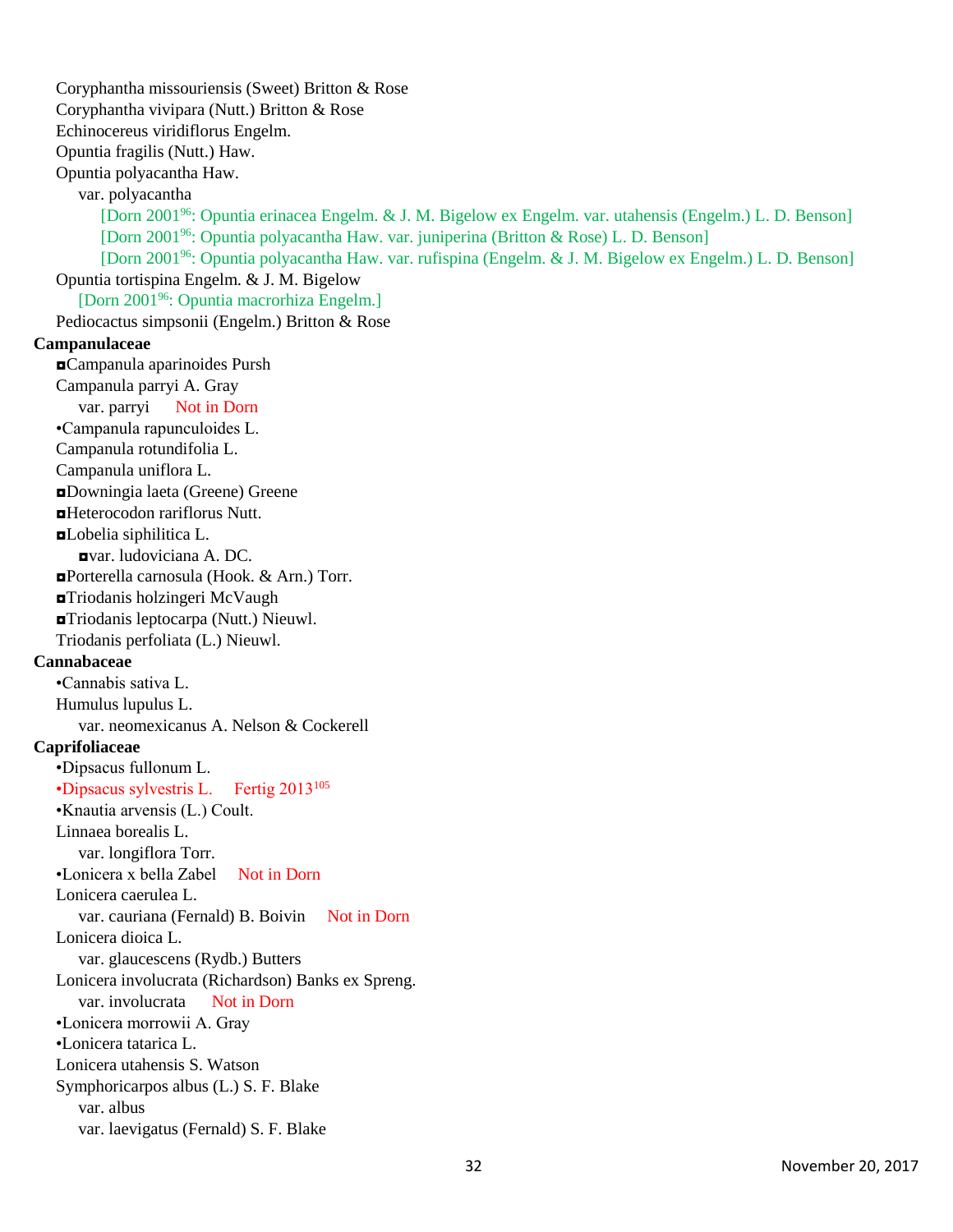Coryphantha missouriensis (Sweet) Britton & Rose
Coryphantha vivipara (Nutt.) Britton & Rose
Echinocereus viridiflorus Engelm.
Opuntia fragilis (Nutt.) Haw.
Opuntia polyacantha Haw.
    var. polyacantha
        [Dorn 2001[96]: Opuntia erinacea Engelm. & J. M. Bigelow ex Engelm. var. utahensis (Engelm.) L. D. Benson]
        [Dorn 2001[96]: Opuntia polyacantha Haw. var. juniperina (Britton & Rose) L. D. Benson]
        [Dorn 2001[96]: Opuntia polyacantha Haw. var. rufispina (Engelm. & J. M. Bigelow ex Engelm.) L. D. Benson]
Opuntia tortispina Engelm. & J. M. Bigelow
    [Dorn 2001[96]: Opuntia macrorhiza Engelm.]
Pediocactus simpsonii (Engelm.) Britton & Rose

**Campanulaceae**

◘Campanula aparinoides Pursh
Campanula parryi A. Gray
    var. parryi    Not in Dorn
•Campanula rapunculoides L.
Campanula rotundifolia L.
Campanula uniflora L.
◘Downingia laeta (Greene) Greene
◘Heterocodon rariflorus Nutt.
◘Lobelia siphilitica L.
    ◘var. ludoviciana A. DC.
◘Porterella carnosula (Hook. & Arn.) Torr.
◘Triodanis holzingeri McVaugh
◘Triodanis leptocarpa (Nutt.) Nieuwl.
Triodanis perfoliata (L.) Nieuwl.

**Cannabaceae**

•Cannabis sativa L.
Humulus lupulus L.
    var. neomexicanus A. Nelson & Cockerell

**Caprifoliaceae**

•Dipsacus fullonum L.
•Dipsacus sylvestris L.    Fertig 2013[105]
•Knautia arvensis (L.) Coult.
Linnaea borealis L.
    var. longiflora Torr.
•Lonicera x bella Zabel    Not in Dorn
Lonicera caerulea L.
    var. cauriana (Fernald) B. Boivin    Not in Dorn
Lonicera dioica L.
    var. glaucescens (Rydb.) Butters
Lonicera involucrata (Richardson) Banks ex Spreng.
    var. involucrata    Not in Dorn
•Lonicera morrowii A. Gray
•Lonicera tatarica L.
Lonicera utahensis S. Watson
Symphoricarpos albus (L.) S. F. Blake
    var. albus
    var. laevigatus (Fernald) S. F. Blake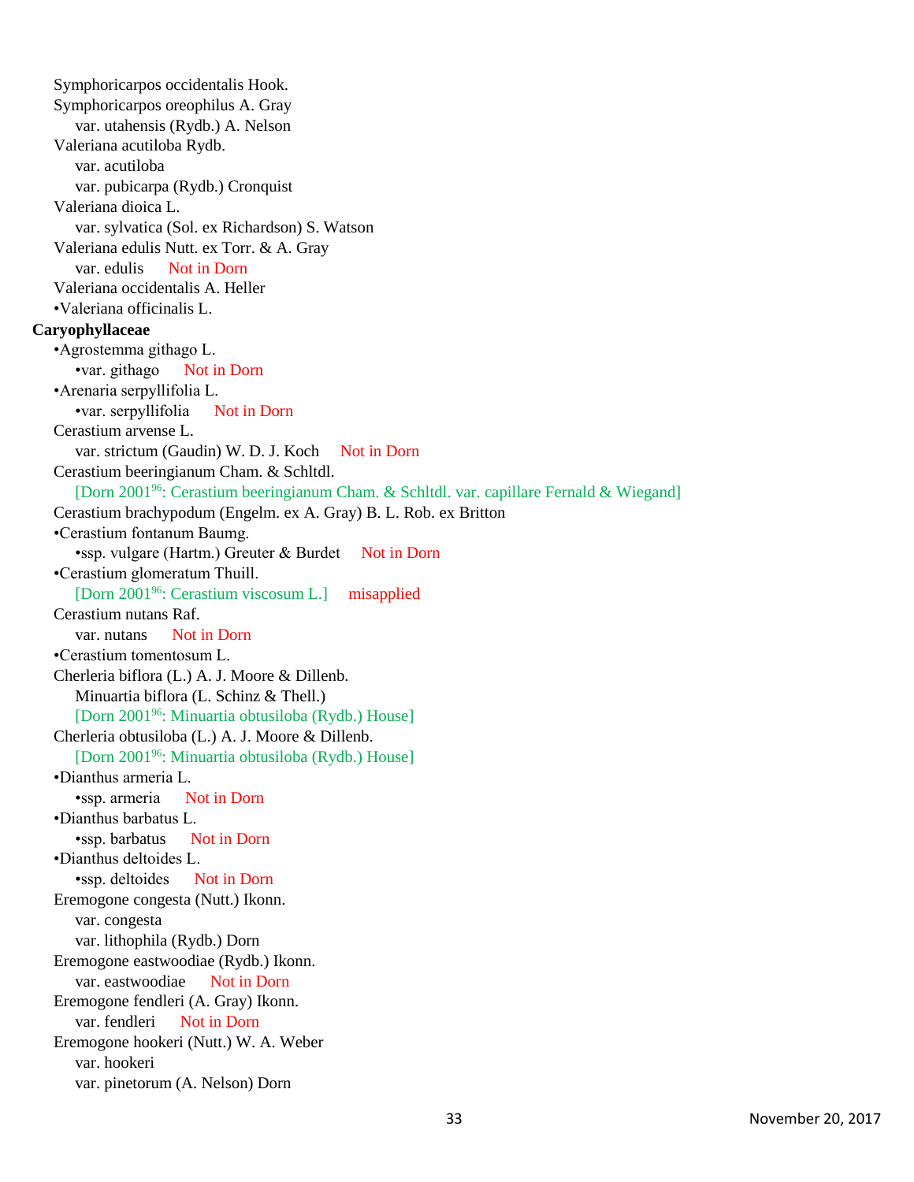Symphoricarpos occidentalis Hook.
Symphoricarpos oreophilus A. Gray
    var. utahensis (Rydb.) A. Nelson
Valeriana acutiloba Rydb.
    var. acutiloba
    var. pubicarpa (Rydb.) Cronquist
Valeriana dioica L.
    var. sylvatica (Sol. ex Richardson) S. Watson
Valeriana edulis Nutt. ex Torr. & A. Gray
    var. edulis    Not in Dorn
Valeriana occidentalis A. Heller
•Valeriana officinalis L.

**Caryophyllaceae**

•Agrostemma githago L.
    •var. githago    Not in Dorn
•Arenaria serpyllifolia L.
    •var. serpyllifolia    Not in Dorn
Cerastium arvense L.
    var. strictum (Gaudin) W. D. J. Koch    Not in Dorn
Cerastium beeringianum Cham. & Schltdl.
    [Dorn 2001[96]: Cerastium beeringianum Cham. & Schltdl. var. capillare Fernald & Wiegand]
Cerastium brachypodum (Engelm. ex A. Gray) B. L. Rob. ex Britton
•Cerastium fontanum Baumg.
    •ssp. vulgare (Hartm.) Greuter & Burdet    Not in Dorn
•Cerastium glomeratum Thuill.
    [Dorn 2001[96]: Cerastium viscosum L.]    misapplied
Cerastium nutans Raf.
    var. nutans    Not in Dorn
•Cerastium tomentosum L.
Cherleria biflora (L.) A. J. Moore & Dillenb.
    Minuartia biflora (L. Schinz & Thell.)
    [Dorn 2001[96]: Minuartia obtusiloba (Rydb.) House]
Cherleria obtusiloba (L.) A. J. Moore & Dillenb.
    [Dorn 2001[96]: Minuartia obtusiloba (Rydb.) House]
•Dianthus armeria L.
    •ssp. armeria    Not in Dorn
•Dianthus barbatus L.
    •ssp. barbatus    Not in Dorn
•Dianthus deltoides L.
    •ssp. deltoides    Not in Dorn
Eremogone congesta (Nutt.) Ikonn.
    var. congesta
    var. lithophila (Rydb.) Dorn
Eremogone eastwoodiae (Rydb.) Ikonn.
    var. eastwoodiae    Not in Dorn
Eremogone fendleri (A. Gray) Ikonn.
    var. fendleri    Not in Dorn
Eremogone hookeri (Nutt.) W. A. Weber
    var. hookeri
    var. pinetorum (A. Nelson) Dorn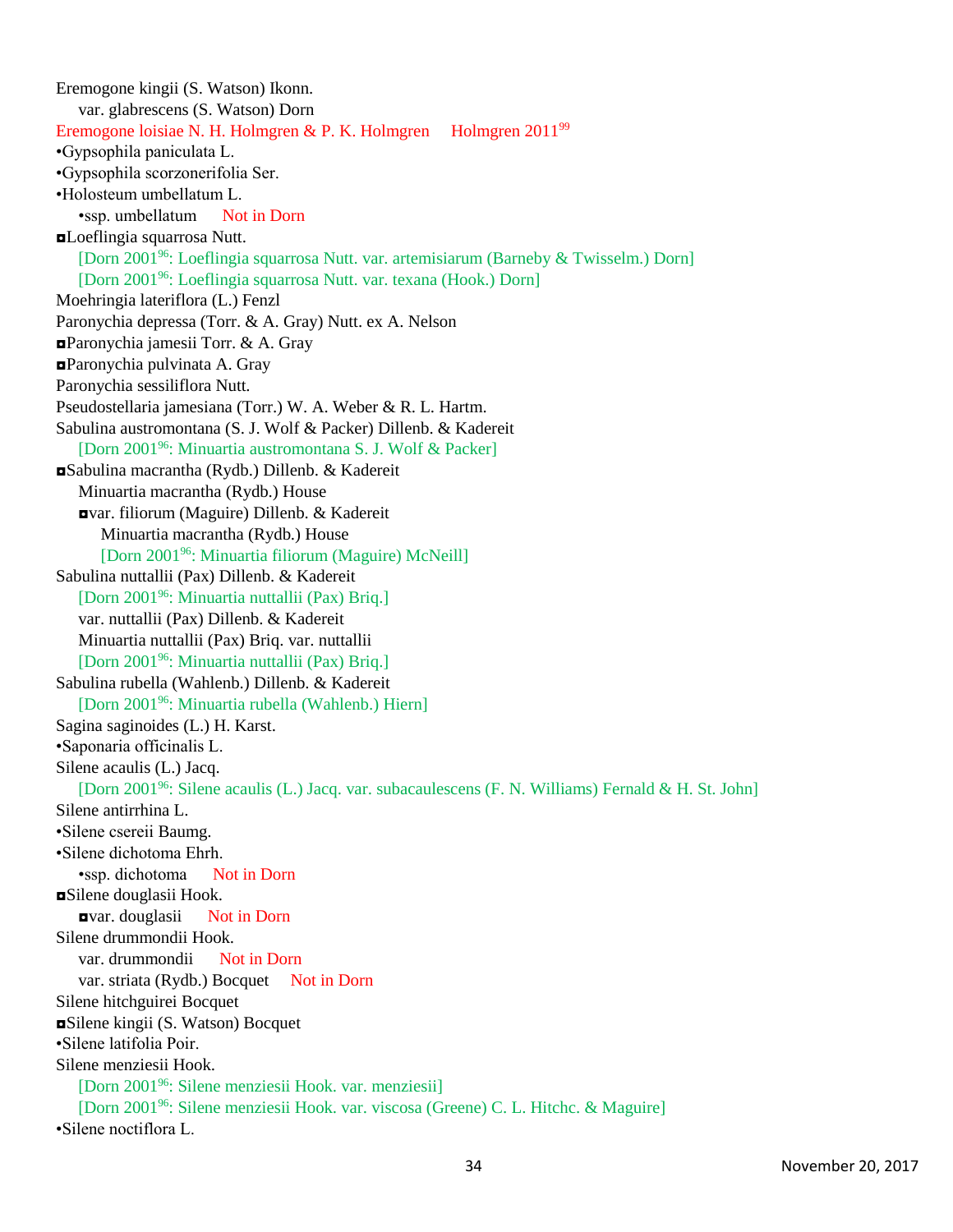Eremogone kingii (S. Watson) Ikonn.

    var. glabrescens (S. Watson) Dorn

Eremogone loisiae N. H. Holmgren & P. K. Holmgren    Holmgren 2011[99]

•Gypsophila paniculata L.

•Gypsophila scorzonerifolia Ser.

•Holosteum umbellatum L.

    •ssp. umbellatum    Not in Dorn

◘Loeflingia squarrosa Nutt.

    [Dorn 2001[96]: Loeflingia squarrosa Nutt. var. artemisiarum (Barneby & Twisselm.) Dorn]

    [Dorn 2001[96]: Loeflingia squarrosa Nutt. var. texana (Hook.) Dorn]

Moehringia lateriflora (L.) Fenzl

Paronychia depressa (Torr. & A. Gray) Nutt. ex A. Nelson

◘Paronychia jamesii Torr. & A. Gray

◘Paronychia pulvinata A. Gray

Paronychia sessiliflora Nutt.

Pseudostellaria jamesiana (Torr.) W. A. Weber & R. L. Hartm.

Sabulina austromontana (S. J. Wolf & Packer) Dillenb. & Kadereit

    [Dorn 2001[96]: Minuartia austromontana S. J. Wolf & Packer]

◘Sabulina macrantha (Rydb.) Dillenb. & Kadereit

    Minuartia macrantha (Rydb.) House

    ◘var. filiorum (Maguire) Dillenb. & Kadereit

        Minuartia macrantha (Rydb.) House

        [Dorn 2001[96]: Minuartia filiorum (Maguire) McNeill]

Sabulina nuttallii (Pax) Dillenb. & Kadereit

    [Dorn 2001[96]: Minuartia nuttallii (Pax) Briq.]

    var. nuttallii (Pax) Dillenb. & Kadereit

    Minuartia nuttallii (Pax) Briq. var. nuttallii

    [Dorn 2001[96]: Minuartia nuttallii (Pax) Briq.]

Sabulina rubella (Wahlenb.) Dillenb. & Kadereit

    [Dorn 2001[96]: Minuartia rubella (Wahlenb.) Hiern]

Sagina saginoides (L.) H. Karst.

•Saponaria officinalis L.

Silene acaulis (L.) Jacq.

    [Dorn 2001[96]: Silene acaulis (L.) Jacq. var. subacaulescens (F. N. Williams) Fernald & H. St. John]

Silene antirrhina L.

•Silene csereii Baumg.

•Silene dichotoma Ehrh.

    •ssp. dichotoma    Not in Dorn

◘Silene douglasii Hook.

    ◘var. douglasii    Not in Dorn

Silene drummondii Hook.

    var. drummondii    Not in Dorn

    var. striata (Rydb.) Bocquet    Not in Dorn

Silene hitchguirei Bocquet

◘Silene kingii (S. Watson) Bocquet

•Silene latifolia Poir.

Silene menziesii Hook.

    [Dorn 2001[96]: Silene menziesii Hook. var. menziesii]

    [Dorn 2001[96]: Silene menziesii Hook. var. viscosa (Greene) C. L. Hitchc. & Maguire]

•Silene noctiflora L.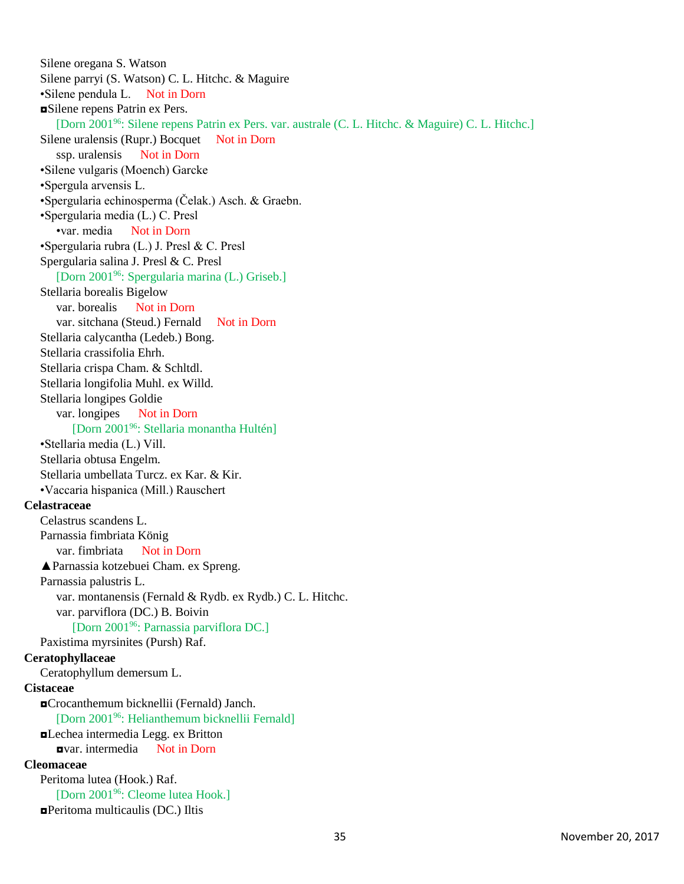Silene oregana S. Watson
Silene parryi (S. Watson) C. L. Hitchc. & Maguire
•Silene pendula L. Not in Dorn
◘Silene repens Patrin ex Pers.
    [Dorn 2001[96]: Silene repens Patrin ex Pers. var. australe (C. L. Hitchc. & Maguire) C. L. Hitchc.]
Silene uralensis (Rupr.) Bocquet Not in Dorn
    ssp. uralensis Not in Dorn
•Silene vulgaris (Moench) Garcke
•Spergula arvensis L.
•Spergularia echinosperma (Čelak.) Asch. & Graebn.
•Spergularia media (L.) C. Presl
    •var. media Not in Dorn
•Spergularia rubra (L.) J. Presl & C. Presl
Spergularia salina J. Presl & C. Presl
    [Dorn 2001[96]: Spergularia marina (L.) Griseb.]
Stellaria borealis Bigelow
    var. borealis Not in Dorn
    var. sitchana (Steud.) Fernald Not in Dorn
Stellaria calycantha (Ledeb.) Bong.
Stellaria crassifolia Ehrh.
Stellaria crispa Cham. & Schltdl.
Stellaria longifolia Muhl. ex Willd.
Stellaria longipes Goldie
    var. longipes Not in Dorn
        [Dorn 2001[96]: Stellaria monantha Hultén]
•Stellaria media (L.) Vill.
Stellaria obtusa Engelm.
Stellaria umbellata Turcz. ex Kar. & Kir.
•Vaccaria hispanica (Mill.) Rauschert

**Celastraceae**

Celastrus scandens L.
Parnassia fimbriata König
    var. fimbriata Not in Dorn
▲Parnassia kotzebuei Cham. ex Spreng.
Parnassia palustris L.
    var. montanensis (Fernald & Rydb. ex Rydb.) C. L. Hitchc.
    var. parviflora (DC.) B. Boivin
        [Dorn 2001[96]: Parnassia parviflora DC.]
Paxistima myrsinites (Pursh) Raf.

**Ceratophyllaceae**

Ceratophyllum demersum L.

**Cistaceae**

◘Crocanthemum bicknellii (Fernald) Janch.
    [Dorn 2001[96]: Helianthemum bicknellii Fernald]
◘Lechea intermedia Legg. ex Britton
    ◘var. intermedia Not in Dorn

**Cleomaceae**

Peritoma lutea (Hook.) Raf.
    [Dorn 2001[96]: Cleome lutea Hook.]
◘Peritoma multicaulis (DC.) Iltis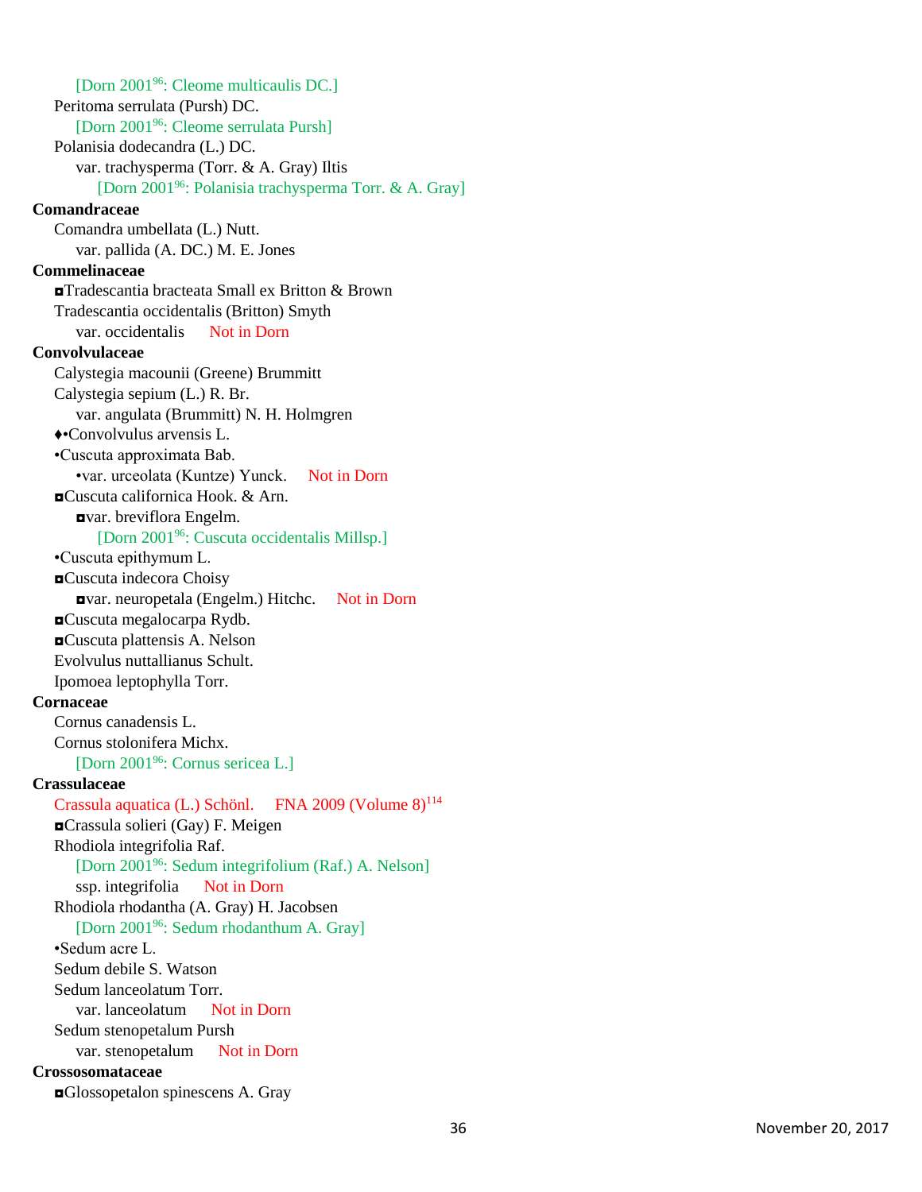[Dorn 2001[96]: Cleome multicaulis DC.]

Peritoma serrulata (Pursh) DC.

[Dorn 2001[96]: Cleome serrulata Pursh]

Polanisia dodecandra (L.) DC.

var. trachysperma (Torr. & A. Gray) Iltis

[Dorn 2001[96]: Polanisia trachysperma Torr. & A. Gray]

**Comandraceae**

Comandra umbellata (L.) Nutt.

var. pallida (A. DC.) M. E. Jones

**Commelinaceae**

◘Tradescantia bracteata Small ex Britton & Brown

Tradescantia occidentalis (Britton) Smyth

var. occidentalis Not in Dorn

**Convolvulaceae**

Calystegia macounii (Greene) Brummitt

Calystegia sepium (L.) R. Br.

var. angulata (Brummitt) N. H. Holmgren

♦•Convolvulus arvensis L.

•Cuscuta approximata Bab.

•var. urceolata (Kuntze) Yunck. Not in Dorn

◘Cuscuta californica Hook. & Arn.

◘var. breviflora Engelm.

[Dorn 2001[96]: Cuscuta occidentalis Millsp.]

•Cuscuta epithymum L.

◘Cuscuta indecora Choisy

◘var. neuropetala (Engelm.) Hitchc. Not in Dorn

◘Cuscuta megalocarpa Rydb.

◘Cuscuta plattensis A. Nelson

Evolvulus nuttallianus Schult.

Ipomoea leptophylla Torr.

**Cornaceae**

Cornus canadensis L.

Cornus stolonifera Michx.

[Dorn 2001[96]: Cornus sericea L.]

**Crassulaceae**

Crassula aquatica (L.) Schönl. FNA 2009 (Volume 8)[114]

◘Crassula solieri (Gay) F. Meigen

Rhodiola integrifolia Raf.

[Dorn 2001[96]: Sedum integrifolium (Raf.) A. Nelson]

ssp. integrifolia Not in Dorn

Rhodiola rhodantha (A. Gray) H. Jacobsen

[Dorn 2001[96]: Sedum rhodanthum A. Gray]

•Sedum acre L.

Sedum debile S. Watson

Sedum lanceolatum Torr.

var. lanceolatum Not in Dorn

Sedum stenopetalum Pursh

var. stenopetalum Not in Dorn

**Crossosomataceae**

◘Glossopetalon spinescens A. Gray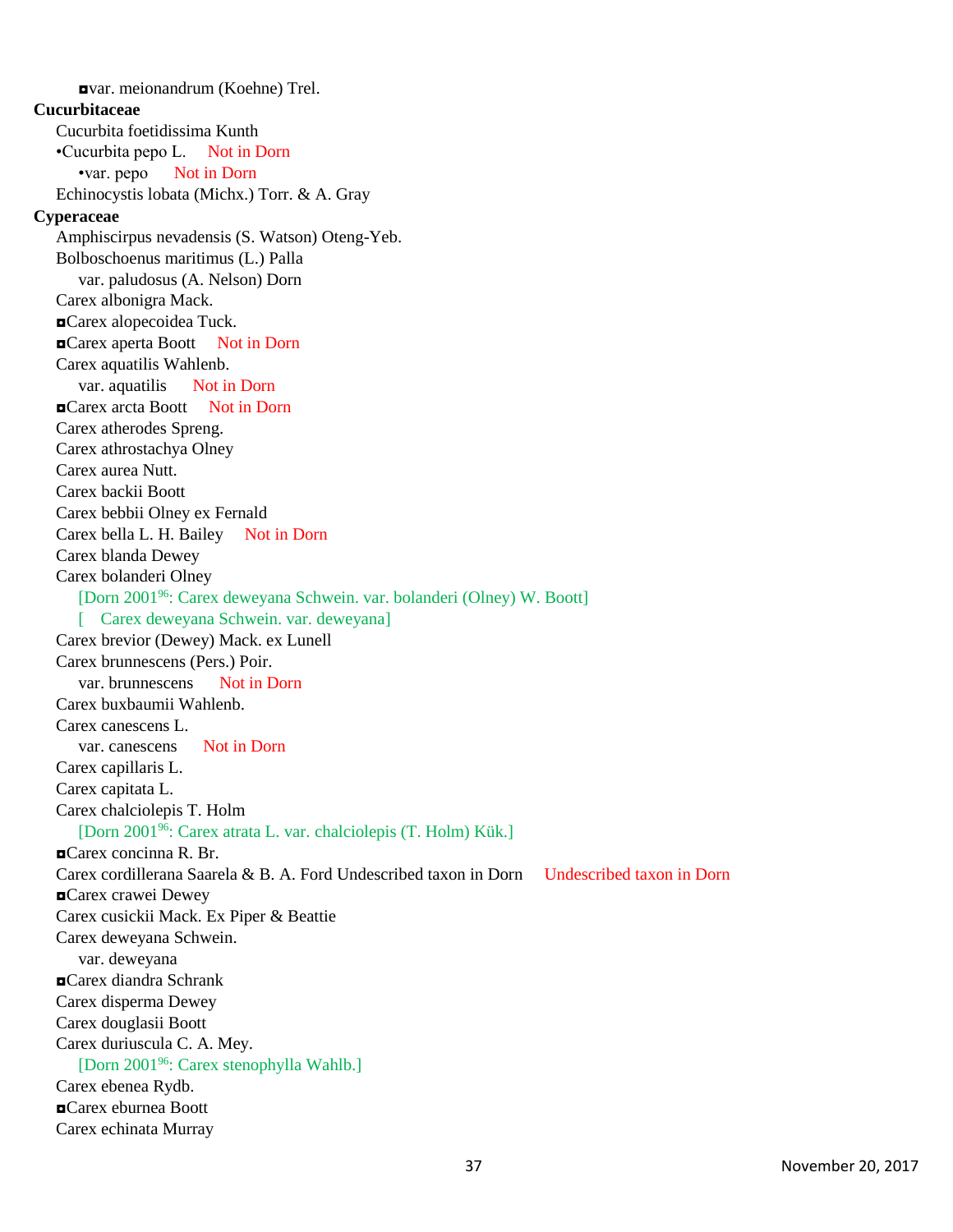◘var. meionandrum (Koehne) Trel.

**Cucurbitaceae**

Cucurbita foetidissima Kunth

•Cucurbita pepo L. Not in Dorn

•var. pepo Not in Dorn

Echinocystis lobata (Michx.) Torr. & A. Gray

**Cyperaceae**

Amphiscirpus nevadensis (S. Watson) Oteng-Yeb.

Bolboschoenus maritimus (L.) Palla

var. paludosus (A. Nelson) Dorn

Carex albonigra Mack.

◘Carex alopecoidea Tuck.

◘Carex aperta Boott Not in Dorn

Carex aquatilis Wahlenb.

var. aquatilis Not in Dorn

◘Carex arcta Boott Not in Dorn

Carex atherodes Spreng.

Carex athrostachya Olney

Carex aurea Nutt.

Carex backii Boott

Carex bebbii Olney ex Fernald

Carex bella L. H. Bailey Not in Dorn

Carex blanda Dewey

Carex bolanderi Olney

[Dorn 2001[96]: Carex deweyana Schwein. var. bolanderi (Olney) W. Boott]

[ Carex deweyana Schwein. var. deweyana]

Carex brevior (Dewey) Mack. ex Lunell

Carex brunnescens (Pers.) Poir.

var. brunnescens Not in Dorn

Carex buxbaumii Wahlenb.

Carex canescens L.

var. canescens Not in Dorn

Carex capillaris L.

Carex capitata L.

Carex chalciolepis T. Holm

[Dorn 2001[96]: Carex atrata L. var. chalciolepis (T. Holm) Kük.]

◘Carex concinna R. Br.

Carex cordillerana Saarela & B. A. Ford Undescribed taxon in Dorn Undescribed taxon in Dorn

◘Carex crawei Dewey

Carex cusickii Mack. Ex Piper & Beattie

Carex deweyana Schwein.

var. deweyana

◘Carex diandra Schrank

Carex disperma Dewey

Carex douglasii Boott

Carex duriuscula C. A. Mey.

[Dorn 2001[96]: Carex stenophylla Wahlb.]

Carex ebenea Rydb.

◘Carex eburnea Boott

Carex echinata Murray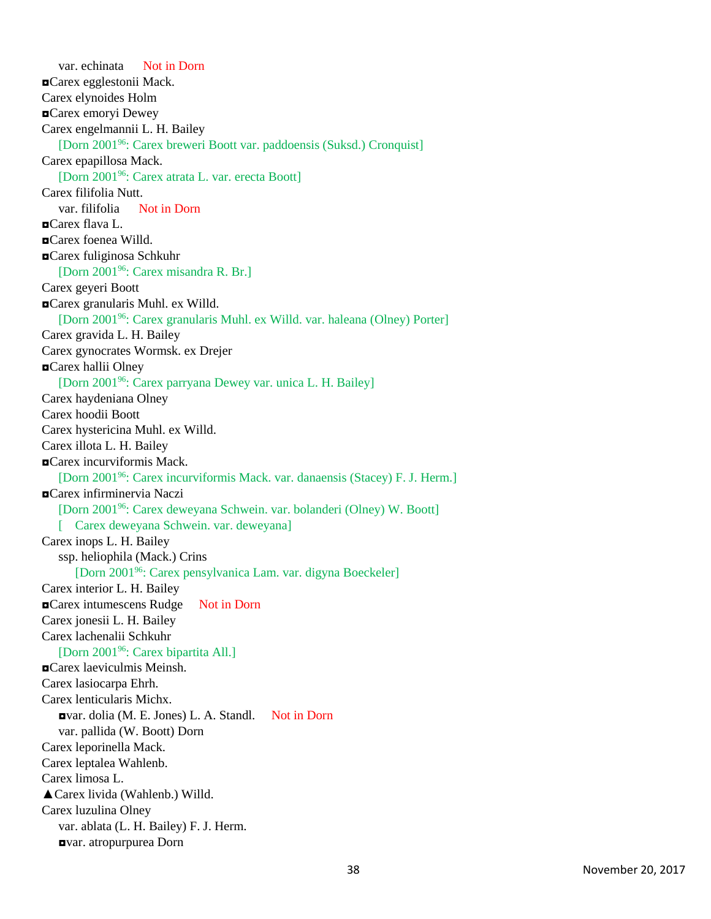var. echinata Not in Dorn

◘Carex egglestonii Mack.

Carex elynoides Holm

◘Carex emoryi Dewey

Carex engelmannii L. H. Bailey

[Dorn 2001[96]: Carex breweri Boott var. paddoensis (Suksd.) Cronquist]

Carex epapillosa Mack.

[Dorn 2001[96]: Carex atrata L. var. erecta Boott]

Carex filifolia Nutt.

var. filifolia Not in Dorn

◘Carex flava L.

◘Carex foenea Willd.

◘Carex fuliginosa Schkuhr

[Dorn 2001[96]: Carex misandra R. Br.]

Carex geyeri Boott

◘Carex granularis Muhl. ex Willd.

[Dorn 2001[96]: Carex granularis Muhl. ex Willd. var. haleana (Olney) Porter]

Carex gravida L. H. Bailey

Carex gynocrates Wormsk. ex Drejer

◘Carex hallii Olney

[Dorn 2001[96]: Carex parryana Dewey var. unica L. H. Bailey]

Carex haydeniana Olney

Carex hoodii Boott

Carex hystericina Muhl. ex Willd.

Carex illota L. H. Bailey

◘Carex incurviformis Mack.

[Dorn 2001[96]: Carex incurviformis Mack. var. danaensis (Stacey) F. J. Herm.]

◘Carex infirminervia Naczi

[Dorn 2001[96]: Carex deweyana Schwein. var. bolanderi (Olney) W. Boott]

[ Carex deweyana Schwein. var. deweyana]

Carex inops L. H. Bailey

ssp. heliophila (Mack.) Crins

[Dorn 2001[96]: Carex pensylvanica Lam. var. digyna Boeckeler]

Carex interior L. H. Bailey

◘Carex intumescens Rudge Not in Dorn

Carex jonesii L. H. Bailey

Carex lachenalii Schkuhr

[Dorn 2001[96]: Carex bipartita All.]

◘Carex laeviculmis Meinsh.

Carex lasiocarpa Ehrh.

Carex lenticularis Michx.

◘var. dolia (M. E. Jones) L. A. Standl. Not in Dorn

var. pallida (W. Boott) Dorn

Carex leporinella Mack.

Carex leptalea Wahlenb.

Carex limosa L.

▲Carex livida (Wahlenb.) Willd.

Carex luzulina Olney

var. ablata (L. H. Bailey) F. J. Herm.

◘var. atropurpurea Dorn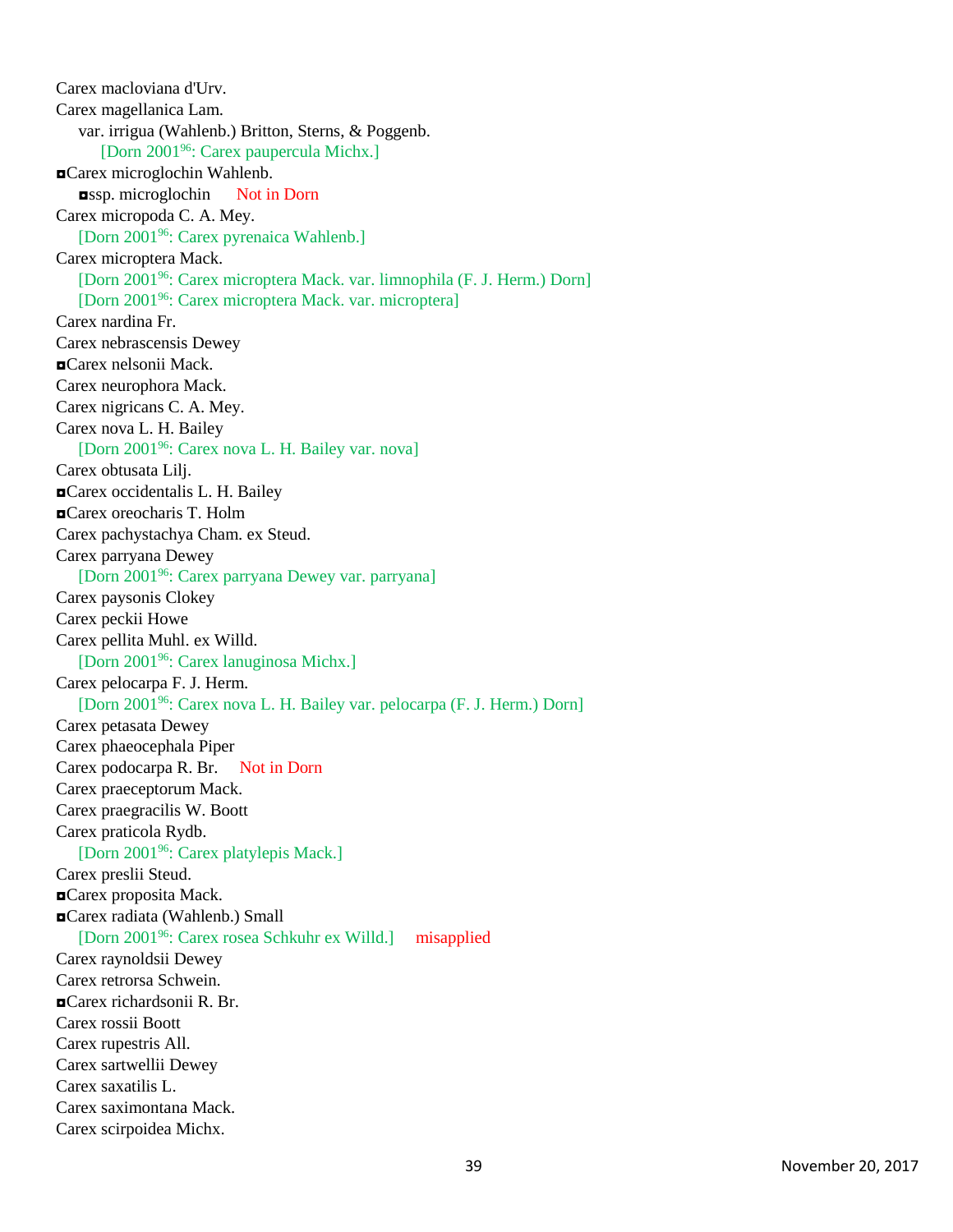Carex macloviana d'Urv.
Carex magellanica Lam.
    var. irrigua (Wahlenb.) Britton, Sterns, & Poggenb.
        [Dorn 2001[96]: Carex paupercula Michx.]
◘Carex microglochin Wahlenb.
    ◘ssp. microglochin    Not in Dorn
Carex micropoda C. A. Mey.
    [Dorn 2001[96]: Carex pyrenaica Wahlenb.]
Carex microptera Mack.
    [Dorn 2001[96]: Carex microptera Mack. var. limnophila (F. J. Herm.) Dorn]
    [Dorn 2001[96]: Carex microptera Mack. var. microptera]
Carex nardina Fr.
Carex nebrascensis Dewey
◘Carex nelsonii Mack.
Carex neurophora Mack.
Carex nigricans C. A. Mey.
Carex nova L. H. Bailey
    [Dorn 2001[96]: Carex nova L. H. Bailey var. nova]
Carex obtusata Lilj.
◘Carex occidentalis L. H. Bailey
◘Carex oreocharis T. Holm
Carex pachystachya Cham. ex Steud.
Carex parryana Dewey
    [Dorn 2001[96]: Carex parryana Dewey var. parryana]
Carex paysonis Clokey
Carex peckii Howe
Carex pellita Muhl. ex Willd.
    [Dorn 2001[96]: Carex lanuginosa Michx.]
Carex pelocarpa F. J. Herm.
    [Dorn 2001[96]: Carex nova L. H. Bailey var. pelocarpa (F. J. Herm.) Dorn]
Carex petasata Dewey
Carex phaeocephala Piper
Carex podocarpa R. Br.    Not in Dorn
Carex praeceptorum Mack.
Carex praegracilis W. Boott
Carex praticola Rydb.
    [Dorn 2001[96]: Carex platylepis Mack.]
Carex preslii Steud.
◘Carex proposita Mack.
◘Carex radiata (Wahlenb.) Small
    [Dorn 2001[96]: Carex rosea Schkuhr ex Willd.]    misapplied
Carex raynoldsii Dewey
Carex retrorsa Schwein.
◘Carex richardsonii R. Br.
Carex rossii Boott
Carex rupestris All.
Carex sartwellii Dewey
Carex saxatilis L.
Carex saximontana Mack.
Carex scirpoidea Michx.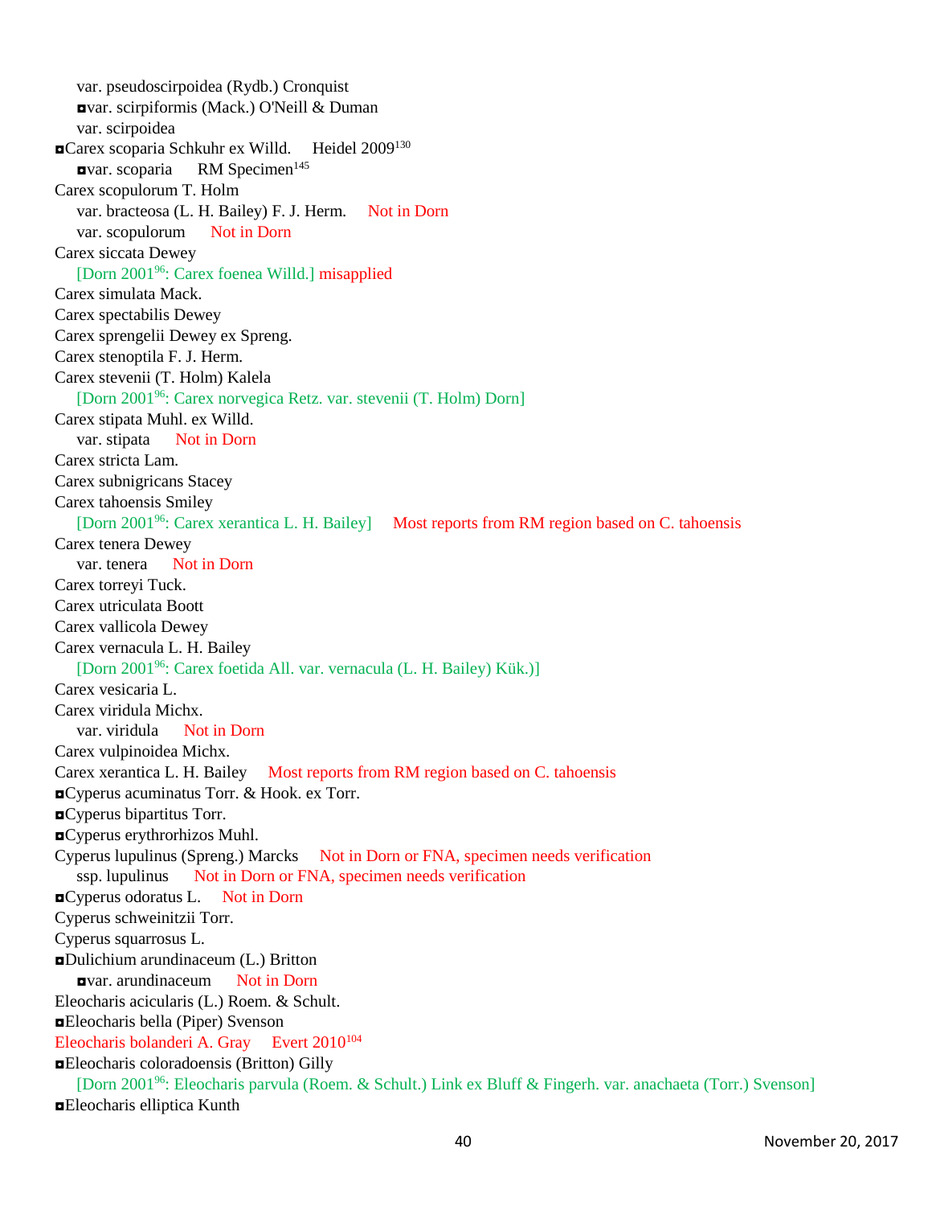var. pseudoscirpoidea (Rydb.) Cronquist

◘var. scirpiformis (Mack.) O'Neill & Duman

var. scirpoidea

◘Carex scoparia Schkuhr ex Willd.     Heidel 2009[130]

◘var. scoparia     RM Specimen[145]

Carex scopulorum T. Holm

var. bracteosa (L. H. Bailey) F. J. Herm.     Not in Dorn

var. scopulorum     Not in Dorn

Carex siccata Dewey

[Dorn 2001[96]: Carex foenea Willd.] misapplied

Carex simulata Mack.

Carex spectabilis Dewey

Carex sprengelii Dewey ex Spreng.

Carex stenoptila F. J. Herm.

Carex stevenii (T. Holm) Kalela

[Dorn 2001[96]: Carex norvegica Retz. var. stevenii (T. Holm) Dorn]

Carex stipata Muhl. ex Willd.

var. stipata     Not in Dorn

Carex stricta Lam.

Carex subnigricans Stacey

Carex tahoensis Smiley

[Dorn 2001[96]: Carex xerantica L. H. Bailey]     Most reports from RM region based on C. tahoensis

Carex tenera Dewey

var. tenera     Not in Dorn

Carex torreyi Tuck.

Carex utriculata Boott

Carex vallicola Dewey

Carex vernacula L. H. Bailey

[Dorn 2001[96]: Carex foetida All. var. vernacula (L. H. Bailey) Kük.)]

Carex vesicaria L.

Carex viridula Michx.

var. viridula     Not in Dorn

Carex vulpinoidea Michx.

Carex xerantica L. H. Bailey     Most reports from RM region based on C. tahoensis

◘Cyperus acuminatus Torr. & Hook. ex Torr.

◘Cyperus bipartitus Torr.

◘Cyperus erythrorhizos Muhl.

Cyperus lupulinus (Spreng.) Marcks     Not in Dorn or FNA, specimen needs verification

ssp. lupulinus     Not in Dorn or FNA, specimen needs verification

◘Cyperus odoratus L.     Not in Dorn

Cyperus schweinitzii Torr.

Cyperus squarrosus L.

◘Dulichium arundinaceum (L.) Britton

◘var. arundinaceum     Not in Dorn

Eleocharis acicularis (L.) Roem. & Schult.

◘Eleocharis bella (Piper) Svenson

Eleocharis bolanderi A. Gray     Evert 2010[104]

◘Eleocharis coloradoensis (Britton) Gilly

[Dorn 2001[96]: Eleocharis parvula (Roem. & Schult.) Link ex Bluff & Fingerh. var. anachaeta (Torr.) Svenson]

◘Eleocharis elliptica Kunth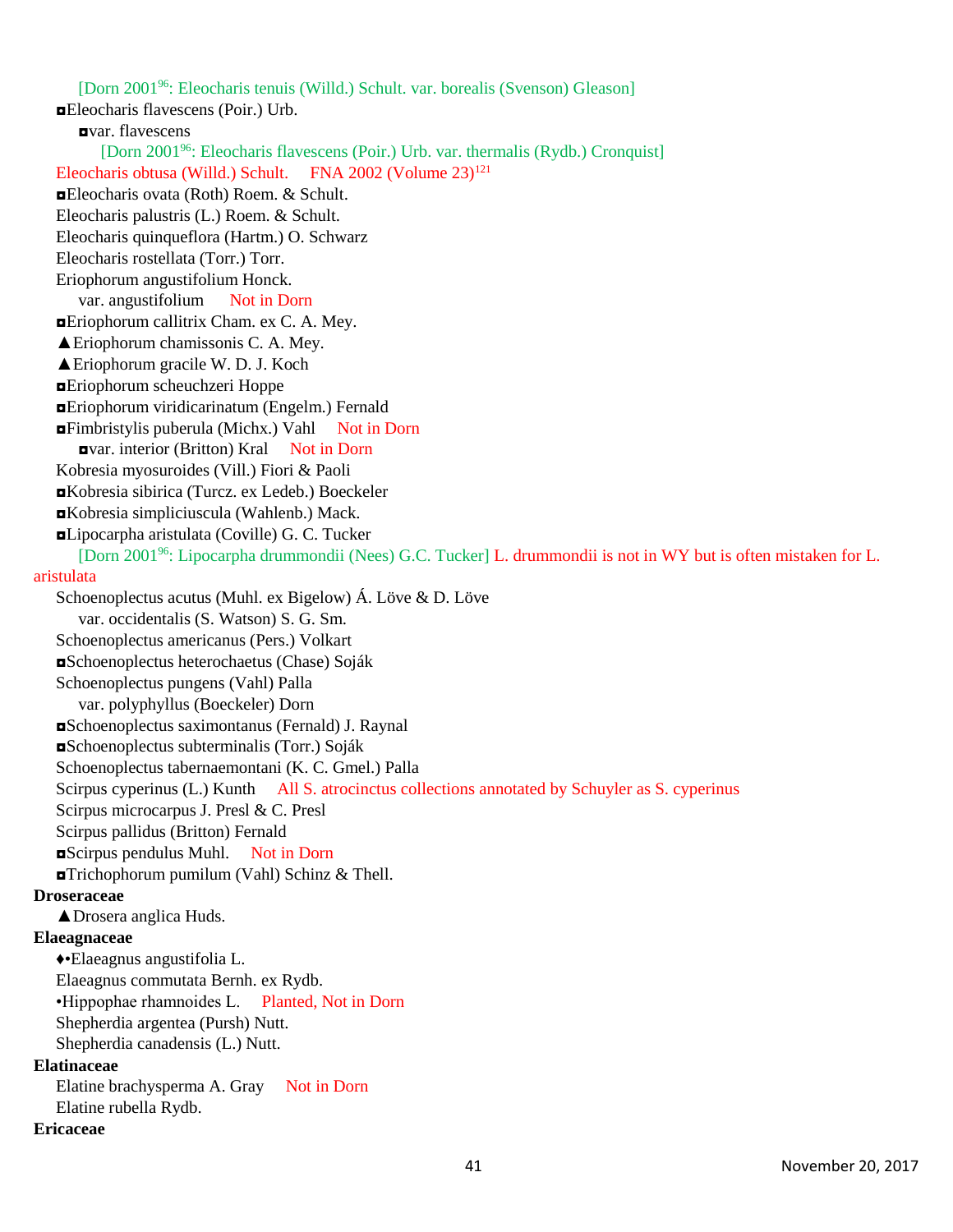[Dorn 2001[96]: Eleocharis tenuis (Willd.) Schult. var. borealis (Svenson) Gleason]

◘Eleocharis flavescens (Poir.) Urb.

◘var. flavescens

[Dorn 2001[96]: Eleocharis flavescens (Poir.) Urb. var. thermalis (Rydb.) Cronquist]

Eleocharis obtusa (Willd.) Schult. FNA 2002 (Volume 23)[121]

◘Eleocharis ovata (Roth) Roem. & Schult.

Eleocharis palustris (L.) Roem. & Schult.

Eleocharis quinqueflora (Hartm.) O. Schwarz

Eleocharis rostellata (Torr.) Torr.

Eriophorum angustifolium Honck.

var. angustifolium Not in Dorn

◘Eriophorum callitrix Cham. ex C. A. Mey.

▲Eriophorum chamissonis C. A. Mey.

▲Eriophorum gracile W. D. J. Koch

◘Eriophorum scheuchzeri Hoppe

◘Eriophorum viridicarinatum (Engelm.) Fernald

◘Fimbristylis puberula (Michx.) Vahl Not in Dorn

◘var. interior (Britton) Kral Not in Dorn

Kobresia myosuroides (Vill.) Fiori & Paoli

◘Kobresia sibirica (Turcz. ex Ledeb.) Boeckeler

◘Kobresia simpliciuscula (Wahlenb.) Mack.

◘Lipocarpha aristulata (Coville) G. C. Tucker

[Dorn 2001[96]: Lipocarpha drummondii (Nees) G.C. Tucker] L. drummondii is not in WY but is often mistaken for L. aristulata

Schoenoplectus acutus (Muhl. ex Bigelow) Á. Löve & D. Löve

var. occidentalis (S. Watson) S. G. Sm.

Schoenoplectus americanus (Pers.) Volkart

◘Schoenoplectus heterochaetus (Chase) Soják

Schoenoplectus pungens (Vahl) Palla

var. polyphyllus (Boeckeler) Dorn

◘Schoenoplectus saximontanus (Fernald) J. Raynal

◘Schoenoplectus subterminalis (Torr.) Soják

Schoenoplectus tabernaemontani (K. C. Gmel.) Palla

Scirpus cyperinus (L.) Kunth All S. atrocinctus collections annotated by Schuyler as S. cyperinus

Scirpus microcarpus J. Presl & C. Presl

Scirpus pallidus (Britton) Fernald

◘Scirpus pendulus Muhl. Not in Dorn

◘Trichophorum pumilum (Vahl) Schinz & Thell.

**Droseraceae**

▲Drosera anglica Huds.

**Elaeagnaceae**

♦•Elaeagnus angustifolia L.

Elaeagnus commutata Bernh. ex Rydb.

•Hippophae rhamnoides L. Planted, Not in Dorn

Shepherdia argentea (Pursh) Nutt.

Shepherdia canadensis (L.) Nutt.

**Elatinaceae**

Elatine brachysperma A. Gray Not in Dorn

Elatine rubella Rydb.

**Ericaceae**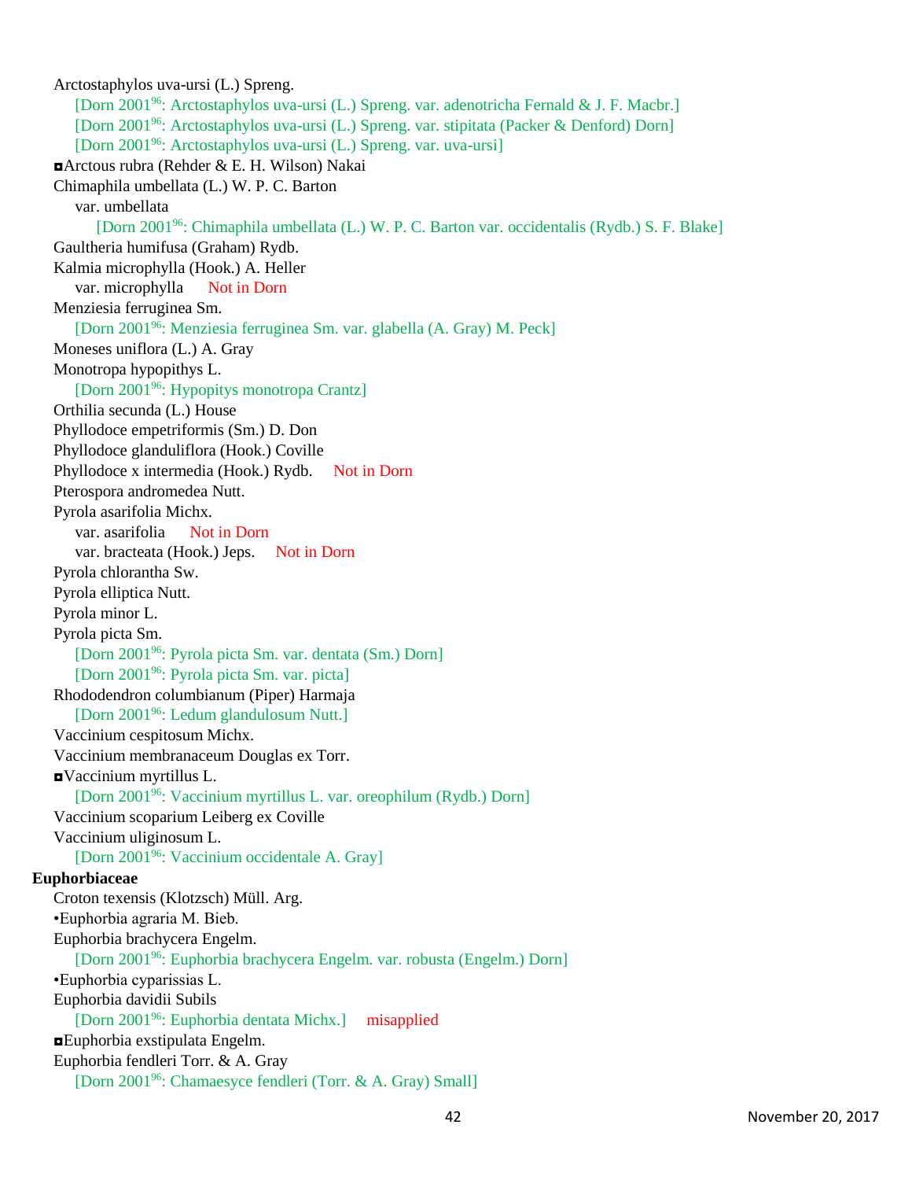Arctostaphylos uva-ursi (L.) Spreng.

[Dorn 2001[96]: Arctostaphylos uva-ursi (L.) Spreng. var. adenotricha Fernald & J. F. Macbr.]

[Dorn 2001[96]: Arctostaphylos uva-ursi (L.) Spreng. var. stipitata (Packer & Denford) Dorn]

[Dorn 2001[96]: Arctostaphylos uva-ursi (L.) Spreng. var. uva-ursi]

◘Arctous rubra (Rehder & E. H. Wilson) Nakai

Chimaphila umbellata (L.) W. P. C. Barton

var. umbellata

[Dorn 2001[96]: Chimaphila umbellata (L.) W. P. C. Barton var. occidentalis (Rydb.) S. F. Blake]

Gaultheria humifusa (Graham) Rydb.

Kalmia microphylla (Hook.) A. Heller

var. microphylla    Not in Dorn

Menziesia ferruginea Sm.

[Dorn 2001[96]: Menziesia ferruginea Sm. var. glabella (A. Gray) M. Peck]

Moneses uniflora (L.) A. Gray

Monotropa hypopithys L.

[Dorn 2001[96]: Hypopitys monotropa Crantz]

Orthilia secunda (L.) House

Phyllodoce empetriformis (Sm.) D. Don

Phyllodoce glanduliflora (Hook.) Coville

Phyllodoce x intermedia (Hook.) Rydb.    Not in Dorn

Pterospora andromedea Nutt.

Pyrola asarifolia Michx.

var. asarifolia    Not in Dorn

var. bracteata (Hook.) Jeps.    Not in Dorn

Pyrola chlorantha Sw.

Pyrola elliptica Nutt.

Pyrola minor L.

Pyrola picta Sm.

[Dorn 2001[96]: Pyrola picta Sm. var. dentata (Sm.) Dorn]

[Dorn 2001[96]: Pyrola picta Sm. var. picta]

Rhododendron columbianum (Piper) Harmaja

[Dorn 2001[96]: Ledum glandulosum Nutt.]

Vaccinium cespitosum Michx.

Vaccinium membranaceum Douglas ex Torr.

◘Vaccinium myrtillus L.

[Dorn 2001[96]: Vaccinium myrtillus L. var. oreophilum (Rydb.) Dorn]

Vaccinium scoparium Leiberg ex Coville

Vaccinium uliginosum L.

[Dorn 2001[96]: Vaccinium occidentale A. Gray]

**Euphorbiaceae**

Croton texensis (Klotzsch) Müll. Arg.

•Euphorbia agraria M. Bieb.

Euphorbia brachycera Engelm.

[Dorn 2001[96]: Euphorbia brachycera Engelm. var. robusta (Engelm.) Dorn]

•Euphorbia cyparissias L.

Euphorbia davidii Subils

[Dorn 2001[96]: Euphorbia dentata Michx.]    misapplied

◘Euphorbia exstipulata Engelm.

Euphorbia fendleri Torr. & A. Gray

[Dorn 2001[96]: Chamaesyce fendleri (Torr. & A. Gray) Small]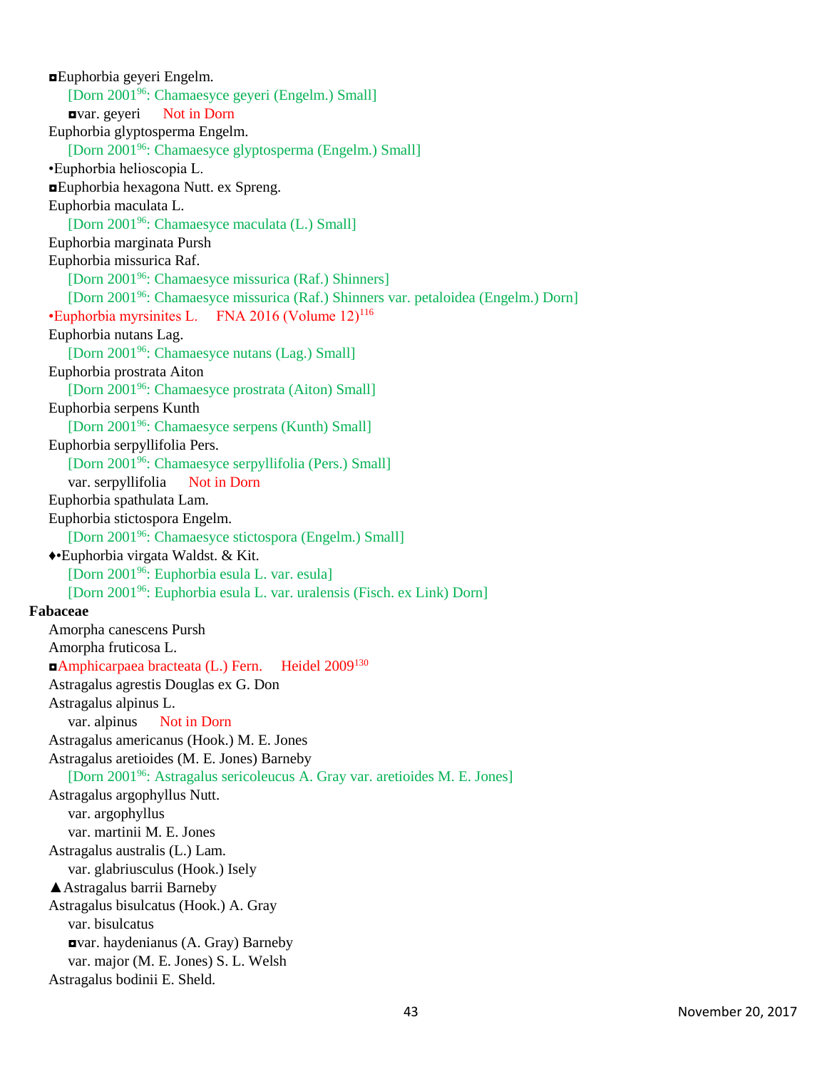◘Euphorbia geyeri Engelm.

[Dorn 2001[96]: Chamaesyce geyeri (Engelm.) Small]

◘var. geyeri Not in Dorn

Euphorbia glyptosperma Engelm.

[Dorn 2001[96]: Chamaesyce glyptosperma (Engelm.) Small]

•Euphorbia helioscopia L.

◘Euphorbia hexagona Nutt. ex Spreng.

Euphorbia maculata L.

[Dorn 2001[96]: Chamaesyce maculata (L.) Small]

Euphorbia marginata Pursh

Euphorbia missurica Raf.

[Dorn 2001[96]: Chamaesyce missurica (Raf.) Shinners]

[Dorn 2001[96]: Chamaesyce missurica (Raf.) Shinners var. petaloidea (Engelm.) Dorn]

•Euphorbia myrsinites L. FNA 2016 (Volume 12)[116]

Euphorbia nutans Lag.

[Dorn 2001[96]: Chamaesyce nutans (Lag.) Small]

Euphorbia prostrata Aiton

[Dorn 2001[96]: Chamaesyce prostrata (Aiton) Small]

Euphorbia serpens Kunth

[Dorn 2001[96]: Chamaesyce serpens (Kunth) Small]

Euphorbia serpyllifolia Pers.

[Dorn 2001[96]: Chamaesyce serpyllifolia (Pers.) Small]

var. serpyllifolia Not in Dorn

Euphorbia spathulata Lam.

Euphorbia stictospora Engelm.

[Dorn 2001[96]: Chamaesyce stictospora (Engelm.) Small]

♦•Euphorbia virgata Waldst. & Kit.

[Dorn 2001[96]: Euphorbia esula L. var. esula]

[Dorn 2001[96]: Euphorbia esula L. var. uralensis (Fisch. ex Link) Dorn]

**Fabaceae**

Amorpha canescens Pursh

Amorpha fruticosa L.

◘Amphicarpaea bracteata (L.) Fern. Heidel 2009[130]

Astragalus agrestis Douglas ex G. Don

Astragalus alpinus L.

var. alpinus Not in Dorn

Astragalus americanus (Hook.) M. E. Jones

Astragalus aretioides (M. E. Jones) Barneby

[Dorn 2001[96]: Astragalus sericoleucus A. Gray var. aretioides M. E. Jones]

Astragalus argophyllus Nutt.

var. argophyllus

var. martinii M. E. Jones

Astragalus australis (L.) Lam.

var. glabriusculus (Hook.) Isely

▲Astragalus barrii Barneby

Astragalus bisulcatus (Hook.) A. Gray

var. bisulcatus

◘var. haydenianus (A. Gray) Barneby

var. major (M. E. Jones) S. L. Welsh

Astragalus bodinii E. Sheld.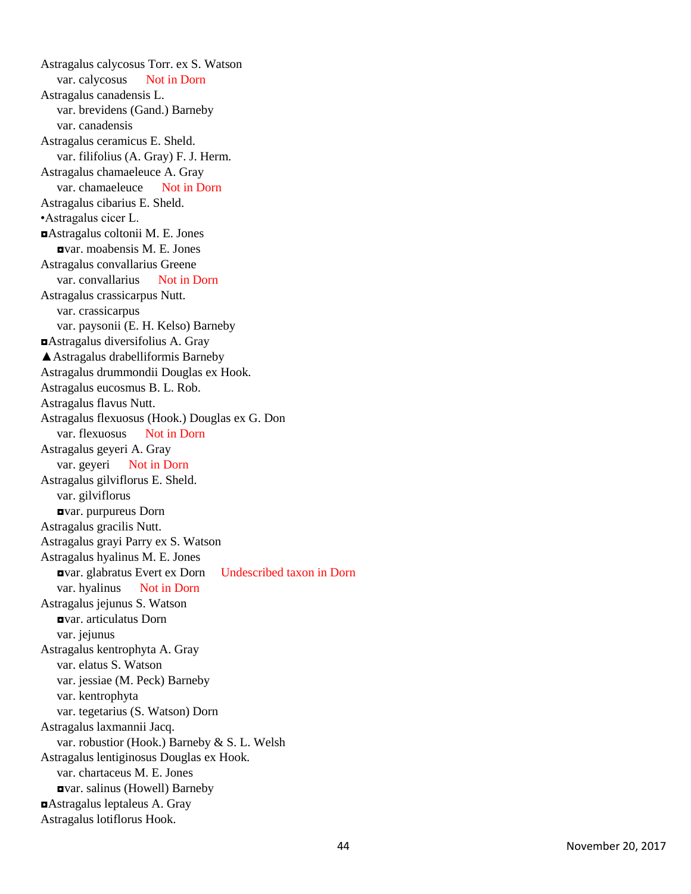Astragalus calycosus Torr. ex S. Watson
    var. calycosus    Not in Dorn
Astragalus canadensis L.
    var. brevidens (Gand.) Barneby
    var. canadensis
Astragalus ceramicus E. Sheld.
    var. filifolius (A. Gray) F. J. Herm.
Astragalus chamaeleuce A. Gray
    var. chamaeleuce    Not in Dorn
Astragalus cibarius E. Sheld.
•Astragalus cicer L.
◘Astragalus coltonii M. E. Jones
    ◘var. moabensis M. E. Jones
Astragalus convallarius Greene
    var. convallarius    Not in Dorn
Astragalus crassicarpus Nutt.
    var. crassicarpus
    var. paysonii (E. H. Kelso) Barneby
◘Astragalus diversifolius A. Gray
▲Astragalus drabelliformis Barneby
Astragalus drummondii Douglas ex Hook.
Astragalus eucosmus B. L. Rob.
Astragalus flavus Nutt.
Astragalus flexuosus (Hook.) Douglas ex G. Don
    var. flexuosus    Not in Dorn
Astragalus geyeri A. Gray
    var. geyeri    Not in Dorn
Astragalus gilviflorus E. Sheld.
    var. gilviflorus
    ◘var. purpureus Dorn
Astragalus gracilis Nutt.
Astragalus grayi Parry ex S. Watson
Astragalus hyalinus M. E. Jones
    ◘var. glabratus Evert ex Dorn    Undescribed taxon in Dorn
    var. hyalinus    Not in Dorn
Astragalus jejunus S. Watson
    ◘var. articulatus Dorn
    var. jejunus
Astragalus kentrophyta A. Gray
    var. elatus S. Watson
    var. jessiae (M. Peck) Barneby
    var. kentrophyta
    var. tegetarius (S. Watson) Dorn
Astragalus laxmannii Jacq.
    var. robustior (Hook.) Barneby & S. L. Welsh
Astragalus lentiginosus Douglas ex Hook.
    var. chartaceus M. E. Jones
    ◘var. salinus (Howell) Barneby
◘Astragalus leptaleus A. Gray
Astragalus lotiflorus Hook.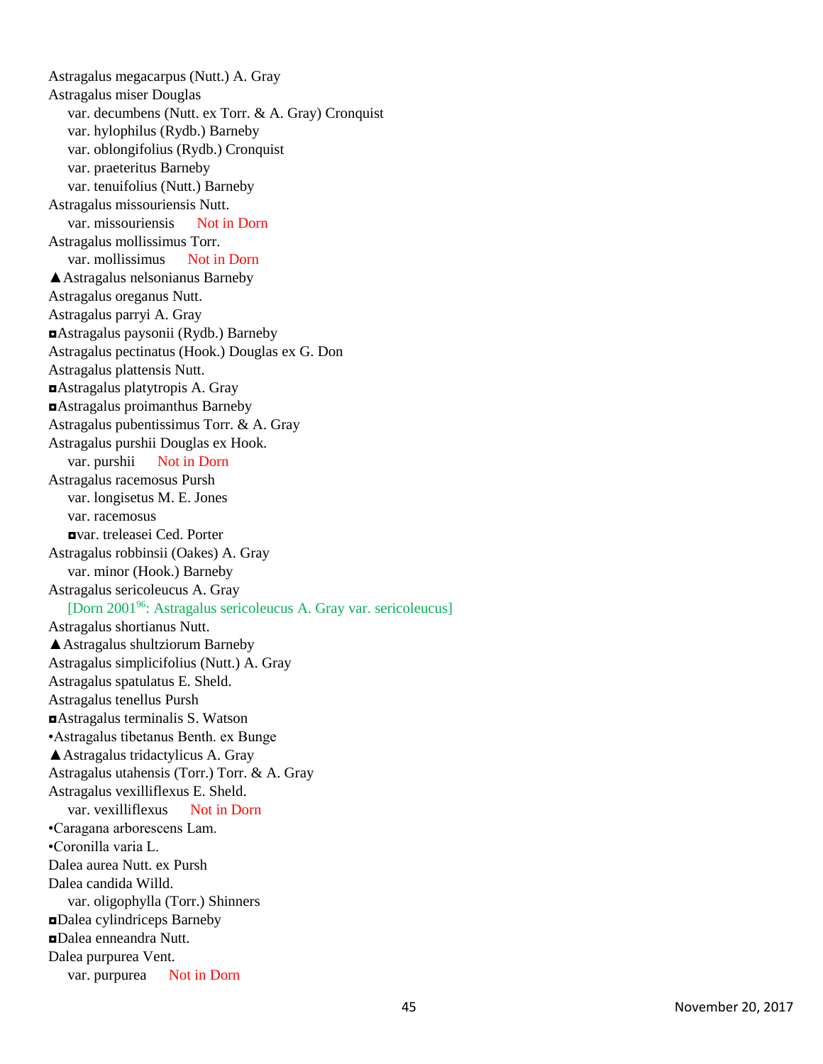Astragalus megacarpus (Nutt.) A. Gray
Astragalus miser Douglas
    var. decumbens (Nutt. ex Torr. & A. Gray) Cronquist
    var. hylophilus (Rydb.) Barneby
    var. oblongifolius (Rydb.) Cronquist
    var. praeteritus Barneby
    var. tenuifolius (Nutt.) Barneby
Astragalus missouriensis Nutt.
    var. missouriensis      Not in Dorn
Astragalus mollissimus Torr.
    var. mollissimus      Not in Dorn
▲Astragalus nelsonianus Barneby
Astragalus oreganus Nutt.
Astragalus parryi A. Gray
◘Astragalus paysonii (Rydb.) Barneby
Astragalus pectinatus (Hook.) Douglas ex G. Don
Astragalus plattensis Nutt.
◘Astragalus platytropis A. Gray
◘Astragalus proimanthus Barneby
Astragalus pubentissimus Torr. & A. Gray
Astragalus purshii Douglas ex Hook.
    var. purshii      Not in Dorn
Astragalus racemosus Pursh
    var. longisetus M. E. Jones
    var. racemosus
    ◘var. treleasei Ced. Porter
Astragalus robbinsii (Oakes) A. Gray
    var. minor (Hook.) Barneby
Astragalus sericoleucus A. Gray
    [Dorn 2001[96]: Astragalus sericoleucus A. Gray var. sericoleucus]
Astragalus shortianus Nutt.
▲Astragalus shultziorum Barneby
Astragalus simplicifolius (Nutt.) A. Gray
Astragalus spatulatus E. Sheld.
Astragalus tenellus Pursh
◘Astragalus terminalis S. Watson
•Astragalus tibetanus Benth. ex Bunge
▲Astragalus tridactylicus A. Gray
Astragalus utahensis (Torr.) Torr. & A. Gray
Astragalus vexilliflexus E. Sheld.
    var. vexilliflexus      Not in Dorn
•Caragana arborescens Lam.
•Coronilla varia L.
Dalea aurea Nutt. ex Pursh
Dalea candida Willd.
    var. oligophylla (Torr.) Shinners
◘Dalea cylindriceps Barneby
◘Dalea enneandra Nutt.
Dalea purpurea Vent.
    var. purpurea      Not in Dorn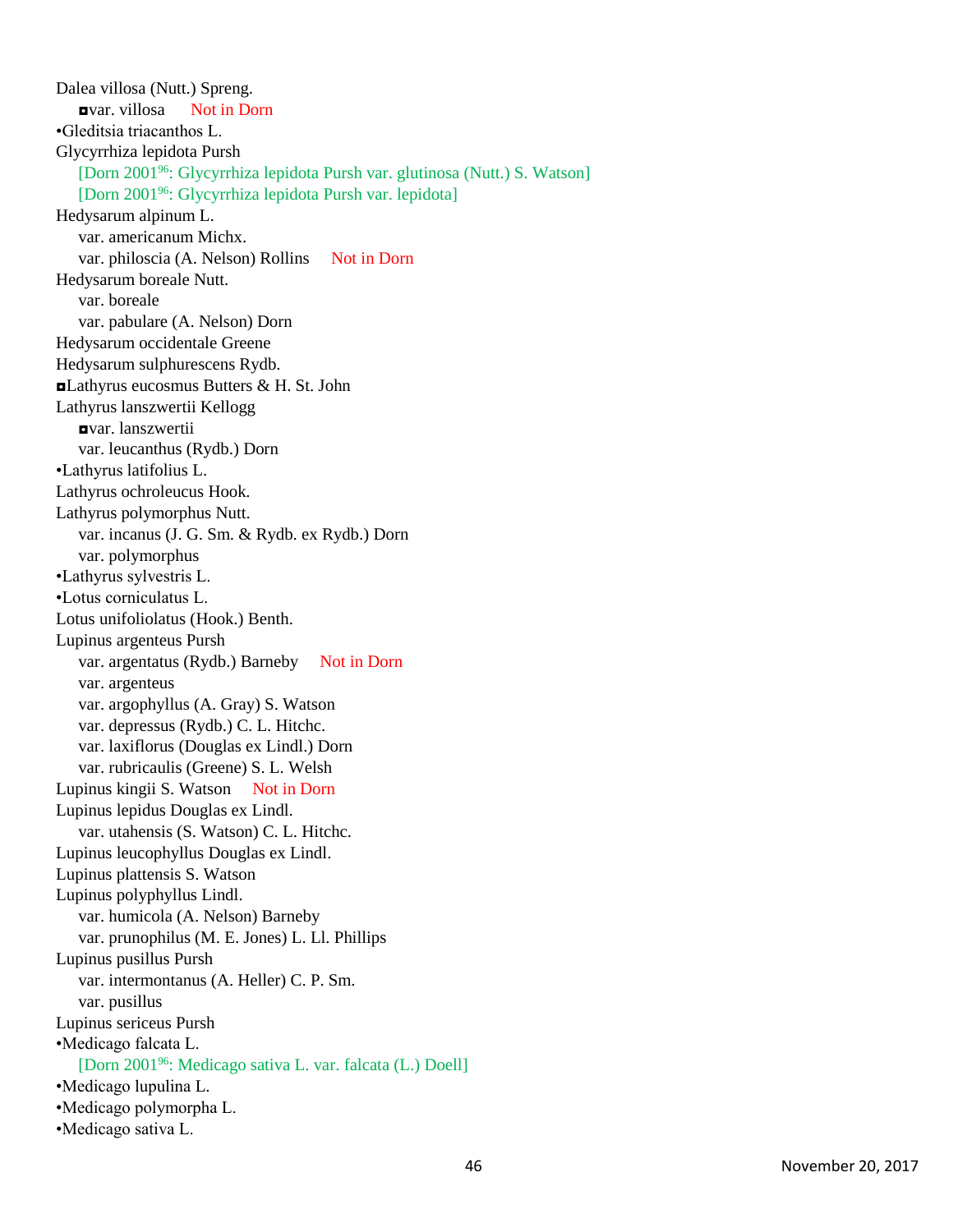Dalea villosa (Nutt.) Spreng.

&nbsp;&nbsp;&nbsp;&nbsp;◘var. villosa Not in Dorn

•Gleditsia triacanthos L.

Glycyrrhiza lepidota Pursh

&nbsp;&nbsp;&nbsp;&nbsp;[Dorn 2001[96]: Glycyrrhiza lepidota Pursh var. glutinosa (Nutt.) S. Watson]

&nbsp;&nbsp;&nbsp;&nbsp;[Dorn 2001[96]: Glycyrrhiza lepidota Pursh var. lepidota]

Hedysarum alpinum L.

&nbsp;&nbsp;&nbsp;&nbsp;var. americanum Michx.

&nbsp;&nbsp;&nbsp;&nbsp;var. philoscia (A. Nelson) Rollins Not in Dorn

Hedysarum boreale Nutt.

&nbsp;&nbsp;&nbsp;&nbsp;var. boreale

&nbsp;&nbsp;&nbsp;&nbsp;var. pabulare (A. Nelson) Dorn

Hedysarum occidentale Greene

Hedysarum sulphurescens Rydb.

◘Lathyrus eucosmus Butters & H. St. John

Lathyrus lanszwertii Kellogg

&nbsp;&nbsp;&nbsp;&nbsp;◘var. lanszwertii

&nbsp;&nbsp;&nbsp;&nbsp;var. leucanthus (Rydb.) Dorn

•Lathyrus latifolius L.

Lathyrus ochroleucus Hook.

Lathyrus polymorphus Nutt.

&nbsp;&nbsp;&nbsp;&nbsp;var. incanus (J. G. Sm. & Rydb. ex Rydb.) Dorn

&nbsp;&nbsp;&nbsp;&nbsp;var. polymorphus

•Lathyrus sylvestris L.

•Lotus corniculatus L.

Lotus unifoliolatus (Hook.) Benth.

Lupinus argenteus Pursh

&nbsp;&nbsp;&nbsp;&nbsp;var. argentatus (Rydb.) Barneby Not in Dorn

&nbsp;&nbsp;&nbsp;&nbsp;var. argenteus

&nbsp;&nbsp;&nbsp;&nbsp;var. argophyllus (A. Gray) S. Watson

&nbsp;&nbsp;&nbsp;&nbsp;var. depressus (Rydb.) C. L. Hitchc.

&nbsp;&nbsp;&nbsp;&nbsp;var. laxiflorus (Douglas ex Lindl.) Dorn

&nbsp;&nbsp;&nbsp;&nbsp;var. rubricaulis (Greene) S. L. Welsh

Lupinus kingii S. Watson Not in Dorn

Lupinus lepidus Douglas ex Lindl.

&nbsp;&nbsp;&nbsp;&nbsp;var. utahensis (S. Watson) C. L. Hitchc.

Lupinus leucophyllus Douglas ex Lindl.

Lupinus plattensis S. Watson

Lupinus polyphyllus Lindl.

&nbsp;&nbsp;&nbsp;&nbsp;var. humicola (A. Nelson) Barneby

&nbsp;&nbsp;&nbsp;&nbsp;var. prunophilus (M. E. Jones) L. Ll. Phillips

Lupinus pusillus Pursh

&nbsp;&nbsp;&nbsp;&nbsp;var. intermontanus (A. Heller) C. P. Sm.

&nbsp;&nbsp;&nbsp;&nbsp;var. pusillus

Lupinus sericeus Pursh

•Medicago falcata L.

&nbsp;&nbsp;&nbsp;&nbsp;[Dorn 2001[96]: Medicago sativa L. var. falcata (L.) Doell]

•Medicago lupulina L.

•Medicago polymorpha L.

•Medicago sativa L.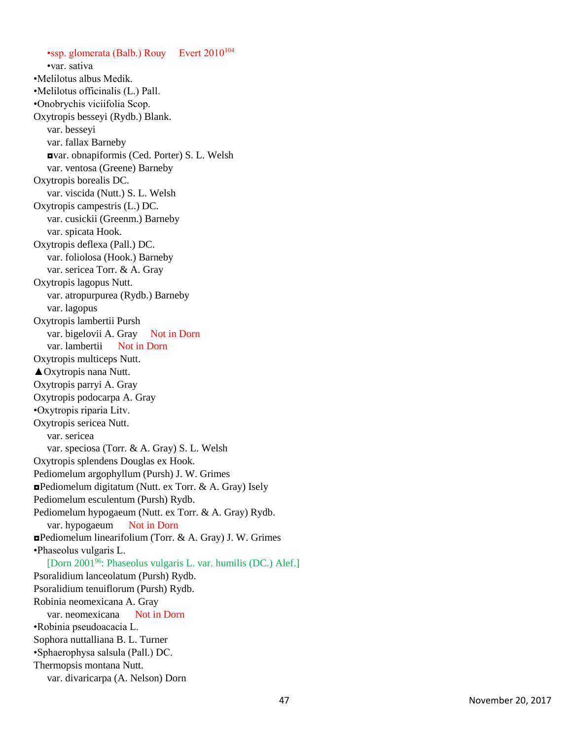•ssp. glomerata (Balb.) Rouy  Evert 2010[104]

•var. sativa

•Melilotus albus Medik.

•Melilotus officinalis (L.) Pall.

•Onobrychis viciifolia Scop.

Oxytropis besseyi (Rydb.) Blank.

var. besseyi

var. fallax Barneby

◘var. obnapiformis (Ced. Porter) S. L. Welsh

var. ventosa (Greene) Barneby

Oxytropis borealis DC.

var. viscida (Nutt.) S. L. Welsh

Oxytropis campestris (L.) DC.

var. cusickii (Greenm.) Barneby

var. spicata Hook.

Oxytropis deflexa (Pall.) DC.

var. foliolosa (Hook.) Barneby

var. sericea Torr. & A. Gray

Oxytropis lagopus Nutt.

var. atropurpurea (Rydb.) Barneby

var. lagopus

Oxytropis lambertii Pursh

var. bigelovii A. Gray  Not in Dorn

var. lambertii  Not in Dorn

Oxytropis multiceps Nutt.

▲Oxytropis nana Nutt.

Oxytropis parryi A. Gray

Oxytropis podocarpa A. Gray

•Oxytropis riparia Litv.

Oxytropis sericea Nutt.

var. sericea

var. speciosa (Torr. & A. Gray) S. L. Welsh

Oxytropis splendens Douglas ex Hook.

Pediomelum argophyllum (Pursh) J. W. Grimes

◘Pediomelum digitatum (Nutt. ex Torr. & A. Gray) Isely

Pediomelum esculentum (Pursh) Rydb.

Pediomelum hypogaeum (Nutt. ex Torr. & A. Gray) Rydb.

var. hypogaeum  Not in Dorn

◘Pediomelum linearifolium (Torr. & A. Gray) J. W. Grimes

•Phaseolus vulgaris L.

[Dorn 2001[96]: Phaseolus vulgaris L. var. humilis (DC.) Alef.]

Psoralidium lanceolatum (Pursh) Rydb.

Psoralidium tenuiflorum (Pursh) Rydb.

Robinia neomexicana A. Gray

var. neomexicana  Not in Dorn

•Robinia pseudoacacia L.

Sophora nuttalliana B. L. Turner

•Sphaerophysa salsula (Pall.) DC.

Thermopsis montana Nutt.

var. divaricarpa (A. Nelson) Dorn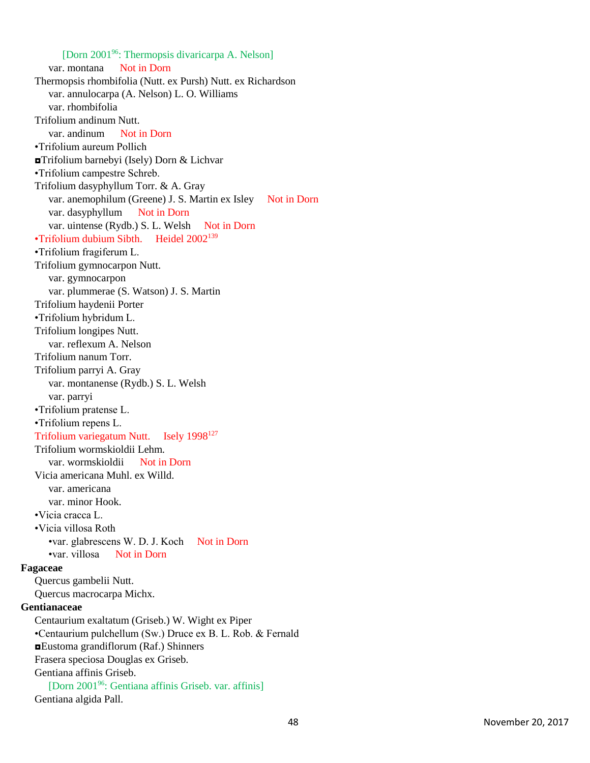[Dorn 2001[96]: Thermopsis divaricarpa A. Nelson]

var. montana Not in Dorn

Thermopsis rhombifolia (Nutt. ex Pursh) Nutt. ex Richardson

var. annulocarpa (A. Nelson) L. O. Williams

var. rhombifolia

Trifolium andinum Nutt.

var. andinum Not in Dorn

•Trifolium aureum Pollich

◘Trifolium barnebyi (Isely) Dorn & Lichvar

•Trifolium campestre Schreb.

Trifolium dasyphyllum Torr. & A. Gray

var. anemophilum (Greene) J. S. Martin ex Isley Not in Dorn

var. dasyphyllum Not in Dorn

var. uintense (Rydb.) S. L. Welsh Not in Dorn

•Trifolium dubium Sibth. Heidel 2002[139]

•Trifolium fragiferum L.

Trifolium gymnocarpon Nutt.

var. gymnocarpon

var. plummerae (S. Watson) J. S. Martin

Trifolium haydenii Porter

•Trifolium hybridum L.

Trifolium longipes Nutt.

var. reflexum A. Nelson

Trifolium nanum Torr.

Trifolium parryi A. Gray

var. montanense (Rydb.) S. L. Welsh

var. parryi

•Trifolium pratense L.

•Trifolium repens L.

Trifolium variegatum Nutt. Isely 1998[127]

Trifolium wormskioldii Lehm.

var. wormskioldii Not in Dorn

Vicia americana Muhl. ex Willd.

var. americana

var. minor Hook.

•Vicia cracca L.

•Vicia villosa Roth

•var. glabrescens W. D. J. Koch Not in Dorn

•var. villosa Not in Dorn

**Fagaceae**

Quercus gambelii Nutt.

Quercus macrocarpa Michx.

**Gentianaceae**

Centaurium exaltatum (Griseb.) W. Wight ex Piper

•Centaurium pulchellum (Sw.) Druce ex B. L. Rob. & Fernald

◘Eustoma grandiflorum (Raf.) Shinners

Frasera speciosa Douglas ex Griseb.

Gentiana affinis Griseb.

[Dorn 2001[96]: Gentiana affinis Griseb. var. affinis]

Gentiana algida Pall.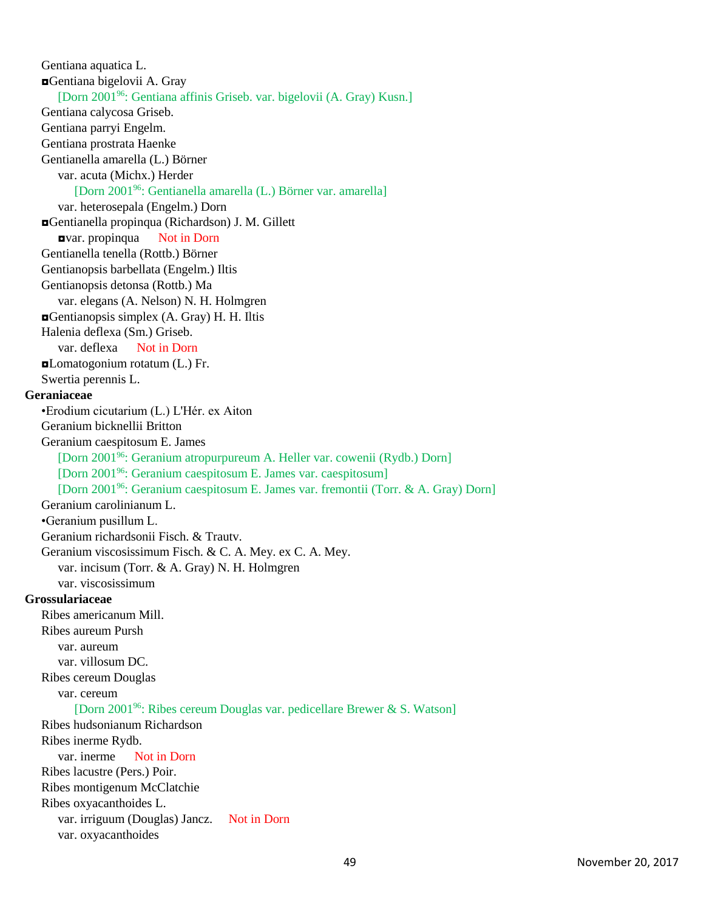Gentiana aquatica L.

◘Gentiana bigelovii A. Gray

  [Dorn 2001[96]: Gentiana affinis Griseb. var. bigelovii (A. Gray) Kusn.]

Gentiana calycosa Griseb.

Gentiana parryi Engelm.

Gentiana prostrata Haenke

Gentianella amarella (L.) Börner

  var. acuta (Michx.) Herder

    [Dorn 2001[96]: Gentianella amarella (L.) Börner var. amarella]

  var. heterosepala (Engelm.) Dorn

◘Gentianella propinqua (Richardson) J. M. Gillett

  ◘var. propinqua   Not in Dorn

Gentianella tenella (Rottb.) Börner

Gentianopsis barbellata (Engelm.) Iltis

Gentianopsis detonsa (Rottb.) Ma

  var. elegans (A. Nelson) N. H. Holmgren

◘Gentianopsis simplex (A. Gray) H. H. Iltis

Halenia deflexa (Sm.) Griseb.

  var. deflexa   Not in Dorn

◘Lomatogonium rotatum (L.) Fr.

Swertia perennis L.

**Geraniaceae**

•Erodium cicutarium (L.) L'Hér. ex Aiton

Geranium bicknellii Britton

Geranium caespitosum E. James

  [Dorn 2001[96]: Geranium atropurpureum A. Heller var. cowenii (Rydb.) Dorn]

  [Dorn 2001[96]: Geranium caespitosum E. James var. caespitosum]

  [Dorn 2001[96]: Geranium caespitosum E. James var. fremontii (Torr. & A. Gray) Dorn]

Geranium carolinianum L.

•Geranium pusillum L.

Geranium richardsonii Fisch. & Trautv.

Geranium viscosissimum Fisch. & C. A. Mey. ex C. A. Mey.

  var. incisum (Torr. & A. Gray) N. H. Holmgren

  var. viscosissimum

**Grossulariaceae**

Ribes americanum Mill.

Ribes aureum Pursh

  var. aureum

  var. villosum DC.

Ribes cereum Douglas

  var. cereum

    [Dorn 2001[96]: Ribes cereum Douglas var. pedicellare Brewer & S. Watson]

Ribes hudsonianum Richardson

Ribes inerme Rydb.

  var. inerme   Not in Dorn

Ribes lacustre (Pers.) Poir.

Ribes montigenum McClatchie

Ribes oxyacanthoides L.

  var. irriguum (Douglas) Jancz.   Not in Dorn

  var. oxyacanthoides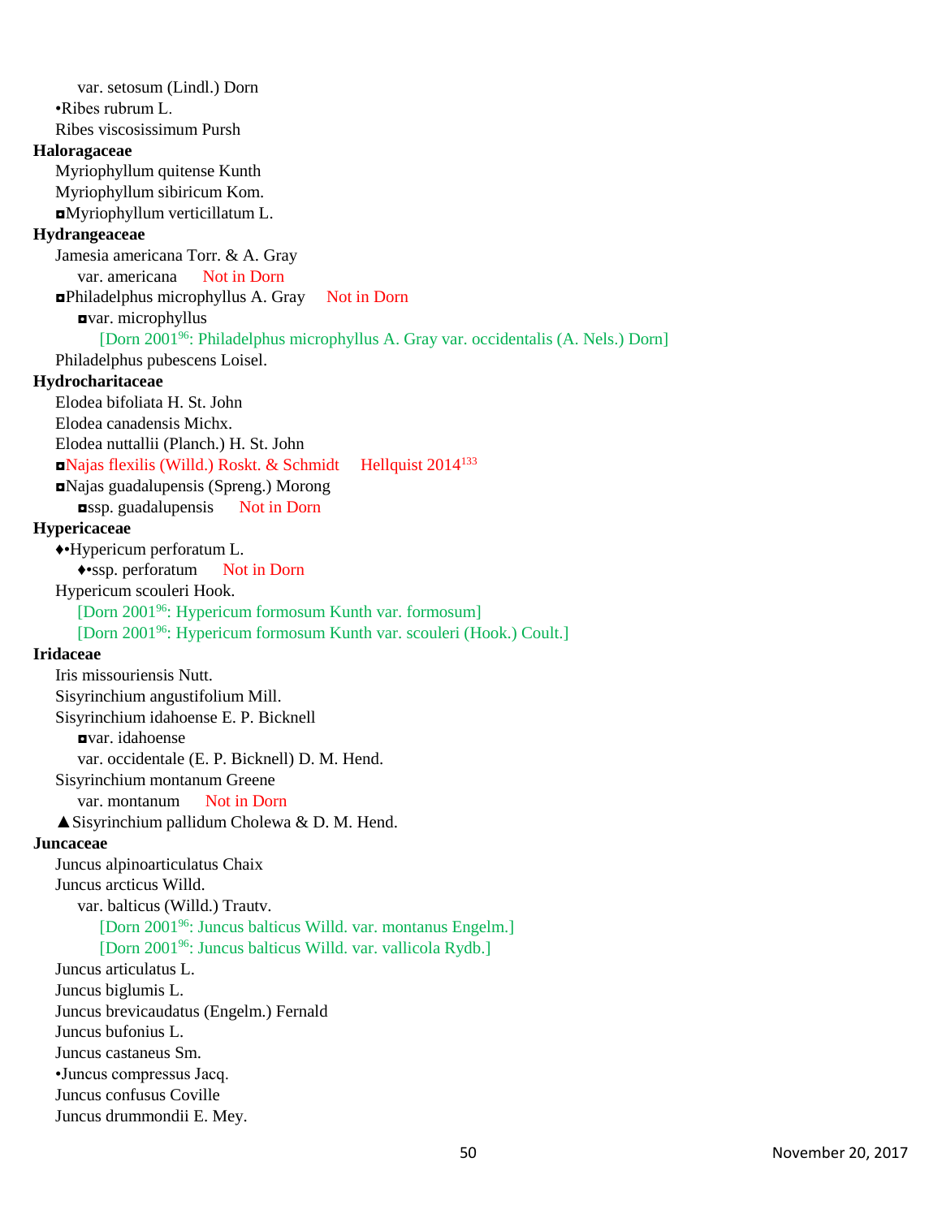var. setosum (Lindl.) Dorn

•Ribes rubrum L.

Ribes viscosissimum Pursh

**Haloragaceae**

Myriophyllum quitense Kunth

Myriophyllum sibiricum Kom.

◘Myriophyllum verticillatum L.

**Hydrangeaceae**

Jamesia americana Torr. & A. Gray

var. americana Not in Dorn

◘Philadelphus microphyllus A. Gray Not in Dorn

◘var. microphyllus

[Dorn 2001[96]: Philadelphus microphyllus A. Gray var. occidentalis (A. Nels.) Dorn]

Philadelphus pubescens Loisel.

**Hydrocharitaceae**

Elodea bifoliata H. St. John

Elodea canadensis Michx.

Elodea nuttallii (Planch.) H. St. John

◘Najas flexilis (Willd.) Roskt. & Schmidt Hellquist 2014[133]

◘Najas guadalupensis (Spreng.) Morong

◘ssp. guadalupensis Not in Dorn

**Hypericaceae**

♦•Hypericum perforatum L.

♦•ssp. perforatum Not in Dorn

Hypericum scouleri Hook.

[Dorn 2001[96]: Hypericum formosum Kunth var. formosum]

[Dorn 2001[96]: Hypericum formosum Kunth var. scouleri (Hook.) Coult.]

**Iridaceae**

Iris missouriensis Nutt.

Sisyrinchium angustifolium Mill.

Sisyrinchium idahoense E. P. Bicknell

◘var. idahoense

var. occidentale (E. P. Bicknell) D. M. Hend.

Sisyrinchium montanum Greene

var. montanum Not in Dorn

▲Sisyrinchium pallidum Cholewa & D. M. Hend.

**Juncaceae**

Juncus alpinoarticulatus Chaix

Juncus arcticus Willd.

var. balticus (Willd.) Trautv.

[Dorn 2001[96]: Juncus balticus Willd. var. montanus Engelm.]

[Dorn 2001[96]: Juncus balticus Willd. var. vallicola Rydb.]

Juncus articulatus L.

Juncus biglumis L.

Juncus brevicaudatus (Engelm.) Fernald

Juncus bufonius L.

Juncus castaneus Sm.

•Juncus compressus Jacq.

Juncus confusus Coville

Juncus drummondii E. Mey.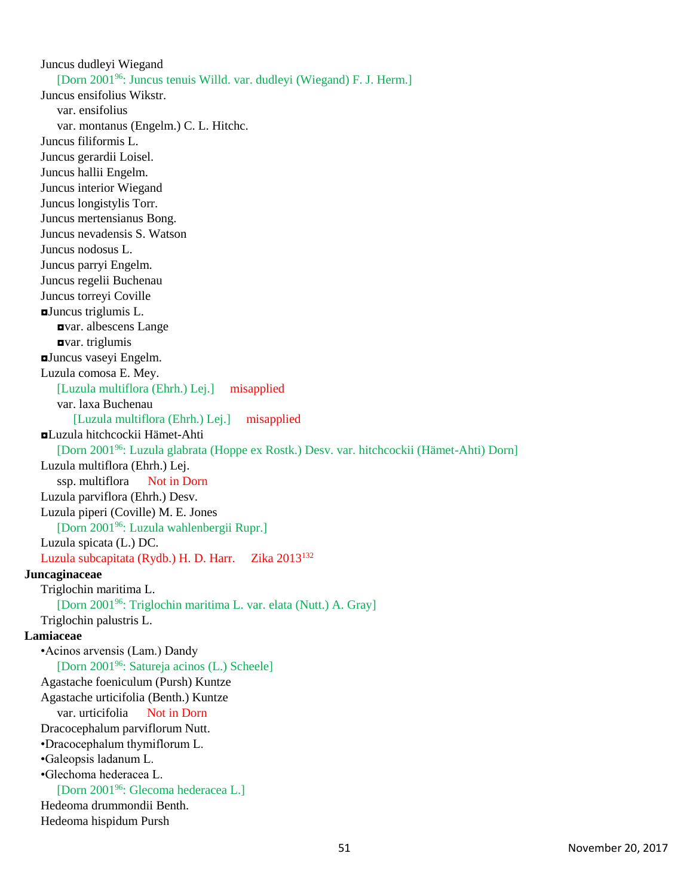Juncus dudleyi Wiegand

 [Dorn 2001[96]: Juncus tenuis Willd. var. dudleyi (Wiegand) F. J. Herm.]

Juncus ensifolius Wikstr.

 var. ensifolius

 var. montanus (Engelm.) C. L. Hitchc.

Juncus filiformis L.

Juncus gerardii Loisel.

Juncus hallii Engelm.

Juncus interior Wiegand

Juncus longistylis Torr.

Juncus mertensianus Bong.

Juncus nevadensis S. Watson

Juncus nodosus L.

Juncus parryi Engelm.

Juncus regelii Buchenau

Juncus torreyi Coville

◘Juncus triglumis L.

 ◘var. albescens Lange

 ◘var. triglumis

◘Juncus vaseyi Engelm.

Luzula comosa E. Mey.

 [Luzula multiflora (Ehrh.) Lej.] misapplied

 var. laxa Buchenau

  [Luzula multiflora (Ehrh.) Lej.] misapplied

◘Luzula hitchcockii Hämet-Ahti

 [Dorn 2001[96]: Luzula glabrata (Hoppe ex Rostk.) Desv. var. hitchcockii (Hämet-Ahti) Dorn]

Luzula multiflora (Ehrh.) Lej.

 ssp. multiflora Not in Dorn

Luzula parviflora (Ehrh.) Desv.

Luzula piperi (Coville) M. E. Jones

 [Dorn 2001[96]: Luzula wahlenbergii Rupr.]

Luzula spicata (L.) DC.

Luzula subcapitata (Rydb.) H. D. Harr. Zika 2013[132]

**Juncaginaceae**

Triglochin maritima L.

 [Dorn 2001[96]: Triglochin maritima L. var. elata (Nutt.) A. Gray]

Triglochin palustris L.

**Lamiaceae**

•Acinos arvensis (Lam.) Dandy

 [Dorn 2001[96]: Satureja acinos (L.) Scheele]

Agastache foeniculum (Pursh) Kuntze

Agastache urticifolia (Benth.) Kuntze

 var. urticifolia Not in Dorn

Dracocephalum parviflorum Nutt.

•Dracocephalum thymiflorum L.

•Galeopsis ladanum L.

•Glechoma hederacea L.

 [Dorn 2001[96]: Glecoma hederacea L.]

Hedeoma drummondii Benth.

Hedeoma hispidum Pursh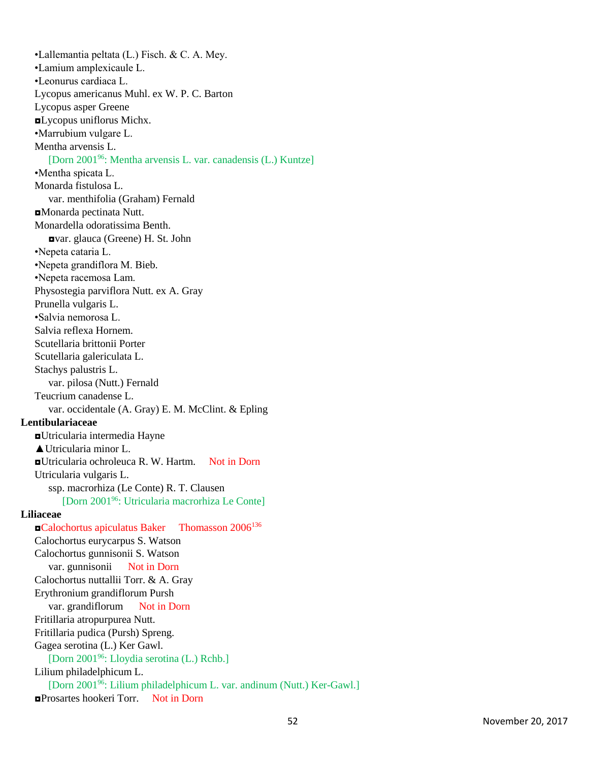•Lallemantia peltata (L.) Fisch. & C. A. Mey.
•Lamium amplexicaule L.
•Leonurus cardiaca L.
Lycopus americanus Muhl. ex W. P. C. Barton
Lycopus asper Greene
◘Lycopus uniflorus Michx.
•Marrubium vulgare L.
Mentha arvensis L.
    [Dorn 2001[96]: Mentha arvensis L. var. canadensis (L.) Kuntze]
•Mentha spicata L.
Monarda fistulosa L.
    var. menthifolia (Graham) Fernald
◘Monarda pectinata Nutt.
Monardella odoratissima Benth.
    ◘var. glauca (Greene) H. St. John
•Nepeta cataria L.
•Nepeta grandiflora M. Bieb.
•Nepeta racemosa Lam.
Physostegia parviflora Nutt. ex A. Gray
Prunella vulgaris L.
•Salvia nemorosa L.
Salvia reflexa Hornem.
Scutellaria brittonii Porter
Scutellaria galericulata L.
Stachys palustris L.
    var. pilosa (Nutt.) Fernald
Teucrium canadense L.
    var. occidentale (A. Gray) E. M. McClint. & Epling

**Lentibulariaceae**

◘Utricularia intermedia Hayne
▲Utricularia minor L.
◘Utricularia ochroleuca R. W. Hartm.     Not in Dorn
Utricularia vulgaris L.
    ssp. macrorhiza (Le Conte) R. T. Clausen
        [Dorn 2001[96]: Utricularia macrorhiza Le Conte]

**Liliaceae**

◘Calochortus apiculatus Baker     Thomasson 2006[136]
Calochortus eurycarpus S. Watson
Calochortus gunnisonii S. Watson
    var. gunnisonii     Not in Dorn
Calochortus nuttallii Torr. & A. Gray
Erythronium grandiflorum Pursh
    var. grandiflorum     Not in Dorn
Fritillaria atropurpurea Nutt.
Fritillaria pudica (Pursh) Spreng.
Gagea serotina (L.) Ker Gawl.
    [Dorn 2001[96]: Lloydia serotina (L.) Rchb.]
Lilium philadelphicum L.
    [Dorn 2001[96]: Lilium philadelphicum L. var. andinum (Nutt.) Ker-Gawl.]
◘Prosartes hookeri Torr.     Not in Dorn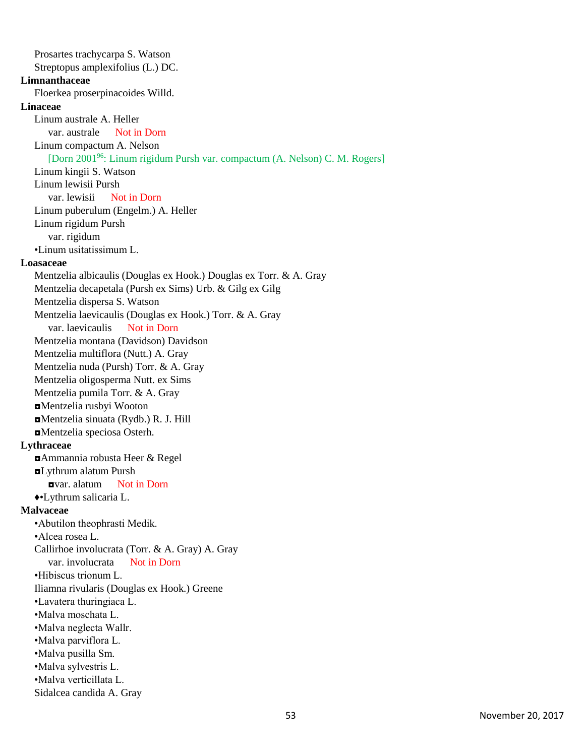Prosartes trachycarpa S. Watson
Streptopus amplexifolius (L.) DC.

**Limnanthaceae**

Floerkea proserpinacoides Willd.

**Linaceae**

Linum australe A. Heller
var. australe Not in Dorn
Linum compactum A. Nelson
[Dorn 2001[96]: Linum rigidum Pursh var. compactum (A. Nelson) C. M. Rogers]
Linum kingii S. Watson
Linum lewisii Pursh
var. lewisii Not in Dorn
Linum puberulum (Engelm.) A. Heller
Linum rigidum Pursh
var. rigidum
•Linum usitatissimum L.

**Loasaceae**

Mentzelia albicaulis (Douglas ex Hook.) Douglas ex Torr. & A. Gray
Mentzelia decapetala (Pursh ex Sims) Urb. & Gilg ex Gilg
Mentzelia dispersa S. Watson
Mentzelia laevicaulis (Douglas ex Hook.) Torr. & A. Gray
var. laevicaulis Not in Dorn
Mentzelia montana (Davidson) Davidson
Mentzelia multiflora (Nutt.) A. Gray
Mentzelia nuda (Pursh) Torr. & A. Gray
Mentzelia oligosperma Nutt. ex Sims
Mentzelia pumila Torr. & A. Gray
◘Mentzelia rusbyi Wooton
◘Mentzelia sinuata (Rydb.) R. J. Hill
◘Mentzelia speciosa Osterh.

**Lythraceae**

◘Ammannia robusta Heer & Regel
◘Lythrum alatum Pursh
◘var. alatum Not in Dorn
♦•Lythrum salicaria L.

**Malvaceae**

•Abutilon theophrasti Medik.
•Alcea rosea L.
Callirhoe involucrata (Torr. & A. Gray) A. Gray
var. involucrata Not in Dorn
•Hibiscus trionum L.
Iliamna rivularis (Douglas ex Hook.) Greene
•Lavatera thuringiaca L.
•Malva moschata L.
•Malva neglecta Wallr.
•Malva parviflora L.
•Malva pusilla Sm.
•Malva sylvestris L.
•Malva verticillata L.
Sidalcea candida A. Gray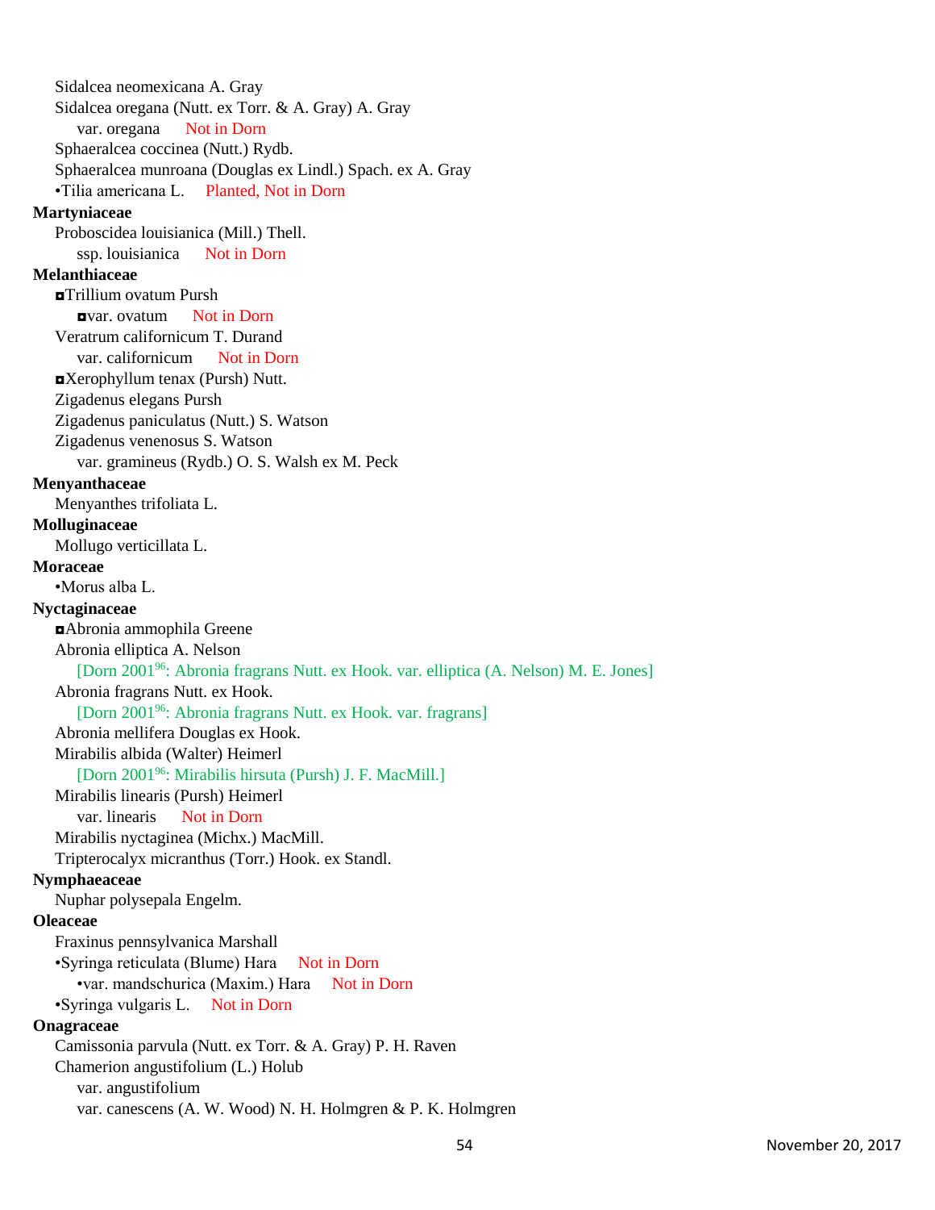Sidalcea neomexicana A. Gray
Sidalcea oregana (Nutt. ex Torr. & A. Gray) A. Gray
  var. oregana   Not in Dorn
Sphaeralcea coccinea (Nutt.) Rydb.
Sphaeralcea munroana (Douglas ex Lindl.) Spach. ex A. Gray
•Tilia americana L.   Planted, Not in Dorn

**Martyniaceae**

Proboscidea louisianica (Mill.) Thell.
  ssp. louisianica   Not in Dorn

**Melanthiaceae**

◘Trillium ovatum Pursh
  ◘var. ovatum   Not in Dorn
Veratrum californicum T. Durand
  var. californicum   Not in Dorn
◘Xerophyllum tenax (Pursh) Nutt.
Zigadenus elegans Pursh
Zigadenus paniculatus (Nutt.) S. Watson
Zigadenus venenosus S. Watson
  var. gramineus (Rydb.) O. S. Walsh ex M. Peck

**Menyanthaceae**

Menyanthes trifoliata L.

**Molluginaceae**

Mollugo verticillata L.

**Moraceae**

•Morus alba L.

**Nyctaginaceae**

◘Abronia ammophila Greene
Abronia elliptica A. Nelson
  [Dorn 2001[96]: Abronia fragrans Nutt. ex Hook. var. elliptica (A. Nelson) M. E. Jones]
Abronia fragrans Nutt. ex Hook.
  [Dorn 2001[96]: Abronia fragrans Nutt. ex Hook. var. fragrans]
Abronia mellifera Douglas ex Hook.
Mirabilis albida (Walter) Heimerl
  [Dorn 2001[96]: Mirabilis hirsuta (Pursh) J. F. MacMill.]
Mirabilis linearis (Pursh) Heimerl
  var. linearis   Not in Dorn
Mirabilis nyctaginea (Michx.) MacMill.
Tripterocalyx micranthus (Torr.) Hook. ex Standl.

**Nymphaeaceae**

Nuphar polysepala Engelm.

**Oleaceae**

Fraxinus pennsylvanica Marshall
•Syringa reticulata (Blume) Hara   Not in Dorn
  •var. mandschurica (Maxim.) Hara   Not in Dorn
•Syringa vulgaris L.   Not in Dorn

**Onagraceae**

Camissonia parvula (Nutt. ex Torr. & A. Gray) P. H. Raven
Chamerion angustifolium (L.) Holub
  var. angustifolium
  var. canescens (A. W. Wood) N. H. Holmgren & P. K. Holmgren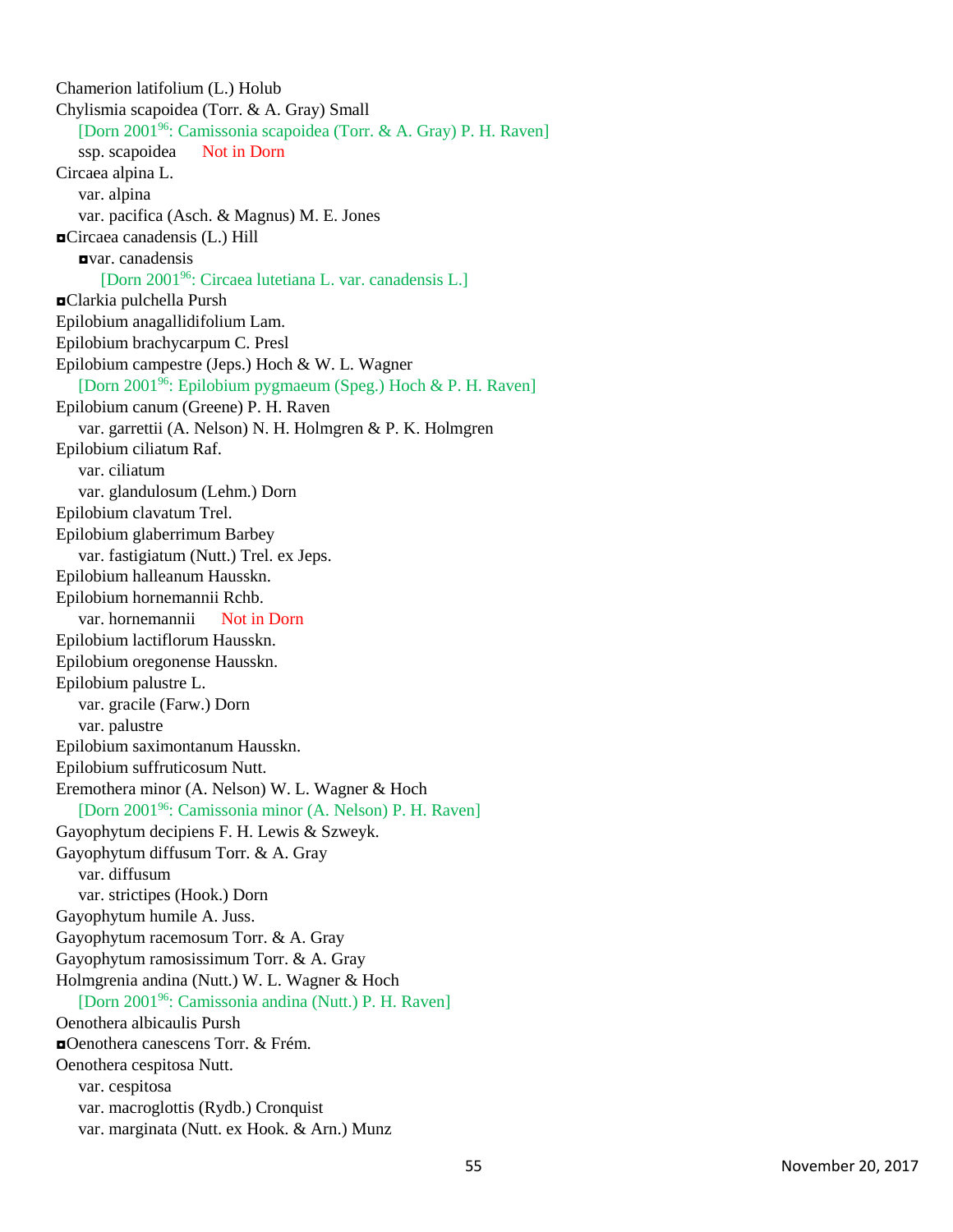Chamerion latifolium (L.) Holub

Chylismia scapoidea (Torr. & A. Gray) Small

    [Dorn 2001[96]: Camissonia scapoidea (Torr. & A. Gray) P. H. Raven]

    ssp. scapoidea    Not in Dorn

Circaea alpina L.

    var. alpina

    var. pacifica (Asch. & Magnus) M. E. Jones

◘Circaea canadensis (L.) Hill

    ◘var. canadensis

        [Dorn 2001[96]: Circaea lutetiana L. var. canadensis L.]

◘Clarkia pulchella Pursh

Epilobium anagallidifolium Lam.

Epilobium brachycarpum C. Presl

Epilobium campestre (Jeps.) Hoch & W. L. Wagner

    [Dorn 2001[96]: Epilobium pygmaeum (Speg.) Hoch & P. H. Raven]

Epilobium canum (Greene) P. H. Raven

    var. garrettii (A. Nelson) N. H. Holmgren & P. K. Holmgren

Epilobium ciliatum Raf.

    var. ciliatum

    var. glandulosum (Lehm.) Dorn

Epilobium clavatum Trel.

Epilobium glaberrimum Barbey

    var. fastigiatum (Nutt.) Trel. ex Jeps.

Epilobium halleanum Hausskn.

Epilobium hornemannii Rchb.

    var. hornemannii    Not in Dorn

Epilobium lactiflorum Hausskn.

Epilobium oregonense Hausskn.

Epilobium palustre L.

    var. gracile (Farw.) Dorn

    var. palustre

Epilobium saximontanum Hausskn.

Epilobium suffruticosum Nutt.

Eremothera minor (A. Nelson) W. L. Wagner & Hoch

    [Dorn 2001[96]: Camissonia minor (A. Nelson) P. H. Raven]

Gayophytum decipiens F. H. Lewis & Szweyk.

Gayophytum diffusum Torr. & A. Gray

    var. diffusum

    var. strictipes (Hook.) Dorn

Gayophytum humile A. Juss.

Gayophytum racemosum Torr. & A. Gray

Gayophytum ramosissimum Torr. & A. Gray

Holmgrenia andina (Nutt.) W. L. Wagner & Hoch

    [Dorn 2001[96]: Camissonia andina (Nutt.) P. H. Raven]

Oenothera albicaulis Pursh

◘Oenothera canescens Torr. & Frém.

Oenothera cespitosa Nutt.

    var. cespitosa

    var. macroglottis (Rydb.) Cronquist

    var. marginata (Nutt. ex Hook. & Arn.) Munz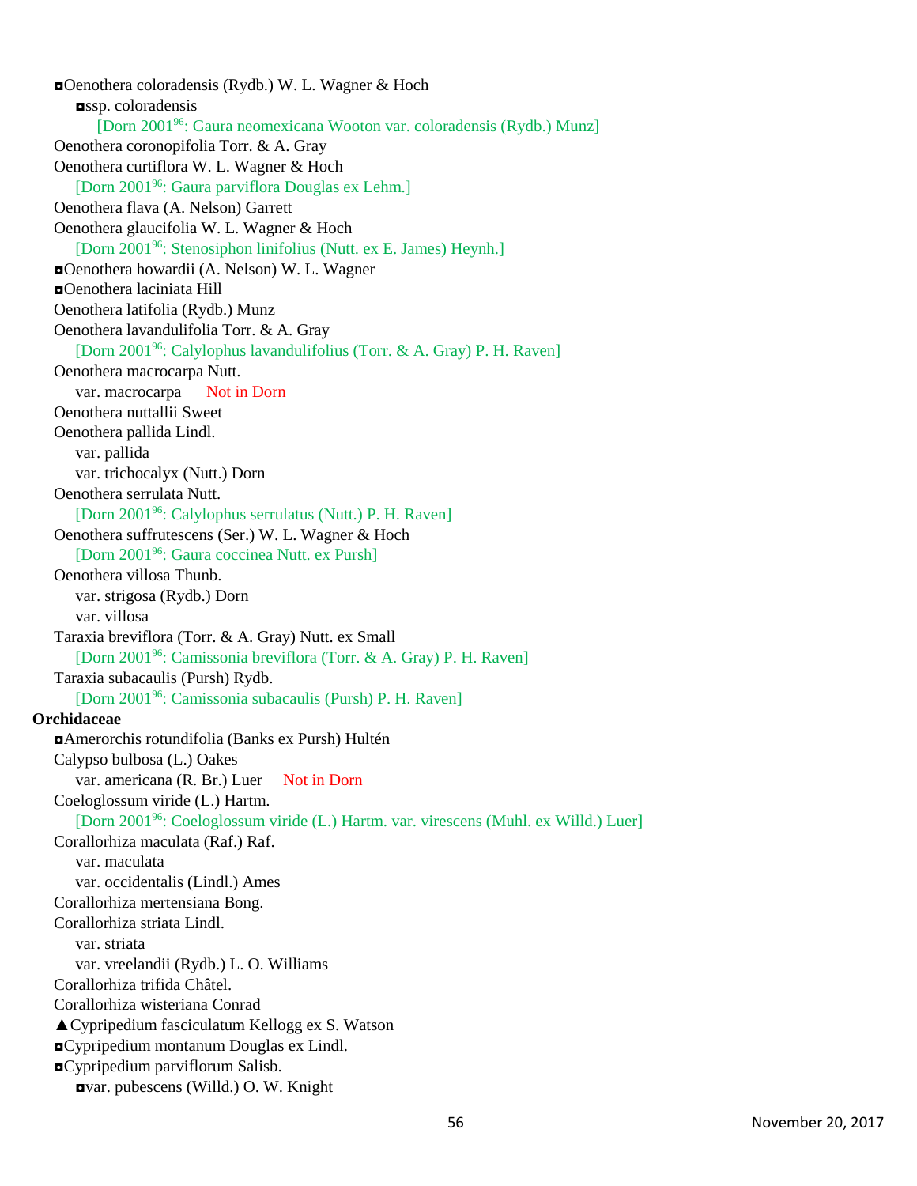◘Oenothera coloradensis (Rydb.) W. L. Wagner & Hoch
- ◘ssp. coloradensis
  - [Dorn 2001[96]: Gaura neomexicana Wooton var. coloradensis (Rydb.) Munz]

Oenothera coronopifolia Torr. & A. Gray

Oenothera curtiflora W. L. Wagner & Hoch
- [Dorn 2001[96]: Gaura parviflora Douglas ex Lehm.]

Oenothera flava (A. Nelson) Garrett

Oenothera glaucifolia W. L. Wagner & Hoch
- [Dorn 2001[96]: Stenosiphon linifolius (Nutt. ex E. James) Heynh.]

◘Oenothera howardii (A. Nelson) W. L. Wagner

◘Oenothera laciniata Hill

Oenothera latifolia (Rydb.) Munz

Oenothera lavandulifolia Torr. & A. Gray
- [Dorn 2001[96]: Calylophus lavandulifolius (Torr. & A. Gray) P. H. Raven]

Oenothera macrocarpa Nutt.
- var. macrocarpa Not in Dorn

Oenothera nuttallii Sweet

Oenothera pallida Lindl.
- var. pallida
- var. trichocalyx (Nutt.) Dorn

Oenothera serrulata Nutt.
- [Dorn 2001[96]: Calylophus serrulatus (Nutt.) P. H. Raven]

Oenothera suffrutescens (Ser.) W. L. Wagner & Hoch
- [Dorn 2001[96]: Gaura coccinea Nutt. ex Pursh]

Oenothera villosa Thunb.
- var. strigosa (Rydb.) Dorn
- var. villosa

Taraxia breviflora (Torr. & A. Gray) Nutt. ex Small
- [Dorn 2001[96]: Camissonia breviflora (Torr. & A. Gray) P. H. Raven]

Taraxia subacaulis (Pursh) Rydb.
- [Dorn 2001[96]: Camissonia subacaulis (Pursh) P. H. Raven]

**Orchidaceae**

◘Amerorchis rotundifolia (Banks ex Pursh) Hultén

Calypso bulbosa (L.) Oakes
- var. americana (R. Br.) Luer Not in Dorn

Coeloglossum viride (L.) Hartm.
- [Dorn 2001[96]: Coeloglossum viride (L.) Hartm. var. virescens (Muhl. ex Willd.) Luer]

Corallorhiza maculata (Raf.) Raf.
- var. maculata
- var. occidentalis (Lindl.) Ames

Corallorhiza mertensiana Bong.

Corallorhiza striata Lindl.
- var. striata
- var. vreelandii (Rydb.) L. O. Williams

Corallorhiza trifida Châtel.

Corallorhiza wisteriana Conrad

▲Cypripedium fasciculatum Kellogg ex S. Watson

◘Cypripedium montanum Douglas ex Lindl.

◘Cypripedium parviflorum Salisb.
- ◘var. pubescens (Willd.) O. W. Knight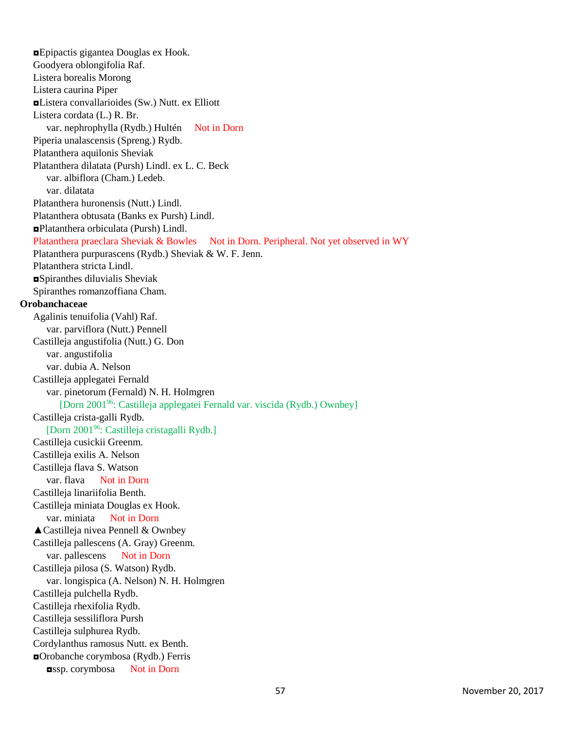◘Epipactis gigantea Douglas ex Hook.
Goodyera oblongifolia Raf.
Listera borealis Morong
Listera caurina Piper
◘Listera convallarioides (Sw.) Nutt. ex Elliott
Listera cordata (L.) R. Br.
    var. nephrophylla (Rydb.) Hultén    Not in Dorn
Piperia unalascensis (Spreng.) Rydb.
Platanthera aquilonis Sheviak
Platanthera dilatata (Pursh) Lindl. ex L. C. Beck
    var. albiflora (Cham.) Ledeb.
    var. dilatata
Platanthera huronensis (Nutt.) Lindl.
Platanthera obtusata (Banks ex Pursh) Lindl.
◘Platanthera orbiculata (Pursh) Lindl.
Platanthera praeclara Sheviak & Bowles    Not in Dorn. Peripheral. Not yet observed in WY
Platanthera purpurascens (Rydb.) Sheviak & W. F. Jenn.
Platanthera stricta Lindl.
◘Spiranthes diluvialis Sheviak
Spiranthes romanzoffiana Cham.

**Orobanchaceae**

Agalinis tenuifolia (Vahl) Raf.
    var. parviflora (Nutt.) Pennell
Castilleja angustifolia (Nutt.) G. Don
    var. angustifolia
    var. dubia A. Nelson
Castilleja applegatei Fernald
    var. pinetorum (Fernald) N. H. Holmgren
        [Dorn 2001[96]: Castilleja applegatei Fernald var. viscida (Rydb.) Ownbey]
Castilleja crista-galli Rydb.
    [Dorn 2001[96]: Castilleja cristagalli Rydb.]
Castilleja cusickii Greenm.
Castilleja exilis A. Nelson
Castilleja flava S. Watson
    var. flava    Not in Dorn
Castilleja linariifolia Benth.
Castilleja miniata Douglas ex Hook.
    var. miniata    Not in Dorn
▲Castilleja nivea Pennell & Ownbey
Castilleja pallescens (A. Gray) Greenm.
    var. pallescens    Not in Dorn
Castilleja pilosa (S. Watson) Rydb.
    var. longispica (A. Nelson) N. H. Holmgren
Castilleja pulchella Rydb.
Castilleja rhexifolia Rydb.
Castilleja sessiliflora Pursh
Castilleja sulphurea Rydb.
Cordylanthus ramosus Nutt. ex Benth.
◘Orobanche corymbosa (Rydb.) Ferris
    ◘ssp. corymbosa    Not in Dorn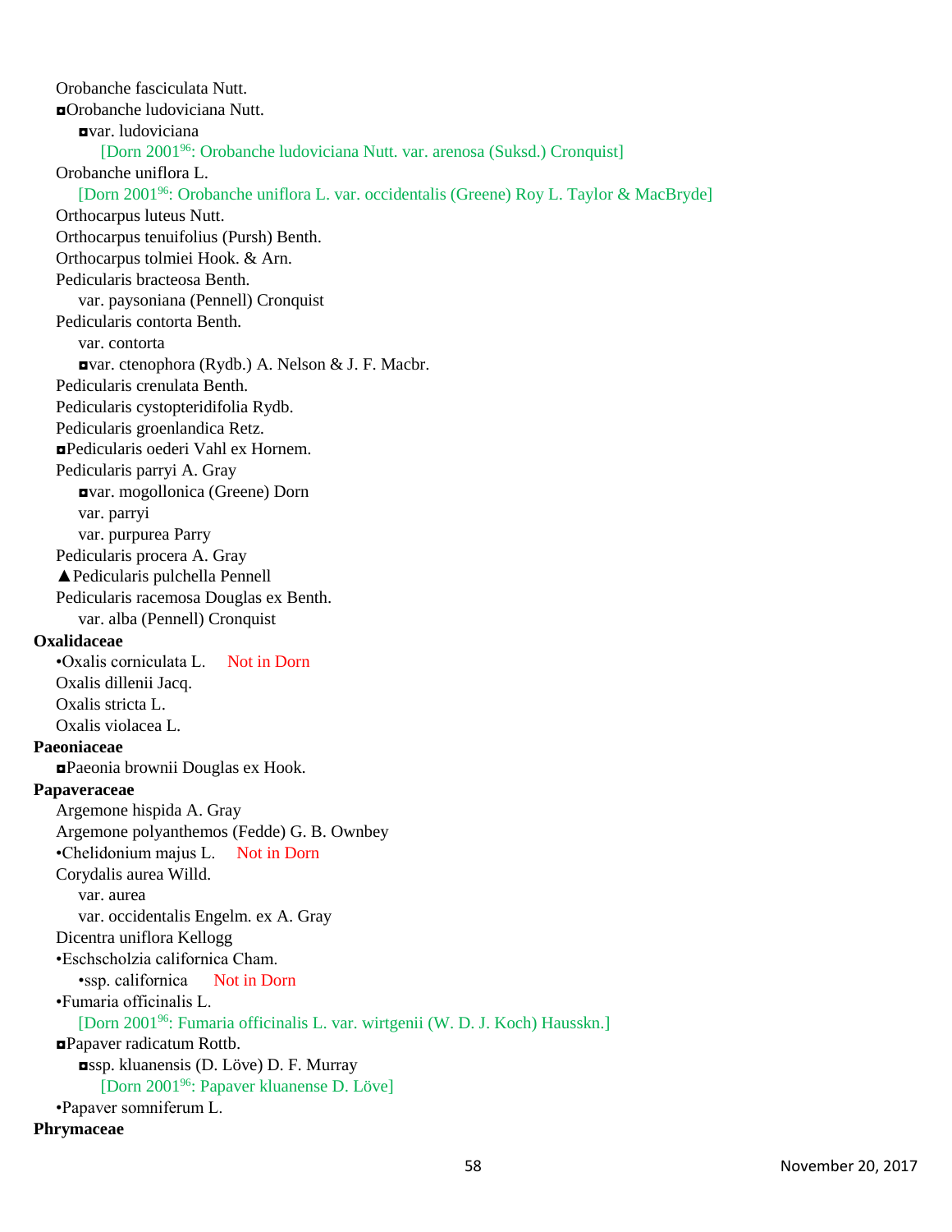Orobanche fasciculata Nutt.

◘Orobanche ludoviciana Nutt.

◘var. ludoviciana

[Dorn 2001[96]: Orobanche ludoviciana Nutt. var. arenosa (Suksd.) Cronquist]

Orobanche uniflora L.

[Dorn 2001[96]: Orobanche uniflora L. var. occidentalis (Greene) Roy L. Taylor & MacBryde]

Orthocarpus luteus Nutt.

Orthocarpus tenuifolius (Pursh) Benth.

Orthocarpus tolmiei Hook. & Arn.

Pedicularis bracteosa Benth.

var. paysoniana (Pennell) Cronquist

Pedicularis contorta Benth.

var. contorta

◘var. ctenophora (Rydb.) A. Nelson & J. F. Macbr.

Pedicularis crenulata Benth.

Pedicularis cystopteridifolia Rydb.

Pedicularis groenlandica Retz.

◘Pedicularis oederi Vahl ex Hornem.

Pedicularis parryi A. Gray

◘var. mogollonica (Greene) Dorn

var. parryi

var. purpurea Parry

Pedicularis procera A. Gray

▲Pedicularis pulchella Pennell

Pedicularis racemosa Douglas ex Benth.

var. alba (Pennell) Cronquist

**Oxalidaceae**

•Oxalis corniculata L. Not in Dorn

Oxalis dillenii Jacq.

Oxalis stricta L.

Oxalis violacea L.

**Paeoniaceae**

◘Paeonia brownii Douglas ex Hook.

**Papaveraceae**

Argemone hispida A. Gray

Argemone polyanthemos (Fedde) G. B. Ownbey

•Chelidonium majus L. Not in Dorn

Corydalis aurea Willd.

var. aurea

var. occidentalis Engelm. ex A. Gray

Dicentra uniflora Kellogg

•Eschscholzia californica Cham.

•ssp. californica Not in Dorn

•Fumaria officinalis L.

[Dorn 2001[96]: Fumaria officinalis L. var. wirtgenii (W. D. J. Koch) Hausskn.]

◘Papaver radicatum Rottb.

◘ssp. kluanensis (D. Löve) D. F. Murray

[Dorn 2001[96]: Papaver kluanense D. Löve]

•Papaver somniferum L.

**Phrymaceae**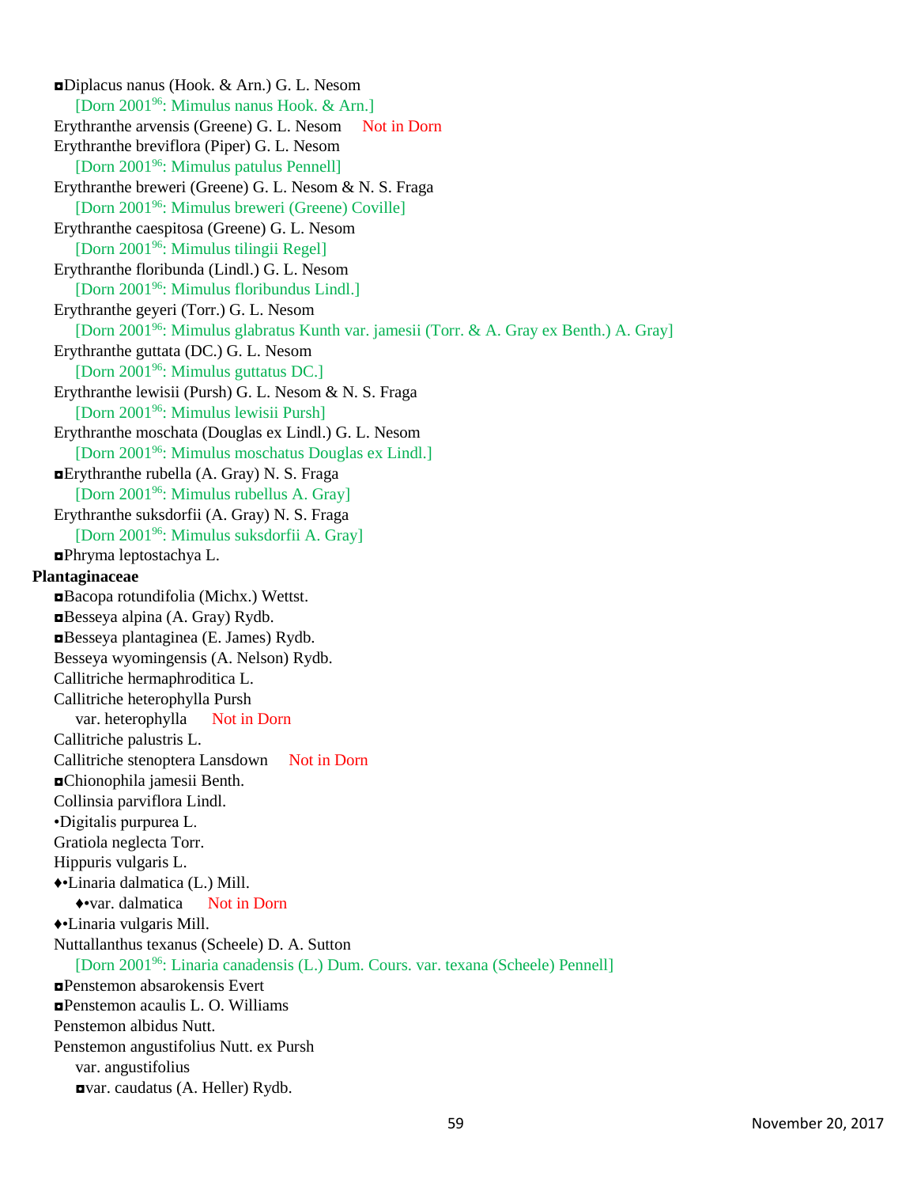◘Diplacus nanus (Hook. & Arn.) G. L. Nesom
  [Dorn 2001[96]: Mimulus nanus Hook. & Arn.]
Erythranthe arvensis (Greene) G. L. Nesom   Not in Dorn
Erythranthe breviflora (Piper) G. L. Nesom
  [Dorn 2001[96]: Mimulus patulus Pennell]
Erythranthe breweri (Greene) G. L. Nesom & N. S. Fraga
  [Dorn 2001[96]: Mimulus breweri (Greene) Coville]
Erythranthe caespitosa (Greene) G. L. Nesom
  [Dorn 2001[96]: Mimulus tilingii Regel]
Erythranthe floribunda (Lindl.) G. L. Nesom
  [Dorn 2001[96]: Mimulus floribundus Lindl.]
Erythranthe geyeri (Torr.) G. L. Nesom
  [Dorn 2001[96]: Mimulus glabratus Kunth var. jamesii (Torr. & A. Gray ex Benth.) A. Gray]
Erythranthe guttata (DC.) G. L. Nesom
  [Dorn 2001[96]: Mimulus guttatus DC.]
Erythranthe lewisii (Pursh) G. L. Nesom & N. S. Fraga
  [Dorn 2001[96]: Mimulus lewisii Pursh]
Erythranthe moschata (Douglas ex Lindl.) G. L. Nesom
  [Dorn 2001[96]: Mimulus moschatus Douglas ex Lindl.]
◘Erythranthe rubella (A. Gray) N. S. Fraga
  [Dorn 2001[96]: Mimulus rubellus A. Gray]
Erythranthe suksdorfii (A. Gray) N. S. Fraga
  [Dorn 2001[96]: Mimulus suksdorfii A. Gray]
◘Phryma leptostachya L.

**Plantaginaceae**

◘Bacopa rotundifolia (Michx.) Wettst.
◘Besseya alpina (A. Gray) Rydb.
◘Besseya plantaginea (E. James) Rydb.
Besseya wyomingensis (A. Nelson) Rydb.
Callitriche hermaphroditica L.
Callitriche heterophylla Pursh
  var. heterophylla   Not in Dorn
Callitriche palustris L.
Callitriche stenoptera Lansdown   Not in Dorn
◘Chionophila jamesii Benth.
Collinsia parviflora Lindl.
•Digitalis purpurea L.
Gratiola neglecta Torr.
Hippuris vulgaris L.
♦•Linaria dalmatica (L.) Mill.
  ♦•var. dalmatica   Not in Dorn
♦•Linaria vulgaris Mill.
Nuttallanthus texanus (Scheele) D. A. Sutton
  [Dorn 2001[96]: Linaria canadensis (L.) Dum. Cours. var. texana (Scheele) Pennell]
◘Penstemon absarokensis Evert
◘Penstemon acaulis L. O. Williams
Penstemon albidus Nutt.
Penstemon angustifolius Nutt. ex Pursh
  var. angustifolius
  ◘var. caudatus (A. Heller) Rydb.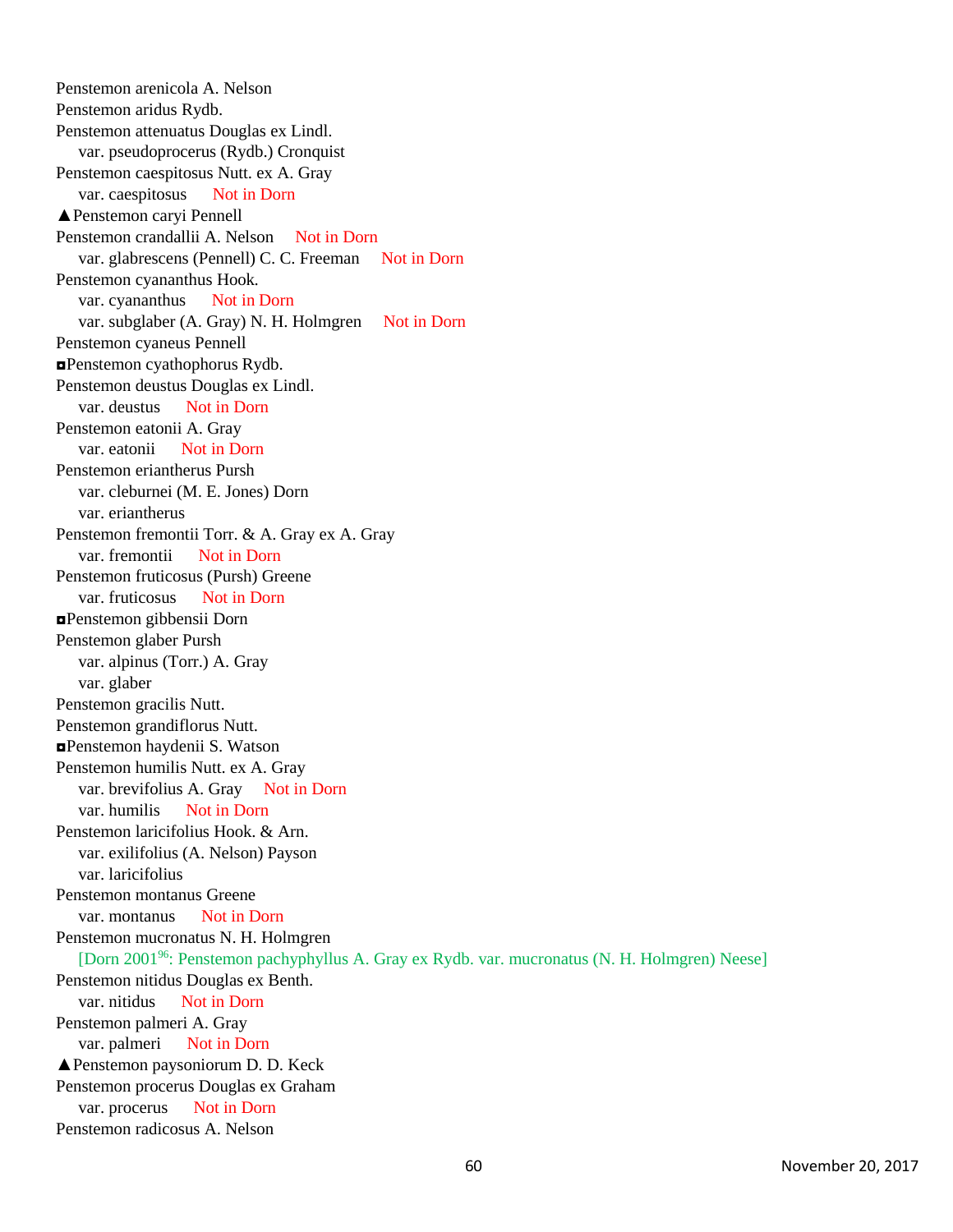Penstemon arenicola A. Nelson
Penstemon aridus Rydb.
Penstemon attenuatus Douglas ex Lindl.
    var. pseudoprocerus (Rydb.) Cronquist
Penstemon caespitosus Nutt. ex A. Gray
    var. caespitosus    Not in Dorn
▲Penstemon caryi Pennell
Penstemon crandallii A. Nelson    Not in Dorn
    var. glabrescens (Pennell) C. C. Freeman    Not in Dorn
Penstemon cyananthus Hook.
    var. cyananthus    Not in Dorn
    var. subglaber (A. Gray) N. H. Holmgren    Not in Dorn
Penstemon cyaneus Pennell
◘Penstemon cyathophorus Rydb.
Penstemon deustus Douglas ex Lindl.
    var. deustus    Not in Dorn
Penstemon eatonii A. Gray
    var. eatonii    Not in Dorn
Penstemon eriantherus Pursh
    var. cleburnei (M. E. Jones) Dorn
    var. eriantherus
Penstemon fremontii Torr. & A. Gray ex A. Gray
    var. fremontii    Not in Dorn
Penstemon fruticosus (Pursh) Greene
    var. fruticosus    Not in Dorn
◘Penstemon gibbensii Dorn
Penstemon glaber Pursh
    var. alpinus (Torr.) A. Gray
    var. glaber
Penstemon gracilis Nutt.
Penstemon grandiflorus Nutt.
◘Penstemon haydenii S. Watson
Penstemon humilis Nutt. ex A. Gray
    var. brevifolius A. Gray    Not in Dorn
    var. humilis    Not in Dorn
Penstemon laricifolius Hook. & Arn.
    var. exilifolius (A. Nelson) Payson
    var. laricifolius
Penstemon montanus Greene
    var. montanus    Not in Dorn
Penstemon mucronatus N. H. Holmgren
    [Dorn 2001[96]: Penstemon pachyphyllus A. Gray ex Rydb. var. mucronatus (N. H. Holmgren) Neese]
Penstemon nitidus Douglas ex Benth.
    var. nitidus    Not in Dorn
Penstemon palmeri A. Gray
    var. palmeri    Not in Dorn
▲Penstemon paysoniorum D. D. Keck
Penstemon procerus Douglas ex Graham
    var. procerus    Not in Dorn
Penstemon radicosus A. Nelson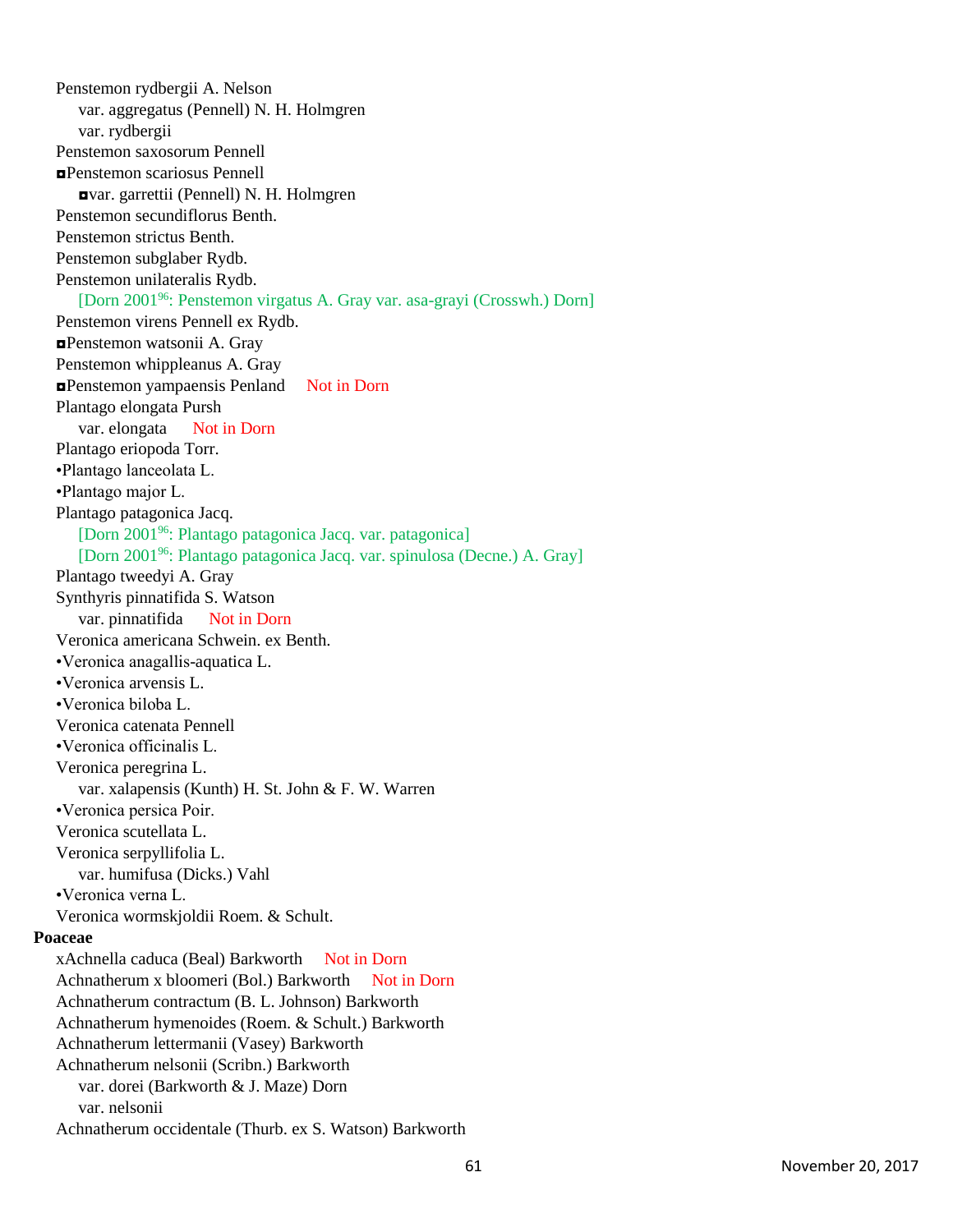Penstemon rydbergii A. Nelson

- var. aggregatus (Pennell) N. H. Holmgren
- var. rydbergii

Penstemon saxosorum Pennell

◘Penstemon scariosus Pennell

- ◘var. garrettii (Pennell) N. H. Holmgren

Penstemon secundiflorus Benth.

Penstemon strictus Benth.

Penstemon subglaber Rydb.

Penstemon unilateralis Rydb.

- [Dorn 2001[96]: Penstemon virgatus A. Gray var. asa-grayi (Crosswh.) Dorn]

Penstemon virens Pennell ex Rydb.

◘Penstemon watsonii A. Gray

Penstemon whippleanus A. Gray

◘Penstemon yampaensis Penland Not in Dorn

Plantago elongata Pursh

- var. elongata Not in Dorn

Plantago eriopoda Torr.

•Plantago lanceolata L.

•Plantago major L.

Plantago patagonica Jacq.

- [Dorn 2001[96]: Plantago patagonica Jacq. var. patagonica]
- [Dorn 2001[96]: Plantago patagonica Jacq. var. spinulosa (Decne.) A. Gray]

Plantago tweedyi A. Gray

Synthyris pinnatifida S. Watson

- var. pinnatifida Not in Dorn

Veronica americana Schwein. ex Benth.

•Veronica anagallis-aquatica L.

•Veronica arvensis L.

•Veronica biloba L.

Veronica catenata Pennell

•Veronica officinalis L.

Veronica peregrina L.

- var. xalapensis (Kunth) H. St. John & F. W. Warren

•Veronica persica Poir.

Veronica scutellata L.

Veronica serpyllifolia L.

- var. humifusa (Dicks.) Vahl

•Veronica verna L.

Veronica wormskjoldii Roem. & Schult.

**Poaceae**

xAchnella caduca (Beal) Barkworth Not in Dorn

Achnatherum x bloomeri (Bol.) Barkworth Not in Dorn

Achnatherum contractum (B. L. Johnson) Barkworth

Achnatherum hymenoides (Roem. & Schult.) Barkworth

Achnatherum lettermanii (Vasey) Barkworth

Achnatherum nelsonii (Scribn.) Barkworth

- var. dorei (Barkworth & J. Maze) Dorn
- var. nelsonii

Achnatherum occidentale (Thurb. ex S. Watson) Barkworth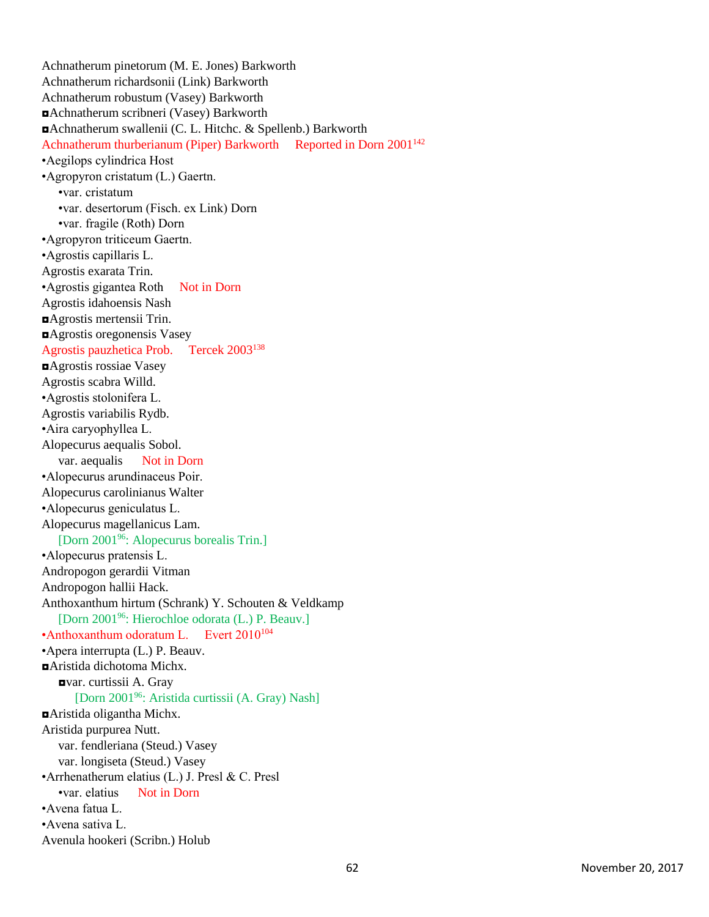Achnatherum pinetorum (M. E. Jones) Barkworth
Achnatherum richardsonii (Link) Barkworth
Achnatherum robustum (Vasey) Barkworth
◘Achnatherum scribneri (Vasey) Barkworth
◘Achnatherum swallenii (C. L. Hitchc. & Spellenb.) Barkworth
Achnatherum thurberianum (Piper) Barkworth     Reported in Dorn 2001[142]
•Aegilops cylindrica Host
•Agropyron cristatum (L.) Gaertn.
    •var. cristatum
    •var. desertorum (Fisch. ex Link) Dorn
    •var. fragile (Roth) Dorn
•Agropyron triticeum Gaertn.
•Agrostis capillaris L.
Agrostis exarata Trin.
•Agrostis gigantea Roth     Not in Dorn
Agrostis idahoensis Nash
◘Agrostis mertensii Trin.
◘Agrostis oregonensis Vasey
Agrostis pauzhetica Prob.     Tercek 2003[138]
◘Agrostis rossiae Vasey
Agrostis scabra Willd.
•Agrostis stolonifera L.
Agrostis variabilis Rydb.
•Aira caryophyllea L.
Alopecurus aequalis Sobol.
    var. aequalis     Not in Dorn
•Alopecurus arundinaceus Poir.
Alopecurus carolinianus Walter
•Alopecurus geniculatus L.
Alopecurus magellanicus Lam.
    [Dorn 2001[96]: Alopecurus borealis Trin.]
•Alopecurus pratensis L.
Andropogon gerardii Vitman
Andropogon hallii Hack.
Anthoxanthum hirtum (Schrank) Y. Schouten & Veldkamp
    [Dorn 2001[96]: Hierochloe odorata (L.) P. Beauv.]
•Anthoxanthum odoratum L.     Evert 2010[104]
•Apera interrupta (L.) P. Beauv.
◘Aristida dichotoma Michx.
    ◘var. curtissii A. Gray
        [Dorn 2001[96]: Aristida curtissii (A. Gray) Nash]
◘Aristida oligantha Michx.
Aristida purpurea Nutt.
    var. fendleriana (Steud.) Vasey
    var. longiseta (Steud.) Vasey
•Arrhenatherum elatius (L.) J. Presl & C. Presl
    •var. elatius     Not in Dorn
•Avena fatua L.
•Avena sativa L.
Avenula hookeri (Scribn.) Holub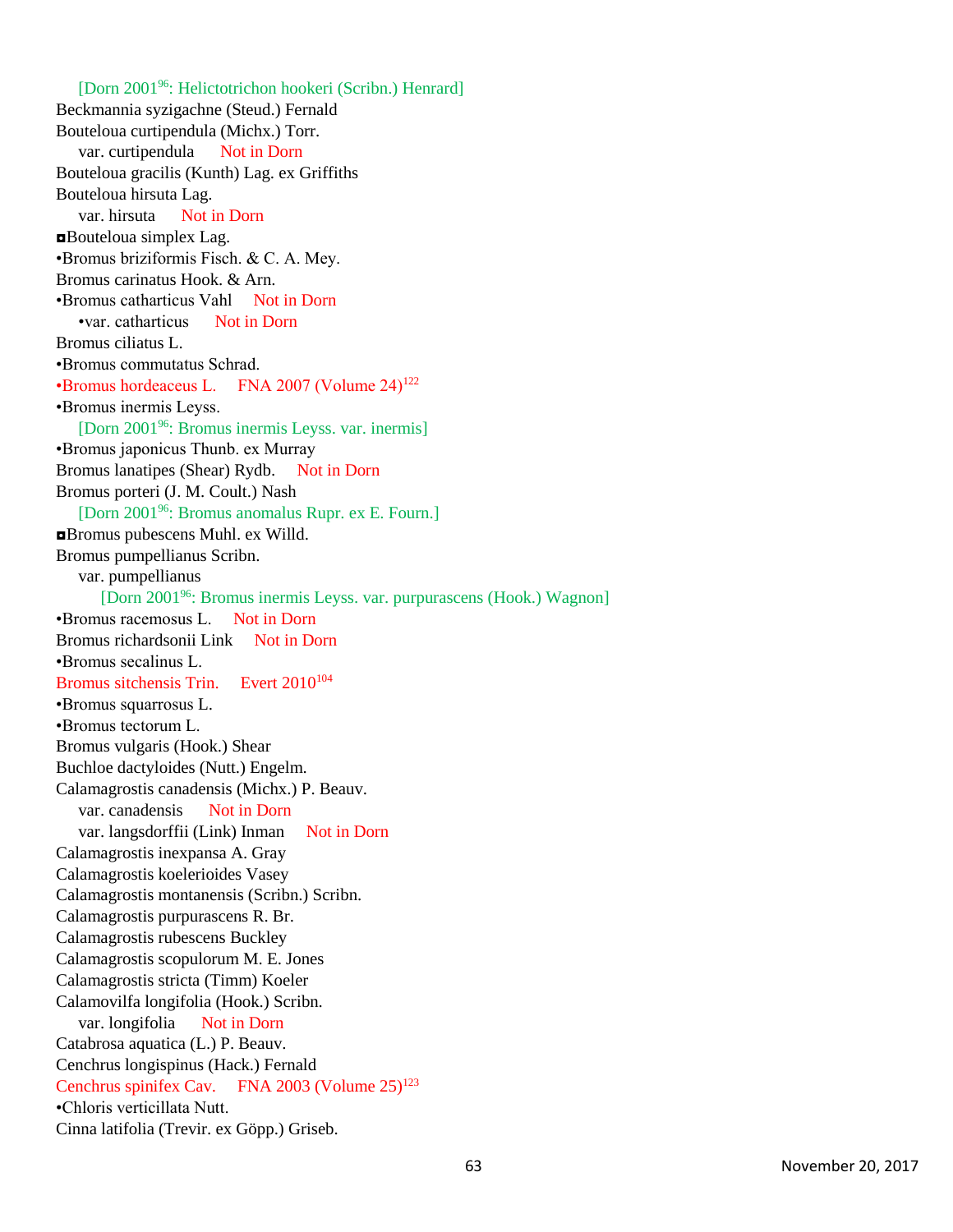[Dorn 2001[96]: Helictotrichon hookeri (Scribn.) Henrard]

Beckmannia syzigachne (Steud.) Fernald

Bouteloua curtipendula (Michx.) Torr.

  var. curtipendula   Not in Dorn

Bouteloua gracilis (Kunth) Lag. ex Griffiths

Bouteloua hirsuta Lag.

  var. hirsuta   Not in Dorn

◘Bouteloua simplex Lag.

•Bromus briziformis Fisch. & C. A. Mey.

Bromus carinatus Hook. & Arn.

•Bromus catharticus Vahl   Not in Dorn

  •var. catharticus   Not in Dorn

Bromus ciliatus L.

•Bromus commutatus Schrad.

•Bromus hordeaceus L.   FNA 2007 (Volume 24)[122]

•Bromus inermis Leyss.

  [Dorn 2001[96]: Bromus inermis Leyss. var. inermis]

•Bromus japonicus Thunb. ex Murray

Bromus lanatipes (Shear) Rydb.   Not in Dorn

Bromus porteri (J. M. Coult.) Nash

  [Dorn 2001[96]: Bromus anomalus Rupr. ex E. Fourn.]

◘Bromus pubescens Muhl. ex Willd.

Bromus pumpellianus Scribn.

  var. pumpellianus

    [Dorn 2001[96]: Bromus inermis Leyss. var. purpurascens (Hook.) Wagnon]

•Bromus racemosus L.   Not in Dorn

Bromus richardsonii Link   Not in Dorn

•Bromus secalinus L.

Bromus sitchensis Trin.   Evert 2010[104]

•Bromus squarrosus L.

•Bromus tectorum L.

Bromus vulgaris (Hook.) Shear

Buchloe dactyloides (Nutt.) Engelm.

Calamagrostis canadensis (Michx.) P. Beauv.

  var. canadensis   Not in Dorn

  var. langsdorffii (Link) Inman   Not in Dorn

Calamagrostis inexpansa A. Gray

Calamagrostis koelerioides Vasey

Calamagrostis montanensis (Scribn.) Scribn.

Calamagrostis purpurascens R. Br.

Calamagrostis rubescens Buckley

Calamagrostis scopulorum M. E. Jones

Calamagrostis stricta (Timm) Koeler

Calamovilfa longifolia (Hook.) Scribn.

  var. longifolia   Not in Dorn

Catabrosa aquatica (L.) P. Beauv.

Cenchrus longispinus (Hack.) Fernald

Cenchrus spinifex Cav.   FNA 2003 (Volume 25)[123]

•Chloris verticillata Nutt.

Cinna latifolia (Trevir. ex Göpp.) Griseb.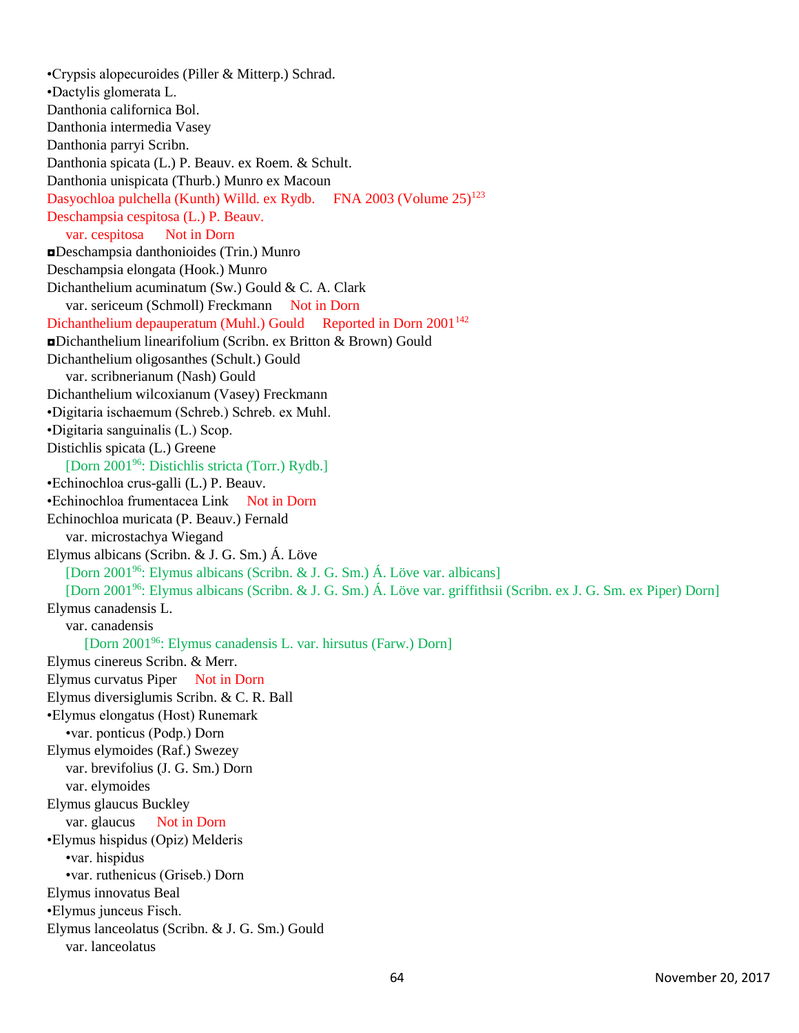•Crypsis alopecuroides (Piller & Mitterp.) Schrad.
•Dactylis glomerata L.
Danthonia californica Bol.
Danthonia intermedia Vasey
Danthonia parryi Scribn.
Danthonia spicata (L.) P. Beauv. ex Roem. & Schult.
Danthonia unispicata (Thurb.) Munro ex Macoun
Dasyochloa pulchella (Kunth) Willd. ex Rydb. FNA 2003 (Volume 25)[123]
Deschampsia cespitosa (L.) P. Beauv.
    var. cespitosa Not in Dorn
◘Deschampsia danthonioides (Trin.) Munro
Deschampsia elongata (Hook.) Munro
Dichanthelium acuminatum (Sw.) Gould & C. A. Clark
    var. sericeum (Schmoll) Freckmann Not in Dorn
Dichanthelium depauperatum (Muhl.) Gould Reported in Dorn 2001[142]
◘Dichanthelium linearifolium (Scribn. ex Britton & Brown) Gould
Dichanthelium oligosanthes (Schult.) Gould
    var. scribnerianum (Nash) Gould
Dichanthelium wilcoxianum (Vasey) Freckmann
•Digitaria ischaemum (Schreb.) Schreb. ex Muhl.
•Digitaria sanguinalis (L.) Scop.
Distichlis spicata (L.) Greene
    [Dorn 2001[96]: Distichlis stricta (Torr.) Rydb.]
•Echinochloa crus-galli (L.) P. Beauv.
•Echinochloa frumentacea Link Not in Dorn
Echinochloa muricata (P. Beauv.) Fernald
    var. microstachya Wiegand
Elymus albicans (Scribn. & J. G. Sm.) Á. Löve
    [Dorn 2001[96]: Elymus albicans (Scribn. & J. G. Sm.) Á. Löve var. albicans]
    [Dorn 2001[96]: Elymus albicans (Scribn. & J. G. Sm.) Á. Löve var. griffithsii (Scribn. ex J. G. Sm. ex Piper) Dorn]
Elymus canadensis L.
    var. canadensis
        [Dorn 2001[96]: Elymus canadensis L. var. hirsutus (Farw.) Dorn]
Elymus cinereus Scribn. & Merr.
Elymus curvatus Piper Not in Dorn
Elymus diversiglumis Scribn. & C. R. Ball
•Elymus elongatus (Host) Runemark
    •var. ponticus (Podp.) Dorn
Elymus elymoides (Raf.) Swezey
    var. brevifolius (J. G. Sm.) Dorn
    var. elymoides
Elymus glaucus Buckley
    var. glaucus Not in Dorn
•Elymus hispidus (Opiz) Melderis
    •var. hispidus
    •var. ruthenicus (Griseb.) Dorn
Elymus innovatus Beal
•Elymus junceus Fisch.
Elymus lanceolatus (Scribn. & J. G. Sm.) Gould
    var. lanceolatus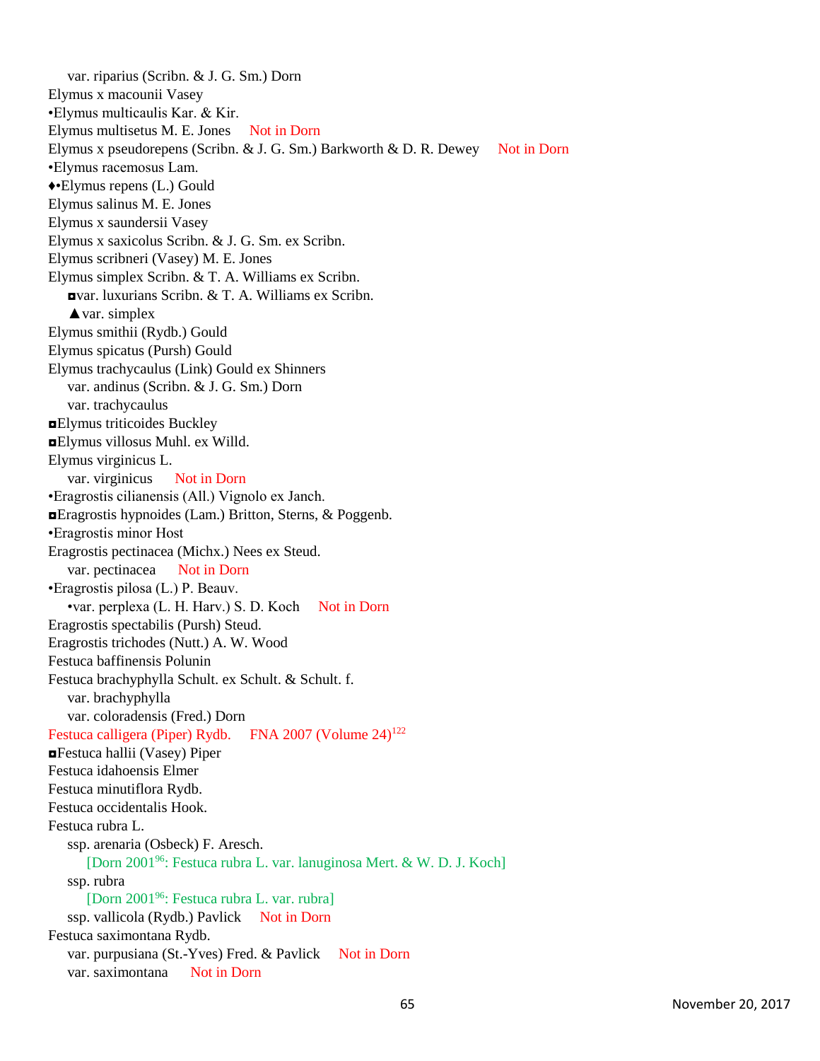var. riparius (Scribn. & J. G. Sm.) Dorn
Elymus x macounii Vasey
•Elymus multicaulis Kar. & Kir.
Elymus multisetus M. E. Jones Not in Dorn
Elymus x pseudorepens (Scribn. & J. G. Sm.) Barkworth & D. R. Dewey Not in Dorn
•Elymus racemosus Lam.
♦•Elymus repens (L.) Gould
Elymus salinus M. E. Jones
Elymus x saundersii Vasey
Elymus x saxicolus Scribn. & J. G. Sm. ex Scribn.
Elymus scribneri (Vasey) M. E. Jones
Elymus simplex Scribn. & T. A. Williams ex Scribn.
◘var. luxurians Scribn. & T. A. Williams ex Scribn.
▲var. simplex
Elymus smithii (Rydb.) Gould
Elymus spicatus (Pursh) Gould
Elymus trachycaulus (Link) Gould ex Shinners
var. andinus (Scribn. & J. G. Sm.) Dorn
var. trachycaulus
◘Elymus triticoides Buckley
◘Elymus villosus Muhl. ex Willd.
Elymus virginicus L.
var. virginicus Not in Dorn
•Eragrostis cilianensis (All.) Vignolo ex Janch.
◘Eragrostis hypnoides (Lam.) Britton, Sterns, & Poggenb.
•Eragrostis minor Host
Eragrostis pectinacea (Michx.) Nees ex Steud.
var. pectinacea Not in Dorn
•Eragrostis pilosa (L.) P. Beauv.
•var. perplexa (L. H. Harv.) S. D. Koch Not in Dorn
Eragrostis spectabilis (Pursh) Steud.
Eragrostis trichodes (Nutt.) A. W. Wood
Festuca baffinensis Polunin
Festuca brachyphylla Schult. ex Schult. & Schult. f.
var. brachyphylla
var. coloradensis (Fred.) Dorn
Festuca calligera (Piper) Rydb. FNA 2007 (Volume 24)[122]
◘Festuca hallii (Vasey) Piper
Festuca idahoensis Elmer
Festuca minutiflora Rydb.
Festuca occidentalis Hook.
Festuca rubra L.
ssp. arenaria (Osbeck) F. Aresch.
[Dorn 2001[96]: Festuca rubra L. var. lanuginosa Mert. & W. D. J. Koch]
ssp. rubra
[Dorn 2001[96]: Festuca rubra L. var. rubra]
ssp. vallicola (Rydb.) Pavlick Not in Dorn
Festuca saximontana Rydb.
var. purpusiana (St.-Yves) Fred. & Pavlick Not in Dorn
var. saximontana Not in Dorn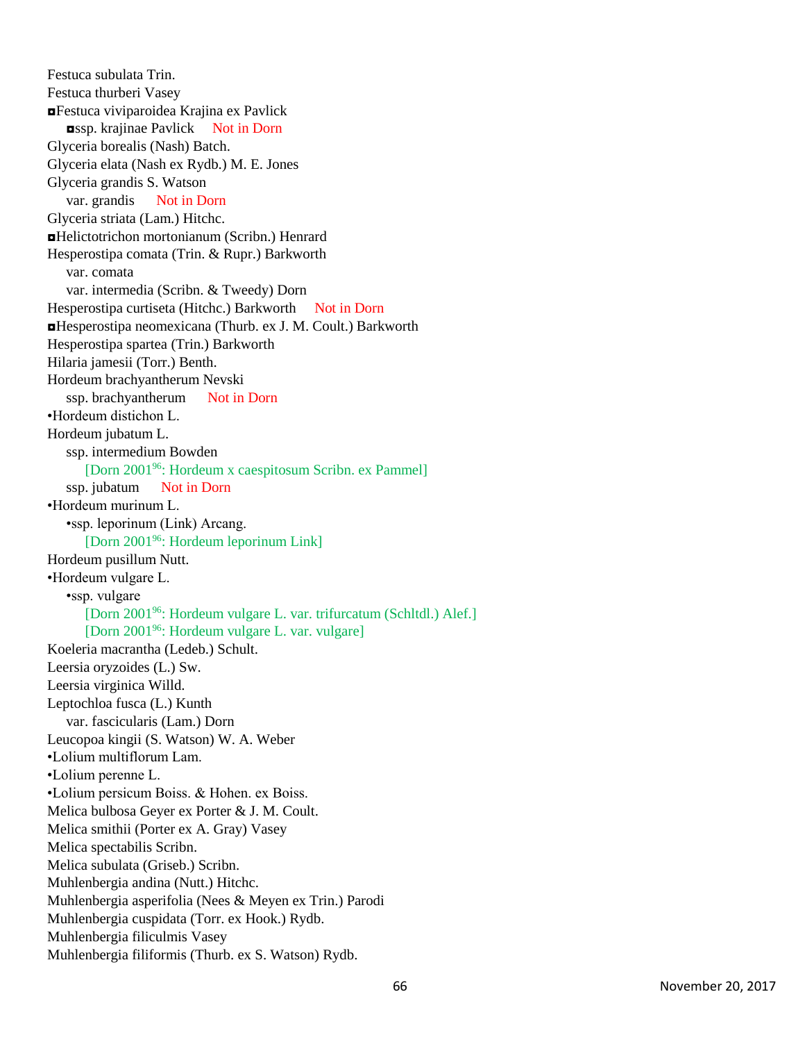Festuca subulata Trin.
Festuca thurberi Vasey
◘Festuca viviparoidea Krajina ex Pavlick
    ◘ssp. krajinae Pavlick     Not in Dorn
Glyceria borealis (Nash) Batch.
Glyceria elata (Nash ex Rydb.) M. E. Jones
Glyceria grandis S. Watson
    var. grandis     Not in Dorn
Glyceria striata (Lam.) Hitchc.
◘Helictotrichon mortonianum (Scribn.) Henrard
Hesperostipa comata (Trin. & Rupr.) Barkworth
    var. comata
    var. intermedia (Scribn. & Tweedy) Dorn
Hesperostipa curtiseta (Hitchc.) Barkworth     Not in Dorn
◘Hesperostipa neomexicana (Thurb. ex J. M. Coult.) Barkworth
Hesperostipa spartea (Trin.) Barkworth
Hilaria jamesii (Torr.) Benth.
Hordeum brachyantherum Nevski
    ssp. brachyantherum     Not in Dorn
•Hordeum distichon L.
Hordeum jubatum L.
    ssp. intermedium Bowden
        [Dorn 2001[96]: Hordeum x caespitosum Scribn. ex Pammel]
    ssp. jubatum     Not in Dorn
•Hordeum murinum L.
    •ssp. leporinum (Link) Arcang.
        [Dorn 2001[96]: Hordeum leporinum Link]
Hordeum pusillum Nutt.
•Hordeum vulgare L.
    •ssp. vulgare
        [Dorn 2001[96]: Hordeum vulgare L. var. trifurcatum (Schltdl.) Alef.]
        [Dorn 2001[96]: Hordeum vulgare L. var. vulgare]
Koeleria macrantha (Ledeb.) Schult.
Leersia oryzoides (L.) Sw.
Leersia virginica Willd.
Leptochloa fusca (L.) Kunth
    var. fascicularis (Lam.) Dorn
Leucopoa kingii (S. Watson) W. A. Weber
•Lolium multiflorum Lam.
•Lolium perenne L.
•Lolium persicum Boiss. & Hohen. ex Boiss.
Melica bulbosa Geyer ex Porter & J. M. Coult.
Melica smithii (Porter ex A. Gray) Vasey
Melica spectabilis Scribn.
Melica subulata (Griseb.) Scribn.
Muhlenbergia andina (Nutt.) Hitchc.
Muhlenbergia asperifolia (Nees & Meyen ex Trin.) Parodi
Muhlenbergia cuspidata (Torr. ex Hook.) Rydb.
Muhlenbergia filiculmis Vasey
Muhlenbergia filiformis (Thurb. ex S. Watson) Rydb.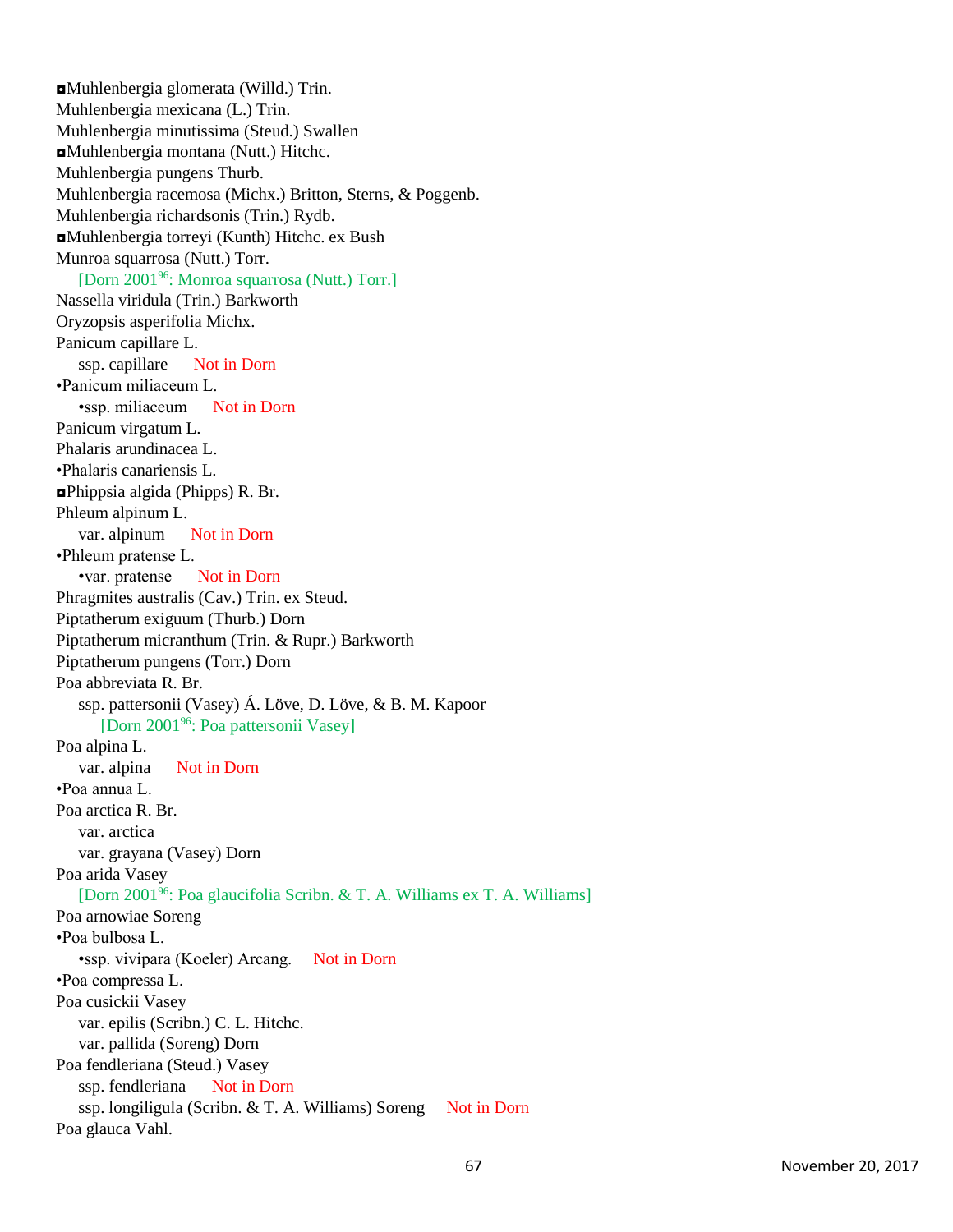◘Muhlenbergia glomerata (Willd.) Trin.
Muhlenbergia mexicana (L.) Trin.
Muhlenbergia minutissima (Steud.) Swallen
◘Muhlenbergia montana (Nutt.) Hitchc.
Muhlenbergia pungens Thurb.
Muhlenbergia racemosa (Michx.) Britton, Sterns, & Poggenb.
Muhlenbergia richardsonis (Trin.) Rydb.
◘Muhlenbergia torreyi (Kunth) Hitchc. ex Bush
Munroa squarrosa (Nutt.) Torr.
    [Dorn 2001[96]: Monroa squarrosa (Nutt.) Torr.]
Nassella viridula (Trin.) Barkworth
Oryzopsis asperifolia Michx.
Panicum capillare L.
    ssp. capillare    Not in Dorn
•Panicum miliaceum L.
    •ssp. miliaceum    Not in Dorn
Panicum virgatum L.
Phalaris arundinacea L.
•Phalaris canariensis L.
◘Phippsia algida (Phipps) R. Br.
Phleum alpinum L.
    var. alpinum    Not in Dorn
•Phleum pratense L.
    •var. pratense    Not in Dorn
Phragmites australis (Cav.) Trin. ex Steud.
Piptatherum exiguum (Thurb.) Dorn
Piptatherum micranthum (Trin. & Rupr.) Barkworth
Piptatherum pungens (Torr.) Dorn
Poa abbreviata R. Br.
    ssp. pattersonii (Vasey) Á. Löve, D. Löve, & B. M. Kapoor
        [Dorn 2001[96]: Poa pattersonii Vasey]
Poa alpina L.
    var. alpina    Not in Dorn
•Poa annua L.
Poa arctica R. Br.
    var. arctica
    var. grayana (Vasey) Dorn
Poa arida Vasey
    [Dorn 2001[96]: Poa glaucifolia Scribn. & T. A. Williams ex T. A. Williams]
Poa arnowiae Soreng
•Poa bulbosa L.
    •ssp. vivipara (Koeler) Arcang.    Not in Dorn
•Poa compressa L.
Poa cusickii Vasey
    var. epilis (Scribn.) C. L. Hitchc.
    var. pallida (Soreng) Dorn
Poa fendleriana (Steud.) Vasey
    ssp. fendleriana    Not in Dorn
    ssp. longiligula (Scribn. & T. A. Williams) Soreng    Not in Dorn
Poa glauca Vahl.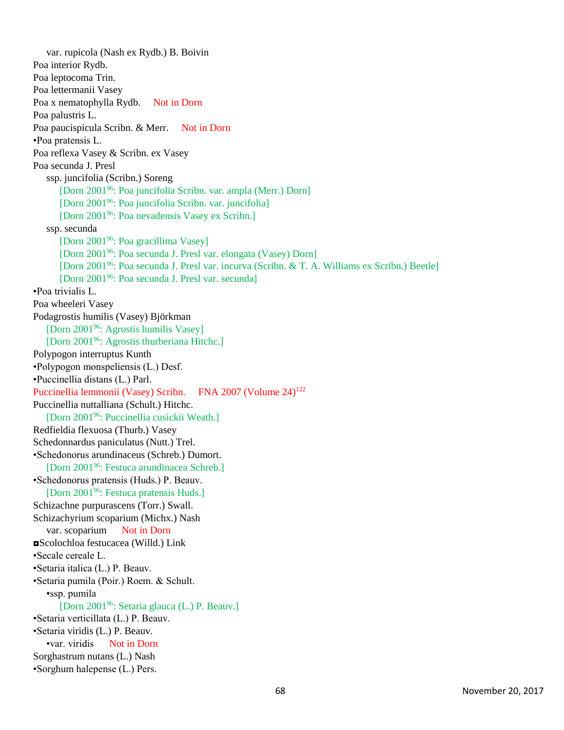var. rupicola (Nash ex Rydb.) B. Boivin

Poa interior Rydb.

Poa leptocoma Trin.

Poa lettermanii Vasey

Poa x nematophylla Rydb. Not in Dorn

Poa palustris L.

Poa paucispicula Scribn. & Merr. Not in Dorn

•Poa pratensis L.

Poa reflexa Vasey & Scribn. ex Vasey

Poa secunda J. Presl

ssp. juncifolia (Scribn.) Soreng

[Dorn 2001[96]: Poa juncifolia Scribn. var. ampla (Merr.) Dorn]

[Dorn 2001[96]: Poa juncifolia Scribn. var. juncifolia]

[Dorn 2001[96]: Poa nevadensis Vasey ex Scribn.]

ssp. secunda

[Dorn 2001[96]: Poa gracillima Vasey]

[Dorn 2001[96]: Poa secunda J. Presl var. elongata (Vasey) Dorn]

[Dorn 2001[96]: Poa secunda J. Presl var. incurva (Scribn. & T. A. Williams ex Scribn.) Beetle]

[Dorn 2001[96]: Poa secunda J. Presl var. secunda]

•Poa trivialis L.

Poa wheeleri Vasey

Podagrostis humilis (Vasey) Björkman

[Dorn 2001[96]: Agrostis humilis Vasey]

[Dorn 2001[96]: Agrostis thurberiana Hitchc.]

Polypogon interruptus Kunth

•Polypogon monspeliensis (L.) Desf.

•Puccinellia distans (L.) Parl.

Puccinellia lemmonii (Vasey) Scribn. FNA 2007 (Volume 24)[122]

Puccinellia nuttalliana (Schult.) Hitchc.

[Dorn 2001[96]: Puccinellia cusickii Weath.]

Redfieldia flexuosa (Thurb.) Vasey

Schedonnardus paniculatus (Nutt.) Trel.

•Schedonorus arundinaceus (Schreb.) Dumort.

[Dorn 2001[96]: Festuca arundinacea Schreb.]

•Schedonorus pratensis (Huds.) P. Beauv.

[Dorn 2001[96]: Festuca pratensis Huds.]

Schizachne purpurascens (Torr.) Swall.

Schizachyrium scoparium (Michx.) Nash

var. scoparium Not in Dorn

◘Scolochloa festucacea (Willd.) Link

•Secale cereale L.

•Setaria italica (L.) P. Beauv.

•Setaria pumila (Poir.) Roem. & Schult.

•ssp. pumila

[Dorn 2001[96]: Setaria glauca (L.) P. Beauv.]

•Setaria verticillata (L.) P. Beauv.

•Setaria viridis (L.) P. Beauv.

•var. viridis Not in Dorn

Sorghastrum nutans (L.) Nash

•Sorghum halepense (L.) Pers.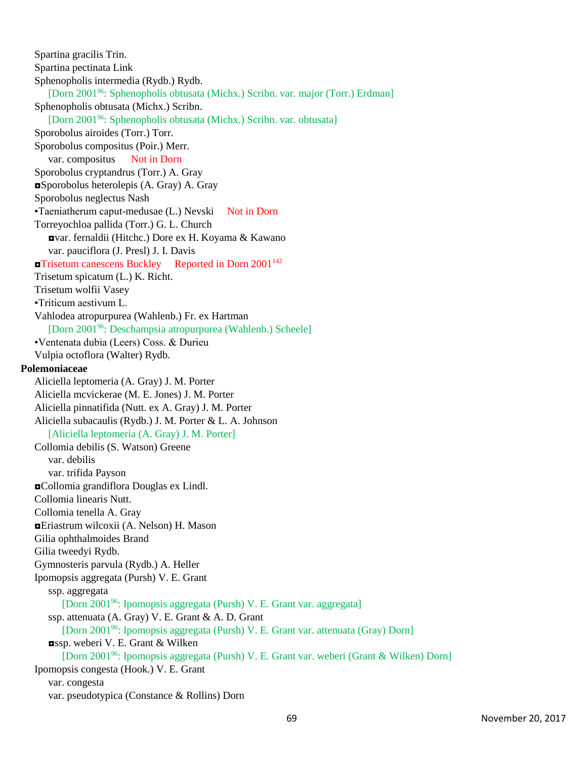Spartina gracilis Trin.
Spartina pectinata Link
Sphenopholis intermedia (Rydb.) Rydb.
    [Dorn 2001[96]: Sphenopholis obtusata (Michx.) Scribn. var. major (Torr.) Erdman]
Sphenopholis obtusata (Michx.) Scribn.
    [Dorn 2001[96]: Sphenopholis obtusata (Michx.) Scribn. var. obtusata]
Sporobolus airoides (Torr.) Torr.
Sporobolus compositus (Poir.) Merr.
    var. compositus    Not in Dorn
Sporobolus cryptandrus (Torr.) A. Gray
◘Sporobolus heterolepis (A. Gray) A. Gray
Sporobolus neglectus Nash
•Taeniatherum caput-medusae (L.) Nevski    Not in Dorn
Torreyochloa pallida (Torr.) G. L. Church
    ◘var. fernaldii (Hitchc.) Dore ex H. Koyama & Kawano
    var. pauciflora (J. Presl) J. I. Davis
◘Trisetum canescens Buckley    Reported in Dorn 2001[142]
Trisetum spicatum (L.) K. Richt.
Trisetum wolfii Vasey
•Triticum aestivum L.
Vahlodea atropurpurea (Wahlenb.) Fr. ex Hartman
    [Dorn 2001[96]: Deschampsia atropurpurea (Wahlenb.) Scheele]
•Ventenata dubia (Leers) Coss. & Durieu
Vulpia octoflora (Walter) Rydb.

**Polemoniaceae**

Aliciella leptomeria (A. Gray) J. M. Porter
Aliciella mcvickerae (M. E. Jones) J. M. Porter
Aliciella pinnatifida (Nutt. ex A. Gray) J. M. Porter
Aliciella subacaulis (Rydb.) J. M. Porter & L. A. Johnson
    [Aliciella leptomeria (A. Gray) J. M. Porter]
Collomia debilis (S. Watson) Greene
    var. debilis
    var. trifida Payson
◘Collomia grandiflora Douglas ex Lindl.
Collomia linearis Nutt.
Collomia tenella A. Gray
◘Eriastrum wilcoxii (A. Nelson) H. Mason
Gilia ophthalmoides Brand
Gilia tweedyi Rydb.
Gymnosteris parvula (Rydb.) A. Heller
Ipomopsis aggregata (Pursh) V. E. Grant
    ssp. aggregata
        [Dorn 2001[96]: Ipomopsis aggregata (Pursh) V. E. Grant var. aggregata]
    ssp. attenuata (A. Gray) V. E. Grant & A. D. Grant
        [Dorn 2001[96]: Ipomopsis aggregata (Pursh) V. E. Grant var. attenuata (Gray) Dorn]
    ◘ssp. weberi V. E. Grant & Wilken
        [Dorn 2001[96]: Ipomopsis aggregata (Pursh) V. E. Grant var. weberi (Grant & Wilken) Dorn]
Ipomopsis congesta (Hook.) V. E. Grant
    var. congesta
    var. pseudotypica (Constance & Rollins) Dorn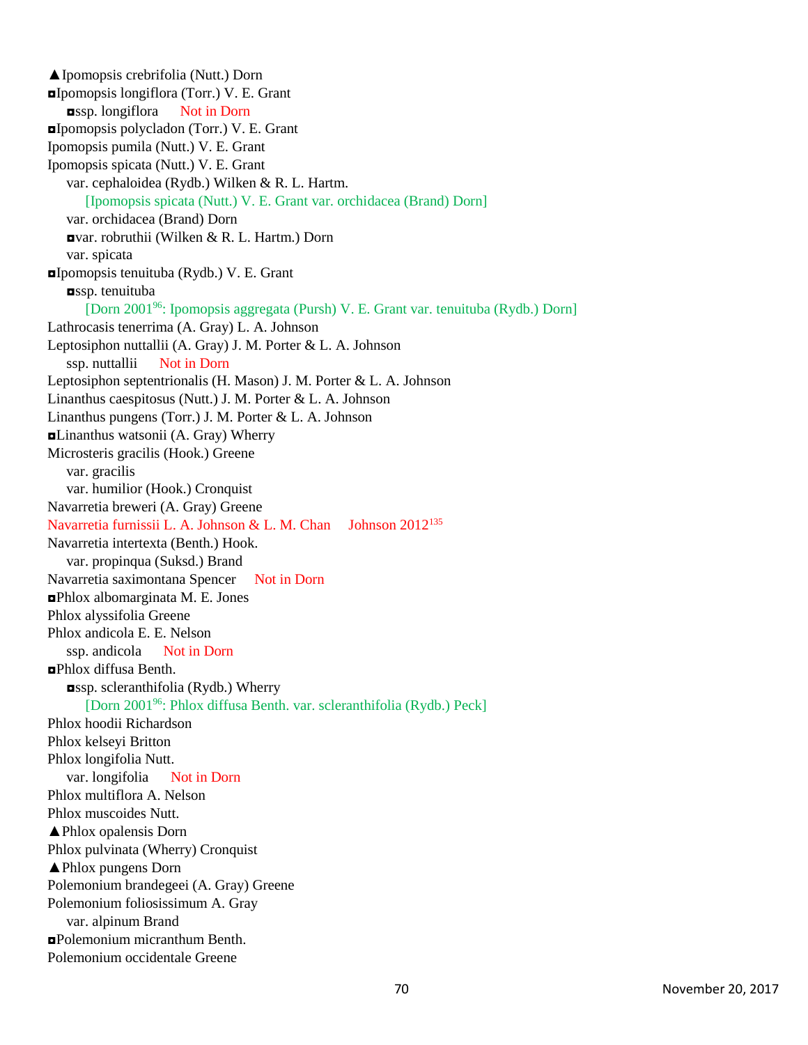▲Ipomopsis crebrifolia (Nutt.) Dorn
◘Ipomopsis longiflora (Torr.) V. E. Grant
 ◘ssp. longiflora  Not in Dorn
◘Ipomopsis polycladon (Torr.) V. E. Grant
Ipomopsis pumila (Nutt.) V. E. Grant
Ipomopsis spicata (Nutt.) V. E. Grant
 var. cephaloidea (Rydb.) Wilken & R. L. Hartm.
  [Ipomopsis spicata (Nutt.) V. E. Grant var. orchidacea (Brand) Dorn]
 var. orchidacea (Brand) Dorn
 ◘var. robruthii (Wilken & R. L. Hartm.) Dorn
 var. spicata
◘Ipomopsis tenuituba (Rydb.) V. E. Grant
 ◘ssp. tenuituba
  [Dorn 2001[96]: Ipomopsis aggregata (Pursh) V. E. Grant var. tenuituba (Rydb.) Dorn]
Lathrocasis tenerrima (A. Gray) L. A. Johnson
Leptosiphon nuttallii (A. Gray) J. M. Porter & L. A. Johnson
 ssp. nuttallii  Not in Dorn
Leptosiphon septentrionalis (H. Mason) J. M. Porter & L. A. Johnson
Linanthus caespitosus (Nutt.) J. M. Porter & L. A. Johnson
Linanthus pungens (Torr.) J. M. Porter & L. A. Johnson
◘Linanthus watsonii (A. Gray) Wherry
Microsteris gracilis (Hook.) Greene
 var. gracilis
 var. humilior (Hook.) Cronquist
Navarretia breweri (A. Gray) Greene
Navarretia furnissii L. A. Johnson & L. M. Chan  Johnson 2012[135]
Navarretia intertexta (Benth.) Hook.
 var. propinqua (Suksd.) Brand
Navarretia saximontana Spencer  Not in Dorn
◘Phlox albomarginata M. E. Jones
Phlox alyssifolia Greene
Phlox andicola E. E. Nelson
 ssp. andicola  Not in Dorn
◘Phlox diffusa Benth.
 ◘ssp. scleranthifolia (Rydb.) Wherry
  [Dorn 2001[96]: Phlox diffusa Benth. var. scleranthifolia (Rydb.) Peck]
Phlox hoodii Richardson
Phlox kelseyi Britton
Phlox longifolia Nutt.
 var. longifolia  Not in Dorn
Phlox multiflora A. Nelson
Phlox muscoides Nutt.
▲Phlox opalensis Dorn
Phlox pulvinata (Wherry) Cronquist
▲Phlox pungens Dorn
Polemonium brandegeei (A. Gray) Greene
Polemonium foliosissimum A. Gray
 var. alpinum Brand
◘Polemonium micranthum Benth.
Polemonium occidentale Greene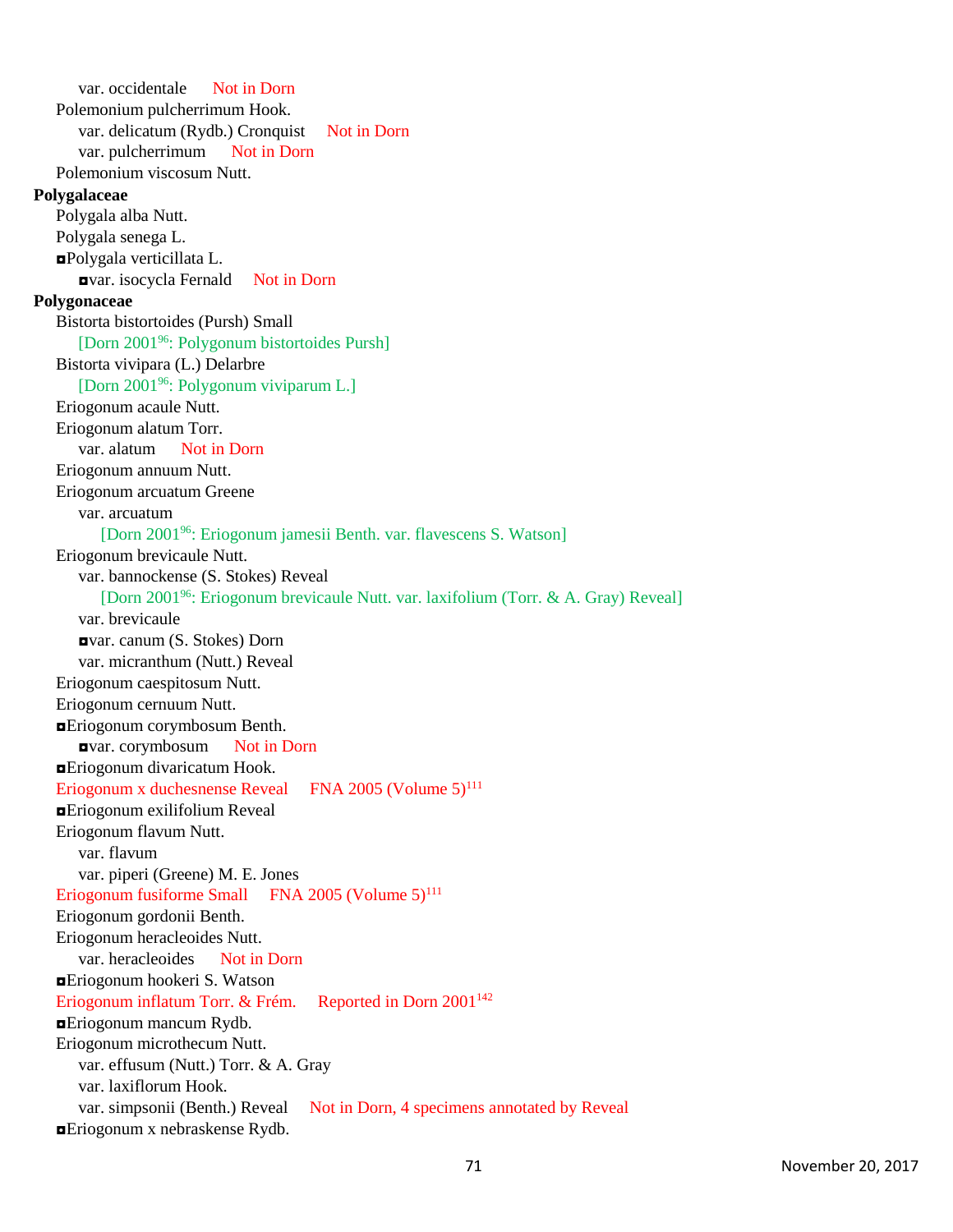var. occidentale Not in Dorn

Polemonium pulcherrimum Hook.

var. delicatum (Rydb.) Cronquist Not in Dorn

var. pulcherrimum Not in Dorn

Polemonium viscosum Nutt.

**Polygalaceae**

Polygala alba Nutt.

Polygala senega L.

◘Polygala verticillata L.

◘var. isocycla Fernald Not in Dorn

**Polygonaceae**

Bistorta bistortoides (Pursh) Small

[Dorn 2001[96]: Polygonum bistortoides Pursh]

Bistorta vivipara (L.) Delarbre

[Dorn 2001[96]: Polygonum viviparum L.]

Eriogonum acaule Nutt.

Eriogonum alatum Torr.

var. alatum Not in Dorn

Eriogonum annuum Nutt.

Eriogonum arcuatum Greene

var. arcuatum

[Dorn 2001[96]: Eriogonum jamesii Benth. var. flavescens S. Watson]

Eriogonum brevicaule Nutt.

var. bannockense (S. Stokes) Reveal

[Dorn 2001[96]: Eriogonum brevicaule Nutt. var. laxifolium (Torr. & A. Gray) Reveal]

var. brevicaule

◘var. canum (S. Stokes) Dorn

var. micranthum (Nutt.) Reveal

Eriogonum caespitosum Nutt.

Eriogonum cernuum Nutt.

◘Eriogonum corymbosum Benth.

◘var. corymbosum Not in Dorn

◘Eriogonum divaricatum Hook.

Eriogonum x duchesnense Reveal FNA 2005 (Volume 5)[111]

◘Eriogonum exilifolium Reveal

Eriogonum flavum Nutt.

var. flavum

var. piperi (Greene) M. E. Jones

Eriogonum fusiforme Small FNA 2005 (Volume 5)[111]

Eriogonum gordonii Benth.

Eriogonum heracleoides Nutt.

var. heracleoides Not in Dorn

◘Eriogonum hookeri S. Watson

Eriogonum inflatum Torr. & Frém. Reported in Dorn 2001[142]

◘Eriogonum mancum Rydb.

Eriogonum microthecum Nutt.

var. effusum (Nutt.) Torr. & A. Gray

var. laxiflorum Hook.

var. simpsonii (Benth.) Reveal Not in Dorn, 4 specimens annotated by Reveal

◘Eriogonum x nebraskense Rydb.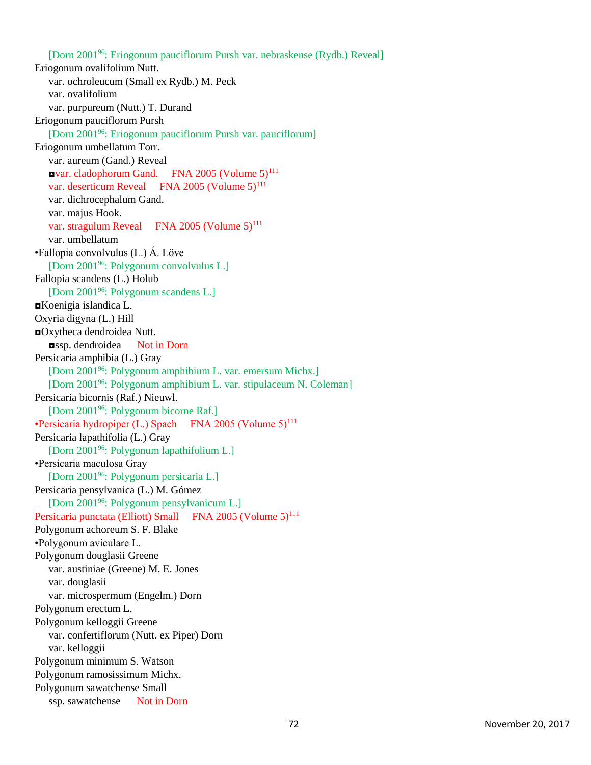[Dorn 2001[96]: Eriogonum pauciflorum Pursh var. nebraskense (Rydb.) Reveal]

Eriogonum ovalifolium Nutt.

var. ochroleucum (Small ex Rydb.) M. Peck

var. ovalifolium

var. purpureum (Nutt.) T. Durand

Eriogonum pauciflorum Pursh

[Dorn 2001[96]: Eriogonum pauciflorum Pursh var. pauciflorum]

Eriogonum umbellatum Torr.

var. aureum (Gand.) Reveal

◘var. cladophorum Gand. FNA 2005 (Volume 5)[111]

var. deserticum Reveal FNA 2005 (Volume 5)[111]

var. dichrocephalum Gand.

var. majus Hook.

var. stragulum Reveal FNA 2005 (Volume 5)[111]

var. umbellatum

•Fallopia convolvulus (L.) Á. Löve

[Dorn 2001[96]: Polygonum convolvulus L.]

Fallopia scandens (L.) Holub

[Dorn 2001[96]: Polygonum scandens L.]

◘Koenigia islandica L.

Oxyria digyna (L.) Hill

◘Oxytheca dendroidea Nutt.

◘ssp. dendroidea Not in Dorn

Persicaria amphibia (L.) Gray

[Dorn 2001[96]: Polygonum amphibium L. var. emersum Michx.]

[Dorn 2001[96]: Polygonum amphibium L. var. stipulaceum N. Coleman]

Persicaria bicornis (Raf.) Nieuwl.

[Dorn 2001[96]: Polygonum bicorne Raf.]

•Persicaria hydropiper (L.) Spach FNA 2005 (Volume 5)[111]

Persicaria lapathifolia (L.) Gray

[Dorn 2001[96]: Polygonum lapathifolium L.]

•Persicaria maculosa Gray

[Dorn 2001[96]: Polygonum persicaria L.]

Persicaria pensylvanica (L.) M. Gómez

[Dorn 2001[96]: Polygonum pensylvanicum L.]

Persicaria punctata (Elliott) Small FNA 2005 (Volume 5)[111]

Polygonum achoreum S. F. Blake

•Polygonum aviculare L.

Polygonum douglasii Greene

var. austiniae (Greene) M. E. Jones

var. douglasii

var. microspermum (Engelm.) Dorn

Polygonum erectum L.

Polygonum kelloggii Greene

var. confertiflorum (Nutt. ex Piper) Dorn

var. kelloggii

Polygonum minimum S. Watson

Polygonum ramosissimum Michx.

Polygonum sawatchense Small

ssp. sawatchense Not in Dorn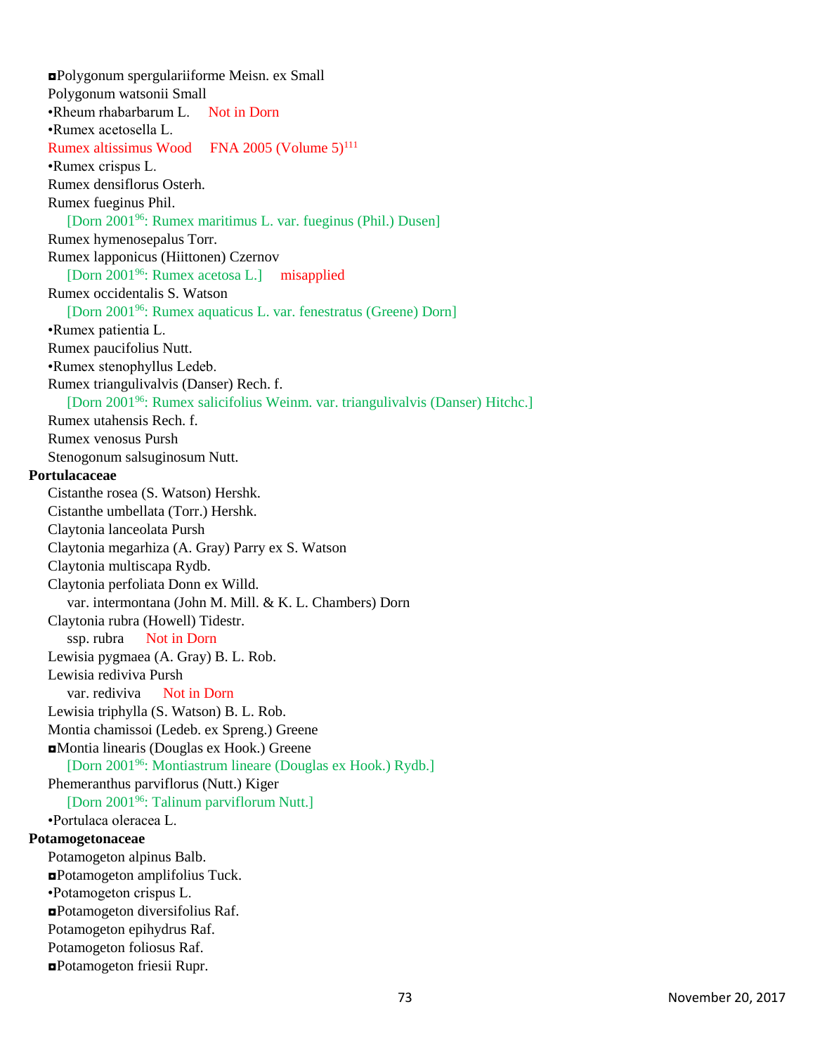◘Polygonum spergulariiforme Meisn. ex Small
Polygonum watsonii Small
•Rheum rhabarbarum L. Not in Dorn
•Rumex acetosella L.
Rumex altissimus Wood FNA 2005 (Volume 5)[111]
•Rumex crispus L.
Rumex densiflorus Osterh.
Rumex fueginus Phil.
  [Dorn 2001[96]: Rumex maritimus L. var. fueginus (Phil.) Dusen]
Rumex hymenosepalus Torr.
Rumex lapponicus (Hiittonen) Czernov
  [Dorn 2001[96]: Rumex acetosa L.] misapplied
Rumex occidentalis S. Watson
  [Dorn 2001[96]: Rumex aquaticus L. var. fenestratus (Greene) Dorn]
•Rumex patientia L.
Rumex paucifolius Nutt.
•Rumex stenophyllus Ledeb.
Rumex triangulivalvis (Danser) Rech. f.
  [Dorn 2001[96]: Rumex salicifolius Weinm. var. triangulivalvis (Danser) Hitchc.]
Rumex utahensis Rech. f.
Rumex venosus Pursh
Stenogonum salsuginosum Nutt.

**Portulacaceae**

Cistanthe rosea (S. Watson) Hershk.
Cistanthe umbellata (Torr.) Hershk.
Claytonia lanceolata Pursh
Claytonia megarhiza (A. Gray) Parry ex S. Watson
Claytonia multiscapa Rydb.
Claytonia perfoliata Donn ex Willd.
  var. intermontana (John M. Mill. & K. L. Chambers) Dorn
Claytonia rubra (Howell) Tidestr.
  ssp. rubra Not in Dorn
Lewisia pygmaea (A. Gray) B. L. Rob.
Lewisia rediviva Pursh
  var. rediviva Not in Dorn
Lewisia triphylla (S. Watson) B. L. Rob.
Montia chamissoi (Ledeb. ex Spreng.) Greene
◘Montia linearis (Douglas ex Hook.) Greene
  [Dorn 2001[96]: Montiastrum lineare (Douglas ex Hook.) Rydb.]
Phemeranthus parviflorus (Nutt.) Kiger
  [Dorn 2001[96]: Talinum parviflorum Nutt.]
•Portulaca oleracea L.

**Potamogetonaceae**

Potamogeton alpinus Balb.
◘Potamogeton amplifolius Tuck.
•Potamogeton crispus L.
◘Potamogeton diversifolius Raf.
Potamogeton epihydrus Raf.
Potamogeton foliosus Raf.
◘Potamogeton friesii Rupr.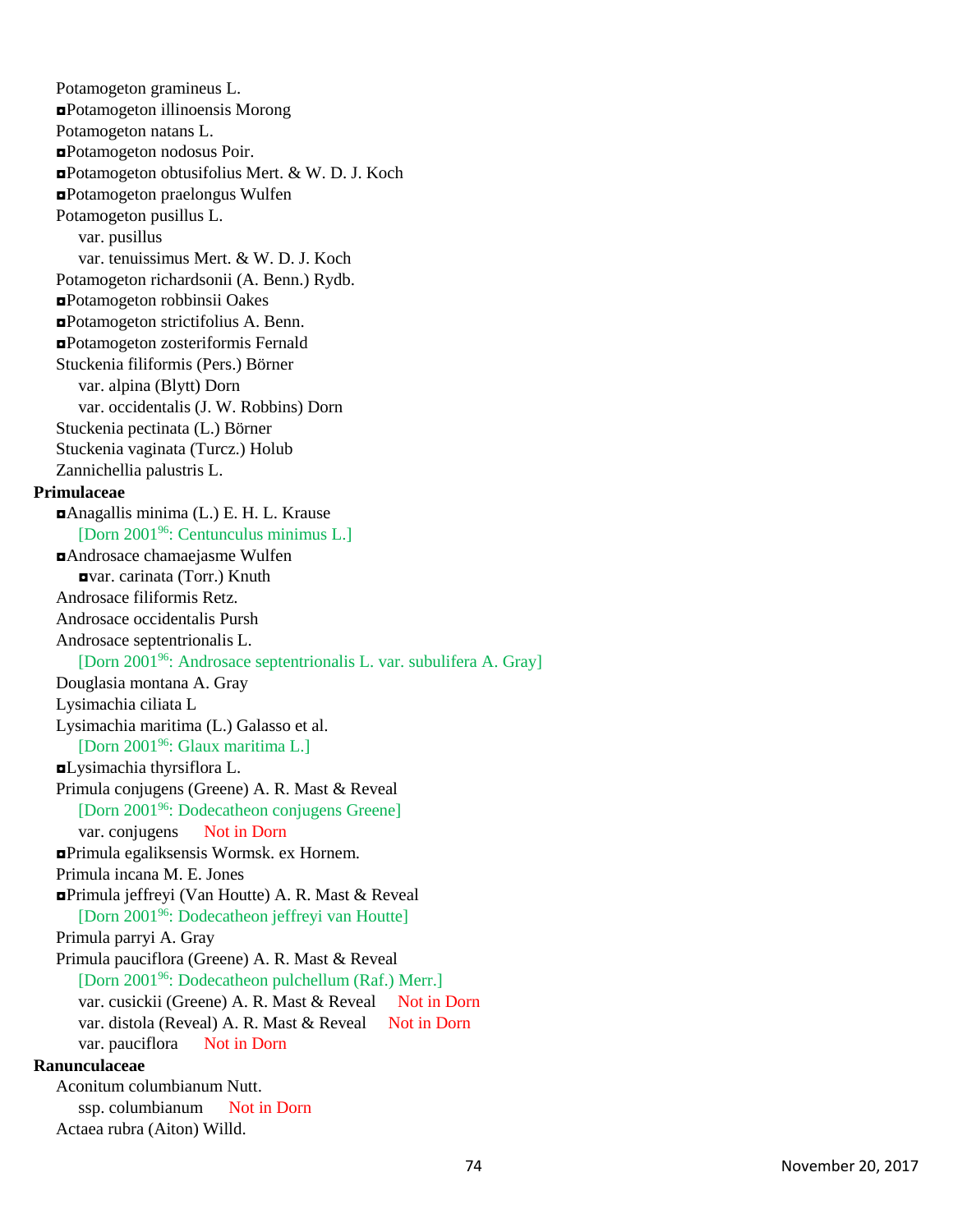Potamogeton gramineus L.

◘Potamogeton illinoensis Morong

Potamogeton natans L.

◘Potamogeton nodosus Poir.

◘Potamogeton obtusifolius Mert. & W. D. J. Koch

◘Potamogeton praelongus Wulfen

Potamogeton pusillus L.

 var. pusillus

 var. tenuissimus Mert. & W. D. J. Koch

Potamogeton richardsonii (A. Benn.) Rydb.

◘Potamogeton robbinsii Oakes

◘Potamogeton strictifolius A. Benn.

◘Potamogeton zosteriformis Fernald

Stuckenia filiformis (Pers.) Börner

 var. alpina (Blytt) Dorn

 var. occidentalis (J. W. Robbins) Dorn

Stuckenia pectinata (L.) Börner

Stuckenia vaginata (Turcz.) Holub

Zannichellia palustris L.

**Primulaceae**

◘Anagallis minima (L.) E. H. L. Krause

 [Dorn 2001[96]: Centunculus minimus L.]

◘Androsace chamaejasme Wulfen

 ◘var. carinata (Torr.) Knuth

Androsace filiformis Retz.

Androsace occidentalis Pursh

Androsace septentrionalis L.

 [Dorn 2001[96]: Androsace septentrionalis L. var. subulifera A. Gray]

Douglasia montana A. Gray

Lysimachia ciliata L

Lysimachia maritima (L.) Galasso et al.

 [Dorn 2001[96]: Glaux maritima L.]

◘Lysimachia thyrsiflora L.

Primula conjugens (Greene) A. R. Mast & Reveal

 [Dorn 2001[96]: Dodecatheon conjugens Greene]

 var. conjugens  Not in Dorn

◘Primula egaliksensis Wormsk. ex Hornem.

Primula incana M. E. Jones

◘Primula jeffreyi (Van Houtte) A. R. Mast & Reveal

 [Dorn 2001[96]: Dodecatheon jeffreyi van Houtte]

Primula parryi A. Gray

Primula pauciflora (Greene) A. R. Mast & Reveal

 [Dorn 2001[96]: Dodecatheon pulchellum (Raf.) Merr.]

 var. cusickii (Greene) A. R. Mast & Reveal  Not in Dorn

 var. distola (Reveal) A. R. Mast & Reveal  Not in Dorn

 var. pauciflora  Not in Dorn

**Ranunculaceae**

Aconitum columbianum Nutt.

 ssp. columbianum  Not in Dorn

Actaea rubra (Aiton) Willd.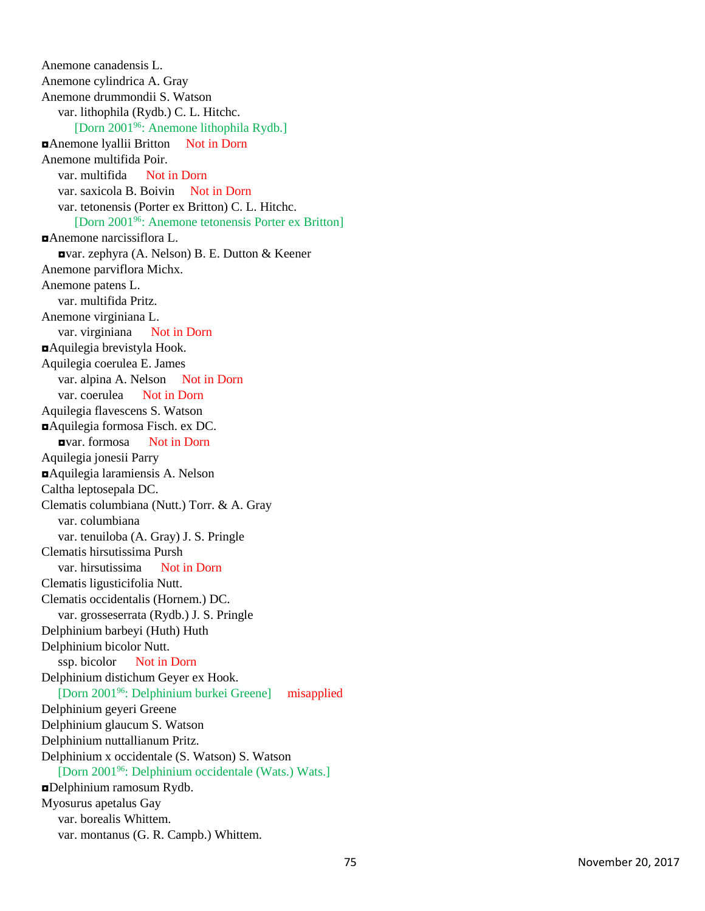Anemone canadensis L.
Anemone cylindrica A. Gray
Anemone drummondii S. Watson
    var. lithophila (Rydb.) C. L. Hitchc.
        [Dorn 2001[96]: Anemone lithophila Rydb.]
◘Anemone lyallii Britton     Not in Dorn
Anemone multifida Poir.
    var. multifida     Not in Dorn
    var. saxicola B. Boivin     Not in Dorn
    var. tetonensis (Porter ex Britton) C. L. Hitchc.
        [Dorn 2001[96]: Anemone tetonensis Porter ex Britton]
◘Anemone narcissiflora L.
    ◘var. zephyra (A. Nelson) B. E. Dutton & Keener
Anemone parviflora Michx.
Anemone patens L.
    var. multifida Pritz.
Anemone virginiana L.
    var. virginiana     Not in Dorn
◘Aquilegia brevistyla Hook.
Aquilegia coerulea E. James
    var. alpina A. Nelson     Not in Dorn
    var. coerulea     Not in Dorn
Aquilegia flavescens S. Watson
◘Aquilegia formosa Fisch. ex DC.
    ◘var. formosa     Not in Dorn
Aquilegia jonesii Parry
◘Aquilegia laramiensis A. Nelson
Caltha leptosepala DC.
Clematis columbiana (Nutt.) Torr. & A. Gray
    var. columbiana
    var. tenuiloba (A. Gray) J. S. Pringle
Clematis hirsutissima Pursh
    var. hirsutissima     Not in Dorn
Clematis ligusticifolia Nutt.
Clematis occidentalis (Hornem.) DC.
    var. grosseserrata (Rydb.) J. S. Pringle
Delphinium barbeyi (Huth) Huth
Delphinium bicolor Nutt.
    ssp. bicolor     Not in Dorn
Delphinium distichum Geyer ex Hook.
    [Dorn 2001[96]: Delphinium burkei Greene]     misapplied
Delphinium geyeri Greene
Delphinium glaucum S. Watson
Delphinium nuttallianum Pritz.
Delphinium x occidentale (S. Watson) S. Watson
    [Dorn 2001[96]: Delphinium occidentale (Wats.) Wats.]
◘Delphinium ramosum Rydb.
Myosurus apetalus Gay
    var. borealis Whittem.
    var. montanus (G. R. Campb.) Whittem.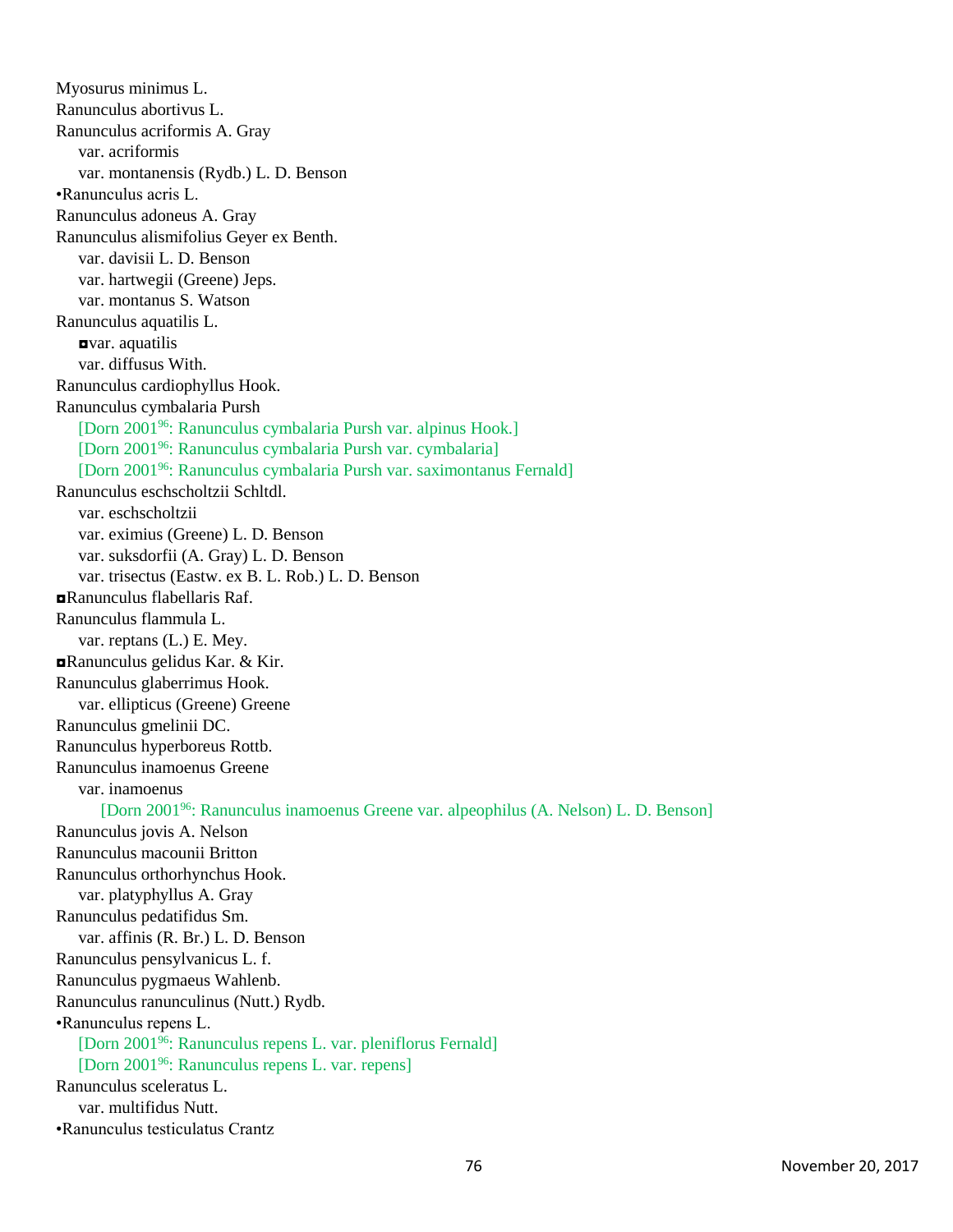Myosurus minimus L.
Ranunculus abortivus L.
Ranunculus acriformis A. Gray
    var. acriformis
    var. montanensis (Rydb.) L. D. Benson
•Ranunculus acris L.
Ranunculus adoneus A. Gray
Ranunculus alismifolius Geyer ex Benth.
    var. davisii L. D. Benson
    var. hartwegii (Greene) Jeps.
    var. montanus S. Watson
Ranunculus aquatilis L.
    ◘var. aquatilis
    var. diffusus With.
Ranunculus cardiophyllus Hook.
Ranunculus cymbalaria Pursh
    [Dorn 2001[96]: Ranunculus cymbalaria Pursh var. alpinus Hook.]
    [Dorn 2001[96]: Ranunculus cymbalaria Pursh var. cymbalaria]
    [Dorn 2001[96]: Ranunculus cymbalaria Pursh var. saximontanus Fernald]
Ranunculus eschscholtzii Schltdl.
    var. eschscholtzii
    var. eximius (Greene) L. D. Benson
    var. suksdorfii (A. Gray) L. D. Benson
    var. trisectus (Eastw. ex B. L. Rob.) L. D. Benson
◘Ranunculus flabellaris Raf.
Ranunculus flammula L.
    var. reptans (L.) E. Mey.
◘Ranunculus gelidus Kar. & Kir.
Ranunculus glaberrimus Hook.
    var. ellipticus (Greene) Greene
Ranunculus gmelinii DC.
Ranunculus hyperboreus Rottb.
Ranunculus inamoenus Greene
    var. inamoenus
        [Dorn 2001[96]: Ranunculus inamoenus Greene var. alpeophilus (A. Nelson) L. D. Benson]
Ranunculus jovis A. Nelson
Ranunculus macounii Britton
Ranunculus orthorhynchus Hook.
    var. platyphyllus A. Gray
Ranunculus pedatifidus Sm.
    var. affinis (R. Br.) L. D. Benson
Ranunculus pensylvanicus L. f.
Ranunculus pygmaeus Wahlenb.
Ranunculus ranunculinus (Nutt.) Rydb.
•Ranunculus repens L.
    [Dorn 2001[96]: Ranunculus repens L. var. pleniflorus Fernald]
    [Dorn 2001[96]: Ranunculus repens L. var. repens]
Ranunculus sceleratus L.
    var. multifidus Nutt.
•Ranunculus testiculatus Crantz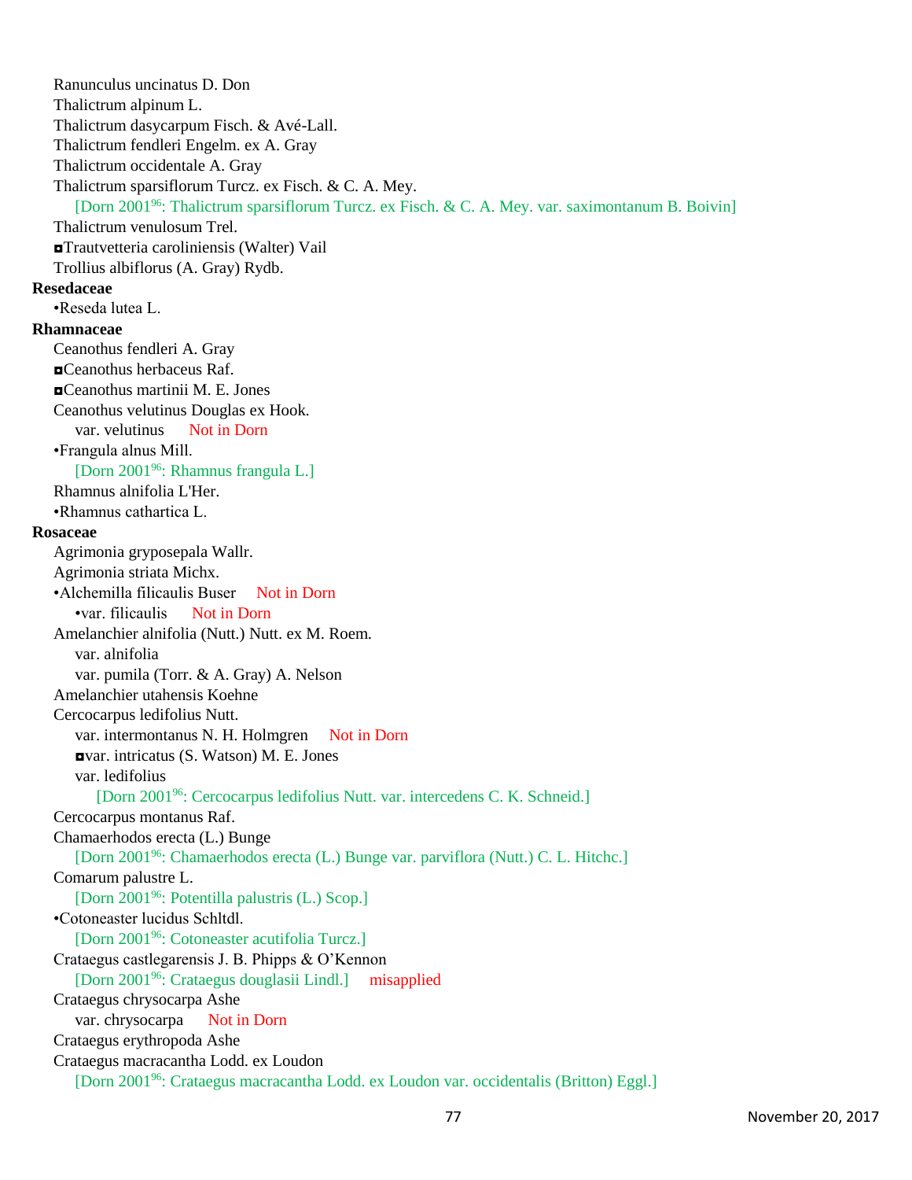Ranunculus uncinatus D. Don
Thalictrum alpinum L.
Thalictrum dasycarpum Fisch. & Avé-Lall.
Thalictrum fendleri Engelm. ex A. Gray
Thalictrum occidentale A. Gray
Thalictrum sparsiflorum Turcz. ex Fisch. & C. A. Mey.
    [Dorn 2001[96]: Thalictrum sparsiflorum Turcz. ex Fisch. & C. A. Mey. var. saximontanum B. Boivin]
Thalictrum venulosum Trel.
◘Trautvetteria caroliniensis (Walter) Vail
Trollius albiflorus (A. Gray) Rydb.

**Resedaceae**

•Reseda lutea L.

**Rhamnaceae**

Ceanothus fendleri A. Gray
◘Ceanothus herbaceus Raf.
◘Ceanothus martinii M. E. Jones
Ceanothus velutinus Douglas ex Hook.
    var. velutinus    Not in Dorn
•Frangula alnus Mill.
    [Dorn 2001[96]: Rhamnus frangula L.]
Rhamnus alnifolia L'Her.
•Rhamnus cathartica L.

**Rosaceae**

Agrimonia gryposepala Wallr.
Agrimonia striata Michx.
•Alchemilla filicaulis Buser    Not in Dorn
    •var. filicaulis    Not in Dorn
Amelanchier alnifolia (Nutt.) Nutt. ex M. Roem.
    var. alnifolia
    var. pumila (Torr. & A. Gray) A. Nelson
Amelanchier utahensis Koehne
Cercocarpus ledifolius Nutt.
    var. intermontanus N. H. Holmgren    Not in Dorn
    ◘var. intricatus (S. Watson) M. E. Jones
    var. ledifolius
        [Dorn 2001[96]: Cercocarpus ledifolius Nutt. var. intercedens C. K. Schneid.]
Cercocarpus montanus Raf.
Chamaerhodos erecta (L.) Bunge
    [Dorn 2001[96]: Chamaerhodos erecta (L.) Bunge var. parviflora (Nutt.) C. L. Hitchc.]
Comarum palustre L.
    [Dorn 2001[96]: Potentilla palustris (L.) Scop.]
•Cotoneaster lucidus Schltdl.
    [Dorn 2001[96]: Cotoneaster acutifolia Turcz.]
Crataegus castlegarensis J. B. Phipps & O'Kennon
    [Dorn 2001[96]: Crataegus douglasii Lindl.]    misapplied
Crataegus chrysocarpa Ashe
    var. chrysocarpa    Not in Dorn
Crataegus erythropoda Ashe
Crataegus macracantha Lodd. ex Loudon
    [Dorn 2001[96]: Crataegus macracantha Lodd. ex Loudon var. occidentalis (Britton) Eggl.]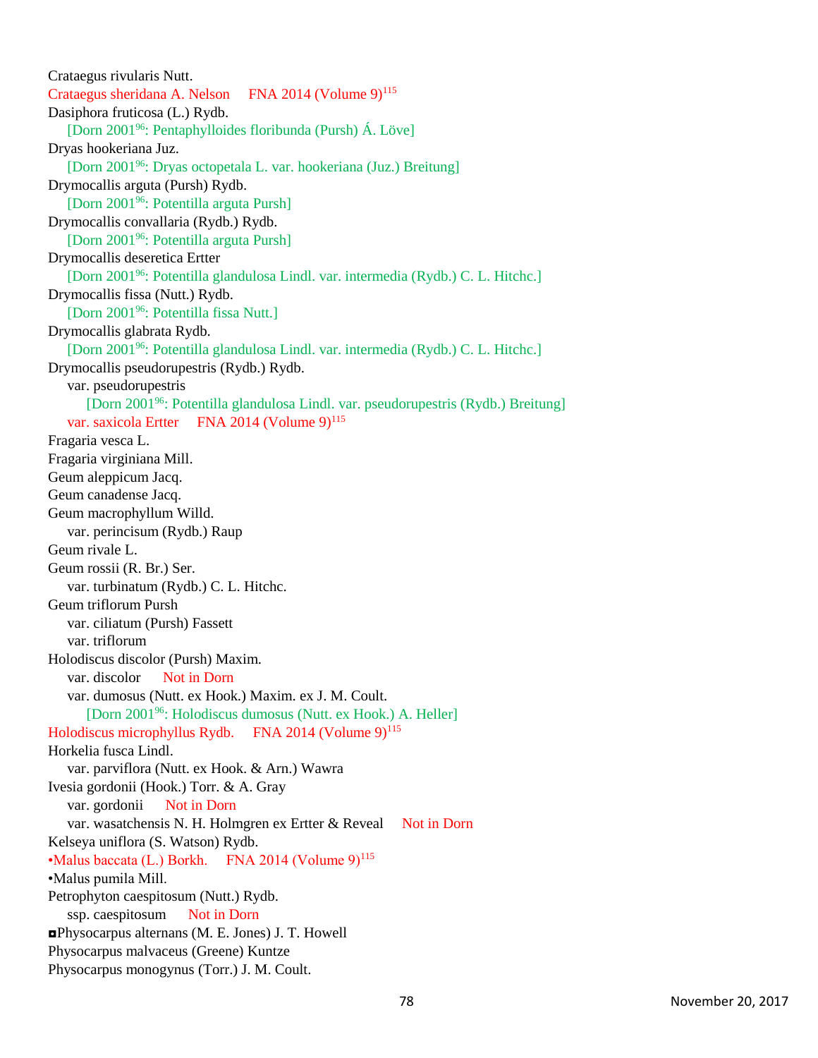Crataegus rivularis Nutt.
Crataegus sheridana A. Nelson     FNA 2014 (Volume 9)[115]
Dasiphora fruticosa (L.) Rydb.
    [Dorn 2001[96]: Pentaphylloides floribunda (Pursh) Á. Löve]
Dryas hookeriana Juz.
    [Dorn 2001[96]: Dryas octopetala L. var. hookeriana (Juz.) Breitung]
Drymocallis arguta (Pursh) Rydb.
    [Dorn 2001[96]: Potentilla arguta Pursh]
Drymocallis convallaria (Rydb.) Rydb.
    [Dorn 2001[96]: Potentilla arguta Pursh]
Drymocallis deseretica Ertter
    [Dorn 2001[96]: Potentilla glandulosa Lindl. var. intermedia (Rydb.) C. L. Hitchc.]
Drymocallis fissa (Nutt.) Rydb.
    [Dorn 2001[96]: Potentilla fissa Nutt.]
Drymocallis glabrata Rydb.
    [Dorn 2001[96]: Potentilla glandulosa Lindl. var. intermedia (Rydb.) C. L. Hitchc.]
Drymocallis pseudorupestris (Rydb.) Rydb.
    var. pseudorupestris
        [Dorn 2001[96]: Potentilla glandulosa Lindl. var. pseudorupestris (Rydb.) Breitung]
    var. saxicola Ertter     FNA 2014 (Volume 9)[115]
Fragaria vesca L.
Fragaria virginiana Mill.
Geum aleppicum Jacq.
Geum canadense Jacq.
Geum macrophyllum Willd.
    var. perincisum (Rydb.) Raup
Geum rivale L.
Geum rossii (R. Br.) Ser.
    var. turbinatum (Rydb.) C. L. Hitchc.
Geum triflorum Pursh
    var. ciliatum (Pursh) Fassett
    var. triflorum
Holodiscus discolor (Pursh) Maxim.
    var. discolor     Not in Dorn
    var. dumosus (Nutt. ex Hook.) Maxim. ex J. M. Coult.
        [Dorn 2001[96]: Holodiscus dumosus (Nutt. ex Hook.) A. Heller]
Holodiscus microphyllus Rydb.     FNA 2014 (Volume 9)[115]
Horkelia fusca Lindl.
    var. parviflora (Nutt. ex Hook. & Arn.) Wawra
Ivesia gordonii (Hook.) Torr. & A. Gray
    var. gordonii     Not in Dorn
    var. wasatchensis N. H. Holmgren ex Ertter & Reveal     Not in Dorn
Kelseya uniflora (S. Watson) Rydb.
•Malus baccata (L.) Borkh.     FNA 2014 (Volume 9)[115]
•Malus pumila Mill.
Petrophyton caespitosum (Nutt.) Rydb.
    ssp. caespitosum     Not in Dorn
◘Physocarpus alternans (M. E. Jones) J. T. Howell
Physocarpus malvaceus (Greene) Kuntze
Physocarpus monogynus (Torr.) J. M. Coult.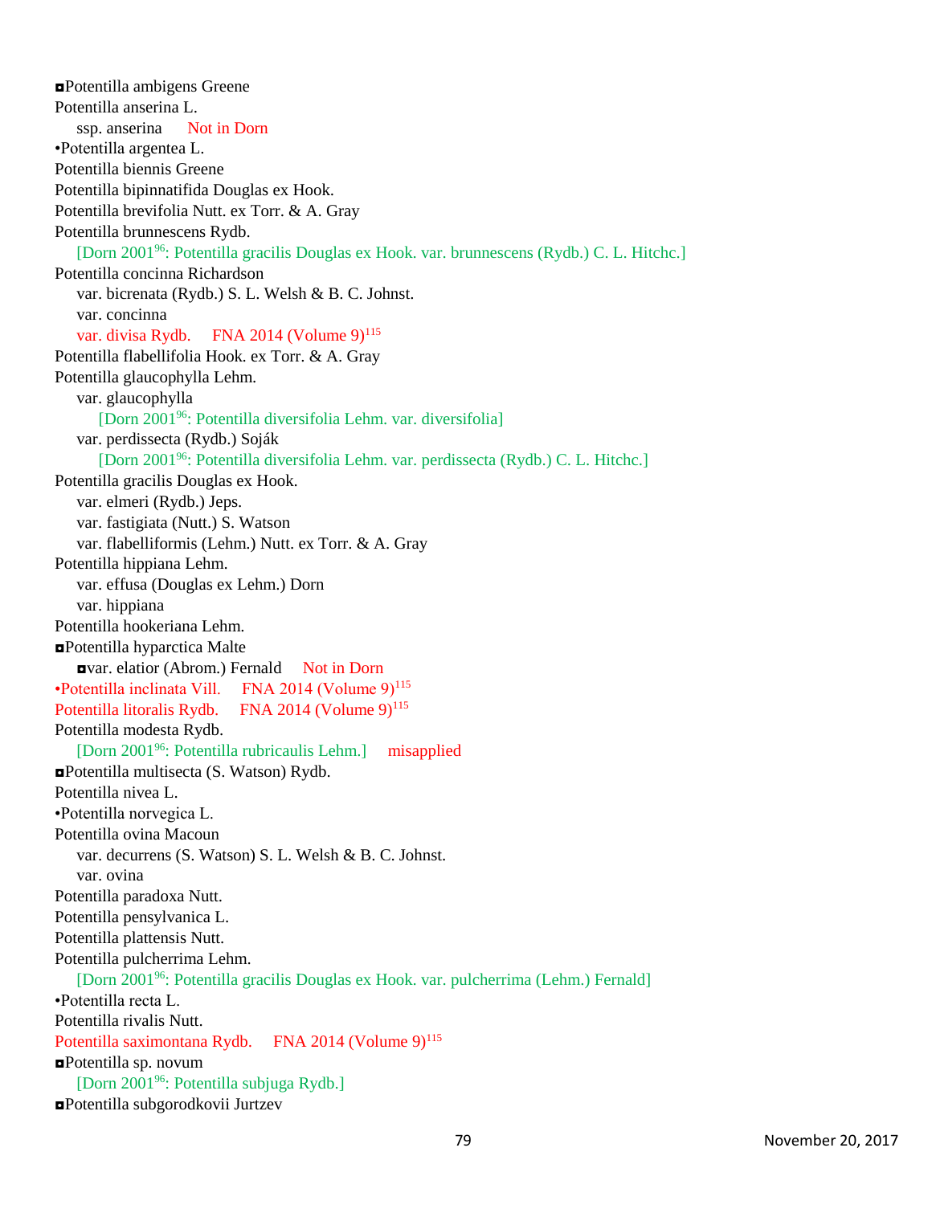◘Potentilla ambigens Greene
Potentilla anserina L.
    ssp. anserina      Not in Dorn
•Potentilla argentea L.
Potentilla biennis Greene
Potentilla bipinnatifida Douglas ex Hook.
Potentilla brevifolia Nutt. ex Torr. & A. Gray
Potentilla brunnescens Rydb.
    [Dorn 2001[96]: Potentilla gracilis Douglas ex Hook. var. brunnescens (Rydb.) C. L. Hitchc.]
Potentilla concinna Richardson
    var. bicrenata (Rydb.) S. L. Welsh & B. C. Johnst.
    var. concinna
    var. divisa Rydb.     FNA 2014 (Volume 9)[115]
Potentilla flabellifolia Hook. ex Torr. & A. Gray
Potentilla glaucophylla Lehm.
    var. glaucophylla
        [Dorn 2001[96]: Potentilla diversifolia Lehm. var. diversifolia]
    var. perdissecta (Rydb.) Soják
        [Dorn 2001[96]: Potentilla diversifolia Lehm. var. perdissecta (Rydb.) C. L. Hitchc.]
Potentilla gracilis Douglas ex Hook.
    var. elmeri (Rydb.) Jeps.
    var. fastigiata (Nutt.) S. Watson
    var. flabelliformis (Lehm.) Nutt. ex Torr. & A. Gray
Potentilla hippiana Lehm.
    var. effusa (Douglas ex Lehm.) Dorn
    var. hippiana
Potentilla hookeriana Lehm.
◘Potentilla hyparctica Malte
    ◘var. elatior (Abrom.) Fernald     Not in Dorn
•Potentilla inclinata Vill.     FNA 2014 (Volume 9)[115]
Potentilla litoralis Rydb.     FNA 2014 (Volume 9)[115]
Potentilla modesta Rydb.
    [Dorn 2001[96]: Potentilla rubricaulis Lehm.]     misapplied
◘Potentilla multisecta (S. Watson) Rydb.
Potentilla nivea L.
•Potentilla norvegica L.
Potentilla ovina Macoun
    var. decurrens (S. Watson) S. L. Welsh & B. C. Johnst.
    var. ovina
Potentilla paradoxa Nutt.
Potentilla pensylvanica L.
Potentilla plattensis Nutt.
Potentilla pulcherrima Lehm.
    [Dorn 2001[96]: Potentilla gracilis Douglas ex Hook. var. pulcherrima (Lehm.) Fernald]
•Potentilla recta L.
Potentilla rivalis Nutt.
Potentilla saximontana Rydb.     FNA 2014 (Volume 9)[115]
◘Potentilla sp. novum
    [Dorn 2001[96]: Potentilla subjuga Rydb.]
◘Potentilla subgorodkovii Jurtzev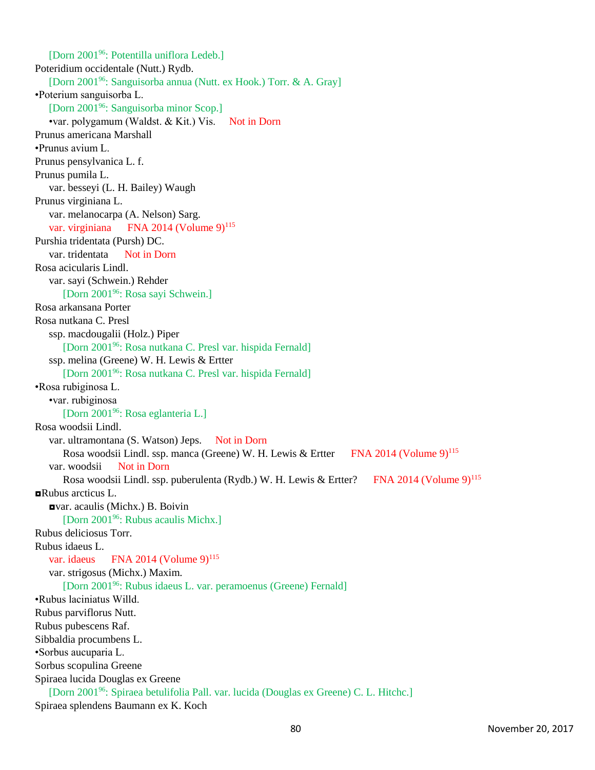[Dorn 2001[96]: Potentilla uniflora Ledeb.]

Poteridium occidentale (Nutt.) Rydb.

[Dorn 2001[96]: Sanguisorba annua (Nutt. ex Hook.) Torr. & A. Gray]

•Poterium sanguisorba L.

[Dorn 2001[96]: Sanguisorba minor Scop.]

•var. polygamum (Waldst. & Kit.) Vis. Not in Dorn

Prunus americana Marshall

•Prunus avium L.

Prunus pensylvanica L. f.

Prunus pumila L.

var. besseyi (L. H. Bailey) Waugh

Prunus virginiana L.

var. melanocarpa (A. Nelson) Sarg.

var. virginiana FNA 2014 (Volume 9)[115]

Purshia tridentata (Pursh) DC.

var. tridentata Not in Dorn

Rosa acicularis Lindl.

var. sayi (Schwein.) Rehder

[Dorn 2001[96]: Rosa sayi Schwein.]

Rosa arkansana Porter

Rosa nutkana C. Presl

ssp. macdougalii (Holz.) Piper

[Dorn 2001[96]: Rosa nutkana C. Presl var. hispida Fernald]

ssp. melina (Greene) W. H. Lewis & Ertter

[Dorn 2001[96]: Rosa nutkana C. Presl var. hispida Fernald]

•Rosa rubiginosa L.

•var. rubiginosa

[Dorn 2001[96]: Rosa eglanteria L.]

Rosa woodsii Lindl.

var. ultramontana (S. Watson) Jeps. Not in Dorn

Rosa woodsii Lindl. ssp. manca (Greene) W. H. Lewis & Ertter FNA 2014 (Volume 9)[115]

var. woodsii Not in Dorn

Rosa woodsii Lindl. ssp. puberulenta (Rydb.) W. H. Lewis & Ertter? FNA 2014 (Volume 9)[115]

◘Rubus arcticus L.

◘var. acaulis (Michx.) B. Boivin

[Dorn 2001[96]: Rubus acaulis Michx.]

Rubus deliciosus Torr.

Rubus idaeus L.

var. idaeus FNA 2014 (Volume 9)[115]

var. strigosus (Michx.) Maxim.

[Dorn 2001[96]: Rubus idaeus L. var. peramoenus (Greene) Fernald]

•Rubus laciniatus Willd.

Rubus parviflorus Nutt.

Rubus pubescens Raf.

Sibbaldia procumbens L.

•Sorbus aucuparia L.

Sorbus scopulina Greene

Spiraea lucida Douglas ex Greene

[Dorn 2001[96]: Spiraea betulifolia Pall. var. lucida (Douglas ex Greene) C. L. Hitchc.]

Spiraea splendens Baumann ex K. Koch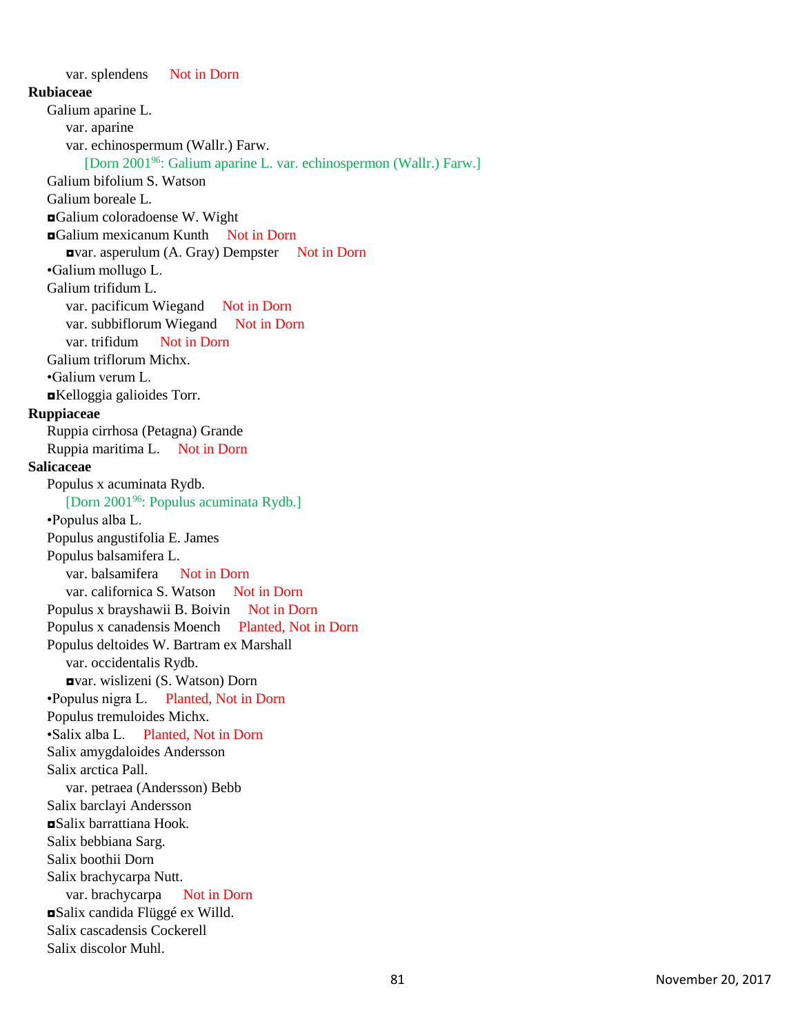var. splendens Not in Dorn

**Rubiaceae**

Galium aparine L.

var. aparine

var. echinospermum (Wallr.) Farw.

[Dorn 2001[96]: Galium aparine L. var. echinospermon (Wallr.) Farw.]

Galium bifolium S. Watson

Galium boreale L.

◘Galium coloradoense W. Wight

◘Galium mexicanum Kunth Not in Dorn

◘var. asperulum (A. Gray) Dempster Not in Dorn

•Galium mollugo L.

Galium trifidum L.

var. pacificum Wiegand Not in Dorn

var. subbiflorum Wiegand Not in Dorn

var. trifidum Not in Dorn

Galium triflorum Michx.

•Galium verum L.

◘Kelloggia galioides Torr.

**Ruppiaceae**

Ruppia cirrhosa (Petagna) Grande

Ruppia maritima L. Not in Dorn

**Salicaceae**

Populus x acuminata Rydb.

[Dorn 2001[96]: Populus acuminata Rydb.]

•Populus alba L.

Populus angustifolia E. James

Populus balsamifera L.

var. balsamifera Not in Dorn

var. californica S. Watson Not in Dorn

Populus x brayshawii B. Boivin Not in Dorn

Populus x canadensis Moench Planted, Not in Dorn

Populus deltoides W. Bartram ex Marshall

var. occidentalis Rydb.

◘var. wislizeni (S. Watson) Dorn

•Populus nigra L. Planted, Not in Dorn

Populus tremuloides Michx.

•Salix alba L. Planted, Not in Dorn

Salix amygdaloides Andersson

Salix arctica Pall.

var. petraea (Andersson) Bebb

Salix barclayi Andersson

◘Salix barrattiana Hook.

Salix bebbiana Sarg.

Salix boothii Dorn

Salix brachycarpa Nutt.

var. brachycarpa Not in Dorn

◘Salix candida Flüggé ex Willd.

Salix cascadensis Cockerell

Salix discolor Muhl.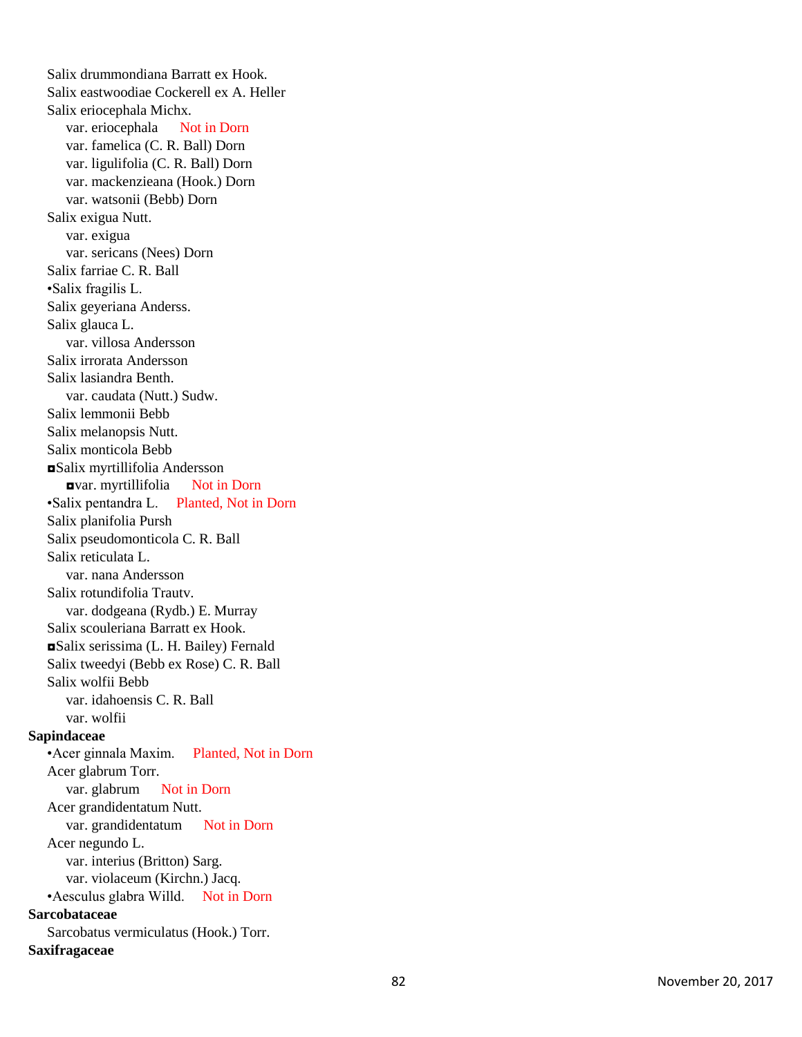Salix drummondiana Barratt ex Hook.
Salix eastwoodiae Cockerell ex A. Heller
Salix eriocephala Michx.
    var. eriocephala    Not in Dorn
    var. famelica (C. R. Ball) Dorn
    var. ligulifolia (C. R. Ball) Dorn
    var. mackenzieana (Hook.) Dorn
    var. watsonii (Bebb) Dorn
Salix exigua Nutt.
    var. exigua
    var. sericans (Nees) Dorn
Salix farriae C. R. Ball
•Salix fragilis L.
Salix geyeriana Anderss.
Salix glauca L.
    var. villosa Andersson
Salix irrorata Andersson
Salix lasiandra Benth.
    var. caudata (Nutt.) Sudw.
Salix lemmonii Bebb
Salix melanopsis Nutt.
Salix monticola Bebb
◘Salix myrtillifolia Andersson
    ◘var. myrtillifolia    Not in Dorn
•Salix pentandra L.    Planted, Not in Dorn
Salix planifolia Pursh
Salix pseudomonticola C. R. Ball
Salix reticulata L.
    var. nana Andersson
Salix rotundifolia Trautv.
    var. dodgeana (Rydb.) E. Murray
Salix scouleriana Barratt ex Hook.
◘Salix serissima (L. H. Bailey) Fernald
Salix tweedyi (Bebb ex Rose) C. R. Ball
Salix wolfii Bebb
    var. idahoensis C. R. Ball
    var. wolfii

**Sapindaceae**

•Acer ginnala Maxim.    Planted, Not in Dorn
Acer glabrum Torr.
    var. glabrum    Not in Dorn
Acer grandidentatum Nutt.
    var. grandidentatum    Not in Dorn
Acer negundo L.
    var. interius (Britton) Sarg.
    var. violaceum (Kirchn.) Jacq.
•Aesculus glabra Willd.    Not in Dorn

**Sarcobataceae**

Sarcobatus vermiculatus (Hook.) Torr.

**Saxifragaceae**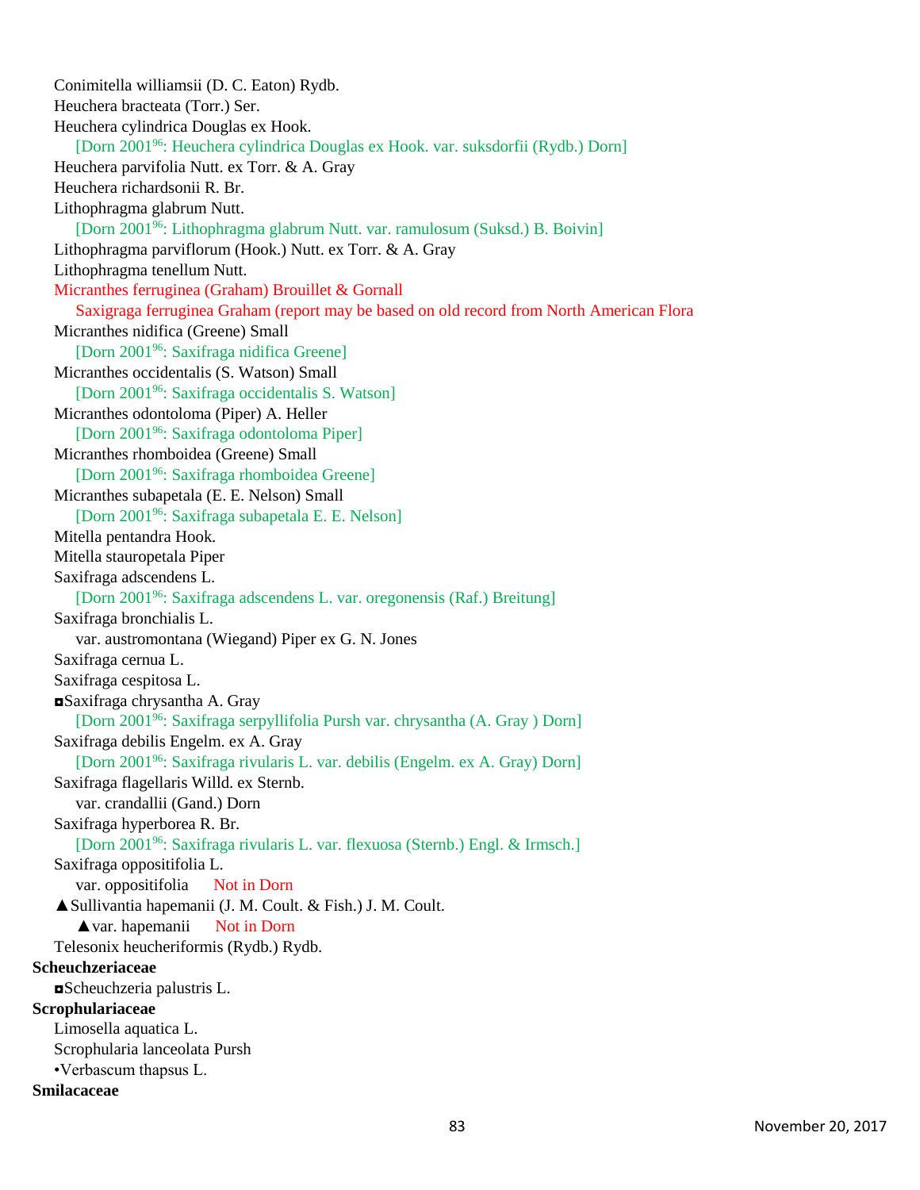Conimitella williamsii (D. C. Eaton) Rydb.
Heuchera bracteata (Torr.) Ser.
Heuchera cylindrica Douglas ex Hook.
    [Dorn 2001[96]: Heuchera cylindrica Douglas ex Hook. var. suksdorfii (Rydb.) Dorn]
Heuchera parvifolia Nutt. ex Torr. & A. Gray
Heuchera richardsonii R. Br.
Lithophragma glabrum Nutt.
    [Dorn 2001[96]: Lithophragma glabrum Nutt. var. ramulosum (Suksd.) B. Boivin]
Lithophragma parviflorum (Hook.) Nutt. ex Torr. & A. Gray
Lithophragma tenellum Nutt.
Micranthes ferruginea (Graham) Brouillet & Gornall
    Saxigraga ferruginea Graham (report may be based on old record from North American Flora
Micranthes nidifica (Greene) Small
    [Dorn 2001[96]: Saxifraga nidifica Greene]
Micranthes occidentalis (S. Watson) Small
    [Dorn 2001[96]: Saxifraga occidentalis S. Watson]
Micranthes odontoloma (Piper) A. Heller
    [Dorn 2001[96]: Saxifraga odontoloma Piper]
Micranthes rhomboidea (Greene) Small
    [Dorn 2001[96]: Saxifraga rhomboidea Greene]
Micranthes subapetala (E. E. Nelson) Small
    [Dorn 2001[96]: Saxifraga subapetala E. E. Nelson]
Mitella pentandra Hook.
Mitella stauropetala Piper
Saxifraga adscendens L.
    [Dorn 2001[96]: Saxifraga adscendens L. var. oregonensis (Raf.) Breitung]
Saxifraga bronchialis L.
    var. austromontana (Wiegand) Piper ex G. N. Jones
Saxifraga cernua L.
Saxifraga cespitosa L.
◘Saxifraga chrysantha A. Gray
    [Dorn 2001[96]: Saxifraga serpyllifolia Pursh var. chrysantha (A. Gray ) Dorn]
Saxifraga debilis Engelm. ex A. Gray
    [Dorn 2001[96]: Saxifraga rivularis L. var. debilis (Engelm. ex A. Gray) Dorn]
Saxifraga flagellaris Willd. ex Sternb.
    var. crandallii (Gand.) Dorn
Saxifraga hyperborea R. Br.
    [Dorn 2001[96]: Saxifraga rivularis L. var. flexuosa (Sternb.) Engl. & Irmsch.]
Saxifraga oppositifolia L.
    var. oppositifolia    Not in Dorn
▲Sullivantia hapemanii (J. M. Coult. & Fish.) J. M. Coult.
    ▲var. hapemanii    Not in Dorn
Telesonix heucheriformis (Rydb.) Rydb.

**Scheuchzeriaceae**

◘Scheuchzeria palustris L.

**Scrophulariaceae**

Limosella aquatica L.
Scrophularia lanceolata Pursh
•Verbascum thapsus L.

**Smilacaceae**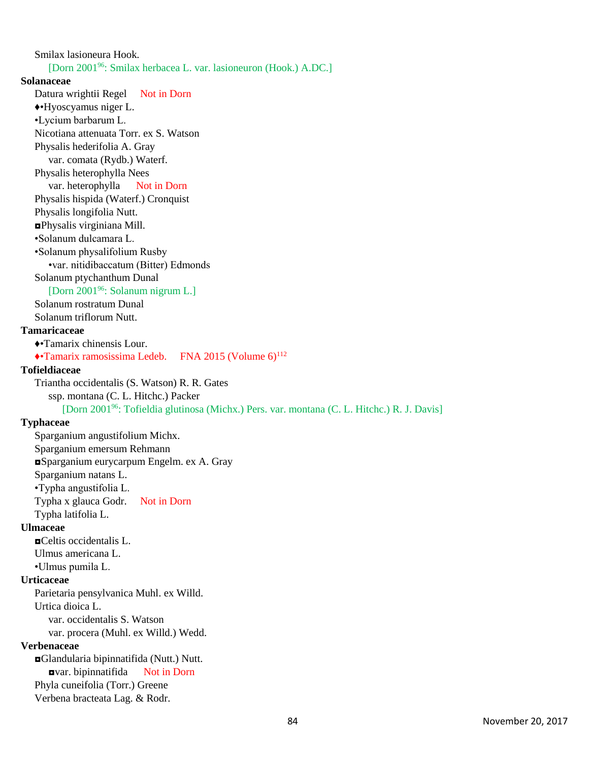Smilax lasioneura Hook.
 [Dorn 2001[96]: Smilax herbacea L. var. lasioneuron (Hook.) A.DC.]

**Solanaceae**

Datura wrightii Regel Not in Dorn
♦•Hyoscyamus niger L.
•Lycium barbarum L.
Nicotiana attenuata Torr. ex S. Watson
Physalis hederifolia A. Gray
 var. comata (Rydb.) Waterf.
Physalis heterophylla Nees
 var. heterophylla Not in Dorn
Physalis hispida (Waterf.) Cronquist
Physalis longifolia Nutt.
◘Physalis virginiana Mill.
•Solanum dulcamara L.
•Solanum physalifolium Rusby
 •var. nitidibaccatum (Bitter) Edmonds
Solanum ptychanthum Dunal
 [Dorn 2001[96]: Solanum nigrum L.]
Solanum rostratum Dunal
Solanum triflorum Nutt.

**Tamaricaceae**

♦•Tamarix chinensis Lour.
♦•Tamarix ramosissima Ledeb. FNA 2015 (Volume 6)[112]

**Tofieldiaceae**

Triantha occidentalis (S. Watson) R. R. Gates
 ssp. montana (C. L. Hitchc.) Packer
  [Dorn 2001[96]: Tofieldia glutinosa (Michx.) Pers. var. montana (C. L. Hitchc.) R. J. Davis]

**Typhaceae**

Sparganium angustifolium Michx.
Sparganium emersum Rehmann
◘Sparganium eurycarpum Engelm. ex A. Gray
Sparganium natans L.
•Typha angustifolia L.
Typha x glauca Godr. Not in Dorn
Typha latifolia L.

**Ulmaceae**

◘Celtis occidentalis L.
Ulmus americana L.
•Ulmus pumila L.

**Urticaceae**

Parietaria pensylvanica Muhl. ex Willd.
Urtica dioica L.
 var. occidentalis S. Watson
 var. procera (Muhl. ex Willd.) Wedd.

**Verbenaceae**

◘Glandularia bipinnatifida (Nutt.) Nutt.
 ◘var. bipinnatifida Not in Dorn
Phyla cuneifolia (Torr.) Greene
Verbena bracteata Lag. & Rodr.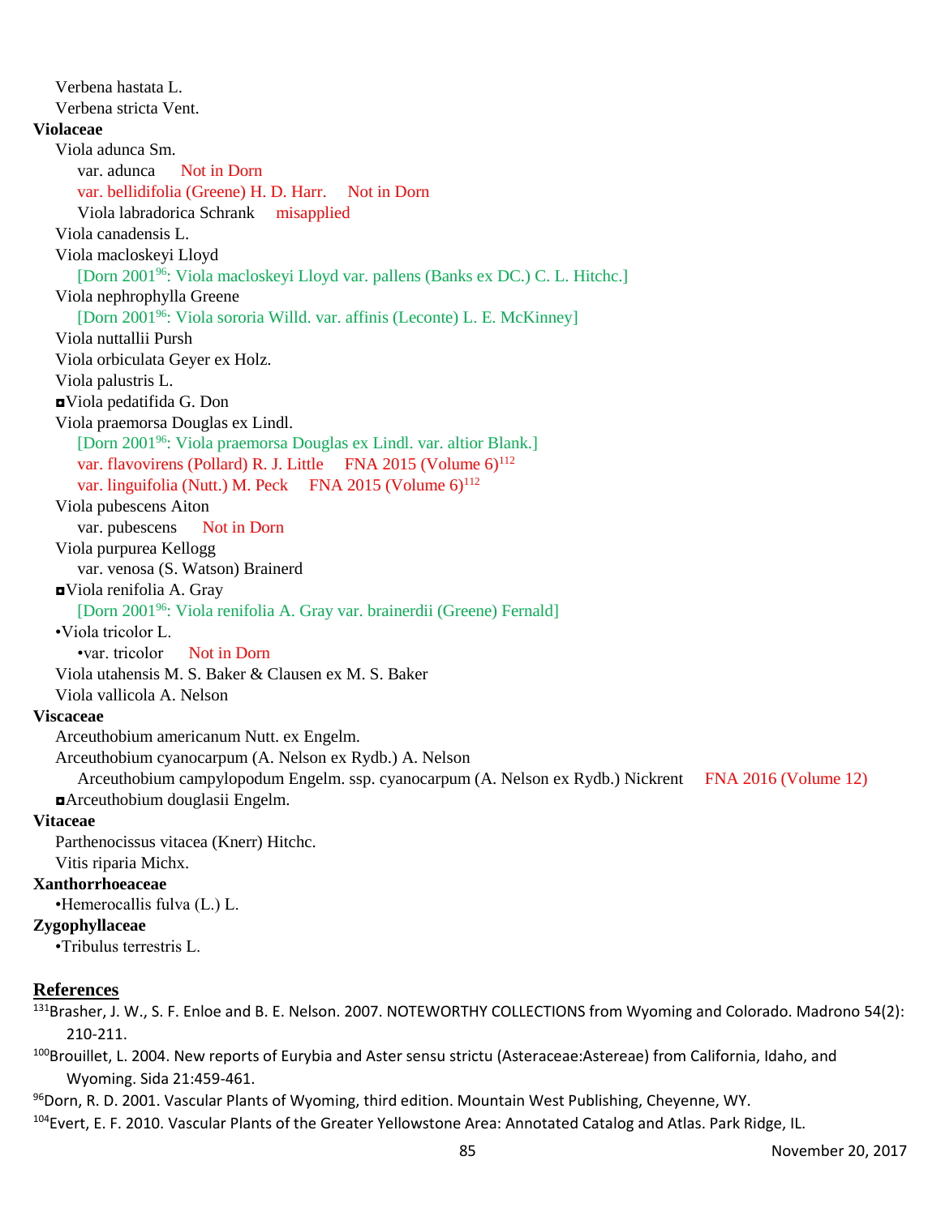Verbena hastata L.
Verbena stricta Vent.

**Violaceae**

Viola adunca Sm.
var. adunca    Not in Dorn
var. bellidifolia (Greene) H. D. Harr.    Not in Dorn
Viola labradorica Schrank    misapplied
Viola canadensis L.
Viola macloskeyi Lloyd
[Dorn 2001[96]: Viola macloskeyi Lloyd var. pallens (Banks ex DC.) C. L. Hitchc.]
Viola nephrophylla Greene
[Dorn 2001[96]: Viola sororia Willd. var. affinis (Leconte) L. E. McKinney]
Viola nuttallii Pursh
Viola orbiculata Geyer ex Holz.
Viola palustris L.
◘Viola pedatifida G. Don
Viola praemorsa Douglas ex Lindl.
[Dorn 2001[96]: Viola praemorsa Douglas ex Lindl. var. altior Blank.]
var. flavovirens (Pollard) R. J. Little    FNA 2015 (Volume 6)[112]
var. linguifolia (Nutt.) M. Peck    FNA 2015 (Volume 6)[112]
Viola pubescens Aiton
var. pubescens    Not in Dorn
Viola purpurea Kellogg
var. venosa (S. Watson) Brainerd
◘Viola renifolia A. Gray
[Dorn 2001[96]: Viola renifolia A. Gray var. brainerdii (Greene) Fernald]
•Viola tricolor L.
•var. tricolor    Not in Dorn
Viola utahensis M. S. Baker & Clausen ex M. S. Baker
Viola vallicola A. Nelson

**Viscaceae**

Arceuthobium americanum Nutt. ex Engelm.
Arceuthobium cyanocarpum (A. Nelson ex Rydb.) A. Nelson
Arceuthobium campylopodum Engelm. ssp. cyanocarpum (A. Nelson ex Rydb.) Nickrent    FNA 2016 (Volume 12)
◘Arceuthobium douglasii Engelm.

**Vitaceae**

Parthenocissus vitacea (Knerr) Hitchc.
Vitis riparia Michx.

**Xanthorrhoeaceae**

•Hemerocallis fulva (L.) L.

**Zygophyllaceae**

•Tribulus terrestris L.

## References

[131]Brasher, J. W., S. F. Enloe and B. E. Nelson. 2007. NOTEWORTHY COLLECTIONS from Wyoming and Colorado. Madrono 54(2): 210-211.

[100]Brouillet, L. 2004. New reports of Eurybia and Aster sensu strictu (Asteraceae:Astereae) from California, Idaho, and Wyoming. Sida 21:459-461.

[96]Dorn, R. D. 2001. Vascular Plants of Wyoming, third edition. Mountain West Publishing, Cheyenne, WY.

[104]Evert, E. F. 2010. Vascular Plants of the Greater Yellowstone Area: Annotated Catalog and Atlas. Park Ridge, IL.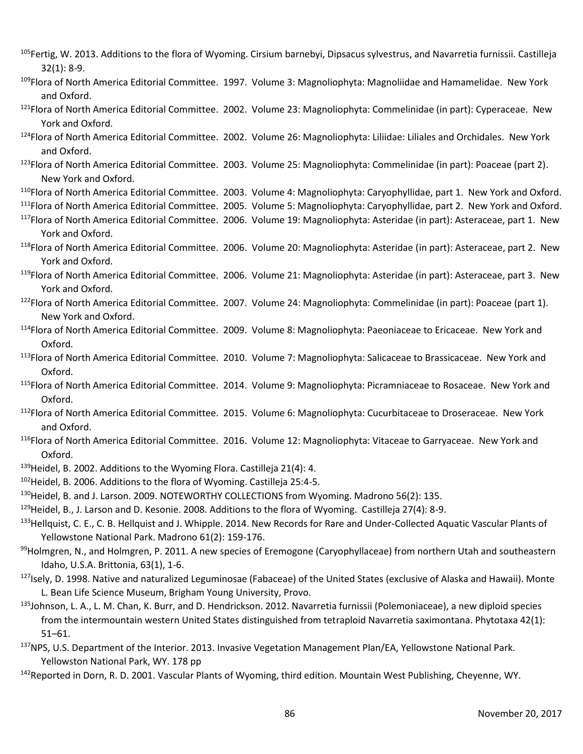[105]Fertig, W. 2013. Additions to the flora of Wyoming. Cirsium barnebyi, Dipsacus sylvestrus, and Navarretia furnissii. Castilleja 32(1): 8-9.

[109]Flora of North America Editorial Committee. 1997. Volume 3: Magnoliophyta: Magnoliidae and Hamamelidae. New York and Oxford.

[121]Flora of North America Editorial Committee. 2002. Volume 23: Magnoliophyta: Commelinidae (in part): Cyperaceae. New York and Oxford.

[124]Flora of North America Editorial Committee. 2002. Volume 26: Magnoliophyta: Liliidae: Liliales and Orchidales. New York and Oxford.

[123]Flora of North America Editorial Committee. 2003. Volume 25: Magnoliophyta: Commelinidae (in part): Poaceae (part 2). New York and Oxford.

[110]Flora of North America Editorial Committee. 2003. Volume 4: Magnoliophyta: Caryophyllidae, part 1. New York and Oxford.

[111]Flora of North America Editorial Committee. 2005. Volume 5: Magnoliophyta: Caryophyllidae, part 2. New York and Oxford.

[117]Flora of North America Editorial Committee. 2006. Volume 19: Magnoliophyta: Asteridae (in part): Asteraceae, part 1. New York and Oxford.

[118]Flora of North America Editorial Committee. 2006. Volume 20: Magnoliophyta: Asteridae (in part): Asteraceae, part 2. New York and Oxford.

[119]Flora of North America Editorial Committee. 2006. Volume 21: Magnoliophyta: Asteridae (in part): Asteraceae, part 3. New York and Oxford.

[122]Flora of North America Editorial Committee. 2007. Volume 24: Magnoliophyta: Commelinidae (in part): Poaceae (part 1). New York and Oxford.

[114]Flora of North America Editorial Committee. 2009. Volume 8: Magnoliophyta: Paeoniaceae to Ericaceae. New York and Oxford.

[113]Flora of North America Editorial Committee. 2010. Volume 7: Magnoliophyta: Salicaceae to Brassicaceae. New York and Oxford.

[115]Flora of North America Editorial Committee. 2014. Volume 9: Magnoliophyta: Picramniaceae to Rosaceae. New York and Oxford.

[112]Flora of North America Editorial Committee. 2015. Volume 6: Magnoliophyta: Cucurbitaceae to Droseraceae. New York and Oxford.

[116]Flora of North America Editorial Committee. 2016. Volume 12: Magnoliophyta: Vitaceae to Garryaceae. New York and Oxford.

[139]Heidel, B. 2002. Additions to the Wyoming Flora. Castilleja 21(4): 4.

[102]Heidel, B. 2006. Additions to the flora of Wyoming. Castilleja 25:4-5.

[130]Heidel, B. and J. Larson. 2009. NOTEWORTHY COLLECTIONS from Wyoming. Madrono 56(2): 135.

[129]Heidel, B., J. Larson and D. Kesonie. 2008. Additions to the flora of Wyoming. Castilleja 27(4): 8-9.

[133]Hellquist, C. E., C. B. Hellquist and J. Whipple. 2014. New Records for Rare and Under-Collected Aquatic Vascular Plants of Yellowstone National Park. Madrono 61(2): 159-176.

[99]Holmgren, N., and Holmgren, P. 2011. A new species of Eremogone (Caryophyllaceae) from northern Utah and southeastern Idaho, U.S.A. Brittonia, 63(1), 1-6.

[127]Isely, D. 1998. Native and naturalized Leguminosae (Fabaceae) of the United States (exclusive of Alaska and Hawaii). Monte L. Bean Life Science Museum, Brigham Young University, Provo.

[135]Johnson, L. A., L. M. Chan, K. Burr, and D. Hendrickson. 2012. Navarretia furnissii (Polemoniaceae), a new diploid species from the intermountain western United States distinguished from tetraploid Navarretia saximontana. Phytotaxa 42(1): 51–61.

[137]NPS, U.S. Department of the Interior. 2013. Invasive Vegetation Management Plan/EA, Yellowstone National Park. Yellowston National Park, WY. 178 pp

[142]Reported in Dorn, R. D. 2001. Vascular Plants of Wyoming, third edition. Mountain West Publishing, Cheyenne, WY.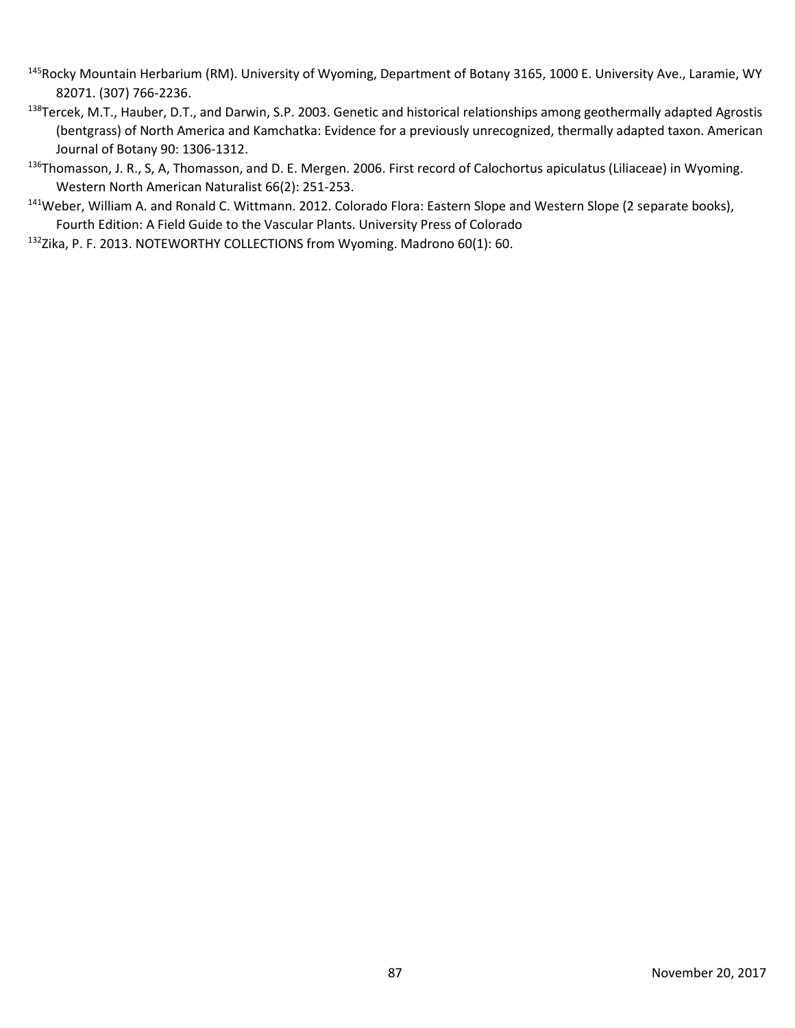[145]Rocky Mountain Herbarium (RM). University of Wyoming, Department of Botany 3165, 1000 E. University Ave., Laramie, WY 82071. (307) 766-2236.

[138]Tercek, M.T., Hauber, D.T., and Darwin, S.P. 2003. Genetic and historical relationships among geothermally adapted Agrostis (bentgrass) of North America and Kamchatka: Evidence for a previously unrecognized, thermally adapted taxon. American Journal of Botany 90: 1306-1312.

[136]Thomasson, J. R., S, A, Thomasson, and D. E. Mergen. 2006. First record of Calochortus apiculatus (Liliaceae) in Wyoming. Western North American Naturalist 66(2): 251-253.

[141]Weber, William A. and Ronald C. Wittmann. 2012. Colorado Flora: Eastern Slope and Western Slope (2 separate books), Fourth Edition: A Field Guide to the Vascular Plants. University Press of Colorado

[132]Zika, P. F. 2013. NOTEWORTHY COLLECTIONS from Wyoming. Madrono 60(1): 60.